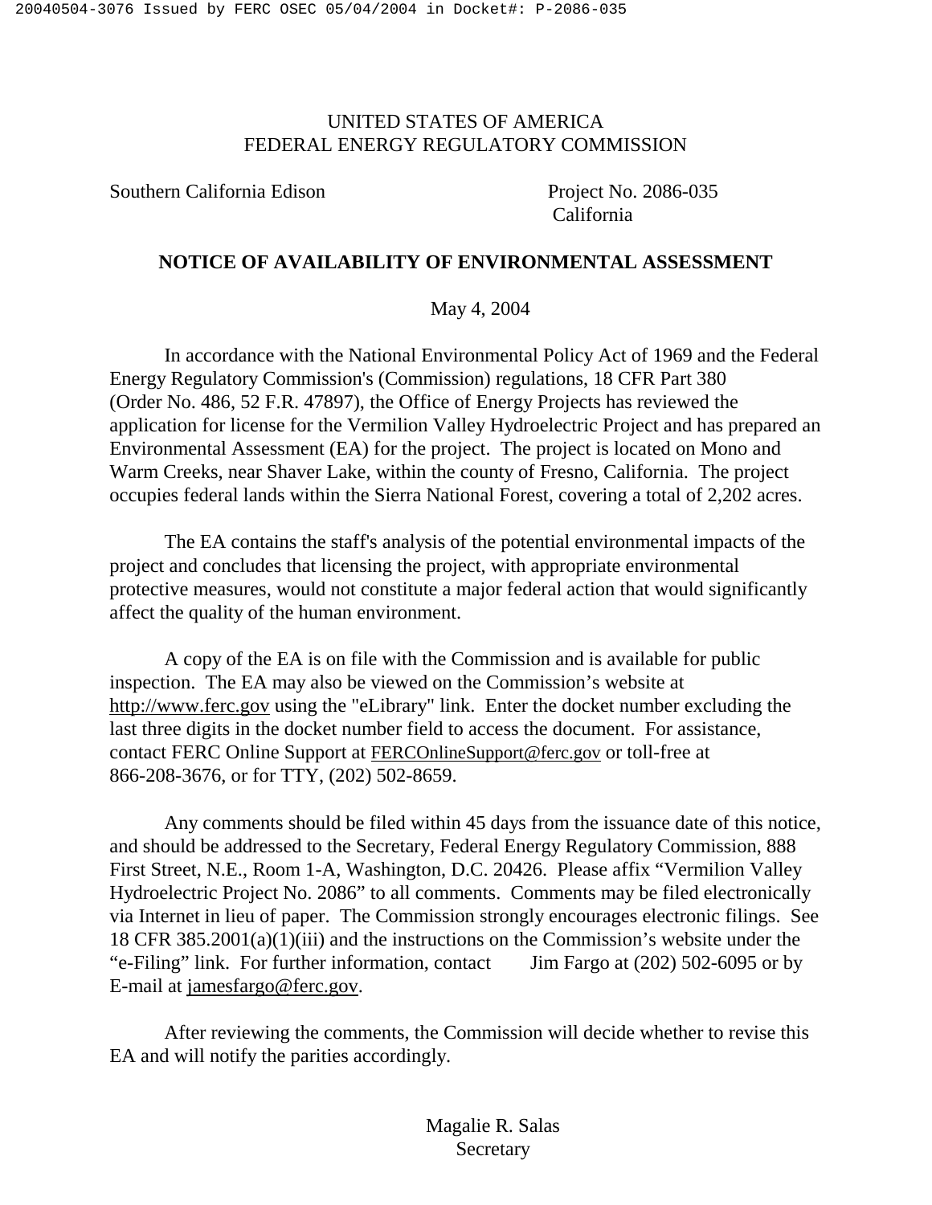UNITED STATES OF AMERICA
FEDERAL ENERGY REGULATORY COMMISSION

Southern California Edison — Project No. 2086-035, California

## NOTICE OF AVAILABILITY OF ENVIRONMENTAL ASSESSMENT

May 4, 2004

In accordance with the National Environmental Policy Act of 1969 and the Federal Energy Regulatory Commission's (Commission) regulations, 18 CFR Part 380 (Order No. 486, 52 F.R. 47897), the Office of Energy Projects has reviewed the application for license for the Vermilion Valley Hydroelectric Project and has prepared an Environmental Assessment (EA) for the project. The project is located on Mono and Warm Creeks, near Shaver Lake, within the county of Fresno, California. The project occupies federal lands within the Sierra National Forest, covering a total of 2,202 acres.

The EA contains the staff's analysis of the potential environmental impacts of the project and concludes that licensing the project, with appropriate environmental protective measures, would not constitute a major federal action that would significantly affect the quality of the human environment.

A copy of the EA is on file with the Commission and is available for public inspection. The EA may also be viewed on the Commission's website at http://www.ferc.gov using the "eLibrary" link. Enter the docket number excluding the last three digits in the docket number field to access the document. For assistance, contact FERC Online Support at FERCOnlineSupport@ferc.gov or toll-free at 866-208-3676, or for TTY, (202) 502-8659.

Any comments should be filed within 45 days from the issuance date of this notice, and should be addressed to the Secretary, Federal Energy Regulatory Commission, 888 First Street, N.E., Room 1-A, Washington, D.C. 20426. Please affix "Vermilion Valley Hydroelectric Project No. 2086" to all comments. Comments may be filed electronically via Internet in lieu of paper. The Commission strongly encourages electronic filings. See 18 CFR 385.2001(a)(1)(iii) and the instructions on the Commission's website under the "e-Filing" link. For further information, contact Jim Fargo at (202) 502-6095 or by E-mail at jamesfargo@ferc.gov.

After reviewing the comments, the Commission will decide whether to revise this EA and will notify the parities accordingly.

Magalie R. Salas
Secretary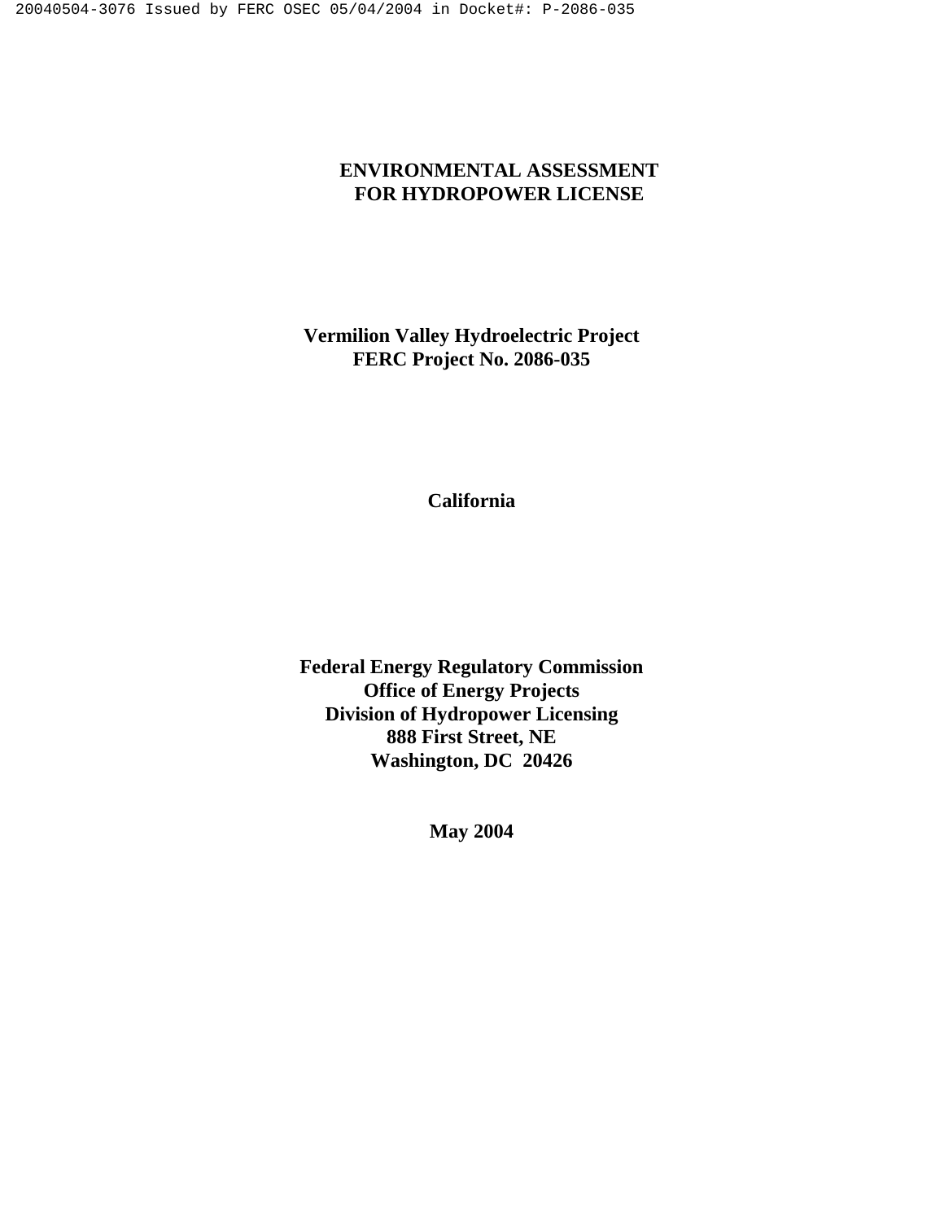# ENVIRONMENTAL ASSESSMENT FOR HYDROPOWER LICENSE

**Vermilion Valley Hydroelectric Project**
**FERC Project No. 2086-035**

**California**

**Federal Energy Regulatory Commission**
**Office of Energy Projects**
**Division of Hydropower Licensing**
**888 First Street, NE**
**Washington, DC 20426**

**May 2004**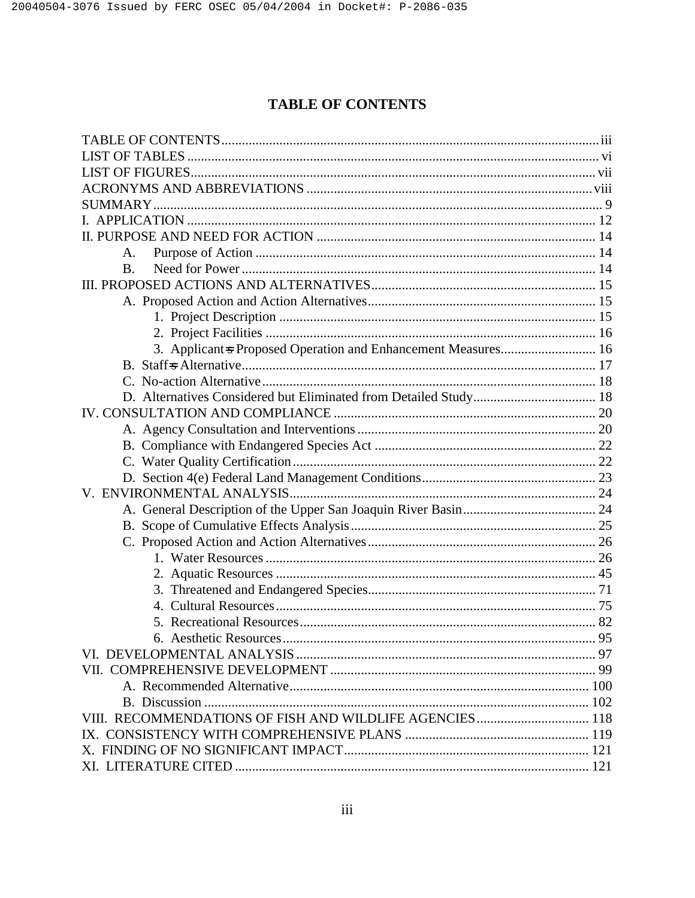# TABLE OF CONTENTS

TABLE OF CONTENTS ........ iii
LIST OF TABLES ........ vi
LIST OF FIGURES ........ vii
ACRONYMS AND ABBREVIATIONS ........ viii
SUMMARY ........ 9
I. APPLICATION ........ 12
II. PURPOSE AND NEED FOR ACTION ........ 14
- A. Purpose of Action ........ 14
- B. Need for Power ........ 14

III. PROPOSED ACTIONS AND ALTERNATIVES ........ 15
- A. Proposed Action and Action Alternatives ........ 15
  - 1. Project Description ........ 15
  - 2. Project Facilities ........ 16
  - 3. Applicant=s Proposed Operation and Enhancement Measures ........ 16
- B. Staff=s Alternative ........ 17
- C. No-action Alternative ........ 18
- D. Alternatives Considered but Eliminated from Detailed Study ........ 18

IV. CONSULTATION AND COMPLIANCE ........ 20
- A. Agency Consultation and Interventions ........ 20
- B. Compliance with Endangered Species Act ........ 22
- C. Water Quality Certification ........ 22
- D. Section 4(e) Federal Land Management Conditions ........ 23

V. ENVIRONMENTAL ANALYSIS ........ 24
- A. General Description of the Upper San Joaquin River Basin ........ 24
- B. Scope of Cumulative Effects Analysis ........ 25
- C. Proposed Action and Action Alternatives ........ 26
  - 1. Water Resources ........ 26
  - 2. Aquatic Resources ........ 45
  - 3. Threatened and Endangered Species ........ 71
  - 4. Cultural Resources ........ 75
  - 5. Recreational Resources ........ 82
  - 6. Aesthetic Resources ........ 95

VI. DEVELOPMENTAL ANALYSIS ........ 97
VII. COMPREHENSIVE DEVELOPMENT ........ 99
- A. Recommended Alternative ........ 100
- B. Discussion ........ 102

VIII. RECOMMENDATIONS OF FISH AND WILDLIFE AGENCIES ........ 118
IX. CONSISTENCY WITH COMPREHENSIVE PLANS ........ 119
X. FINDING OF NO SIGNIFICANT IMPACT ........ 121
XI. LITERATURE CITED ........ 121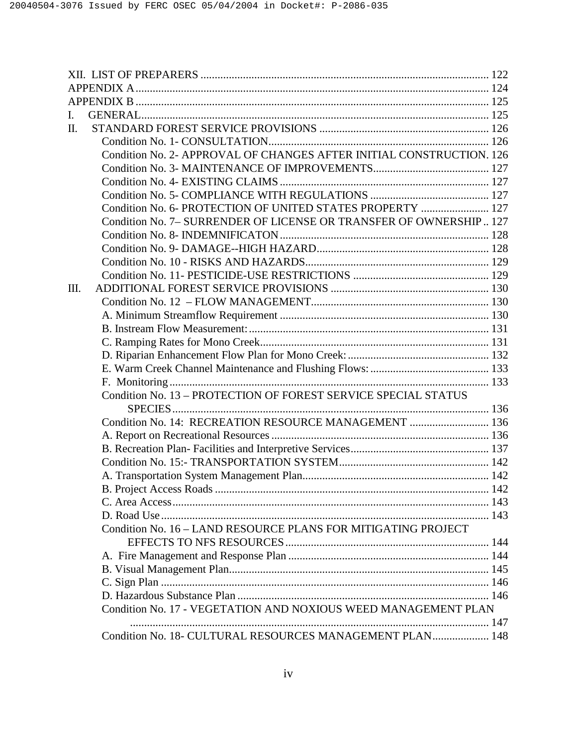XII. LIST OF PREPARERS ..................................................................................................... 122
APPENDIX A ........................................................................................................................... 124
APPENDIX B ........................................................................................................................... 125
I. GENERAL............................................................................................................................ 125
II. STANDARD FOREST SERVICE PROVISIONS ............................................................ 126
Condition No. 1- CONSULTATION............................................................................. 126
Condition No. 2- APPROVAL OF CHANGES AFTER INITIAL CONSTRUCTION. 126
Condition No. 3- MAINTENANCE OF IMPROVEMENTS......................................... 127
Condition No. 4- EXISTING CLAIMS .......................................................................... 127
Condition No. 5- COMPLIANCE WITH REGULATIONS .......................................... 127
Condition No. 6- PROTECTION OF UNITED STATES PROPERTY ........................ 127
Condition No. 7– SURRENDER OF LICENSE OR TRANSFER OF OWNERSHIP .. 127
Condition No. 8- INDEMNIFICATON ......................................................................... 128
Condition No. 9- DAMAGE--HIGH HAZARD............................................................ 128
Condition No. 10 - RISKS AND HAZARDS................................................................ 129
Condition No. 11- PESTICIDE-USE RESTRICTIONS ................................................ 129
III. ADDITIONAL FOREST SERVICE PROVISIONS ........................................................ 130
Condition No. 12 – FLOW MANAGEMENT............................................................... 130
A. Minimum Streamflow Requirement ......................................................................... 130
B. Instream Flow Measurement: .................................................................................... 131
C. Ramping Rates for Mono Creek................................................................................ 131
D. Riparian Enhancement Flow Plan for Mono Creek: .................................................. 132
E. Warm Creek Channel Maintenance and Flushing Flows: .......................................... 133
F. Monitoring ................................................................................................................ 133
Condition No. 13 – PROTECTION OF FOREST SERVICE SPECIAL STATUS SPECIES................................................................................................................ 136
Condition No. 14: RECREATION RESOURCE MANAGEMENT ............................ 136
A. Report on Recreational Resources ............................................................................. 136
B. Recreation Plan- Facilities and Interpretive Services................................................. 137
Condition No. 15:- TRANSPORTATION SYSTEM..................................................... 142
A. Transportation System Management Plan.................................................................. 142
B. Project Access Roads ................................................................................................ 142
C. Area Access............................................................................................................... 143
D. Road Use ................................................................................................................... 143
Condition No. 16 – LAND RESOURCE PLANS FOR MITIGATING PROJECT EFFECTS TO NFS RESOURCES ........................................................................ 144
A. Fire Management and Response Plan ....................................................................... 144
B. Visual Management Plan............................................................................................ 145
C. Sign Plan ................................................................................................................... 146
D. Hazardous Substance Plan ......................................................................................... 146
Condition No. 17 - VEGETATION AND NOXIOUS WEED MANAGEMENT PLAN ................................................................................................................................ 147
Condition No. 18- CULTURAL RESOURCES MANAGEMENT PLAN.................... 148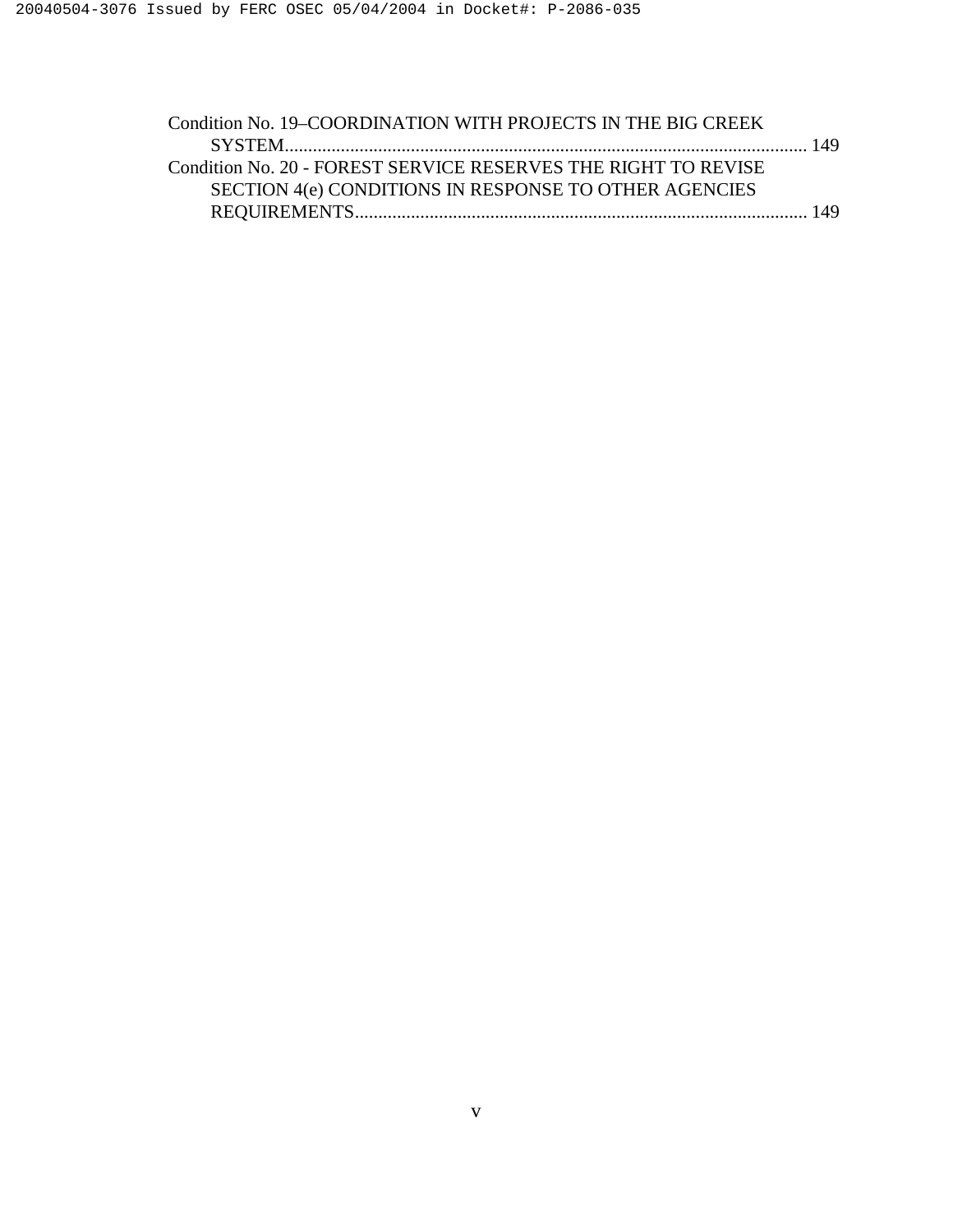Condition No. 19–COORDINATION WITH PROJECTS IN THE BIG CREEK SYSTEM................................................................................................................ 149

Condition No. 20 - FOREST SERVICE RESERVES THE RIGHT TO REVISE SECTION 4(e) CONDITIONS IN RESPONSE TO OTHER AGENCIES REQUIREMENTS................................................................................................. 149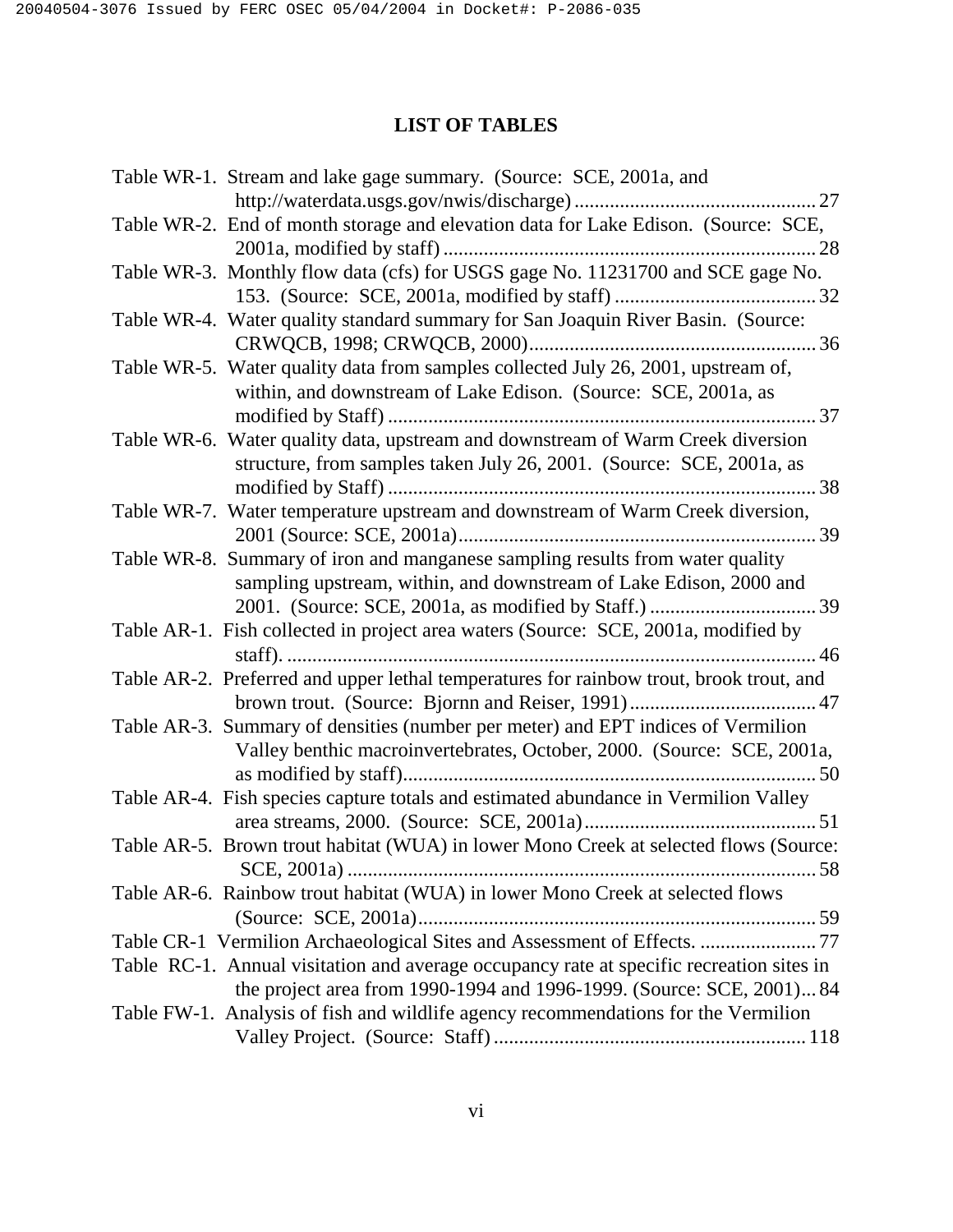# LIST OF TABLES

Table WR-1. Stream and lake gage summary. (Source: SCE, 2001a, and http://waterdata.usgs.gov/nwis/discharge) ........ 27

Table WR-2. End of month storage and elevation data for Lake Edison. (Source: SCE, 2001a, modified by staff) ........ 28

Table WR-3. Monthly flow data (cfs) for USGS gage No. 11231700 and SCE gage No. 153. (Source: SCE, 2001a, modified by staff) ........ 32

Table WR-4. Water quality standard summary for San Joaquin River Basin. (Source: CRWQCB, 1998; CRWQCB, 2000) ........ 36

Table WR-5. Water quality data from samples collected July 26, 2001, upstream of, within, and downstream of Lake Edison. (Source: SCE, 2001a, as modified by Staff) ........ 37

Table WR-6. Water quality data, upstream and downstream of Warm Creek diversion structure, from samples taken July 26, 2001. (Source: SCE, 2001a, as modified by Staff) ........ 38

Table WR-7. Water temperature upstream and downstream of Warm Creek diversion, 2001 (Source: SCE, 2001a) ........ 39

Table WR-8. Summary of iron and manganese sampling results from water quality sampling upstream, within, and downstream of Lake Edison, 2000 and 2001. (Source: SCE, 2001a, as modified by Staff.) ........ 39

Table AR-1. Fish collected in project area waters (Source: SCE, 2001a, modified by staff). ........ 46

Table AR-2. Preferred and upper lethal temperatures for rainbow trout, brook trout, and brown trout. (Source: Bjornn and Reiser, 1991) ........ 47

Table AR-3. Summary of densities (number per meter) and EPT indices of Vermilion Valley benthic macroinvertebrates, October, 2000. (Source: SCE, 2001a, as modified by staff) ........ 50

Table AR-4. Fish species capture totals and estimated abundance in Vermilion Valley area streams, 2000. (Source: SCE, 2001a) ........ 51

Table AR-5. Brown trout habitat (WUA) in lower Mono Creek at selected flows (Source: SCE, 2001a) ........ 58

Table AR-6. Rainbow trout habitat (WUA) in lower Mono Creek at selected flows (Source: SCE, 2001a) ........ 59

Table CR-1 Vermilion Archaeological Sites and Assessment of Effects. ........ 77

Table RC-1. Annual visitation and average occupancy rate at specific recreation sites in the project area from 1990-1994 and 1996-1999. (Source: SCE, 2001) ... 84

Table FW-1. Analysis of fish and wildlife agency recommendations for the Vermilion Valley Project. (Source: Staff) ........ 118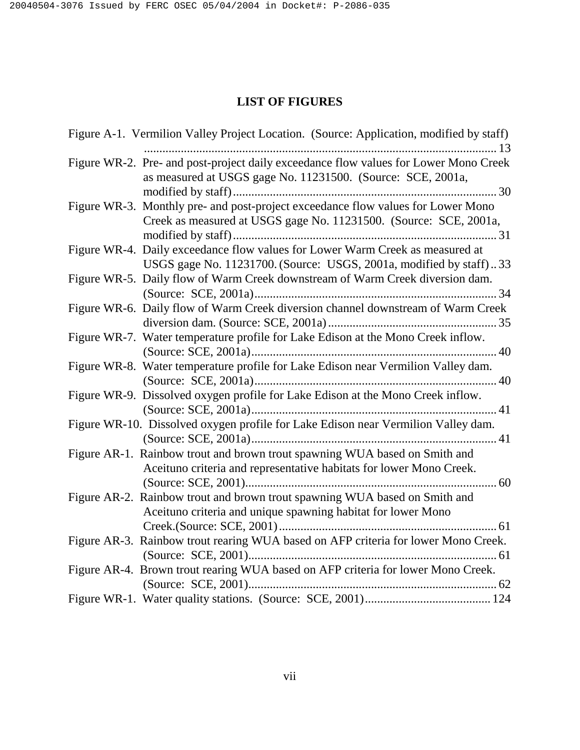# LIST OF FIGURES

Figure A-1. Vermilion Valley Project Location. (Source: Application, modified by staff) .................................................................................................................. 13

Figure WR-2. Pre- and post-project daily exceedance flow values for Lower Mono Creek as measured at USGS gage No. 11231500. (Source: SCE, 2001a, modified by staff) ...................................................................................... 30

Figure WR-3. Monthly pre- and post-project exceedance flow values for Lower Mono Creek as measured at USGS gage No. 11231500. (Source: SCE, 2001a, modified by staff) ...................................................................................... 31

Figure WR-4. Daily exceedance flow values for Lower Warm Creek as measured at USGS gage No. 11231700. (Source: USGS, 2001a, modified by staff) .. 33

Figure WR-5. Daily flow of Warm Creek downstream of Warm Creek diversion dam. (Source: SCE, 2001a) .............................................................................. 34

Figure WR-6. Daily flow of Warm Creek diversion channel downstream of Warm Creek diversion dam. (Source: SCE, 2001a) ....................................................... 35

Figure WR-7. Water temperature profile for Lake Edison at the Mono Creek inflow. (Source: SCE, 2001a) ................................................................................ 40

Figure WR-8. Water temperature profile for Lake Edison near Vermilion Valley dam. (Source: SCE, 2001a) ............................................................................... 40

Figure WR-9. Dissolved oxygen profile for Lake Edison at the Mono Creek inflow. (Source: SCE, 2001a) ................................................................................ 41

Figure WR-10. Dissolved oxygen profile for Lake Edison near Vermilion Valley dam. (Source: SCE, 2001a) ................................................................................ 41

Figure AR-1. Rainbow trout and brown trout spawning WUA based on Smith and Aceituno criteria and representative habitats for lower Mono Creek. (Source: SCE, 2001) ................................................................................. 60

Figure AR-2. Rainbow trout and brown trout spawning WUA based on Smith and Aceituno criteria and unique spawning habitat for lower Mono Creek.(Source: SCE, 2001) ....................................................................... 61

Figure AR-3. Rainbow trout rearing WUA based on AFP criteria for lower Mono Creek. (Source: SCE, 2001) ................................................................................. 61

Figure AR-4. Brown trout rearing WUA based on AFP criteria for lower Mono Creek. (Source: SCE, 2001) ................................................................................. 62

Figure WR-1. Water quality stations. (Source: SCE, 2001) ......................................... 124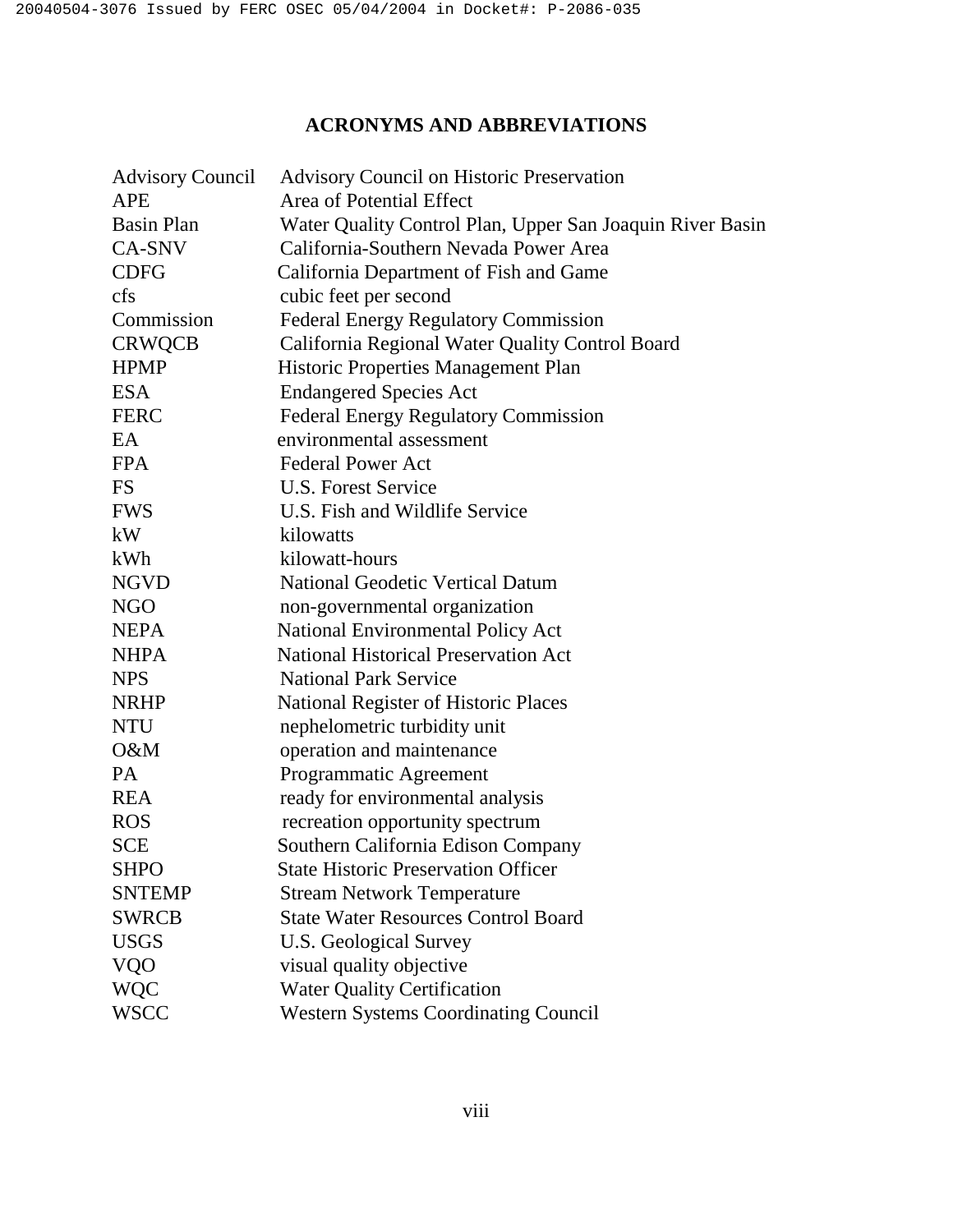# ACRONYMS AND ABBREVIATIONS

| | |
|---|---|
| Advisory Council | Advisory Council on Historic Preservation |
| APE | Area of Potential Effect |
| Basin Plan | Water Quality Control Plan, Upper San Joaquin River Basin |
| CA-SNV | California-Southern Nevada Power Area |
| CDFG | California Department of Fish and Game |
| cfs | cubic feet per second |
| Commission | Federal Energy Regulatory Commission |
| CRWQCB | California Regional Water Quality Control Board |
| HPMP | Historic Properties Management Plan |
| ESA | Endangered Species Act |
| FERC | Federal Energy Regulatory Commission |
| EA | environmental assessment |
| FPA | Federal Power Act |
| FS | U.S. Forest Service |
| FWS | U.S. Fish and Wildlife Service |
| kW | kilowatts |
| kWh | kilowatt-hours |
| NGVD | National Geodetic Vertical Datum |
| NGO | non-governmental organization |
| NEPA | National Environmental Policy Act |
| NHPA | National Historical Preservation Act |
| NPS | National Park Service |
| NRHP | National Register of Historic Places |
| NTU | nephelometric turbidity unit |
| O&M | operation and maintenance |
| PA | Programmatic Agreement |
| REA | ready for environmental analysis |
| ROS | recreation opportunity spectrum |
| SCE | Southern California Edison Company |
| SHPO | State Historic Preservation Officer |
| SNTEMP | Stream Network Temperature |
| SWRCB | State Water Resources Control Board |
| USGS | U.S. Geological Survey |
| VQO | visual quality objective |
| WQC | Water Quality Certification |
| WSCC | Western Systems Coordinating Council |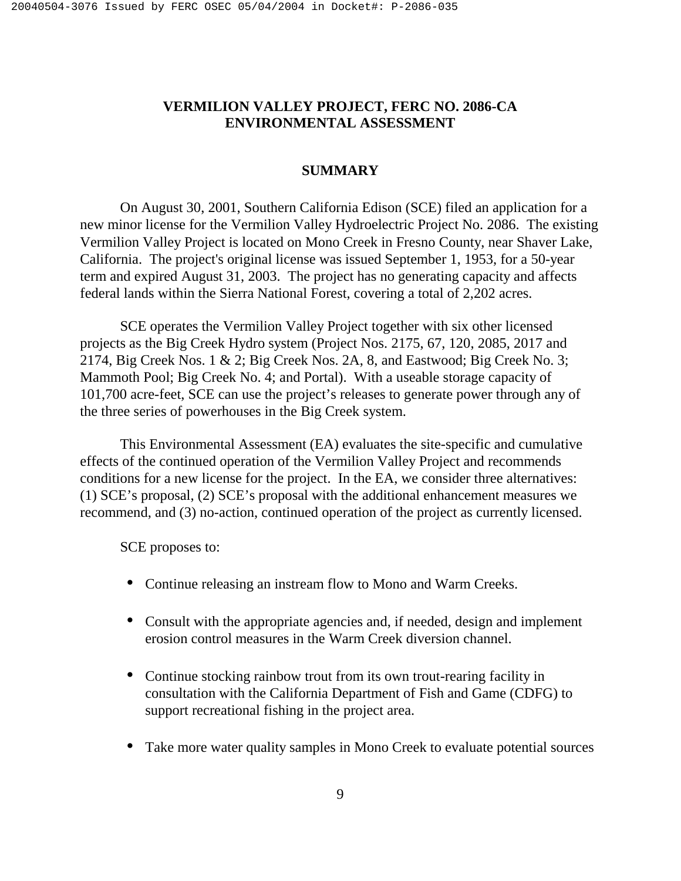**VERMILION VALLEY PROJECT, FERC NO. 2086-CA**
**ENVIRONMENTAL ASSESSMENT**

## SUMMARY

On August 30, 2001, Southern California Edison (SCE) filed an application for a new minor license for the Vermilion Valley Hydroelectric Project No. 2086. The existing Vermilion Valley Project is located on Mono Creek in Fresno County, near Shaver Lake, California. The project's original license was issued September 1, 1953, for a 50-year term and expired August 31, 2003. The project has no generating capacity and affects federal lands within the Sierra National Forest, covering a total of 2,202 acres.

SCE operates the Vermilion Valley Project together with six other licensed projects as the Big Creek Hydro system (Project Nos. 2175, 67, 120, 2085, 2017 and 2174, Big Creek Nos. 1 & 2; Big Creek Nos. 2A, 8, and Eastwood; Big Creek No. 3; Mammoth Pool; Big Creek No. 4; and Portal). With a useable storage capacity of 101,700 acre-feet, SCE can use the project's releases to generate power through any of the three series of powerhouses in the Big Creek system.

This Environmental Assessment (EA) evaluates the site-specific and cumulative effects of the continued operation of the Vermilion Valley Project and recommends conditions for a new license for the project. In the EA, we consider three alternatives: (1) SCE's proposal, (2) SCE's proposal with the additional enhancement measures we recommend, and (3) no-action, continued operation of the project as currently licensed.

SCE proposes to:

- Continue releasing an instream flow to Mono and Warm Creeks.
- Consult with the appropriate agencies and, if needed, design and implement erosion control measures in the Warm Creek diversion channel.
- Continue stocking rainbow trout from its own trout-rearing facility in consultation with the California Department of Fish and Game (CDFG) to support recreational fishing in the project area.
- Take more water quality samples in Mono Creek to evaluate potential sources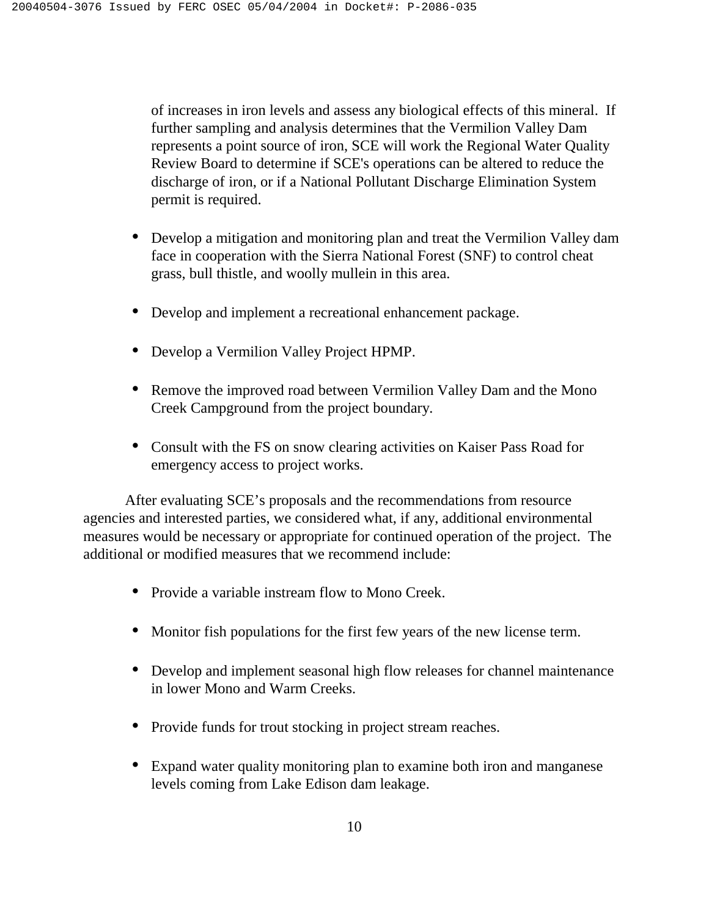of increases in iron levels and assess any biological effects of this mineral. If further sampling and analysis determines that the Vermilion Valley Dam represents a point source of iron, SCE will work the Regional Water Quality Review Board to determine if SCE's operations can be altered to reduce the discharge of iron, or if a National Pollutant Discharge Elimination System permit is required.

- Develop a mitigation and monitoring plan and treat the Vermilion Valley dam face in cooperation with the Sierra National Forest (SNF) to control cheat grass, bull thistle, and woolly mullein in this area.

- Develop and implement a recreational enhancement package.

- Develop a Vermilion Valley Project HPMP.

- Remove the improved road between Vermilion Valley Dam and the Mono Creek Campground from the project boundary.

- Consult with the FS on snow clearing activities on Kaiser Pass Road for emergency access to project works.

After evaluating SCE's proposals and the recommendations from resource agencies and interested parties, we considered what, if any, additional environmental measures would be necessary or appropriate for continued operation of the project. The additional or modified measures that we recommend include:

- Provide a variable instream flow to Mono Creek.

- Monitor fish populations for the first few years of the new license term.

- Develop and implement seasonal high flow releases for channel maintenance in lower Mono and Warm Creeks.

- Provide funds for trout stocking in project stream reaches.

- Expand water quality monitoring plan to examine both iron and manganese levels coming from Lake Edison dam leakage.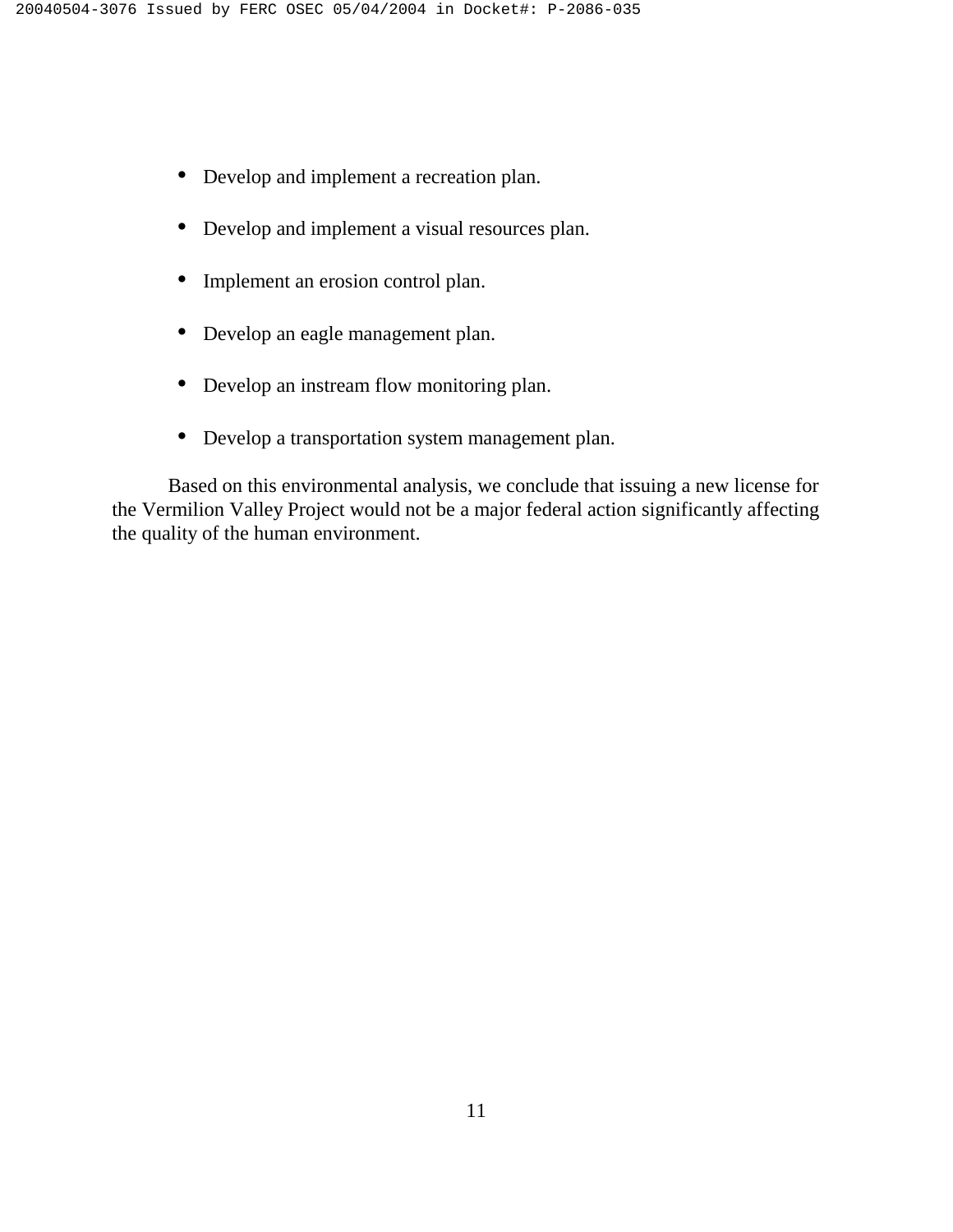- Develop and implement a recreation plan.

- Develop and implement a visual resources plan.

- Implement an erosion control plan.

- Develop an eagle management plan.

- Develop an instream flow monitoring plan.

- Develop a transportation system management plan.

Based on this environmental analysis, we conclude that issuing a new license for the Vermilion Valley Project would not be a major federal action significantly affecting the quality of the human environment.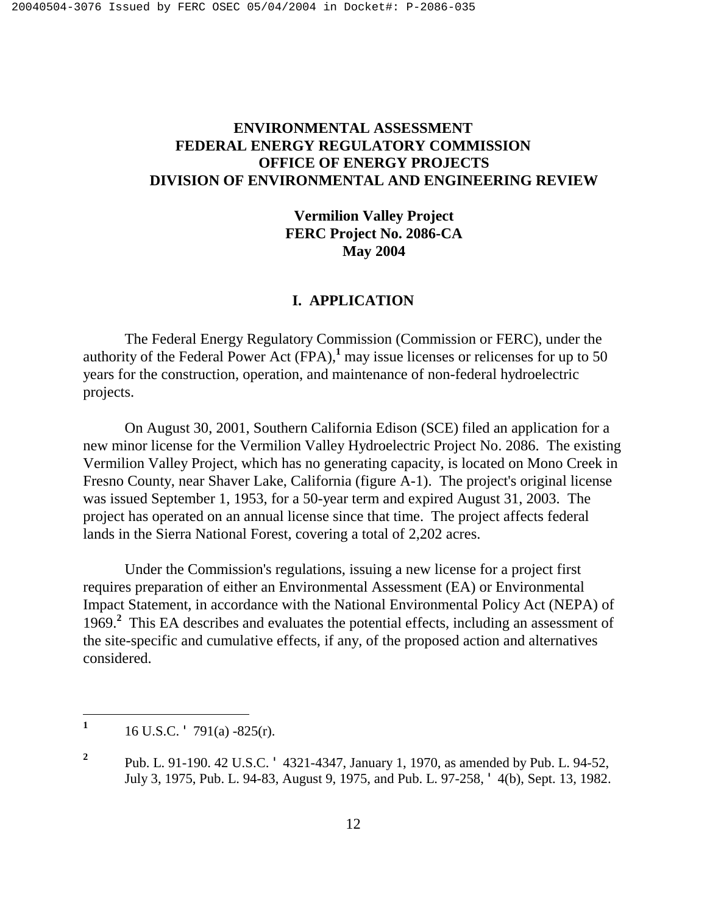**ENVIRONMENTAL ASSESSMENT**
**FEDERAL ENERGY REGULATORY COMMISSION**
**OFFICE OF ENERGY PROJECTS**
**DIVISION OF ENVIRONMENTAL AND ENGINEERING REVIEW**

**Vermilion Valley Project**
**FERC Project No. 2086-CA**
**May 2004**

## I. APPLICATION

The Federal Energy Regulatory Commission (Commission or FERC), under the authority of the Federal Power Act (FPA),[1] may issue licenses or relicenses for up to 50 years for the construction, operation, and maintenance of non-federal hydroelectric projects.

On August 30, 2001, Southern California Edison (SCE) filed an application for a new minor license for the Vermilion Valley Hydroelectric Project No. 2086. The existing Vermilion Valley Project, which has no generating capacity, is located on Mono Creek in Fresno County, near Shaver Lake, California (figure A-1). The project's original license was issued September 1, 1953, for a 50-year term and expired August 31, 2003. The project has operated on an annual license since that time. The project affects federal lands in the Sierra National Forest, covering a total of 2,202 acres.

Under the Commission's regulations, issuing a new license for a project first requires preparation of either an Environmental Assessment (EA) or Environmental Impact Statement, in accordance with the National Environmental Policy Act (NEPA) of 1969.[2] This EA describes and evaluates the potential effects, including an assessment of the site-specific and cumulative effects, if any, of the proposed action and alternatives considered.

---

[1] 16 U.S.C. ' 791(a) -825(r).

[2] Pub. L. 91-190. 42 U.S.C. ' 4321-4347, January 1, 1970, as amended by Pub. L. 94-52, July 3, 1975, Pub. L. 94-83, August 9, 1975, and Pub. L. 97-258, ' 4(b), Sept. 13, 1982.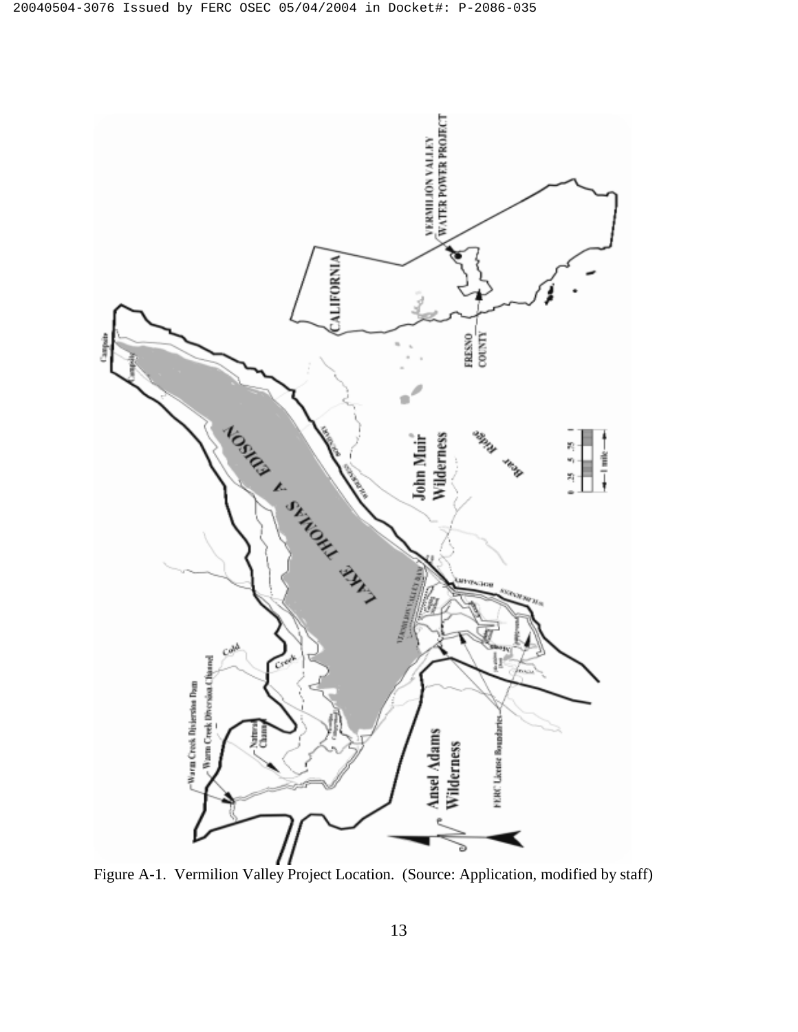Figure A-1. Vermilion Valley Project Location. (Source: Application, modified by staff)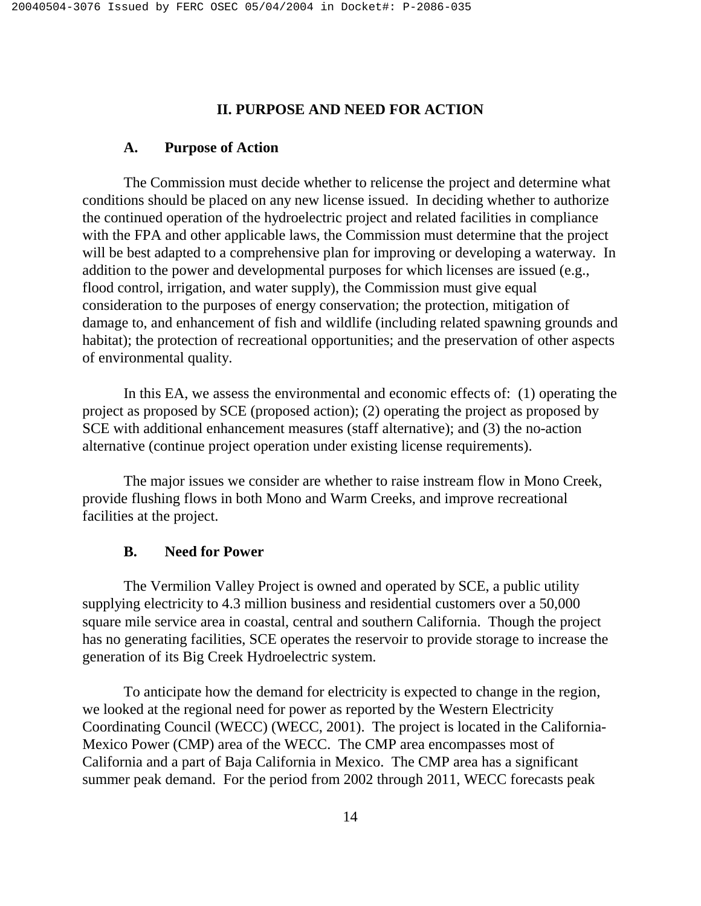## II. PURPOSE AND NEED FOR ACTION

### A. Purpose of Action

The Commission must decide whether to relicense the project and determine what conditions should be placed on any new license issued. In deciding whether to authorize the continued operation of the hydroelectric project and related facilities in compliance with the FPA and other applicable laws, the Commission must determine that the project will be best adapted to a comprehensive plan for improving or developing a waterway. In addition to the power and developmental purposes for which licenses are issued (e.g., flood control, irrigation, and water supply), the Commission must give equal consideration to the purposes of energy conservation; the protection, mitigation of damage to, and enhancement of fish and wildlife (including related spawning grounds and habitat); the protection of recreational opportunities; and the preservation of other aspects of environmental quality.

In this EA, we assess the environmental and economic effects of: (1) operating the project as proposed by SCE (proposed action); (2) operating the project as proposed by SCE with additional enhancement measures (staff alternative); and (3) the no-action alternative (continue project operation under existing license requirements).

The major issues we consider are whether to raise instream flow in Mono Creek, provide flushing flows in both Mono and Warm Creeks, and improve recreational facilities at the project.

### B. Need for Power

The Vermilion Valley Project is owned and operated by SCE, a public utility supplying electricity to 4.3 million business and residential customers over a 50,000 square mile service area in coastal, central and southern California. Though the project has no generating facilities, SCE operates the reservoir to provide storage to increase the generation of its Big Creek Hydroelectric system.

To anticipate how the demand for electricity is expected to change in the region, we looked at the regional need for power as reported by the Western Electricity Coordinating Council (WECC) (WECC, 2001). The project is located in the California-Mexico Power (CMP) area of the WECC. The CMP area encompasses most of California and a part of Baja California in Mexico. The CMP area has a significant summer peak demand. For the period from 2002 through 2011, WECC forecasts peak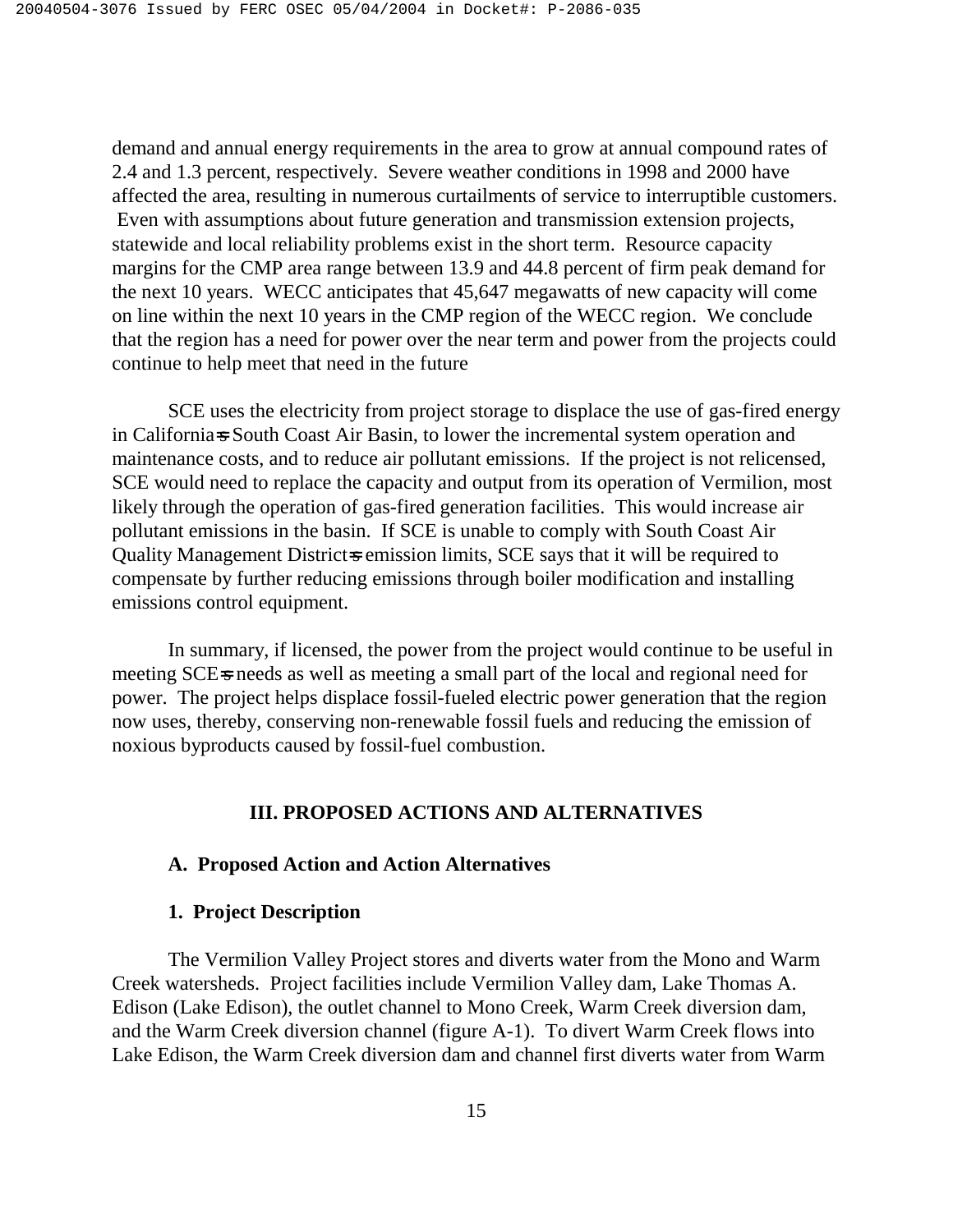demand and annual energy requirements in the area to grow at annual compound rates of 2.4 and 1.3 percent, respectively. Severe weather conditions in 1998 and 2000 have affected the area, resulting in numerous curtailments of service to interruptible customers. Even with assumptions about future generation and transmission extension projects, statewide and local reliability problems exist in the short term. Resource capacity margins for the CMP area range between 13.9 and 44.8 percent of firm peak demand for the next 10 years. WECC anticipates that 45,647 megawatts of new capacity will come on line within the next 10 years in the CMP region of the WECC region. We conclude that the region has a need for power over the near term and power from the projects could continue to help meet that need in the future

SCE uses the electricity from project storage to displace the use of gas-fired energy in California=s South Coast Air Basin, to lower the incremental system operation and maintenance costs, and to reduce air pollutant emissions. If the project is not relicensed, SCE would need to replace the capacity and output from its operation of Vermilion, most likely through the operation of gas-fired generation facilities. This would increase air pollutant emissions in the basin. If SCE is unable to comply with South Coast Air Quality Management District=s emission limits, SCE says that it will be required to compensate by further reducing emissions through boiler modification and installing emissions control equipment.

In summary, if licensed, the power from the project would continue to be useful in meeting SCE=s needs as well as meeting a small part of the local and regional need for power. The project helps displace fossil-fueled electric power generation that the region now uses, thereby, conserving non-renewable fossil fuels and reducing the emission of noxious byproducts caused by fossil-fuel combustion.

## III. PROPOSED ACTIONS AND ALTERNATIVES

### A. Proposed Action and Action Alternatives

#### 1. Project Description

The Vermilion Valley Project stores and diverts water from the Mono and Warm Creek watersheds. Project facilities include Vermilion Valley dam, Lake Thomas A. Edison (Lake Edison), the outlet channel to Mono Creek, Warm Creek diversion dam, and the Warm Creek diversion channel (figure A-1). To divert Warm Creek flows into Lake Edison, the Warm Creek diversion dam and channel first diverts water from Warm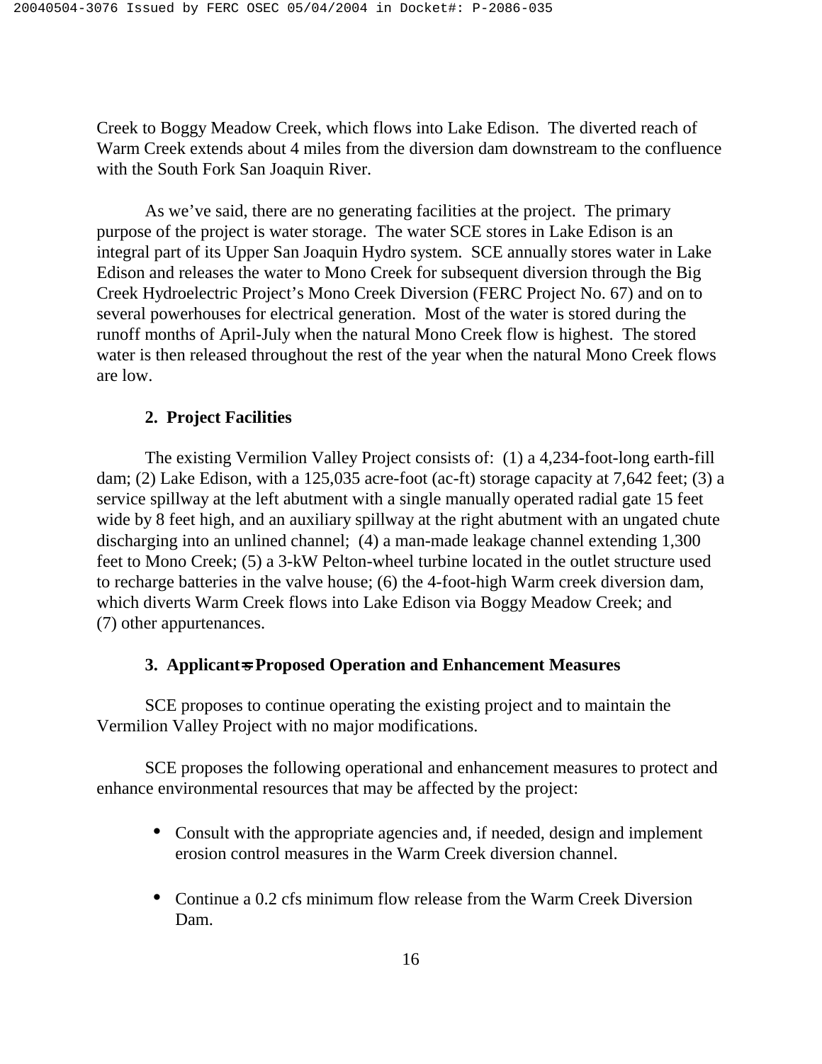Creek to Boggy Meadow Creek, which flows into Lake Edison. The diverted reach of Warm Creek extends about 4 miles from the diversion dam downstream to the confluence with the South Fork San Joaquin River.

As we've said, there are no generating facilities at the project. The primary purpose of the project is water storage. The water SCE stores in Lake Edison is an integral part of its Upper San Joaquin Hydro system. SCE annually stores water in Lake Edison and releases the water to Mono Creek for subsequent diversion through the Big Creek Hydroelectric Project's Mono Creek Diversion (FERC Project No. 67) and on to several powerhouses for electrical generation. Most of the water is stored during the runoff months of April-July when the natural Mono Creek flow is highest. The stored water is then released throughout the rest of the year when the natural Mono Creek flows are low.

### 2. Project Facilities

The existing Vermilion Valley Project consists of: (1) a 4,234-foot-long earth-fill dam; (2) Lake Edison, with a 125,035 acre-foot (ac-ft) storage capacity at 7,642 feet; (3) a service spillway at the left abutment with a single manually operated radial gate 15 feet wide by 8 feet high, and an auxiliary spillway at the right abutment with an ungated chute discharging into an unlined channel; (4) a man-made leakage channel extending 1,300 feet to Mono Creek; (5) a 3-kW Pelton-wheel turbine located in the outlet structure used to recharge batteries in the valve house; (6) the 4-foot-high Warm creek diversion dam, which diverts Warm Creek flows into Lake Edison via Boggy Meadow Creek; and (7) other appurtenances.

### 3. Applicant's Proposed Operation and Enhancement Measures

SCE proposes to continue operating the existing project and to maintain the Vermilion Valley Project with no major modifications.

SCE proposes the following operational and enhancement measures to protect and enhance environmental resources that may be affected by the project:

- Consult with the appropriate agencies and, if needed, design and implement erosion control measures in the Warm Creek diversion channel.
- Continue a 0.2 cfs minimum flow release from the Warm Creek Diversion Dam.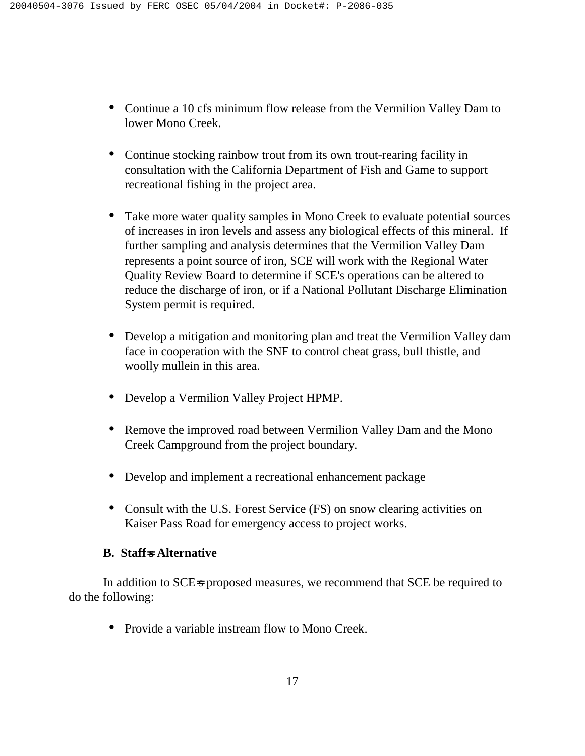- Continue a 10 cfs minimum flow release from the Vermilion Valley Dam to lower Mono Creek.

- Continue stocking rainbow trout from its own trout-rearing facility in consultation with the California Department of Fish and Game to support recreational fishing in the project area.

- Take more water quality samples in Mono Creek to evaluate potential sources of increases in iron levels and assess any biological effects of this mineral. If further sampling and analysis determines that the Vermilion Valley Dam represents a point source of iron, SCE will work with the Regional Water Quality Review Board to determine if SCE's operations can be altered to reduce the discharge of iron, or if a National Pollutant Discharge Elimination System permit is required.

- Develop a mitigation and monitoring plan and treat the Vermilion Valley dam face in cooperation with the SNF to control cheat grass, bull thistle, and woolly mullein in this area.

- Develop a Vermilion Valley Project HPMP.

- Remove the improved road between Vermilion Valley Dam and the Mono Creek Campground from the project boundary.

- Develop and implement a recreational enhancement package

- Consult with the U.S. Forest Service (FS) on snow clearing activities on Kaiser Pass Road for emergency access to project works.

**B. Staff's Alternative**

In addition to SCE's proposed measures, we recommend that SCE be required to do the following:

- Provide a variable instream flow to Mono Creek.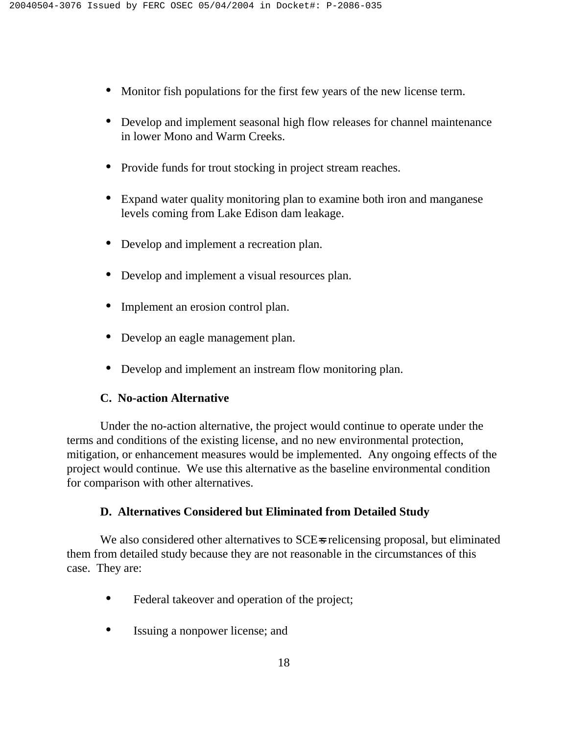- Monitor fish populations for the first few years of the new license term.

- Develop and implement seasonal high flow releases for channel maintenance in lower Mono and Warm Creeks.

- Provide funds for trout stocking in project stream reaches.

- Expand water quality monitoring plan to examine both iron and manganese levels coming from Lake Edison dam leakage.

- Develop and implement a recreation plan.

- Develop and implement a visual resources plan.

- Implement an erosion control plan.

- Develop an eagle management plan.

- Develop and implement an instream flow monitoring plan.

### C. No-action Alternative

Under the no-action alternative, the project would continue to operate under the terms and conditions of the existing license, and no new environmental protection, mitigation, or enhancement measures would be implemented. Any ongoing effects of the project would continue. We use this alternative as the baseline environmental condition for comparison with other alternatives.

### D. Alternatives Considered but Eliminated from Detailed Study

We also considered other alternatives to SCE's relicensing proposal, but eliminated them from detailed study because they are not reasonable in the circumstances of this case. They are:

- Federal takeover and operation of the project;

- Issuing a nonpower license; and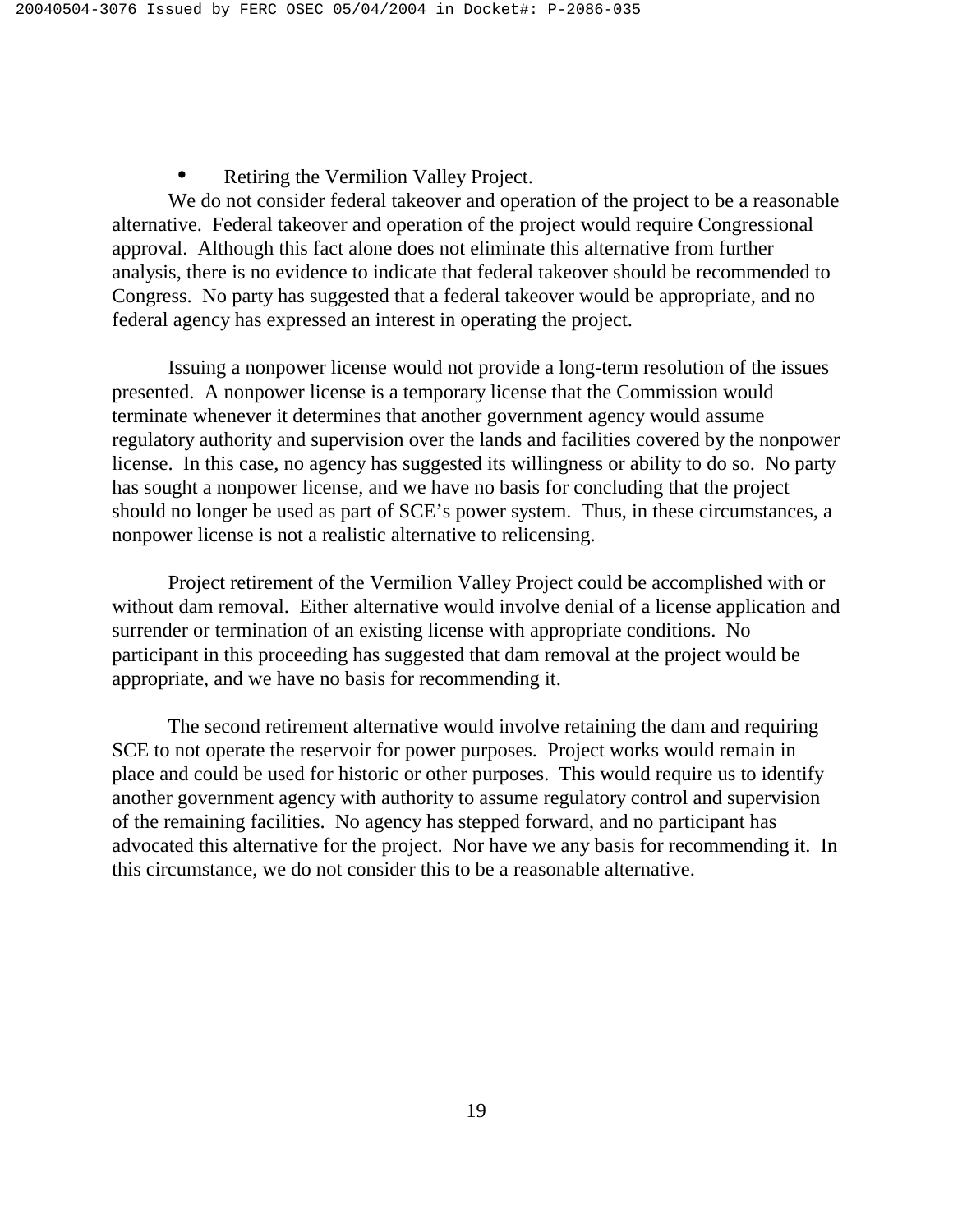- Retiring the Vermilion Valley Project.

We do not consider federal takeover and operation of the project to be a reasonable alternative. Federal takeover and operation of the project would require Congressional approval. Although this fact alone does not eliminate this alternative from further analysis, there is no evidence to indicate that federal takeover should be recommended to Congress. No party has suggested that a federal takeover would be appropriate, and no federal agency has expressed an interest in operating the project.

Issuing a nonpower license would not provide a long-term resolution of the issues presented. A nonpower license is a temporary license that the Commission would terminate whenever it determines that another government agency would assume regulatory authority and supervision over the lands and facilities covered by the nonpower license. In this case, no agency has suggested its willingness or ability to do so. No party has sought a nonpower license, and we have no basis for concluding that the project should no longer be used as part of SCE's power system. Thus, in these circumstances, a nonpower license is not a realistic alternative to relicensing.

Project retirement of the Vermilion Valley Project could be accomplished with or without dam removal. Either alternative would involve denial of a license application and surrender or termination of an existing license with appropriate conditions. No participant in this proceeding has suggested that dam removal at the project would be appropriate, and we have no basis for recommending it.

The second retirement alternative would involve retaining the dam and requiring SCE to not operate the reservoir for power purposes. Project works would remain in place and could be used for historic or other purposes. This would require us to identify another government agency with authority to assume regulatory control and supervision of the remaining facilities. No agency has stepped forward, and no participant has advocated this alternative for the project. Nor have we any basis for recommending it. In this circumstance, we do not consider this to be a reasonable alternative.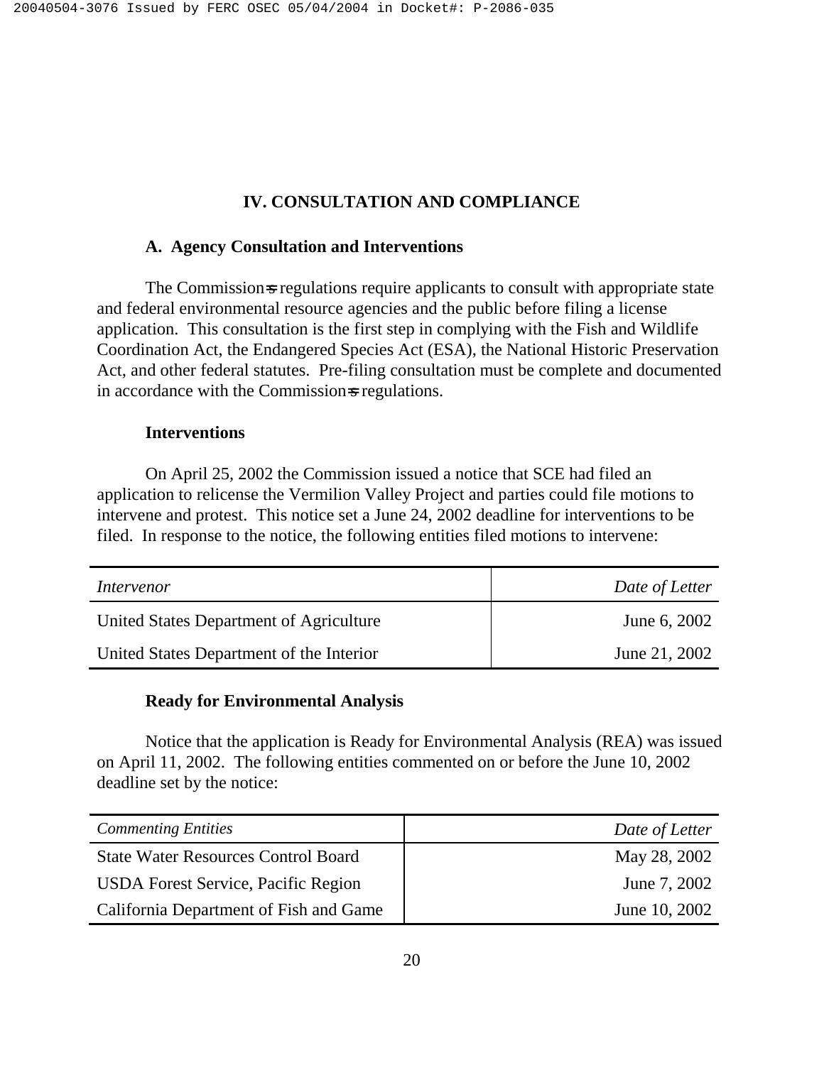## IV. CONSULTATION AND COMPLIANCE

### A. Agency Consultation and Interventions

The Commission=s regulations require applicants to consult with appropriate state and federal environmental resource agencies and the public before filing a license application. This consultation is the first step in complying with the Fish and Wildlife Coordination Act, the Endangered Species Act (ESA), the National Historic Preservation Act, and other federal statutes. Pre-filing consultation must be complete and documented in accordance with the Commission=s regulations.

**Interventions**

On April 25, 2002 the Commission issued a notice that SCE had filed an application to relicense the Vermilion Valley Project and parties could file motions to intervene and protest. This notice set a June 24, 2002 deadline for interventions to be filed. In response to the notice, the following entities filed motions to intervene:

| *Intervenor* | *Date of Letter* |
|---|---|
| United States Department of Agriculture | June 6, 2002 |
| United States Department of the Interior | June 21, 2002 |

**Ready for Environmental Analysis**

Notice that the application is Ready for Environmental Analysis (REA) was issued on April 11, 2002. The following entities commented on or before the June 10, 2002 deadline set by the notice:

| *Commenting Entities* | *Date of Letter* |
|---|---|
| State Water Resources Control Board | May 28, 2002 |
| USDA Forest Service, Pacific Region | June 7, 2002 |
| California Department of Fish and Game | June 10, 2002 |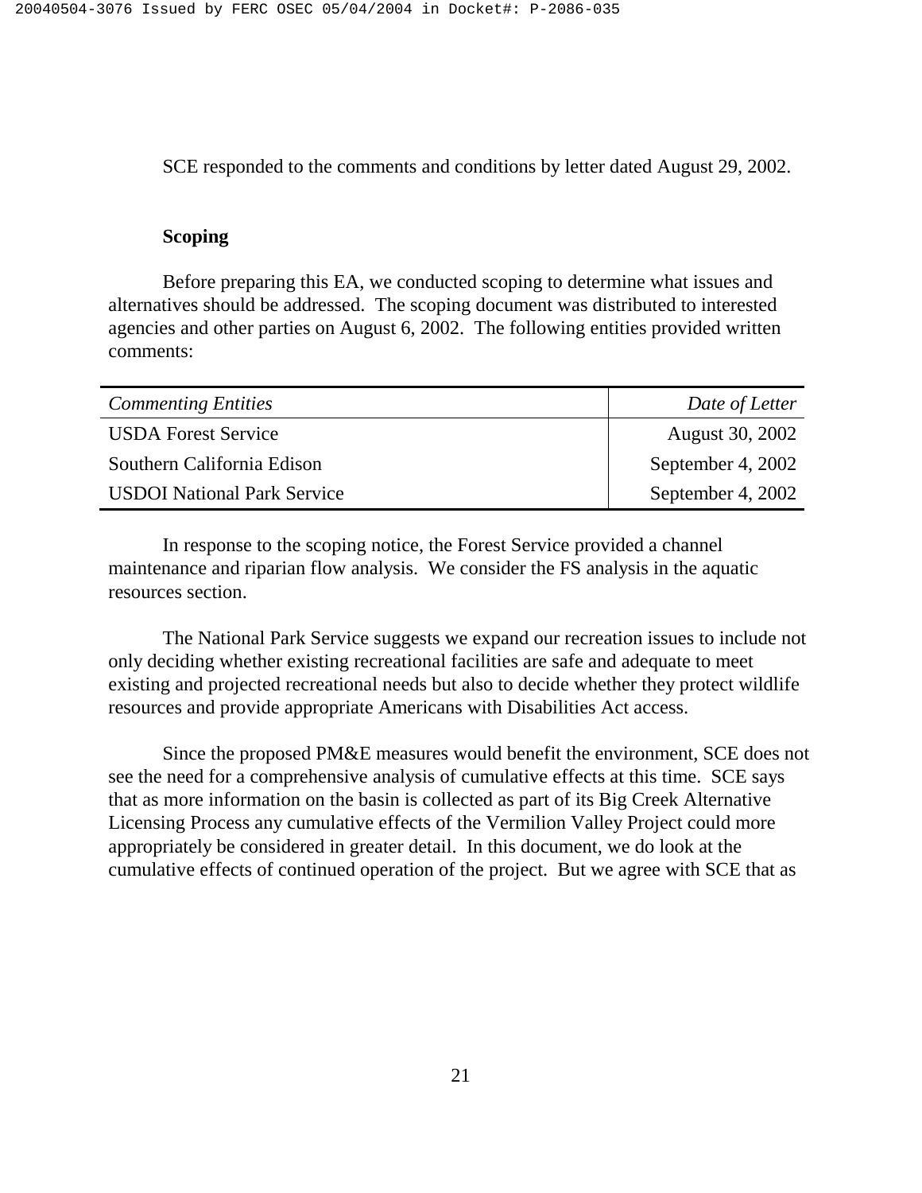SCE responded to the comments and conditions by letter dated August 29, 2002.

**Scoping**

Before preparing this EA, we conducted scoping to determine what issues and alternatives should be addressed. The scoping document was distributed to interested agencies and other parties on August 6, 2002. The following entities provided written comments:

| *Commenting Entities* | *Date of Letter* |
|---|---|
| USDA Forest Service | August 30, 2002 |
| Southern California Edison | September 4, 2002 |
| USDOI National Park Service | September 4, 2002 |

In response to the scoping notice, the Forest Service provided a channel maintenance and riparian flow analysis. We consider the FS analysis in the aquatic resources section.

The National Park Service suggests we expand our recreation issues to include not only deciding whether existing recreational facilities are safe and adequate to meet existing and projected recreational needs but also to decide whether they protect wildlife resources and provide appropriate Americans with Disabilities Act access.

Since the proposed PM&E measures would benefit the environment, SCE does not see the need for a comprehensive analysis of cumulative effects at this time. SCE says that as more information on the basin is collected as part of its Big Creek Alternative Licensing Process any cumulative effects of the Vermilion Valley Project could more appropriately be considered in greater detail. In this document, we do look at the cumulative effects of continued operation of the project. But we agree with SCE that as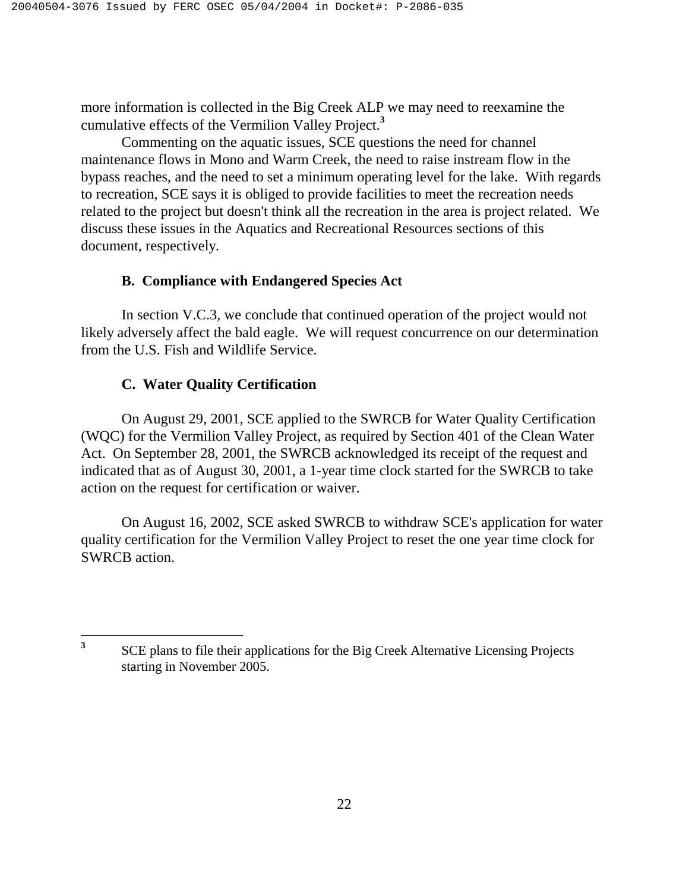more information is collected in the Big Creek ALP we may need to reexamine the cumulative effects of the Vermilion Valley Project.[3]

Commenting on the aquatic issues, SCE questions the need for channel maintenance flows in Mono and Warm Creek, the need to raise instream flow in the bypass reaches, and the need to set a minimum operating level for the lake. With regards to recreation, SCE says it is obliged to provide facilities to meet the recreation needs related to the project but doesn't think all the recreation in the area is project related. We discuss these issues in the Aquatics and Recreational Resources sections of this document, respectively.

### B. Compliance with Endangered Species Act

In section V.C.3, we conclude that continued operation of the project would not likely adversely affect the bald eagle. We will request concurrence on our determination from the U.S. Fish and Wildlife Service.

### C. Water Quality Certification

On August 29, 2001, SCE applied to the SWRCB for Water Quality Certification (WQC) for the Vermilion Valley Project, as required by Section 401 of the Clean Water Act. On September 28, 2001, the SWRCB acknowledged its receipt of the request and indicated that as of August 30, 2001, a 1-year time clock started for the SWRCB to take action on the request for certification or waiver.

On August 16, 2002, SCE asked SWRCB to withdraw SCE's application for water quality certification for the Vermilion Valley Project to reset the one year time clock for SWRCB action.

---

[3] SCE plans to file their applications for the Big Creek Alternative Licensing Projects starting in November 2005.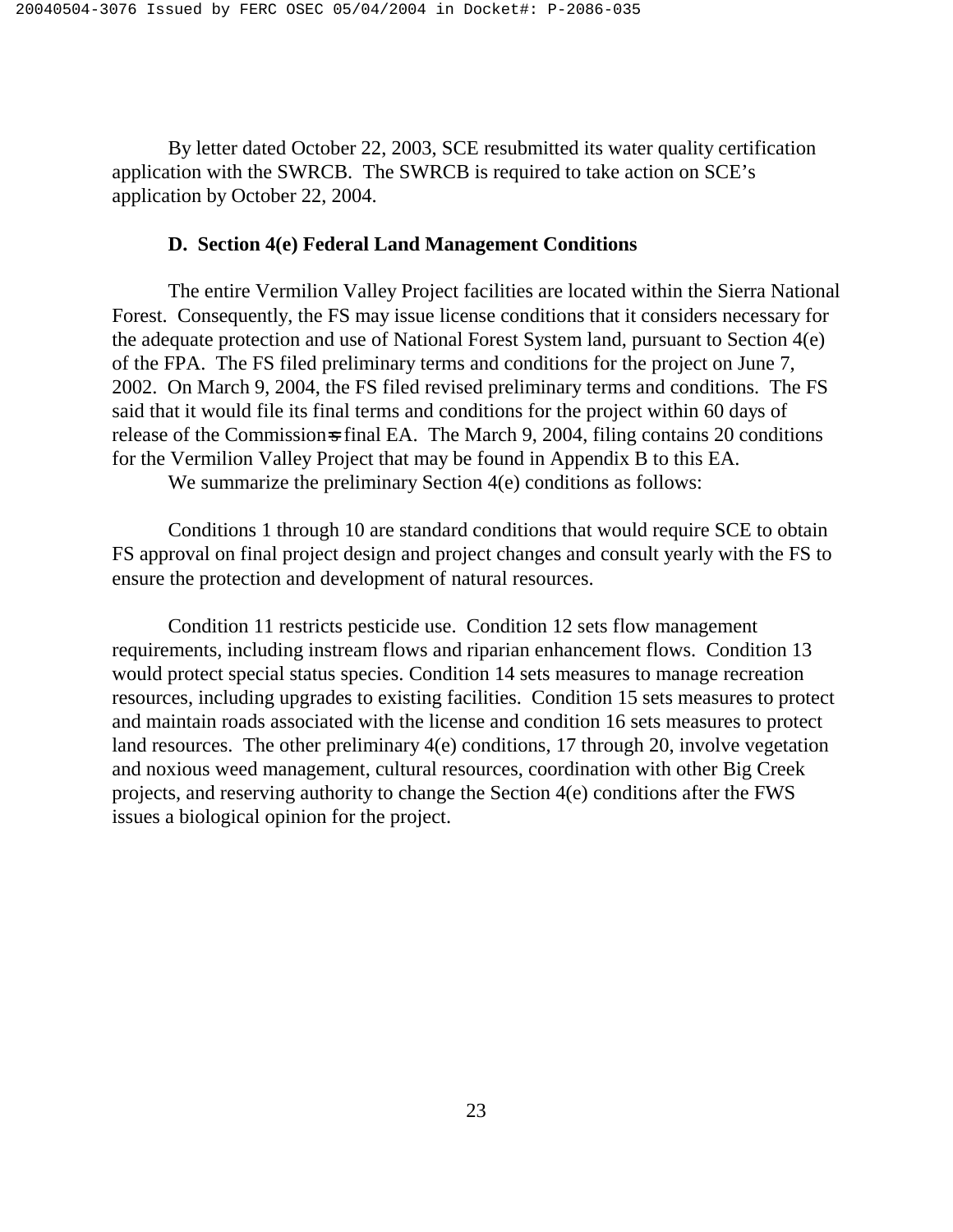By letter dated October 22, 2003, SCE resubmitted its water quality certification application with the SWRCB. The SWRCB is required to take action on SCE's application by October 22, 2004.

**D. Section 4(e) Federal Land Management Conditions**

The entire Vermilion Valley Project facilities are located within the Sierra National Forest. Consequently, the FS may issue license conditions that it considers necessary for the adequate protection and use of National Forest System land, pursuant to Section 4(e) of the FPA. The FS filed preliminary terms and conditions for the project on June 7, 2002. On March 9, 2004, the FS filed revised preliminary terms and conditions. The FS said that it would file its final terms and conditions for the project within 60 days of release of the Commission=s final EA. The March 9, 2004, filing contains 20 conditions for the Vermilion Valley Project that may be found in Appendix B to this EA.

We summarize the preliminary Section 4(e) conditions as follows:

Conditions 1 through 10 are standard conditions that would require SCE to obtain FS approval on final project design and project changes and consult yearly with the FS to ensure the protection and development of natural resources.

Condition 11 restricts pesticide use. Condition 12 sets flow management requirements, including instream flows and riparian enhancement flows. Condition 13 would protect special status species. Condition 14 sets measures to manage recreation resources, including upgrades to existing facilities. Condition 15 sets measures to protect and maintain roads associated with the license and condition 16 sets measures to protect land resources. The other preliminary 4(e) conditions, 17 through 20, involve vegetation and noxious weed management, cultural resources, coordination with other Big Creek projects, and reserving authority to change the Section 4(e) conditions after the FWS issues a biological opinion for the project.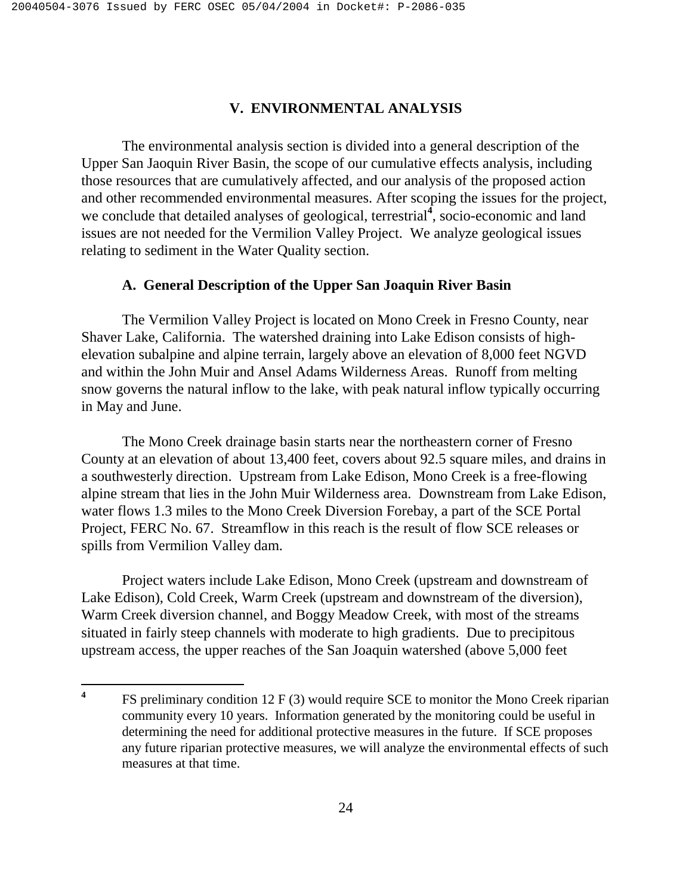## V. ENVIRONMENTAL ANALYSIS

The environmental analysis section is divided into a general description of the Upper San Jaoquin River Basin, the scope of our cumulative effects analysis, including those resources that are cumulatively affected, and our analysis of the proposed action and other recommended environmental measures. After scoping the issues for the project, we conclude that detailed analyses of geological, terrestrial[4], socio-economic and land issues are not needed for the Vermilion Valley Project. We analyze geological issues relating to sediment in the Water Quality section.

### A. General Description of the Upper San Joaquin River Basin

The Vermilion Valley Project is located on Mono Creek in Fresno County, near Shaver Lake, California. The watershed draining into Lake Edison consists of high-elevation subalpine and alpine terrain, largely above an elevation of 8,000 feet NGVD and within the John Muir and Ansel Adams Wilderness Areas. Runoff from melting snow governs the natural inflow to the lake, with peak natural inflow typically occurring in May and June.

The Mono Creek drainage basin starts near the northeastern corner of Fresno County at an elevation of about 13,400 feet, covers about 92.5 square miles, and drains in a southwesterly direction. Upstream from Lake Edison, Mono Creek is a free-flowing alpine stream that lies in the John Muir Wilderness area. Downstream from Lake Edison, water flows 1.3 miles to the Mono Creek Diversion Forebay, a part of the SCE Portal Project, FERC No. 67. Streamflow in this reach is the result of flow SCE releases or spills from Vermilion Valley dam.

Project waters include Lake Edison, Mono Creek (upstream and downstream of Lake Edison), Cold Creek, Warm Creek (upstream and downstream of the diversion), Warm Creek diversion channel, and Boggy Meadow Creek, with most of the streams situated in fairly steep channels with moderate to high gradients. Due to precipitous upstream access, the upper reaches of the San Joaquin watershed (above 5,000 feet

---

[4] FS preliminary condition 12 F (3) would require SCE to monitor the Mono Creek riparian community every 10 years. Information generated by the monitoring could be useful in determining the need for additional protective measures in the future. If SCE proposes any future riparian protective measures, we will analyze the environmental effects of such measures at that time.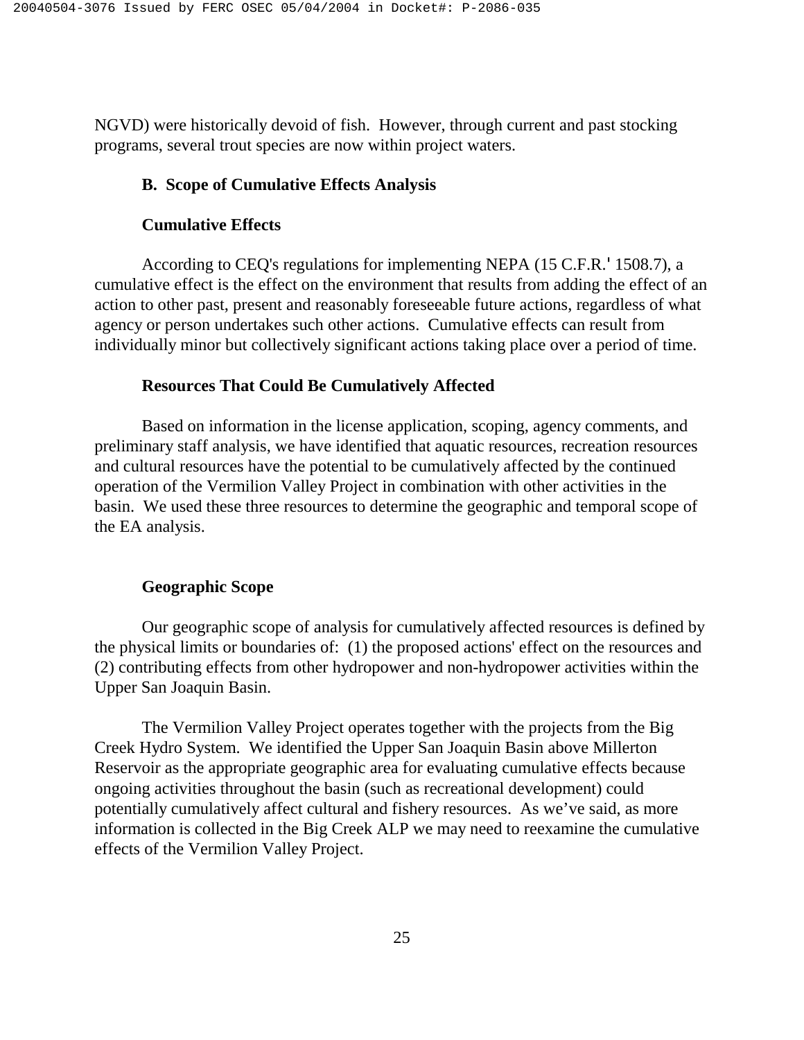NGVD) were historically devoid of fish. However, through current and past stocking programs, several trout species are now within project waters.

### B. Scope of Cumulative Effects Analysis

#### Cumulative Effects

According to CEQ's regulations for implementing NEPA (15 C.F.R.' 1508.7), a cumulative effect is the effect on the environment that results from adding the effect of an action to other past, present and reasonably foreseeable future actions, regardless of what agency or person undertakes such other actions. Cumulative effects can result from individually minor but collectively significant actions taking place over a period of time.

#### Resources That Could Be Cumulatively Affected

Based on information in the license application, scoping, agency comments, and preliminary staff analysis, we have identified that aquatic resources, recreation resources and cultural resources have the potential to be cumulatively affected by the continued operation of the Vermilion Valley Project in combination with other activities in the basin. We used these three resources to determine the geographic and temporal scope of the EA analysis.

#### Geographic Scope

Our geographic scope of analysis for cumulatively affected resources is defined by the physical limits or boundaries of: (1) the proposed actions' effect on the resources and (2) contributing effects from other hydropower and non-hydropower activities within the Upper San Joaquin Basin.

The Vermilion Valley Project operates together with the projects from the Big Creek Hydro System. We identified the Upper San Joaquin Basin above Millerton Reservoir as the appropriate geographic area for evaluating cumulative effects because ongoing activities throughout the basin (such as recreational development) could potentially cumulatively affect cultural and fishery resources. As we've said, as more information is collected in the Big Creek ALP we may need to reexamine the cumulative effects of the Vermilion Valley Project.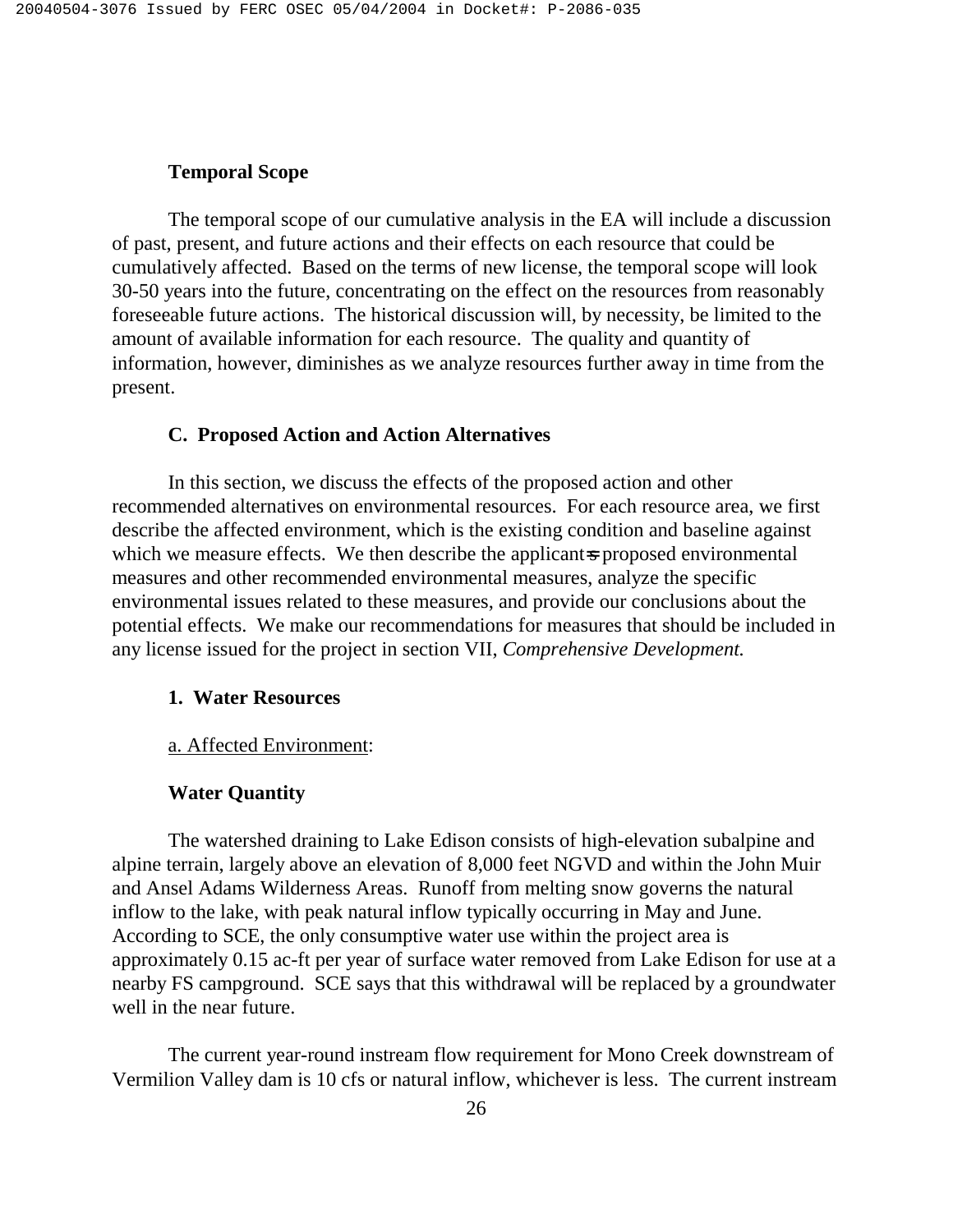**Temporal Scope**

The temporal scope of our cumulative analysis in the EA will include a discussion of past, present, and future actions and their effects on each resource that could be cumulatively affected. Based on the terms of new license, the temporal scope will look 30-50 years into the future, concentrating on the effect on the resources from reasonably foreseeable future actions. The historical discussion will, by necessity, be limited to the amount of available information for each resource. The quality and quantity of information, however, diminishes as we analyze resources further away in time from the present.

## C. Proposed Action and Action Alternatives

In this section, we discuss the effects of the proposed action and other recommended alternatives on environmental resources. For each resource area, we first describe the affected environment, which is the existing condition and baseline against which we measure effects. We then describe the applicant's proposed environmental measures and other recommended environmental measures, analyze the specific environmental issues related to these measures, and provide our conclusions about the potential effects. We make our recommendations for measures that should be included in any license issued for the project in section VII, *Comprehensive Development.*

### 1. Water Resources

a. Affected Environment:

**Water Quantity**

The watershed draining to Lake Edison consists of high-elevation subalpine and alpine terrain, largely above an elevation of 8,000 feet NGVD and within the John Muir and Ansel Adams Wilderness Areas. Runoff from melting snow governs the natural inflow to the lake, with peak natural inflow typically occurring in May and June. According to SCE, the only consumptive water use within the project area is approximately 0.15 ac-ft per year of surface water removed from Lake Edison for use at a nearby FS campground. SCE says that this withdrawal will be replaced by a groundwater well in the near future.

The current year-round instream flow requirement for Mono Creek downstream of Vermilion Valley dam is 10 cfs or natural inflow, whichever is less. The current instream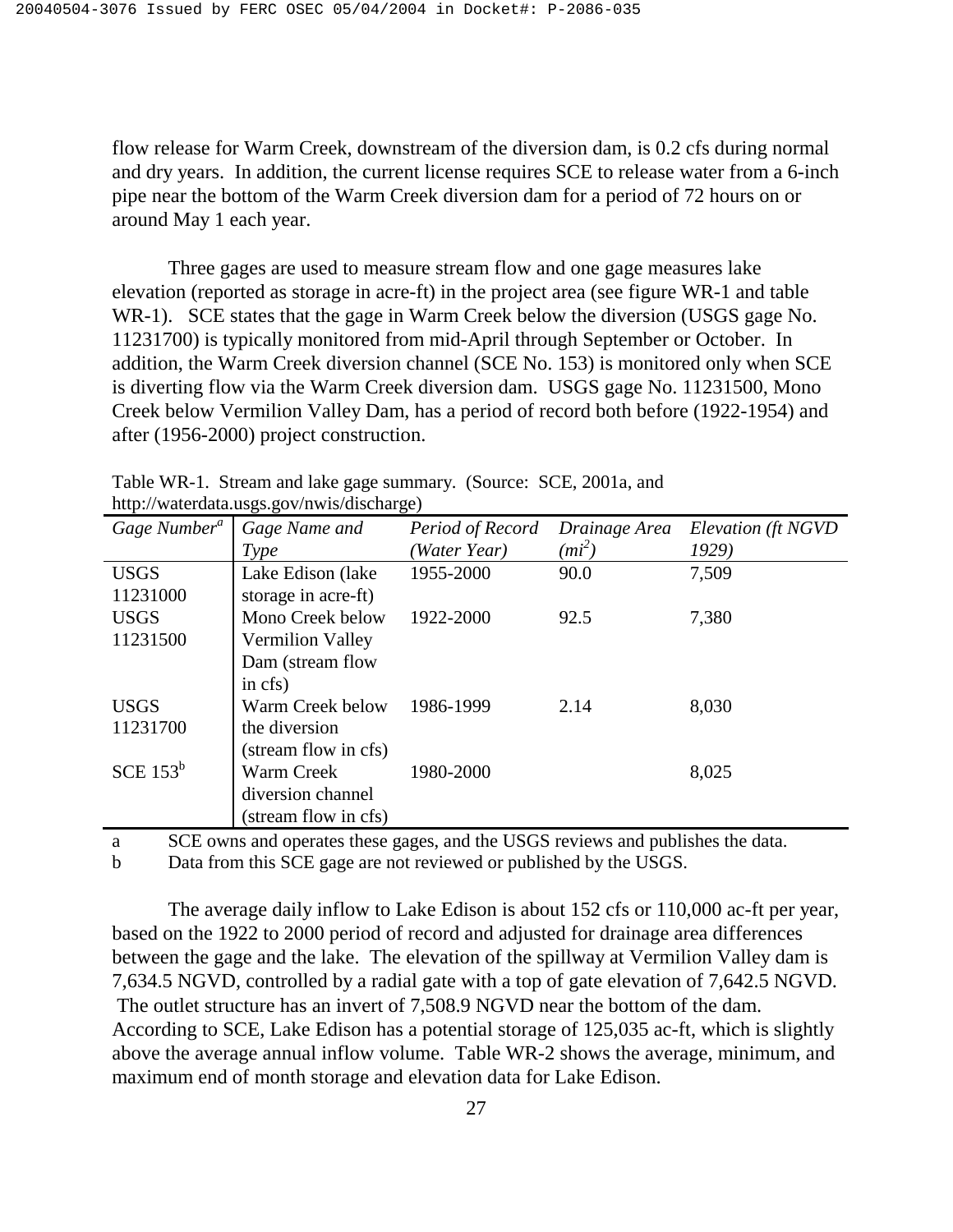flow release for Warm Creek, downstream of the diversion dam, is 0.2 cfs during normal and dry years. In addition, the current license requires SCE to release water from a 6-inch pipe near the bottom of the Warm Creek diversion dam for a period of 72 hours on or around May 1 each year.

Three gages are used to measure stream flow and one gage measures lake elevation (reported as storage in acre-ft) in the project area (see figure WR-1 and table WR-1). SCE states that the gage in Warm Creek below the diversion (USGS gage No. 11231700) is typically monitored from mid-April through September or October. In addition, the Warm Creek diversion channel (SCE No. 153) is monitored only when SCE is diverting flow via the Warm Creek diversion dam. USGS gage No. 11231500, Mono Creek below Vermilion Valley Dam, has a period of record both before (1922-1954) and after (1956-2000) project construction.

Table WR-1. Stream and lake gage summary. (Source: SCE, 2001a, and http://waterdata.usgs.gov/nwis/discharge)

| *Gage Number*[a] | *Gage Name and Type* | *Period of Record (Water Year)* | *Drainage Area ($mi^2$)* | *Elevation (ft NGVD 1929)* |
|---|---|---|---|---|
| USGS 11231000 | Lake Edison (lake storage in acre-ft) | 1955-2000 | 90.0 | 7,509 |
| USGS 11231500 | Mono Creek below Vermilion Valley Dam (stream flow in cfs) | 1922-2000 | 92.5 | 7,380 |
| USGS 11231700 | Warm Creek below the diversion (stream flow in cfs) | 1986-1999 | 2.14 | 8,030 |
| SCE 153[b] | Warm Creek diversion channel (stream flow in cfs) | 1980-2000 | | 8,025 |

a SCE owns and operates these gages, and the USGS reviews and publishes the data.
b Data from this SCE gage are not reviewed or published by the USGS.

The average daily inflow to Lake Edison is about 152 cfs or 110,000 ac-ft per year, based on the 1922 to 2000 period of record and adjusted for drainage area differences between the gage and the lake. The elevation of the spillway at Vermilion Valley dam is 7,634.5 NGVD, controlled by a radial gate with a top of gate elevation of 7,642.5 NGVD. The outlet structure has an invert of 7,508.9 NGVD near the bottom of the dam. According to SCE, Lake Edison has a potential storage of 125,035 ac-ft, which is slightly above the average annual inflow volume. Table WR-2 shows the average, minimum, and maximum end of month storage and elevation data for Lake Edison.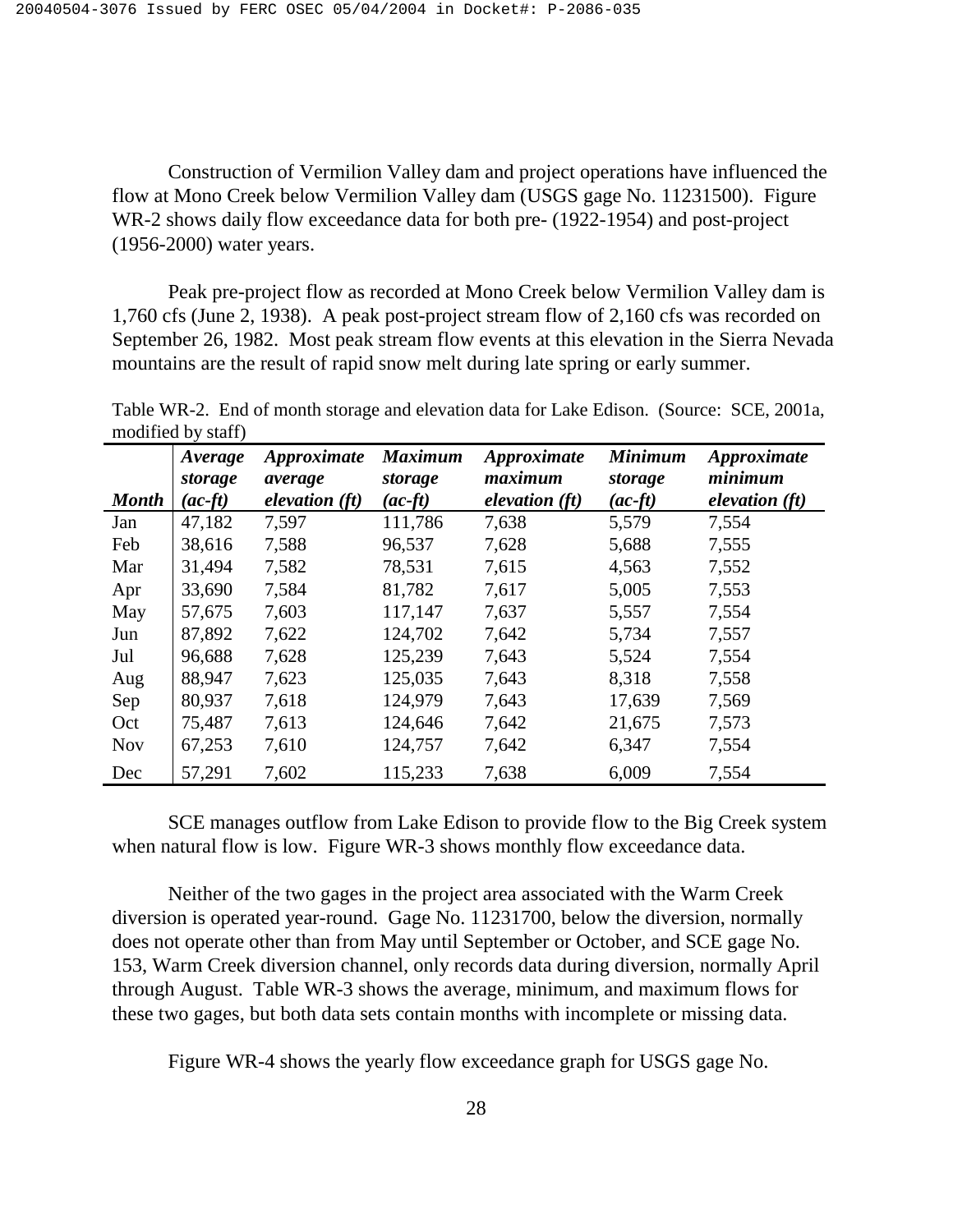Construction of Vermilion Valley dam and project operations have influenced the flow at Mono Creek below Vermilion Valley dam (USGS gage No. 11231500). Figure WR-2 shows daily flow exceedance data for both pre- (1922-1954) and post-project (1956-2000) water years.

Peak pre-project flow as recorded at Mono Creek below Vermilion Valley dam is 1,760 cfs (June 2, 1938). A peak post-project stream flow of 2,160 cfs was recorded on September 26, 1982. Most peak stream flow events at this elevation in the Sierra Nevada mountains are the result of rapid snow melt during late spring or early summer.

Table WR-2. End of month storage and elevation data for Lake Edison. (Source: SCE, 2001a, modified by staff)

| *Month* | *Average storage (ac-ft)* | *Approximate average elevation (ft)* | *Maximum storage (ac-ft)* | *Approximate maximum elevation (ft)* | *Minimum storage (ac-ft)* | *Approximate minimum elevation (ft)* |
|---|---|---|---|---|---|---|
| Jan | 47,182 | 7,597 | 111,786 | 7,638 | 5,579 | 7,554 |
| Feb | 38,616 | 7,588 | 96,537 | 7,628 | 5,688 | 7,555 |
| Mar | 31,494 | 7,582 | 78,531 | 7,615 | 4,563 | 7,552 |
| Apr | 33,690 | 7,584 | 81,782 | 7,617 | 5,005 | 7,553 |
| May | 57,675 | 7,603 | 117,147 | 7,637 | 5,557 | 7,554 |
| Jun | 87,892 | 7,622 | 124,702 | 7,642 | 5,734 | 7,557 |
| Jul | 96,688 | 7,628 | 125,239 | 7,643 | 5,524 | 7,554 |
| Aug | 88,947 | 7,623 | 125,035 | 7,643 | 8,318 | 7,558 |
| Sep | 80,937 | 7,618 | 124,979 | 7,643 | 17,639 | 7,569 |
| Oct | 75,487 | 7,613 | 124,646 | 7,642 | 21,675 | 7,573 |
| Nov | 67,253 | 7,610 | 124,757 | 7,642 | 6,347 | 7,554 |
| Dec | 57,291 | 7,602 | 115,233 | 7,638 | 6,009 | 7,554 |

SCE manages outflow from Lake Edison to provide flow to the Big Creek system when natural flow is low. Figure WR-3 shows monthly flow exceedance data.

Neither of the two gages in the project area associated with the Warm Creek diversion is operated year-round. Gage No. 11231700, below the diversion, normally does not operate other than from May until September or October, and SCE gage No. 153, Warm Creek diversion channel, only records data during diversion, normally April through August. Table WR-3 shows the average, minimum, and maximum flows for these two gages, but both data sets contain months with incomplete or missing data.

Figure WR-4 shows the yearly flow exceedance graph for USGS gage No.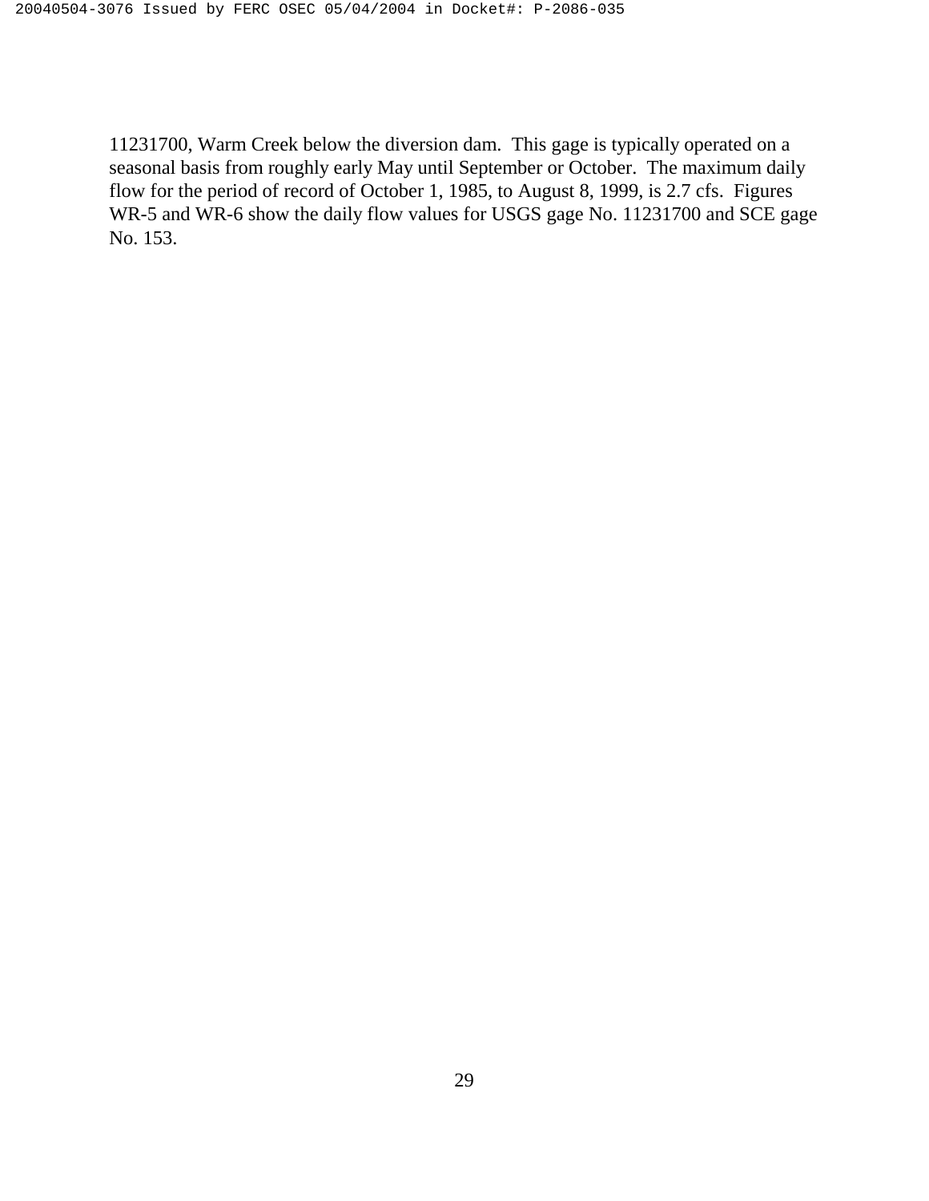11231700, Warm Creek below the diversion dam. This gage is typically operated on a seasonal basis from roughly early May until September or October. The maximum daily flow for the period of record of October 1, 1985, to August 8, 1999, is 2.7 cfs. Figures WR-5 and WR-6 show the daily flow values for USGS gage No. 11231700 and SCE gage No. 153.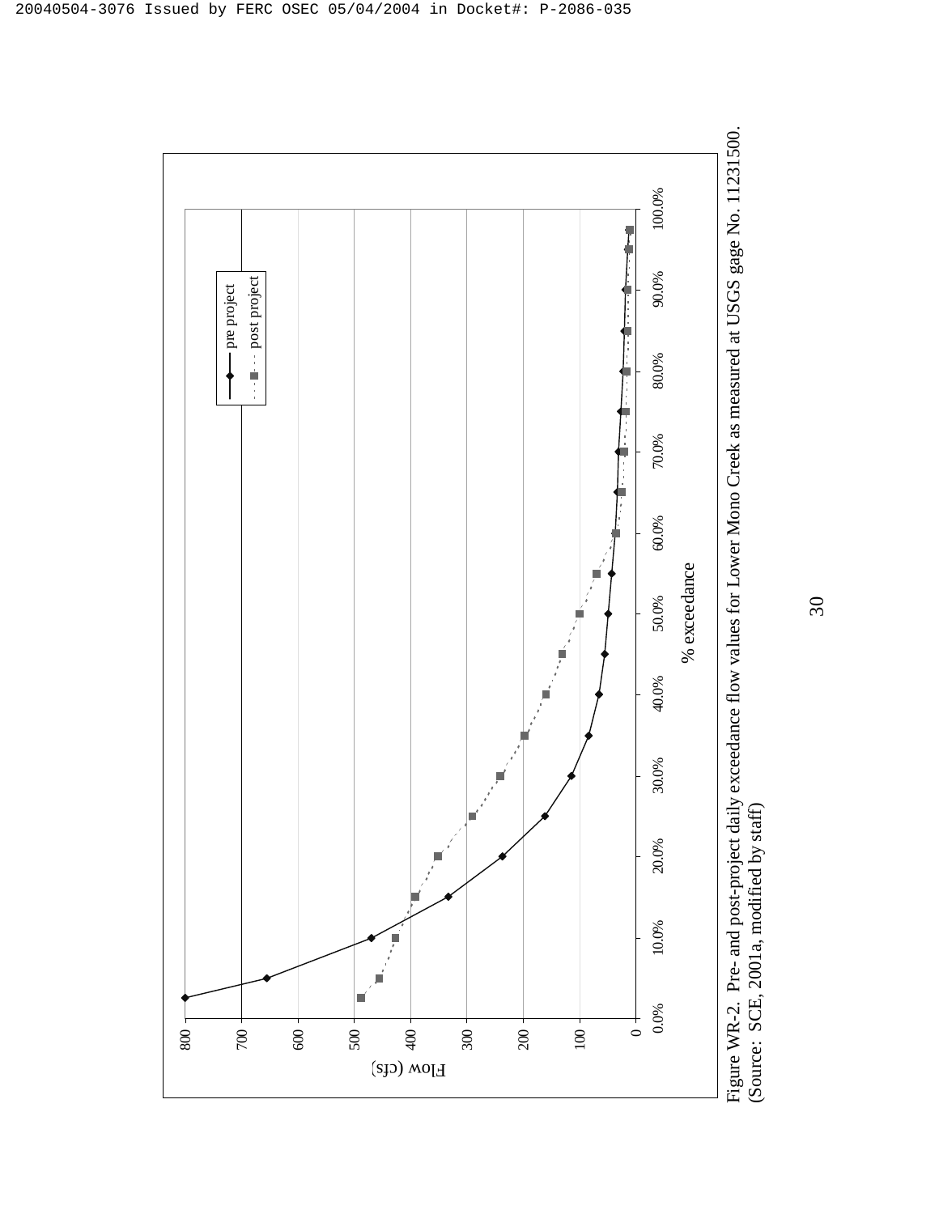Figure WR-2. Pre- and post-project daily exceedance flow values for Lower Mono Creek as measured at USGS gage No. 11231500. (Source: SCE, 2001a, modified by staff)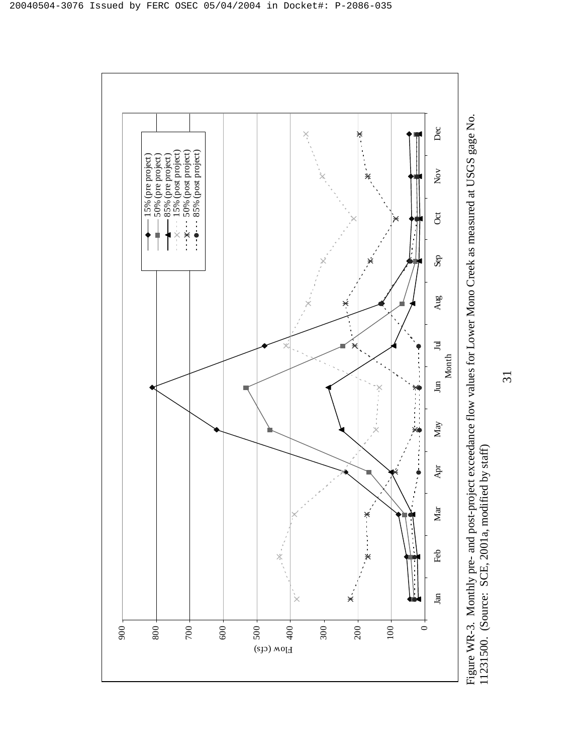Figure WR-3. Monthly pre- and post-project exceedance flow values for Lower Mono Creek as measured at USGS gage No. 11231500. (Source: SCE, 2001a, modified by staff)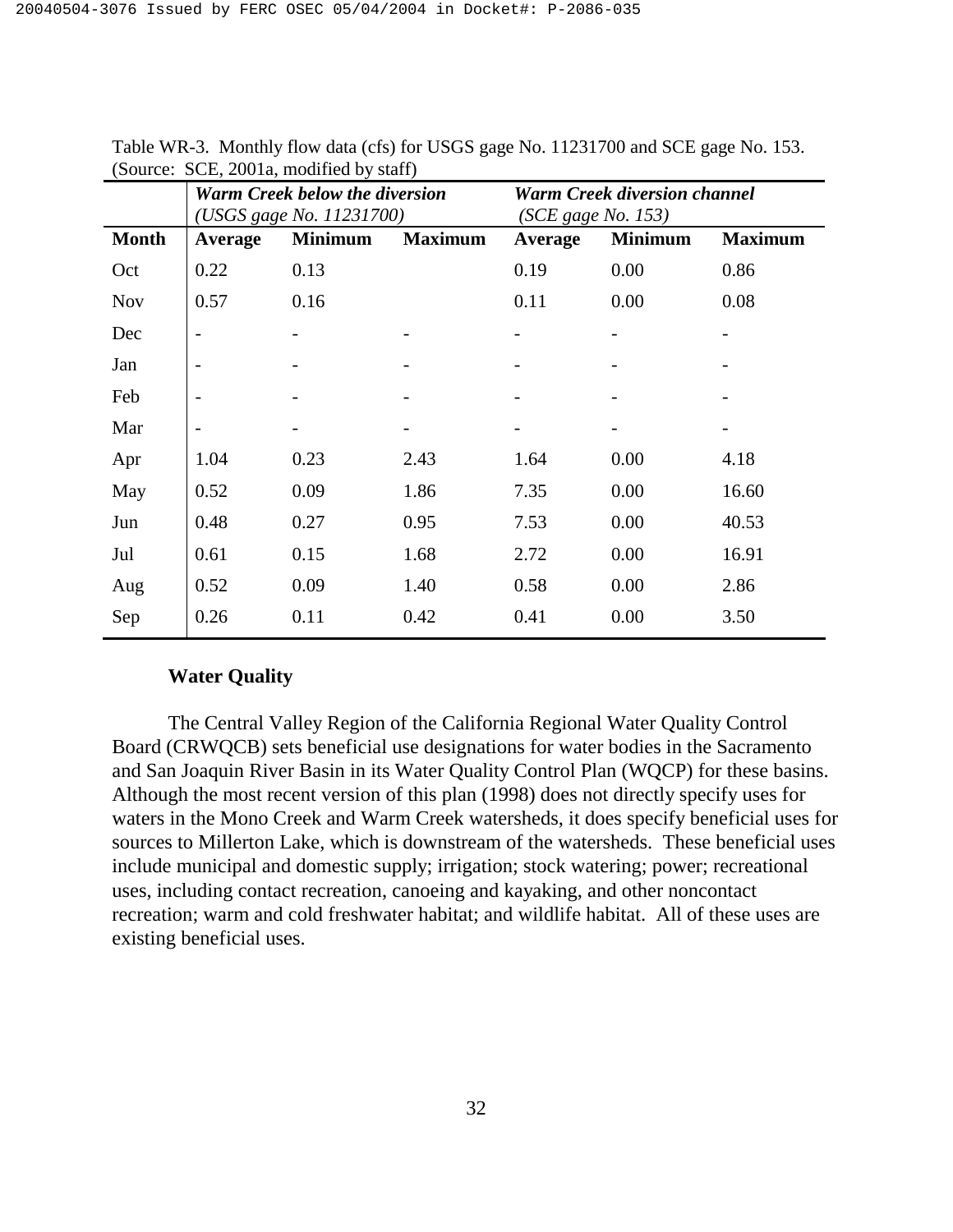Table WR-3. Monthly flow data (cfs) for USGS gage No. 11231700 and SCE gage No. 153. (Source: SCE, 2001a, modified by staff)

| | ***Warm Creek below the diversion*** *(USGS gage No. 11231700)* | | | ***Warm Creek diversion channel*** *(SCE gage No. 153)* | | |
|---|---|---|---|---|---|---|
| **Month** | **Average** | **Minimum** | **Maximum** | **Average** | **Minimum** | **Maximum** |
| Oct | 0.22 | 0.13 | | 0.19 | 0.00 | 0.86 |
| Nov | 0.57 | 0.16 | | 0.11 | 0.00 | 0.08 |
| Dec | - | - | - | - | - | - |
| Jan | - | - | - | - | - | - |
| Feb | - | - | - | - | - | - |
| Mar | - | - | - | - | - | - |
| Apr | 1.04 | 0.23 | 2.43 | 1.64 | 0.00 | 4.18 |
| May | 0.52 | 0.09 | 1.86 | 7.35 | 0.00 | 16.60 |
| Jun | 0.48 | 0.27 | 0.95 | 7.53 | 0.00 | 40.53 |
| Jul | 0.61 | 0.15 | 1.68 | 2.72 | 0.00 | 16.91 |
| Aug | 0.52 | 0.09 | 1.40 | 0.58 | 0.00 | 2.86 |
| Sep | 0.26 | 0.11 | 0.42 | 0.41 | 0.00 | 3.50 |

**Water Quality**

The Central Valley Region of the California Regional Water Quality Control Board (CRWQCB) sets beneficial use designations for water bodies in the Sacramento and San Joaquin River Basin in its Water Quality Control Plan (WQCP) for these basins. Although the most recent version of this plan (1998) does not directly specify uses for waters in the Mono Creek and Warm Creek watersheds, it does specify beneficial uses for sources to Millerton Lake, which is downstream of the watersheds. These beneficial uses include municipal and domestic supply; irrigation; stock watering; power; recreational uses, including contact recreation, canoeing and kayaking, and other noncontact recreation; warm and cold freshwater habitat; and wildlife habitat. All of these uses are existing beneficial uses.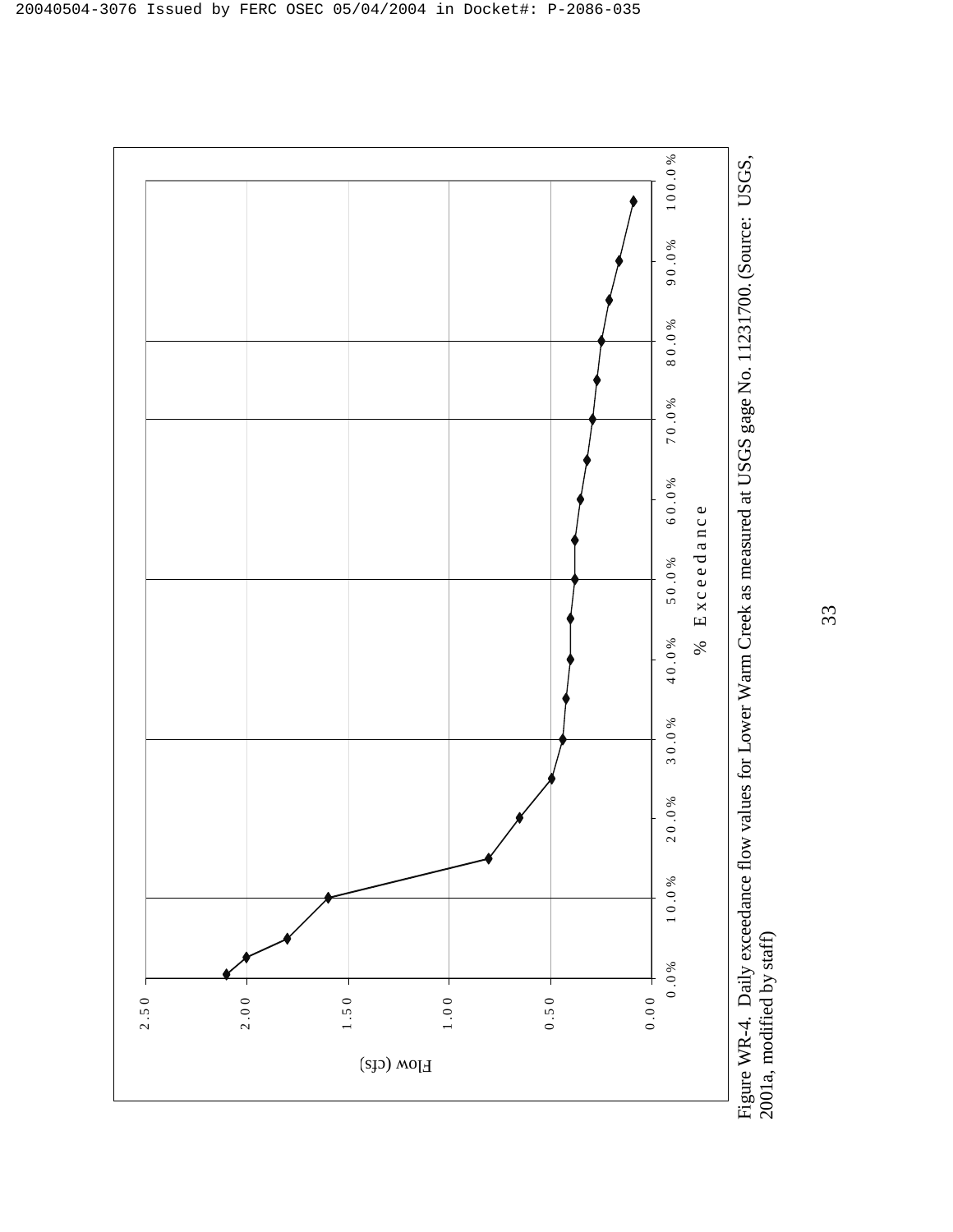Figure WR-4. Daily exceedance flow values for Lower Warm Creek as measured at USGS gage No. 11231700. (Source: USGS, 2001a, modified by staff)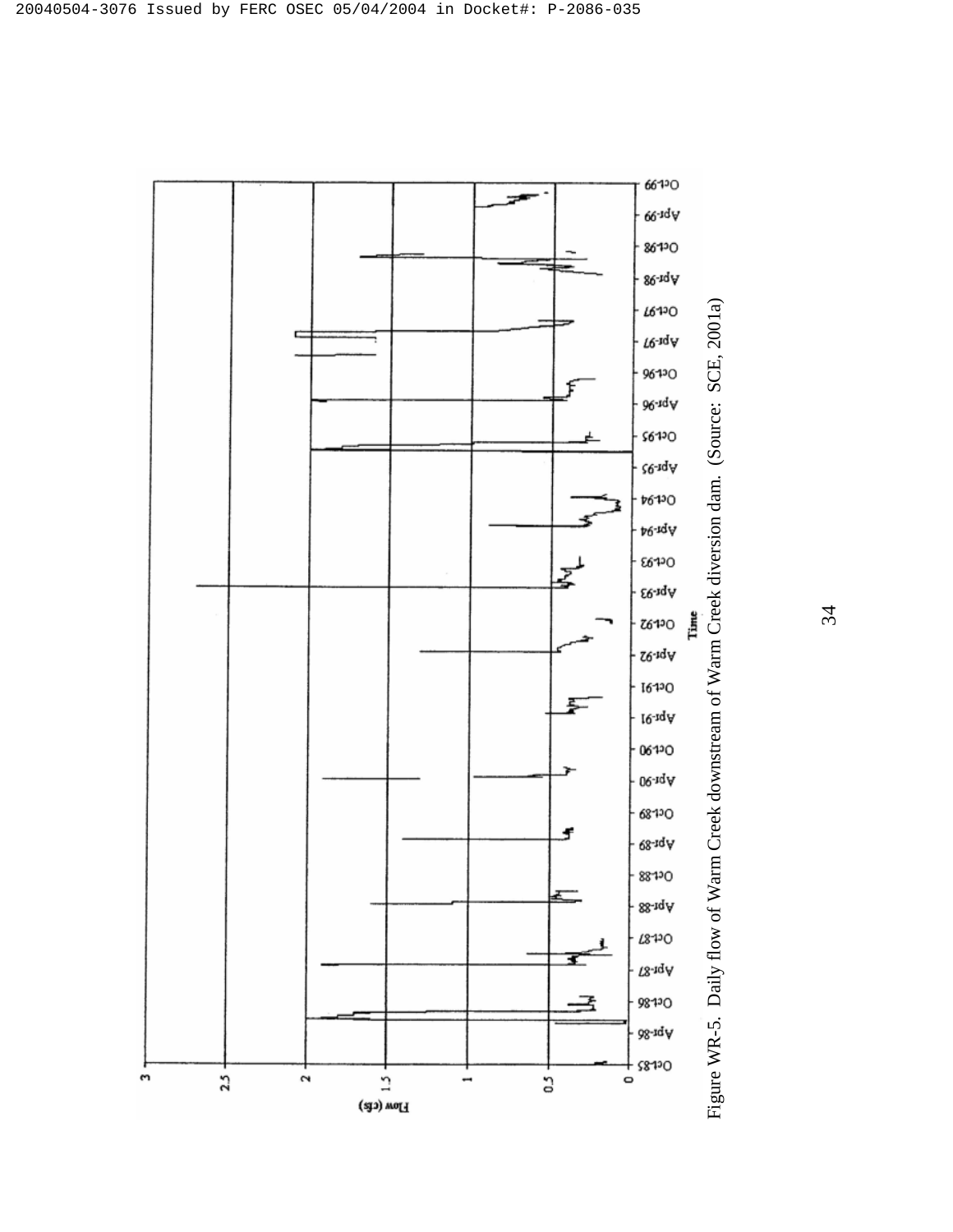Figure WR-5. Daily flow of Warm Creek downstream of Warm Creek diversion dam. (Source: SCE, 2001a)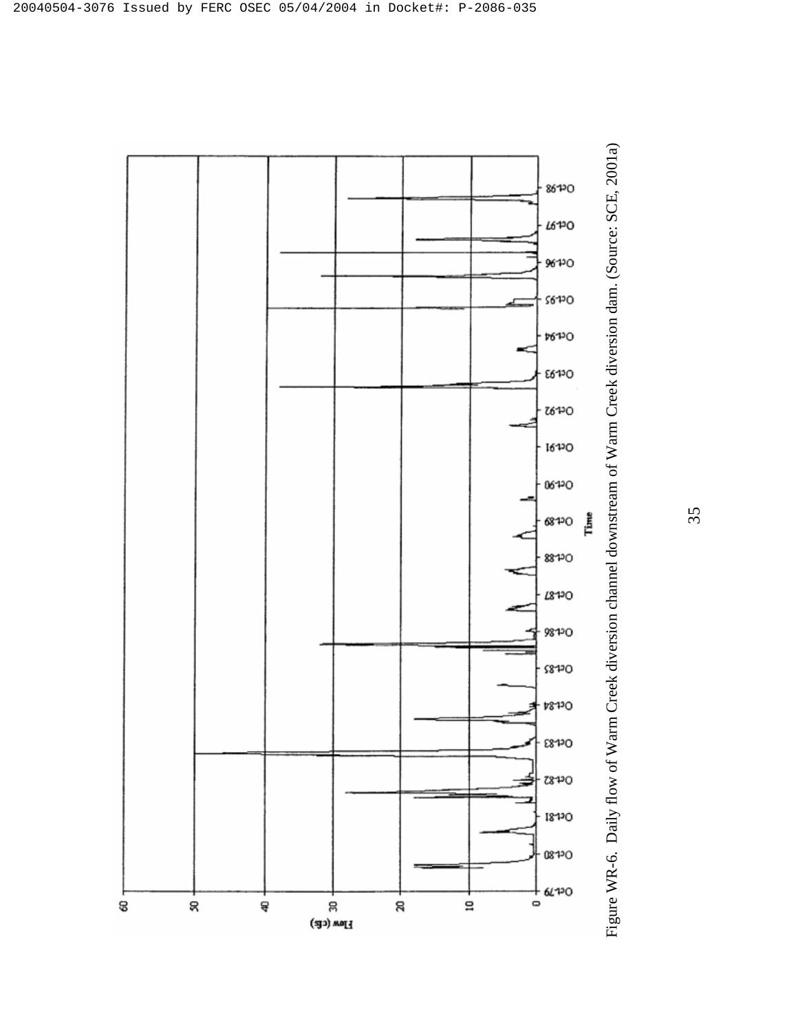Figure WR-6. Daily flow of Warm Creek diversion channel downstream of Warm Creek diversion dam. (Source: SCE, 2001a)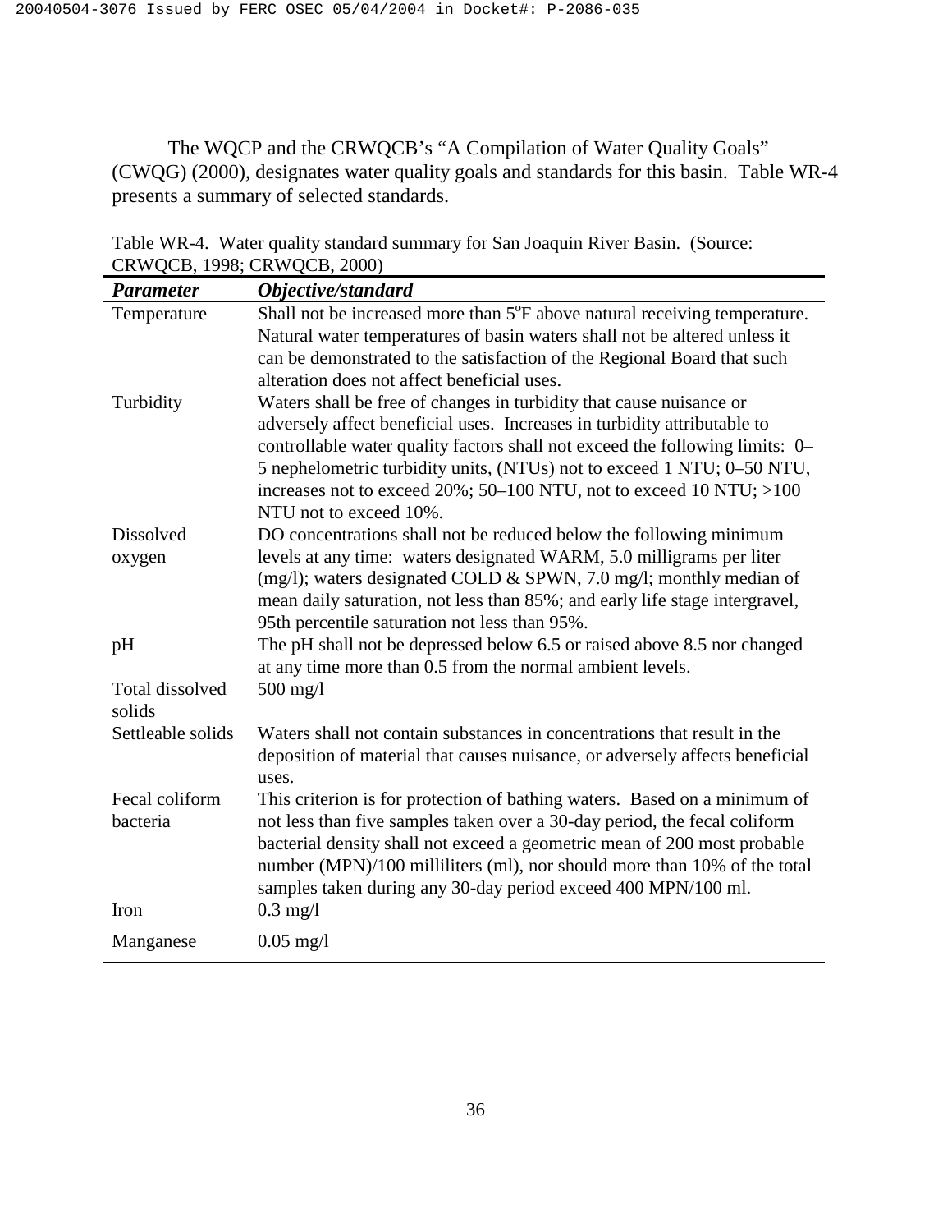The WQCP and the CRWQCB's "A Compilation of Water Quality Goals" (CWQG) (2000), designates water quality goals and standards for this basin. Table WR-4 presents a summary of selected standards.

Table WR-4. Water quality standard summary for San Joaquin River Basin. (Source: CRWQCB, 1998; CRWQCB, 2000)

| ***Parameter*** | ***Objective/standard*** |
|---|---|
| Temperature | Shall not be increased more than 5°F above natural receiving temperature. Natural water temperatures of basin waters shall not be altered unless it can be demonstrated to the satisfaction of the Regional Board that such alteration does not affect beneficial uses. |
| Turbidity | Waters shall be free of changes in turbidity that cause nuisance or adversely affect beneficial uses. Increases in turbidity attributable to controllable water quality factors shall not exceed the following limits: 0–5 nephelometric turbidity units, (NTUs) not to exceed 1 NTU; 0–50 NTU, increases not to exceed 20%; 50–100 NTU, not to exceed 10 NTU; >100 NTU not to exceed 10%. |
| Dissolved oxygen | DO concentrations shall not be reduced below the following minimum levels at any time: waters designated WARM, 5.0 milligrams per liter (mg/l); waters designated COLD & SPWN, 7.0 mg/l; monthly median of mean daily saturation, not less than 85%; and early life stage intergravel, 95th percentile saturation not less than 95%. |
| pH | The pH shall not be depressed below 6.5 or raised above 8.5 nor changed at any time more than 0.5 from the normal ambient levels. |
| Total dissolved solids | 500 mg/l |
| Settleable solids | Waters shall not contain substances in concentrations that result in the deposition of material that causes nuisance, or adversely affects beneficial uses. |
| Fecal coliform bacteria | This criterion is for protection of bathing waters. Based on a minimum of not less than five samples taken over a 30-day period, the fecal coliform bacterial density shall not exceed a geometric mean of 200 most probable number (MPN)/100 milliliters (ml), nor should more than 10% of the total samples taken during any 30-day period exceed 400 MPN/100 ml. |
| Iron | 0.3 mg/l |
| Manganese | 0.05 mg/l |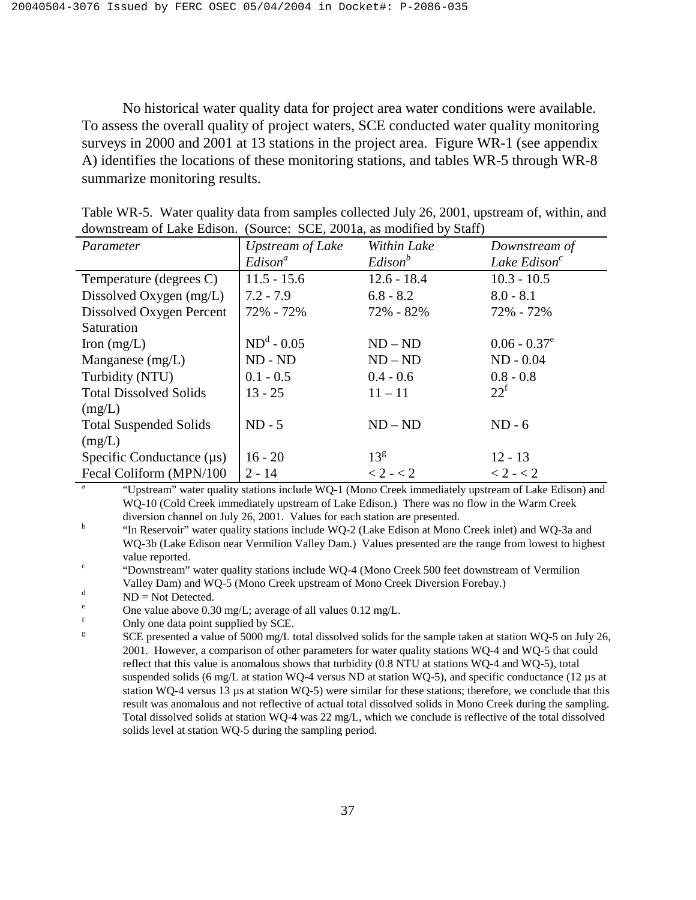No historical water quality data for project area water conditions were available. To assess the overall quality of project waters, SCE conducted water quality monitoring surveys in 2000 and 2001 at 13 stations in the project area. Figure WR-1 (see appendix A) identifies the locations of these monitoring stations, and tables WR-5 through WR-8 summarize monitoring results.

Table WR-5. Water quality data from samples collected July 26, 2001, upstream of, within, and downstream of Lake Edison. (Source: SCE, 2001a, as modified by Staff)

| *Parameter* | *Upstream of Lake Edison*[a] | *Within Lake Edison*[b] | *Downstream of Lake Edison*[c] |
|---|---|---|---|
| Temperature (degrees C) | 11.5 - 15.6 | 12.6 - 18.4 | 10.3 - 10.5 |
| Dissolved Oxygen (mg/L) | 7.2 - 7.9 | 6.8 - 8.2 | 8.0 - 8.1 |
| Dissolved Oxygen Percent Saturation | 72% - 72% | 72% - 82% | 72% - 72% |
| Iron (mg/L) | ND[d] - 0.05 | ND – ND | 0.06 - 0.37[e] |
| Manganese (mg/L) | ND - ND | ND – ND | ND - 0.04 |
| Turbidity (NTU) | 0.1 - 0.5 | 0.4 - 0.6 | 0.8 - 0.8 |
| Total Dissolved Solids (mg/L) | 13 - 25 | 11 – 11 | 22[f] |
| Total Suspended Solids (mg/L) | ND - 5 | ND – ND | ND - 6 |
| Specific Conductance (µs) | 16 - 20 | 13[g] | 12 - 13 |
| Fecal Coliform (MPN/100 | 2 - 14 | < 2 - < 2 | < 2 - < 2 |

[a] "Upstream" water quality stations include WQ-1 (Mono Creek immediately upstream of Lake Edison) and WQ-10 (Cold Creek immediately upstream of Lake Edison.) There was no flow in the Warm Creek diversion channel on July 26, 2001. Values for each station are presented.

[b] "In Reservoir" water quality stations include WQ-2 (Lake Edison at Mono Creek inlet) and WQ-3a and WQ-3b (Lake Edison near Vermilion Valley Dam.) Values presented are the range from lowest to highest value reported.

[c] "Downstream" water quality stations include WQ-4 (Mono Creek 500 feet downstream of Vermilion Valley Dam) and WQ-5 (Mono Creek upstream of Mono Creek Diversion Forebay.)

[d] ND = Not Detected.

[e] One value above 0.30 mg/L; average of all values 0.12 mg/L.

[f] Only one data point supplied by SCE.

[g] SCE presented a value of 5000 mg/L total dissolved solids for the sample taken at station WQ-5 on July 26, 2001. However, a comparison of other parameters for water quality stations WQ-4 and WQ-5 that could reflect that this value is anomalous shows that turbidity (0.8 NTU at stations WQ-4 and WQ-5), total suspended solids (6 mg/L at station WQ-4 versus ND at station WQ-5), and specific conductance (12 µs at station WQ-4 versus 13 µs at station WQ-5) were similar for these stations; therefore, we conclude that this result was anomalous and not reflective of actual total dissolved solids in Mono Creek during the sampling. Total dissolved solids at station WQ-4 was 22 mg/L, which we conclude is reflective of the total dissolved solids level at station WQ-5 during the sampling period.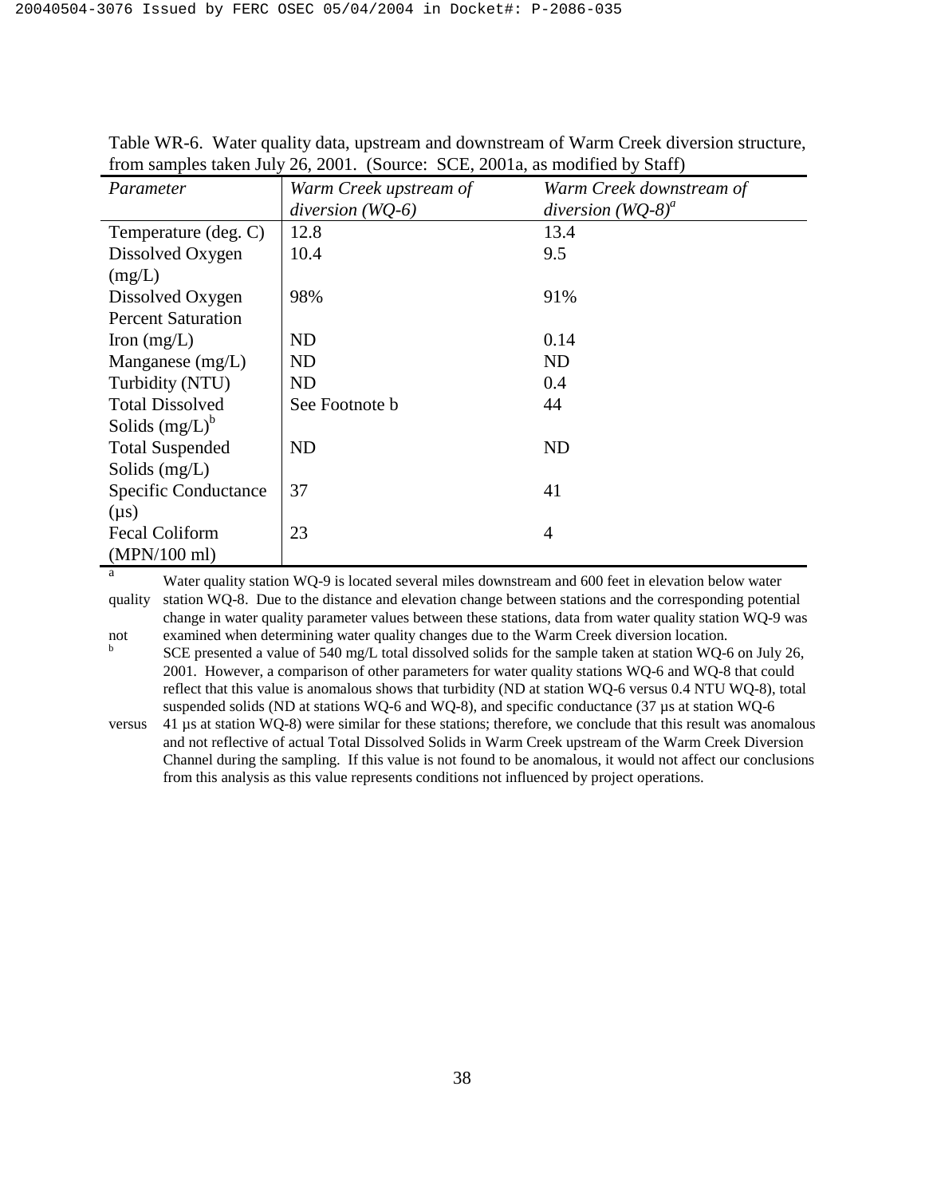Table WR-6. Water quality data, upstream and downstream of Warm Creek diversion structure, from samples taken July 26, 2001. (Source: SCE, 2001a, as modified by Staff)

| *Parameter* | *Warm Creek upstream of diversion (WQ-6)* | *Warm Creek downstream of diversion (WQ-8)*[a] |
|---|---|---|
| Temperature (deg. C) | 12.8 | 13.4 |
| Dissolved Oxygen (mg/L) | 10.4 | 9.5 |
| Dissolved Oxygen Percent Saturation | 98% | 91% |
| Iron (mg/L) | ND | 0.14 |
| Manganese (mg/L) | ND | ND |
| Turbidity (NTU) | ND | 0.4 |
| Total Dissolved Solids (mg/L)[b] | See Footnote b | 44 |
| Total Suspended Solids (mg/L) | ND | ND |
| Specific Conductance (µs) | 37 | 41 |
| Fecal Coliform (MPN/100 ml) | 23 | 4 |

[a] Water quality station WQ-9 is located several miles downstream and 600 feet in elevation below water quality station WQ-8. Due to the distance and elevation change between stations and the corresponding potential change in water quality parameter values between these stations, data from water quality station WQ-9 was not examined when determining water quality changes due to the Warm Creek diversion location.

[b] SCE presented a value of 540 mg/L total dissolved solids for the sample taken at station WQ-6 on July 26, 2001. However, a comparison of other parameters for water quality stations WQ-6 and WQ-8 that could reflect that this value is anomalous shows that turbidity (ND at station WQ-6 versus 0.4 NTU WQ-8), total suspended solids (ND at stations WQ-6 and WQ-8), and specific conductance (37 µs at station WQ-6 versus 41 µs at station WQ-8) were similar for these stations; therefore, we conclude that this result was anomalous and not reflective of actual Total Dissolved Solids in Warm Creek upstream of the Warm Creek Diversion Channel during the sampling. If this value is not found to be anomalous, it would not affect our conclusions from this analysis as this value represents conditions not influenced by project operations.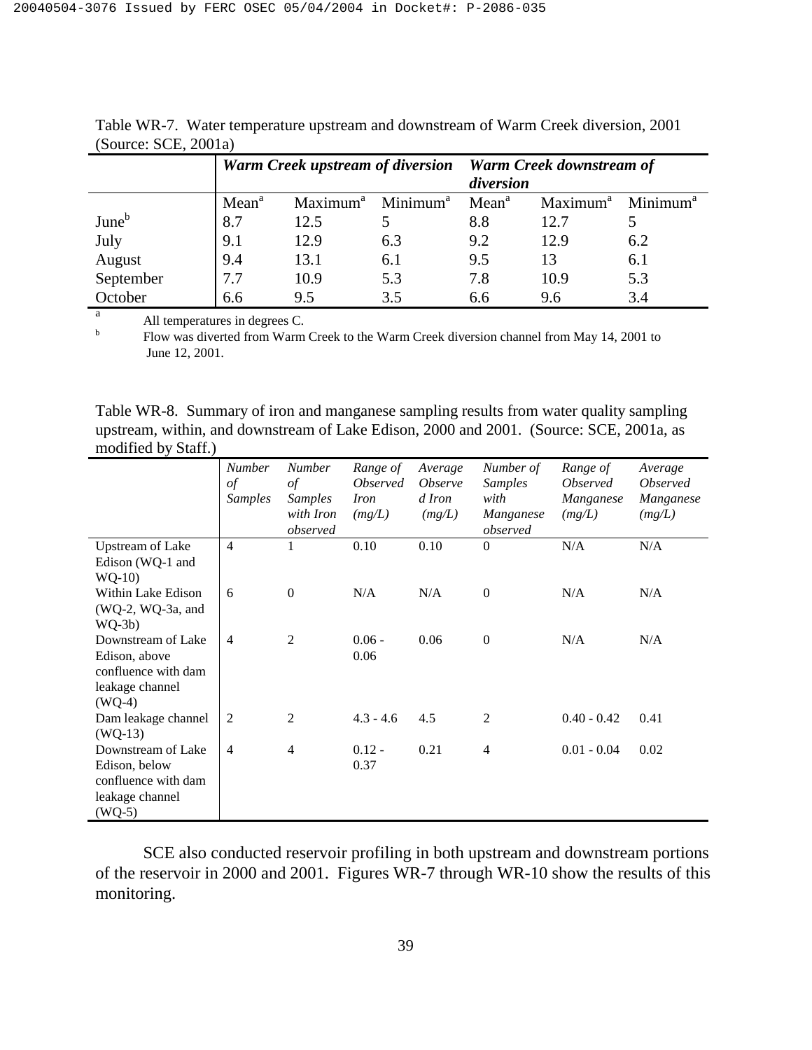Table WR-7. Water temperature upstream and downstream of Warm Creek diversion, 2001 (Source: SCE, 2001a)

| | ***Warm Creek upstream of diversion*** | | | ***Warm Creek downstream of diversion*** | | |
|---|---|---|---|---|---|---|
| | Mean[a] | Maximum[a] | Minimum[a] | Mean[a] | Maximum[a] | Minimum[a] |
| June[b] | 8.7 | 12.5 | 5 | 8.8 | 12.7 | 5 |
| July | 9.1 | 12.9 | 6.3 | 9.2 | 12.9 | 6.2 |
| August | 9.4 | 13.1 | 6.1 | 9.5 | 13 | 6.1 |
| September | 7.7 | 10.9 | 5.3 | 7.8 | 10.9 | 5.3 |
| October | 6.6 | 9.5 | 3.5 | 6.6 | 9.6 | 3.4 |

[a] All temperatures in degrees C.

[b] Flow was diverted from Warm Creek to the Warm Creek diversion channel from May 14, 2001 to June 12, 2001.

Table WR-8. Summary of iron and manganese sampling results from water quality sampling upstream, within, and downstream of Lake Edison, 2000 and 2001. (Source: SCE, 2001a, as modified by Staff.)

| | *Number of Samples* | *Number of Samples with Iron observed* | *Range of Observed Iron (mg/L)* | *Average Observed Iron (mg/L)* | *Number of Samples with Manganese observed* | *Range of Observed Manganese (mg/L)* | *Average Observed Manganese (mg/L)* |
|---|---|---|---|---|---|---|---|
| Upstream of Lake Edison (WQ-1 and WQ-10) | 4 | 1 | 0.10 | 0.10 | 0 | N/A | N/A |
| Within Lake Edison (WQ-2, WQ-3a, and WQ-3b) | 6 | 0 | N/A | N/A | 0 | N/A | N/A |
| Downstream of Lake Edison, above confluence with dam leakage channel (WQ-4) | 4 | 2 | 0.06 - 0.06 | 0.06 | 0 | N/A | N/A |
| Dam leakage channel (WQ-13) | 2 | 2 | 4.3 - 4.6 | 4.5 | 2 | 0.40 - 0.42 | 0.41 |
| Downstream of Lake Edison, below confluence with dam leakage channel (WQ-5) | 4 | 4 | 0.12 - 0.37 | 0.21 | 4 | 0.01 - 0.04 | 0.02 |

SCE also conducted reservoir profiling in both upstream and downstream portions of the reservoir in 2000 and 2001. Figures WR-7 through WR-10 show the results of this monitoring.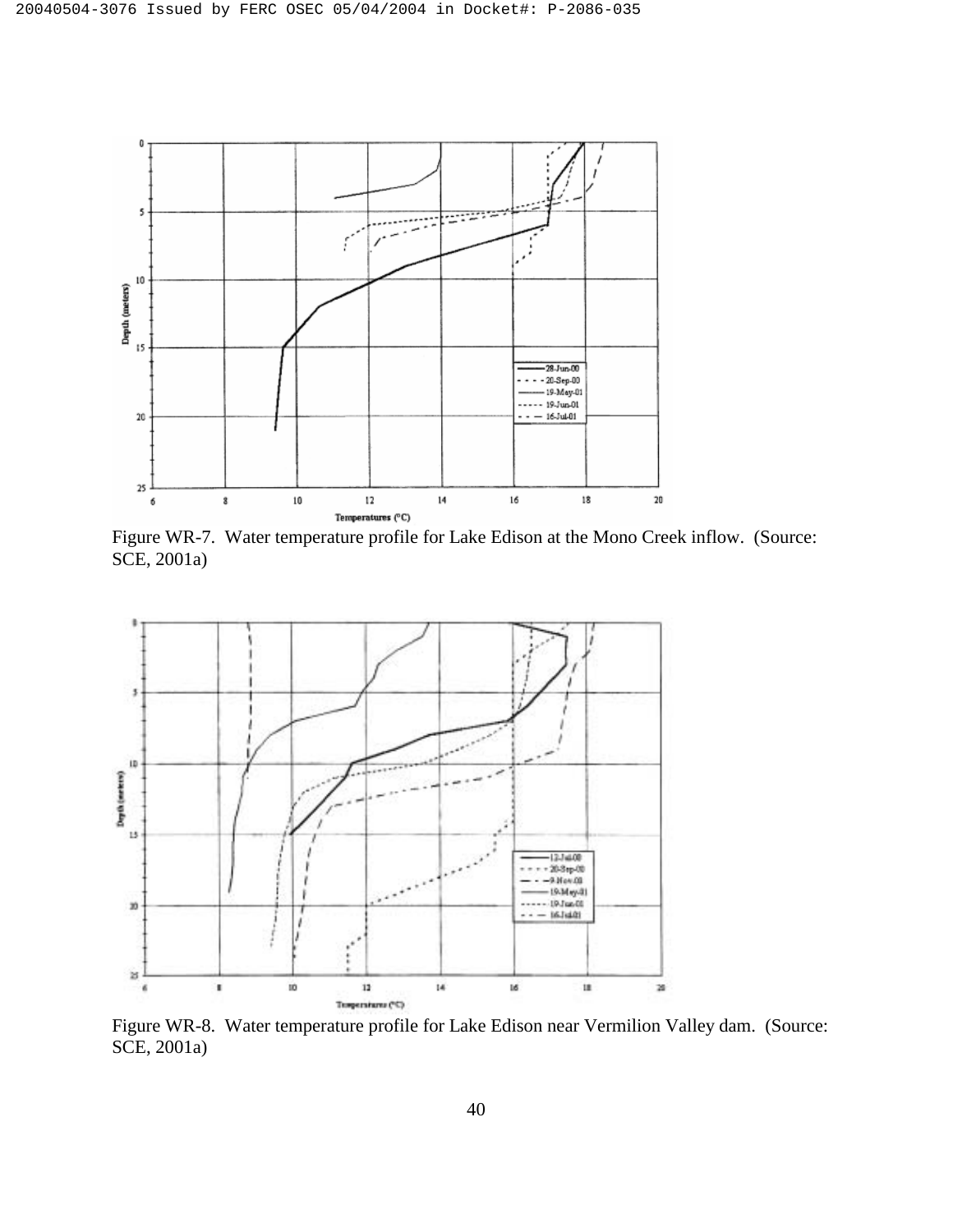Figure WR-7. Water temperature profile for Lake Edison at the Mono Creek inflow. (Source: SCE, 2001a)

Figure WR-8. Water temperature profile for Lake Edison near Vermilion Valley dam. (Source: SCE, 2001a)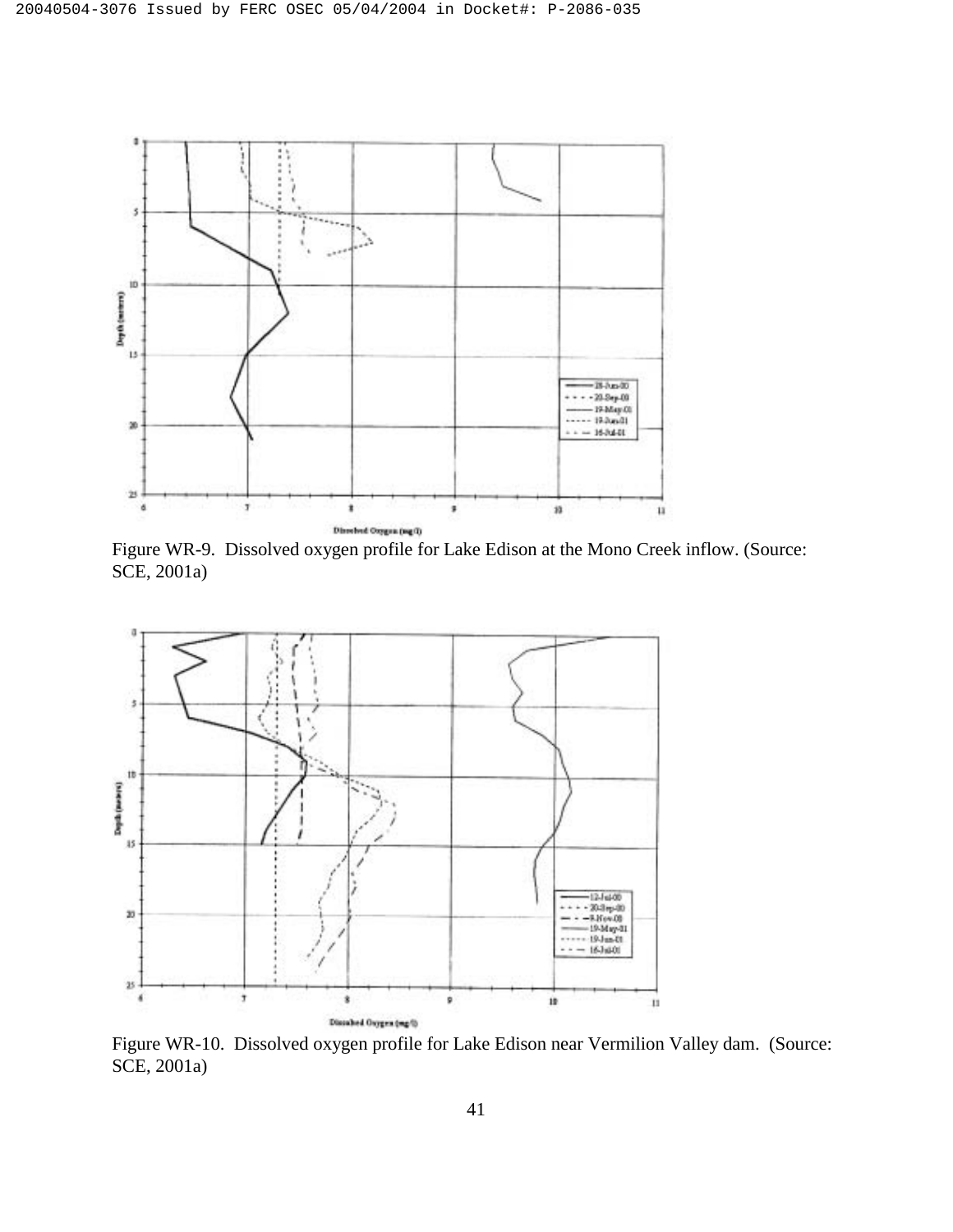Figure WR-9. Dissolved oxygen profile for Lake Edison at the Mono Creek inflow. (Source: SCE, 2001a)

Figure WR-10. Dissolved oxygen profile for Lake Edison near Vermilion Valley dam. (Source: SCE, 2001a)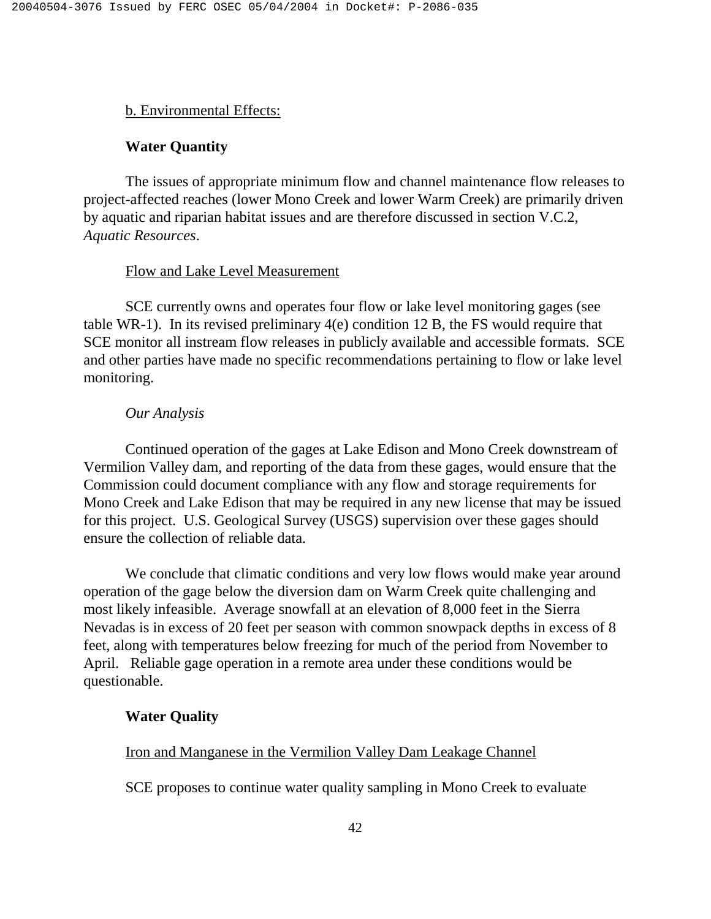b. Environmental Effects:

**Water Quantity**

The issues of appropriate minimum flow and channel maintenance flow releases to project-affected reaches (lower Mono Creek and lower Warm Creek) are primarily driven by aquatic and riparian habitat issues and are therefore discussed in section V.C.2, *Aquatic Resources*.

Flow and Lake Level Measurement

SCE currently owns and operates four flow or lake level monitoring gages (see table WR-1). In its revised preliminary 4(e) condition 12 B, the FS would require that SCE monitor all instream flow releases in publicly available and accessible formats. SCE and other parties have made no specific recommendations pertaining to flow or lake level monitoring.

*Our Analysis*

Continued operation of the gages at Lake Edison and Mono Creek downstream of Vermilion Valley dam, and reporting of the data from these gages, would ensure that the Commission could document compliance with any flow and storage requirements for Mono Creek and Lake Edison that may be required in any new license that may be issued for this project. U.S. Geological Survey (USGS) supervision over these gages should ensure the collection of reliable data.

We conclude that climatic conditions and very low flows would make year around operation of the gage below the diversion dam on Warm Creek quite challenging and most likely infeasible. Average snowfall at an elevation of 8,000 feet in the Sierra Nevadas is in excess of 20 feet per season with common snowpack depths in excess of 8 feet, along with temperatures below freezing for much of the period from November to April. Reliable gage operation in a remote area under these conditions would be questionable.

**Water Quality**

Iron and Manganese in the Vermilion Valley Dam Leakage Channel

SCE proposes to continue water quality sampling in Mono Creek to evaluate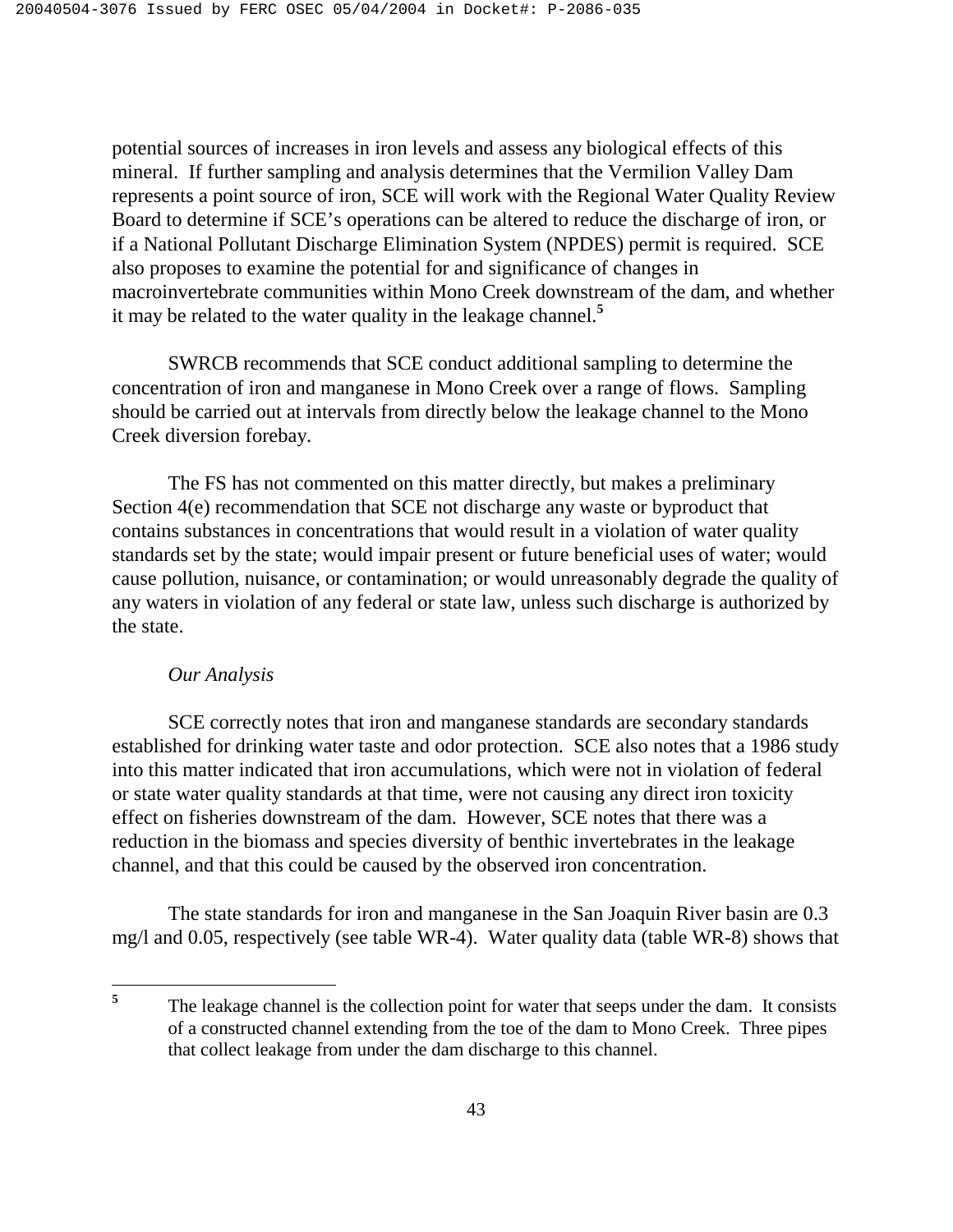potential sources of increases in iron levels and assess any biological effects of this mineral. If further sampling and analysis determines that the Vermilion Valley Dam represents a point source of iron, SCE will work with the Regional Water Quality Review Board to determine if SCE's operations can be altered to reduce the discharge of iron, or if a National Pollutant Discharge Elimination System (NPDES) permit is required. SCE also proposes to examine the potential for and significance of changes in macroinvertebrate communities within Mono Creek downstream of the dam, and whether it may be related to the water quality in the leakage channel.[5]

SWRCB recommends that SCE conduct additional sampling to determine the concentration of iron and manganese in Mono Creek over a range of flows. Sampling should be carried out at intervals from directly below the leakage channel to the Mono Creek diversion forebay.

The FS has not commented on this matter directly, but makes a preliminary Section 4(e) recommendation that SCE not discharge any waste or byproduct that contains substances in concentrations that would result in a violation of water quality standards set by the state; would impair present or future beneficial uses of water; would cause pollution, nuisance, or contamination; or would unreasonably degrade the quality of any waters in violation of any federal or state law, unless such discharge is authorized by the state.

*Our Analysis*

SCE correctly notes that iron and manganese standards are secondary standards established for drinking water taste and odor protection. SCE also notes that a 1986 study into this matter indicated that iron accumulations, which were not in violation of federal or state water quality standards at that time, were not causing any direct iron toxicity effect on fisheries downstream of the dam. However, SCE notes that there was a reduction in the biomass and species diversity of benthic invertebrates in the leakage channel, and that this could be caused by the observed iron concentration.

The state standards for iron and manganese in the San Joaquin River basin are 0.3 mg/l and 0.05, respectively (see table WR-4). Water quality data (table WR-8) shows that

---

[5] The leakage channel is the collection point for water that seeps under the dam. It consists of a constructed channel extending from the toe of the dam to Mono Creek. Three pipes that collect leakage from under the dam discharge to this channel.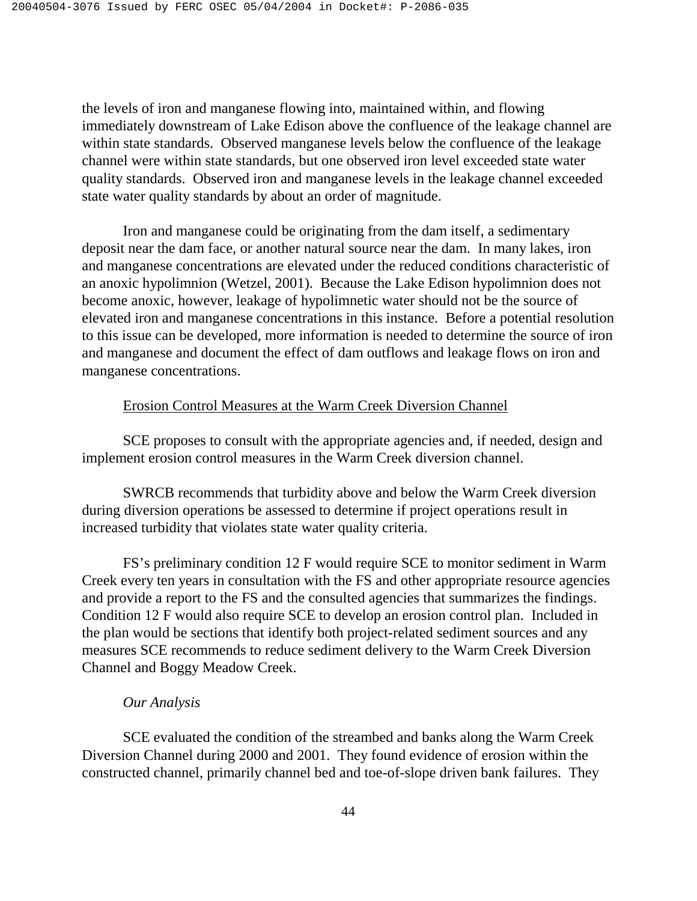the levels of iron and manganese flowing into, maintained within, and flowing immediately downstream of Lake Edison above the confluence of the leakage channel are within state standards. Observed manganese levels below the confluence of the leakage channel were within state standards, but one observed iron level exceeded state water quality standards. Observed iron and manganese levels in the leakage channel exceeded state water quality standards by about an order of magnitude.

Iron and manganese could be originating from the dam itself, a sedimentary deposit near the dam face, or another natural source near the dam. In many lakes, iron and manganese concentrations are elevated under the reduced conditions characteristic of an anoxic hypolimnion (Wetzel, 2001). Because the Lake Edison hypolimnion does not become anoxic, however, leakage of hypolimnetic water should not be the source of elevated iron and manganese concentrations in this instance. Before a potential resolution to this issue can be developed, more information is needed to determine the source of iron and manganese and document the effect of dam outflows and leakage flows on iron and manganese concentrations.

Erosion Control Measures at the Warm Creek Diversion Channel

SCE proposes to consult with the appropriate agencies and, if needed, design and implement erosion control measures in the Warm Creek diversion channel.

SWRCB recommends that turbidity above and below the Warm Creek diversion during diversion operations be assessed to determine if project operations result in increased turbidity that violates state water quality criteria.

FS's preliminary condition 12 F would require SCE to monitor sediment in Warm Creek every ten years in consultation with the FS and other appropriate resource agencies and provide a report to the FS and the consulted agencies that summarizes the findings. Condition 12 F would also require SCE to develop an erosion control plan. Included in the plan would be sections that identify both project-related sediment sources and any measures SCE recommends to reduce sediment delivery to the Warm Creek Diversion Channel and Boggy Meadow Creek.

*Our Analysis*

SCE evaluated the condition of the streambed and banks along the Warm Creek Diversion Channel during 2000 and 2001. They found evidence of erosion within the constructed channel, primarily channel bed and toe-of-slope driven bank failures. They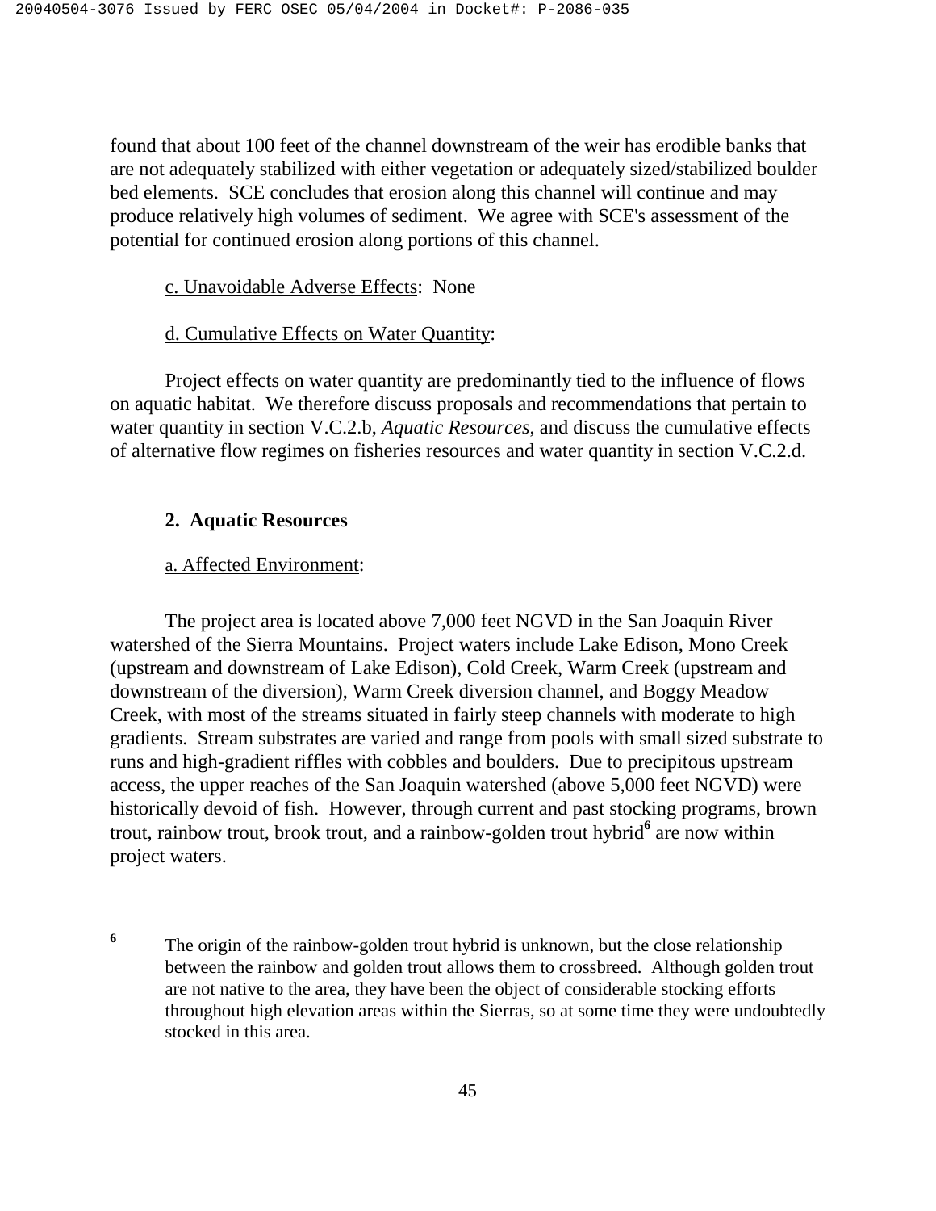found that about 100 feet of the channel downstream of the weir has erodible banks that are not adequately stabilized with either vegetation or adequately sized/stabilized boulder bed elements. SCE concludes that erosion along this channel will continue and may produce relatively high volumes of sediment. We agree with SCE's assessment of the potential for continued erosion along portions of this channel.

c. Unavoidable Adverse Effects: None

d. Cumulative Effects on Water Quantity:

Project effects on water quantity are predominantly tied to the influence of flows on aquatic habitat. We therefore discuss proposals and recommendations that pertain to water quantity in section V.C.2.b, *Aquatic Resources*, and discuss the cumulative effects of alternative flow regimes on fisheries resources and water quantity in section V.C.2.d.

### 2. Aquatic Resources

a. Affected Environment:

The project area is located above 7,000 feet NGVD in the San Joaquin River watershed of the Sierra Mountains. Project waters include Lake Edison, Mono Creek (upstream and downstream of Lake Edison), Cold Creek, Warm Creek (upstream and downstream of the diversion), Warm Creek diversion channel, and Boggy Meadow Creek, with most of the streams situated in fairly steep channels with moderate to high gradients. Stream substrates are varied and range from pools with small sized substrate to runs and high-gradient riffles with cobbles and boulders. Due to precipitous upstream access, the upper reaches of the San Joaquin watershed (above 5,000 feet NGVD) were historically devoid of fish. However, through current and past stocking programs, brown trout, rainbow trout, brook trout, and a rainbow-golden trout hybrid[6] are now within project waters.

---

[6] The origin of the rainbow-golden trout hybrid is unknown, but the close relationship between the rainbow and golden trout allows them to crossbreed. Although golden trout are not native to the area, they have been the object of considerable stocking efforts throughout high elevation areas within the Sierras, so at some time they were undoubtedly stocked in this area.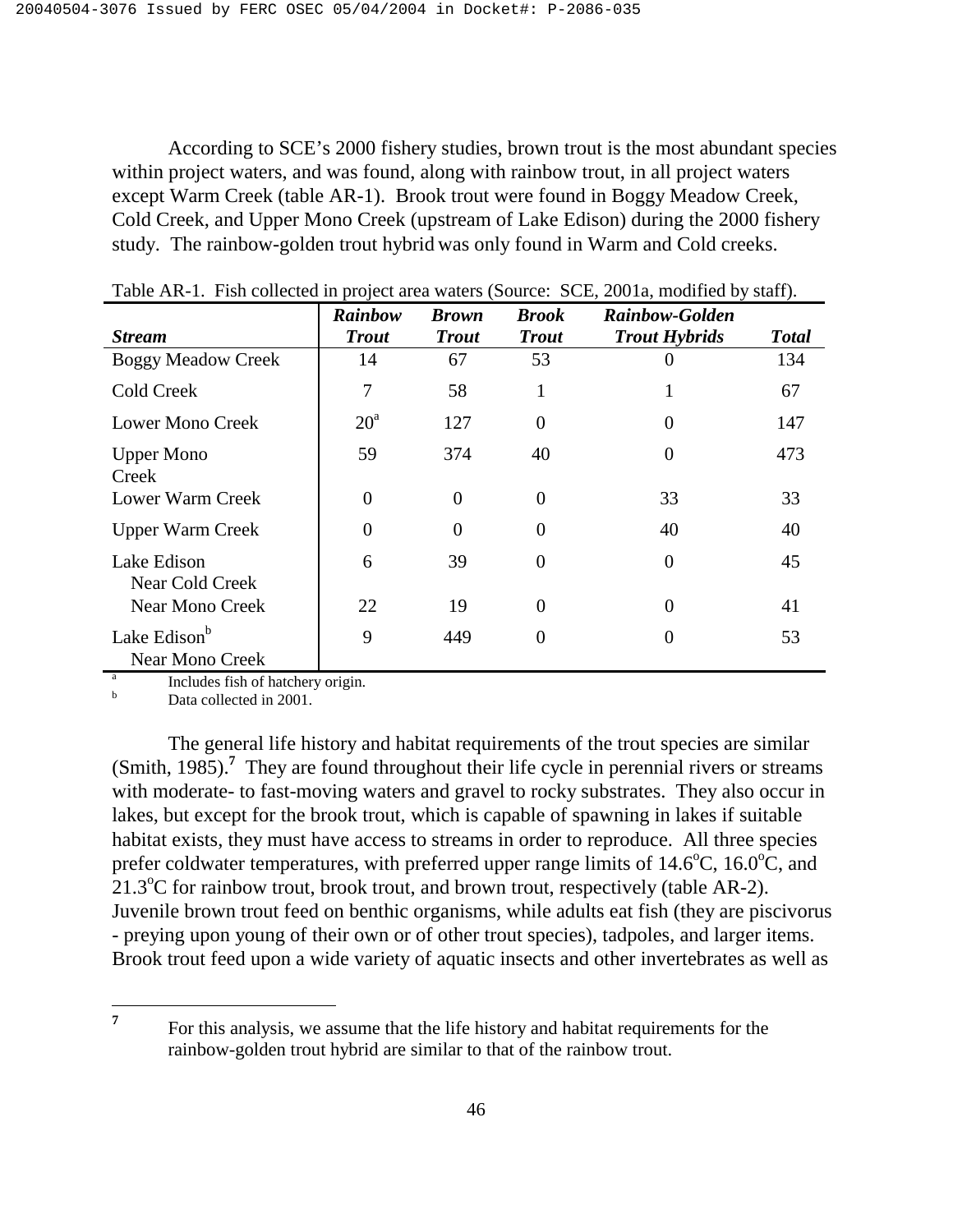According to SCE's 2000 fishery studies, brown trout is the most abundant species within project waters, and was found, along with rainbow trout, in all project waters except Warm Creek (table AR-1). Brook trout were found in Boggy Meadow Creek, Cold Creek, and Upper Mono Creek (upstream of Lake Edison) during the 2000 fishery study. The rainbow-golden trout hybrid was only found in Warm and Cold creeks.

Table AR-1. Fish collected in project area waters (Source: SCE, 2001a, modified by staff).

| ***Stream*** | ***Rainbow Trout*** | ***Brown Trout*** | ***Brook Trout*** | ***Rainbow-Golden Trout Hybrids*** | ***Total*** |
|---|---|---|---|---|---|
| Boggy Meadow Creek | 14 | 67 | 53 | 0 | 134 |
| Cold Creek | 7 | 58 | 1 | 1 | 67 |
| Lower Mono Creek | 20[a] | 127 | 0 | 0 | 147 |
| Upper Mono Creek | 59 | 374 | 40 | 0 | 473 |
| Lower Warm Creek | 0 | 0 | 0 | 33 | 33 |
| Upper Warm Creek | 0 | 0 | 0 | 40 | 40 |
| Lake Edison Near Cold Creek | 6 | 39 | 0 | 0 | 45 |
| Near Mono Creek | 22 | 19 | 0 | 0 | 41 |
| Lake Edison[b] Near Mono Creek | 9 | 449 | 0 | 0 | 53 |

[a] Includes fish of hatchery origin.
[b] Data collected in 2001.

The general life history and habitat requirements of the trout species are similar (Smith, 1985).[7] They are found throughout their life cycle in perennial rivers or streams with moderate- to fast-moving waters and gravel to rocky substrates. They also occur in lakes, but except for the brook trout, which is capable of spawning in lakes if suitable habitat exists, they must have access to streams in order to reproduce. All three species prefer coldwater temperatures, with preferred upper range limits of 14.6°C, 16.0°C, and 21.3°C for rainbow trout, brook trout, and brown trout, respectively (table AR-2). Juvenile brown trout feed on benthic organisms, while adults eat fish (they are piscivorus - preying upon young of their own or of other trout species), tadpoles, and larger items. Brook trout feed upon a wide variety of aquatic insects and other invertebrates as well as

[7] For this analysis, we assume that the life history and habitat requirements for the rainbow-golden trout hybrid are similar to that of the rainbow trout.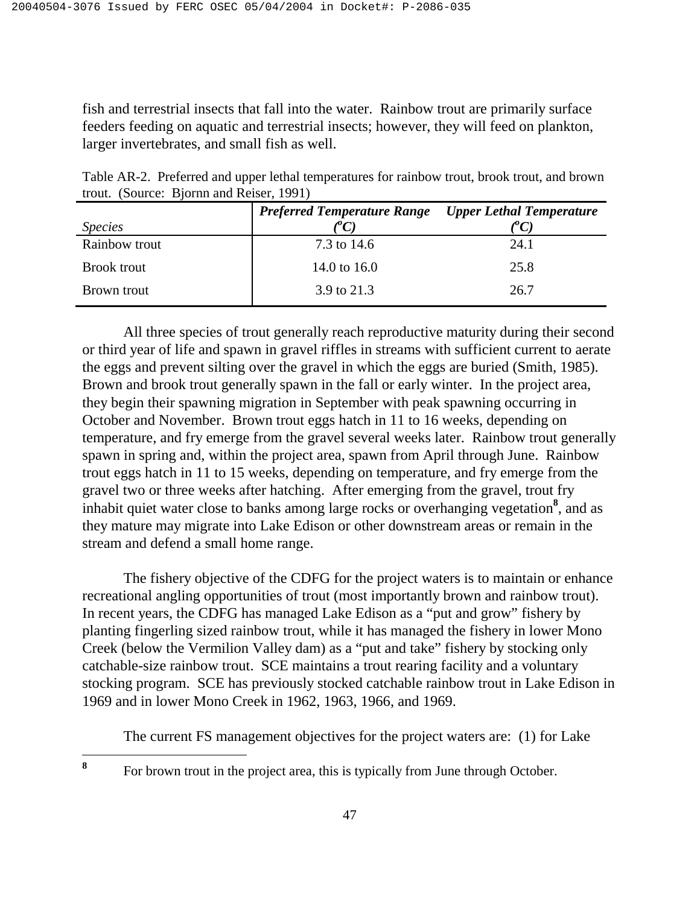fish and terrestrial insects that fall into the water. Rainbow trout are primarily surface feeders feeding on aquatic and terrestrial insects; however, they will feed on plankton, larger invertebrates, and small fish as well.

Table AR-2. Preferred and upper lethal temperatures for rainbow trout, brook trout, and brown trout. (Source: Bjornn and Reiser, 1991)

| *Species* | *Preferred Temperature Range (°C)* | *Upper Lethal Temperature (°C)* |
|---|---|---|
| Rainbow trout | 7.3 to 14.6 | 24.1 |
| Brook trout | 14.0 to 16.0 | 25.8 |
| Brown trout | 3.9 to 21.3 | 26.7 |

All three species of trout generally reach reproductive maturity during their second or third year of life and spawn in gravel riffles in streams with sufficient current to aerate the eggs and prevent silting over the gravel in which the eggs are buried (Smith, 1985). Brown and brook trout generally spawn in the fall or early winter. In the project area, they begin their spawning migration in September with peak spawning occurring in October and November. Brown trout eggs hatch in 11 to 16 weeks, depending on temperature, and fry emerge from the gravel several weeks later. Rainbow trout generally spawn in spring and, within the project area, spawn from April through June. Rainbow trout eggs hatch in 11 to 15 weeks, depending on temperature, and fry emerge from the gravel two or three weeks after hatching. After emerging from the gravel, trout fry inhabit quiet water close to banks among large rocks or overhanging vegetation[8], and as they mature may migrate into Lake Edison or other downstream areas or remain in the stream and defend a small home range.

The fishery objective of the CDFG for the project waters is to maintain or enhance recreational angling opportunities of trout (most importantly brown and rainbow trout). In recent years, the CDFG has managed Lake Edison as a "put and grow" fishery by planting fingerling sized rainbow trout, while it has managed the fishery in lower Mono Creek (below the Vermilion Valley dam) as a "put and take" fishery by stocking only catchable-size rainbow trout. SCE maintains a trout rearing facility and a voluntary stocking program. SCE has previously stocked catchable rainbow trout in Lake Edison in 1969 and in lower Mono Creek in 1962, 1963, 1966, and 1969.

The current FS management objectives for the project waters are: (1) for Lake

---

[8] For brown trout in the project area, this is typically from June through October.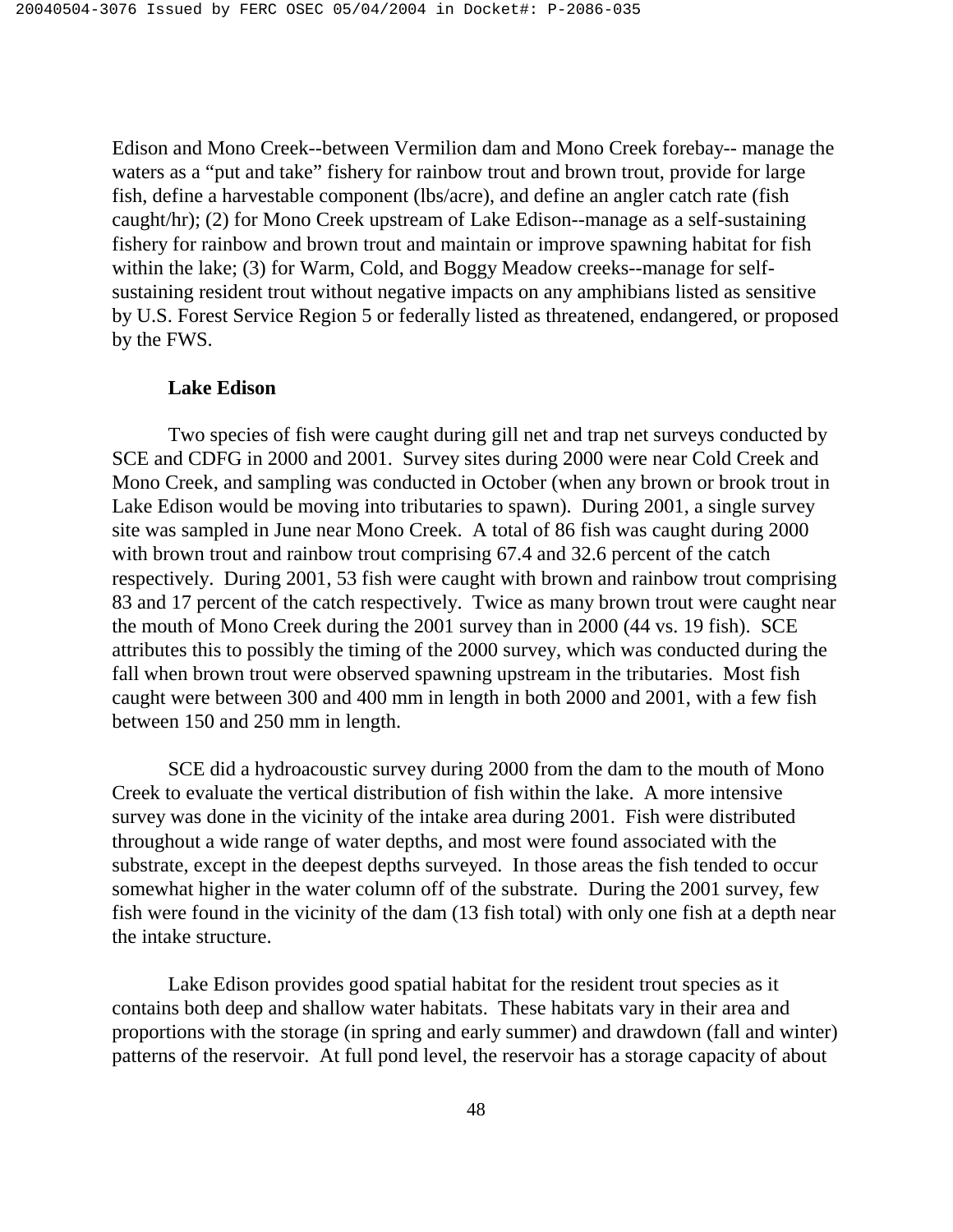Edison and Mono Creek--between Vermilion dam and Mono Creek forebay-- manage the waters as a "put and take" fishery for rainbow trout and brown trout, provide for large fish, define a harvestable component (lbs/acre), and define an angler catch rate (fish caught/hr); (2) for Mono Creek upstream of Lake Edison--manage as a self-sustaining fishery for rainbow and brown trout and maintain or improve spawning habitat for fish within the lake; (3) for Warm, Cold, and Boggy Meadow creeks--manage for self-sustaining resident trout without negative impacts on any amphibians listed as sensitive by U.S. Forest Service Region 5 or federally listed as threatened, endangered, or proposed by the FWS.

**Lake Edison**

Two species of fish were caught during gill net and trap net surveys conducted by SCE and CDFG in 2000 and 2001. Survey sites during 2000 were near Cold Creek and Mono Creek, and sampling was conducted in October (when any brown or brook trout in Lake Edison would be moving into tributaries to spawn). During 2001, a single survey site was sampled in June near Mono Creek. A total of 86 fish was caught during 2000 with brown trout and rainbow trout comprising 67.4 and 32.6 percent of the catch respectively. During 2001, 53 fish were caught with brown and rainbow trout comprising 83 and 17 percent of the catch respectively. Twice as many brown trout were caught near the mouth of Mono Creek during the 2001 survey than in 2000 (44 vs. 19 fish). SCE attributes this to possibly the timing of the 2000 survey, which was conducted during the fall when brown trout were observed spawning upstream in the tributaries. Most fish caught were between 300 and 400 mm in length in both 2000 and 2001, with a few fish between 150 and 250 mm in length.

SCE did a hydroacoustic survey during 2000 from the dam to the mouth of Mono Creek to evaluate the vertical distribution of fish within the lake. A more intensive survey was done in the vicinity of the intake area during 2001. Fish were distributed throughout a wide range of water depths, and most were found associated with the substrate, except in the deepest depths surveyed. In those areas the fish tended to occur somewhat higher in the water column off of the substrate. During the 2001 survey, few fish were found in the vicinity of the dam (13 fish total) with only one fish at a depth near the intake structure.

Lake Edison provides good spatial habitat for the resident trout species as it contains both deep and shallow water habitats. These habitats vary in their area and proportions with the storage (in spring and early summer) and drawdown (fall and winter) patterns of the reservoir. At full pond level, the reservoir has a storage capacity of about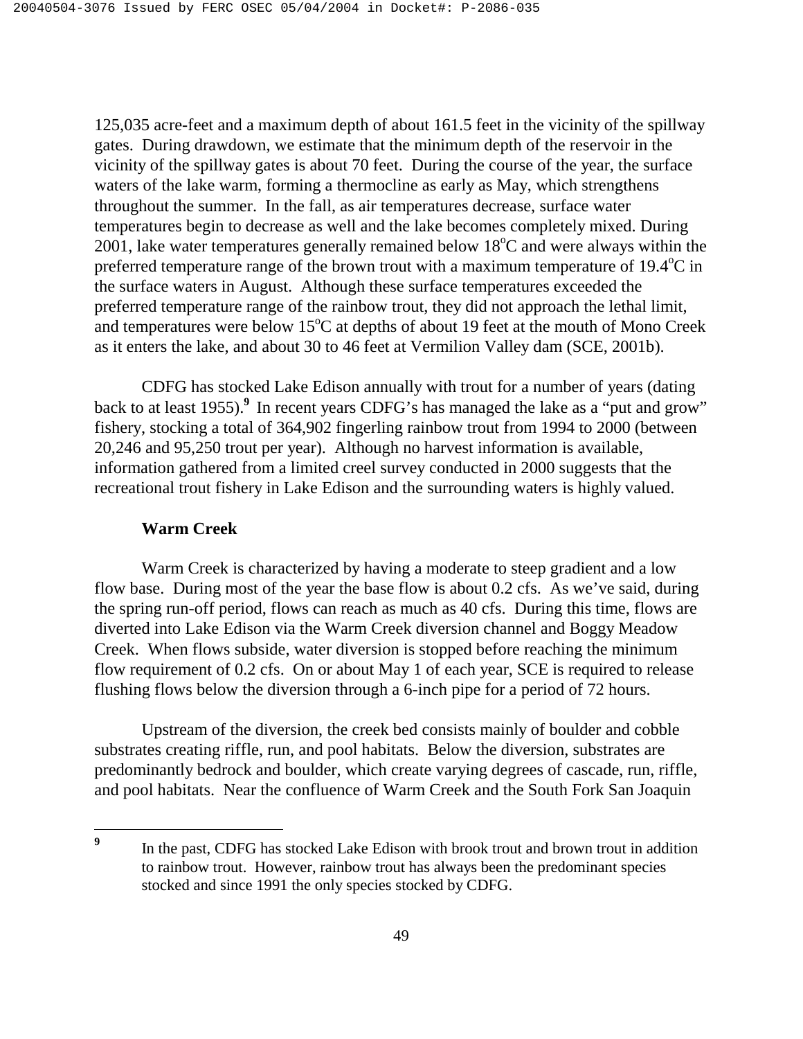125,035 acre-feet and a maximum depth of about 161.5 feet in the vicinity of the spillway gates. During drawdown, we estimate that the minimum depth of the reservoir in the vicinity of the spillway gates is about 70 feet. During the course of the year, the surface waters of the lake warm, forming a thermocline as early as May, which strengthens throughout the summer. In the fall, as air temperatures decrease, surface water temperatures begin to decrease as well and the lake becomes completely mixed. During 2001, lake water temperatures generally remained below 18$^{o}$C and were always within the preferred temperature range of the brown trout with a maximum temperature of 19.4$^{o}$C in the surface waters in August. Although these surface temperatures exceeded the preferred temperature range of the rainbow trout, they did not approach the lethal limit, and temperatures were below 15$^{o}$C at depths of about 19 feet at the mouth of Mono Creek as it enters the lake, and about 30 to 46 feet at Vermilion Valley dam (SCE, 2001b).

CDFG has stocked Lake Edison annually with trout for a number of years (dating back to at least 1955).[9] In recent years CDFG's has managed the lake as a "put and grow" fishery, stocking a total of 364,902 fingerling rainbow trout from 1994 to 2000 (between 20,246 and 95,250 trout per year). Although no harvest information is available, information gathered from a limited creel survey conducted in 2000 suggests that the recreational trout fishery in Lake Edison and the surrounding waters is highly valued.

**Warm Creek**

Warm Creek is characterized by having a moderate to steep gradient and a low flow base. During most of the year the base flow is about 0.2 cfs. As we've said, during the spring run-off period, flows can reach as much as 40 cfs. During this time, flows are diverted into Lake Edison via the Warm Creek diversion channel and Boggy Meadow Creek. When flows subside, water diversion is stopped before reaching the minimum flow requirement of 0.2 cfs. On or about May 1 of each year, SCE is required to release flushing flows below the diversion through a 6-inch pipe for a period of 72 hours.

Upstream of the diversion, the creek bed consists mainly of boulder and cobble substrates creating riffle, run, and pool habitats. Below the diversion, substrates are predominantly bedrock and boulder, which create varying degrees of cascade, run, riffle, and pool habitats. Near the confluence of Warm Creek and the South Fork San Joaquin

---

[9] In the past, CDFG has stocked Lake Edison with brook trout and brown trout in addition to rainbow trout. However, rainbow trout has always been the predominant species stocked and since 1991 the only species stocked by CDFG.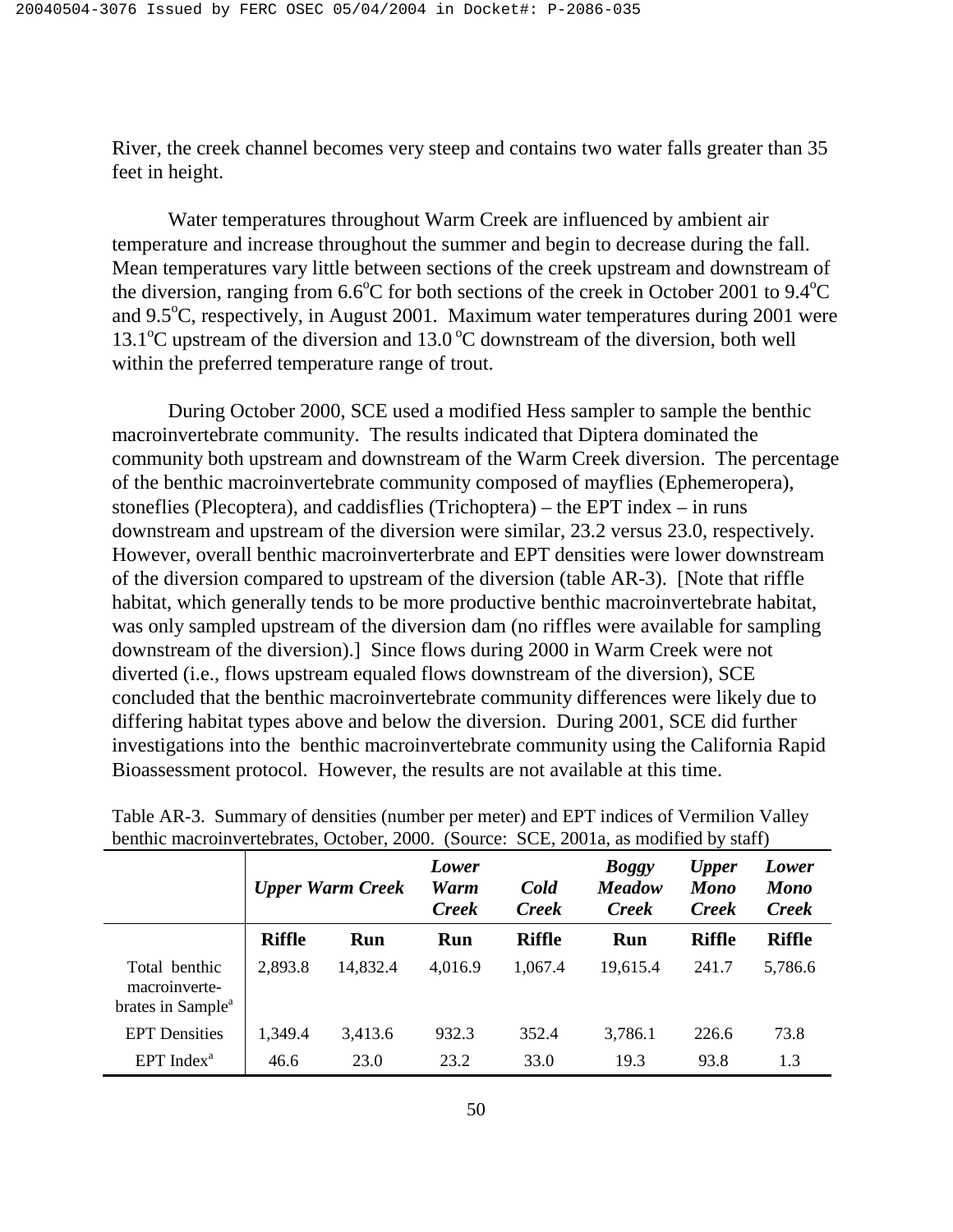River, the creek channel becomes very steep and contains two water falls greater than 35 feet in height.

Water temperatures throughout Warm Creek are influenced by ambient air temperature and increase throughout the summer and begin to decrease during the fall. Mean temperatures vary little between sections of the creek upstream and downstream of the diversion, ranging from 6.6°C for both sections of the creek in October 2001 to 9.4°C and 9.5°C, respectively, in August 2001. Maximum water temperatures during 2001 were 13.1°C upstream of the diversion and 13.0 °C downstream of the diversion, both well within the preferred temperature range of trout.

During October 2000, SCE used a modified Hess sampler to sample the benthic macroinvertebrate community. The results indicated that Diptera dominated the community both upstream and downstream of the Warm Creek diversion. The percentage of the benthic macroinvertebrate community composed of mayflies (Ephemeropera), stoneflies (Plecoptera), and caddisflies (Trichoptera) – the EPT index – in runs downstream and upstream of the diversion were similar, 23.2 versus 23.0, respectively. However, overall benthic macroinverterbrate and EPT densities were lower downstream of the diversion compared to upstream of the diversion (table AR-3). [Note that riffle habitat, which generally tends to be more productive benthic macroinvertebrate habitat, was only sampled upstream of the diversion dam (no riffles were available for sampling downstream of the diversion).] Since flows during 2000 in Warm Creek were not diverted (i.e., flows upstream equaled flows downstream of the diversion), SCE concluded that the benthic macroinvertebrate community differences were likely due to differing habitat types above and below the diversion. During 2001, SCE did further investigations into the benthic macroinvertebrate community using the California Rapid Bioassessment protocol. However, the results are not available at this time.

Table AR-3. Summary of densities (number per meter) and EPT indices of Vermilion Valley benthic macroinvertebrates, October, 2000. (Source: SCE, 2001a, as modified by staff)

| | *Upper Warm Creek* | | *Lower Warm Creek* | *Cold Creek* | *Boggy Meadow Creek* | *Upper Mono Creek* | *Lower Mono Creek* |
|---|---|---|---|---|---|---|---|
| | **Riffle** | **Run** | **Run** | **Riffle** | **Run** | **Riffle** | **Riffle** |
| Total benthic macroinvertebrates in Sample[a] | 2,893.8 | 14,832.4 | 4,016.9 | 1,067.4 | 19,615.4 | 241.7 | 5,786.6 |
| EPT Densities | 1,349.4 | 3,413.6 | 932.3 | 352.4 | 3,786.1 | 226.6 | 73.8 |
| EPT Index[a] | 46.6 | 23.0 | 23.2 | 33.0 | 19.3 | 93.8 | 1.3 |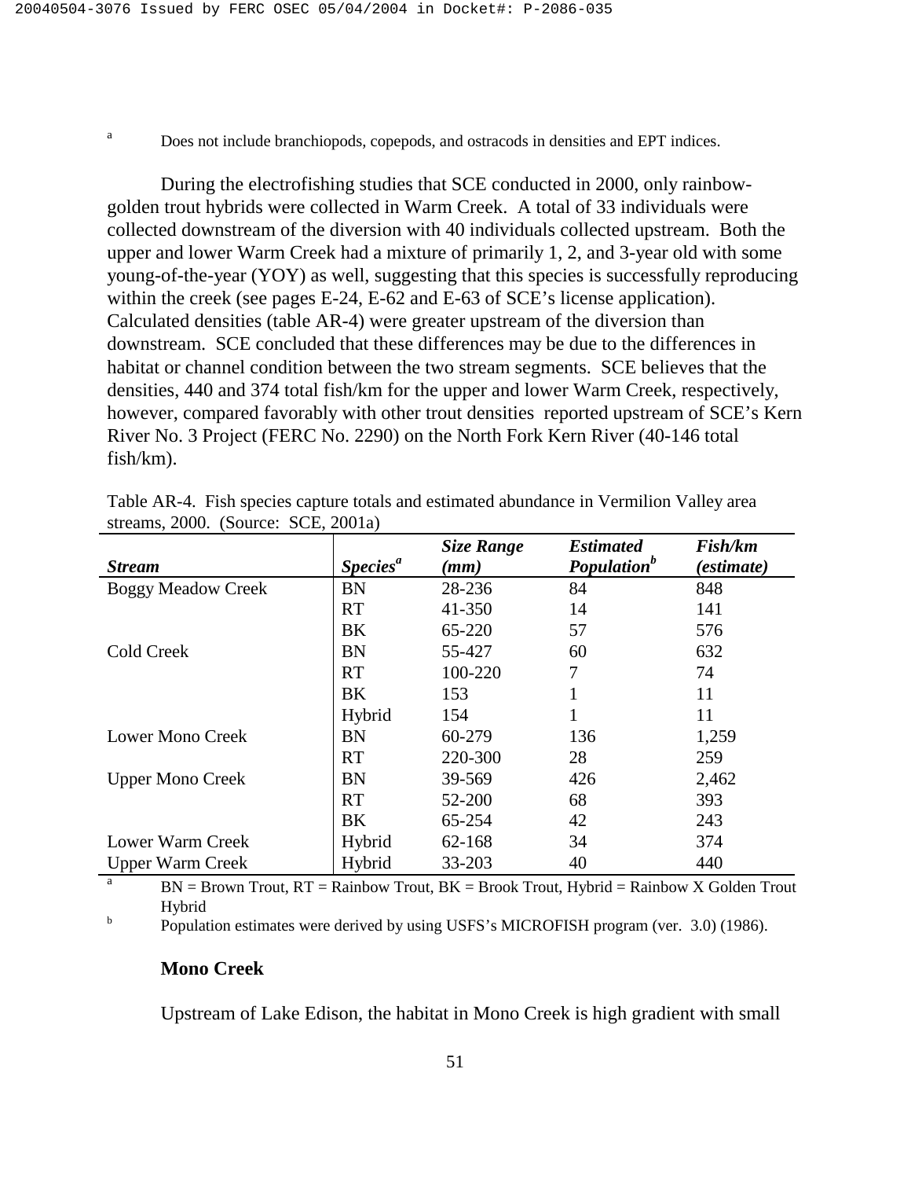[a] Does not include branchiopods, copepods, and ostracods in densities and EPT indices.

During the electrofishing studies that SCE conducted in 2000, only rainbow-golden trout hybrids were collected in Warm Creek. A total of 33 individuals were collected downstream of the diversion with 40 individuals collected upstream. Both the upper and lower Warm Creek had a mixture of primarily 1, 2, and 3-year old with some young-of-the-year (YOY) as well, suggesting that this species is successfully reproducing within the creek (see pages E-24, E-62 and E-63 of SCE's license application). Calculated densities (table AR-4) were greater upstream of the diversion than downstream. SCE concluded that these differences may be due to the differences in habitat or channel condition between the two stream segments. SCE believes that the densities, 440 and 374 total fish/km for the upper and lower Warm Creek, respectively, however, compared favorably with other trout densities reported upstream of SCE's Kern River No. 3 Project (FERC No. 2290) on the North Fork Kern River (40-146 total fish/km).

Table AR-4. Fish species capture totals and estimated abundance in Vermilion Valley area streams, 2000. (Source: SCE, 2001a)

| ***Stream*** | ***Species***[a] | ***Size Range (mm)*** | ***Estimated Population***[b] | ***Fish/km (estimate)*** |
|---|---|---|---|---|
| Boggy Meadow Creek | BN | 28-236 | 84 | 848 |
| | RT | 41-350 | 14 | 141 |
| | BK | 65-220 | 57 | 576 |
| Cold Creek | BN | 55-427 | 60 | 632 |
| | RT | 100-220 | 7 | 74 |
| | BK | 153 | 1 | 11 |
| | Hybrid | 154 | 1 | 11 |
| Lower Mono Creek | BN | 60-279 | 136 | 1,259 |
| | RT | 220-300 | 28 | 259 |
| Upper Mono Creek | BN | 39-569 | 426 | 2,462 |
| | RT | 52-200 | 68 | 393 |
| | BK | 65-254 | 42 | 243 |
| Lower Warm Creek | Hybrid | 62-168 | 34 | 374 |
| Upper Warm Creek | Hybrid | 33-203 | 40 | 440 |

[a] BN = Brown Trout, RT = Rainbow Trout, BK = Brook Trout, Hybrid = Rainbow X Golden Trout Hybrid

[b] Population estimates were derived by using USFS's MICROFISH program (ver. 3.0) (1986).

**Mono Creek**

Upstream of Lake Edison, the habitat in Mono Creek is high gradient with small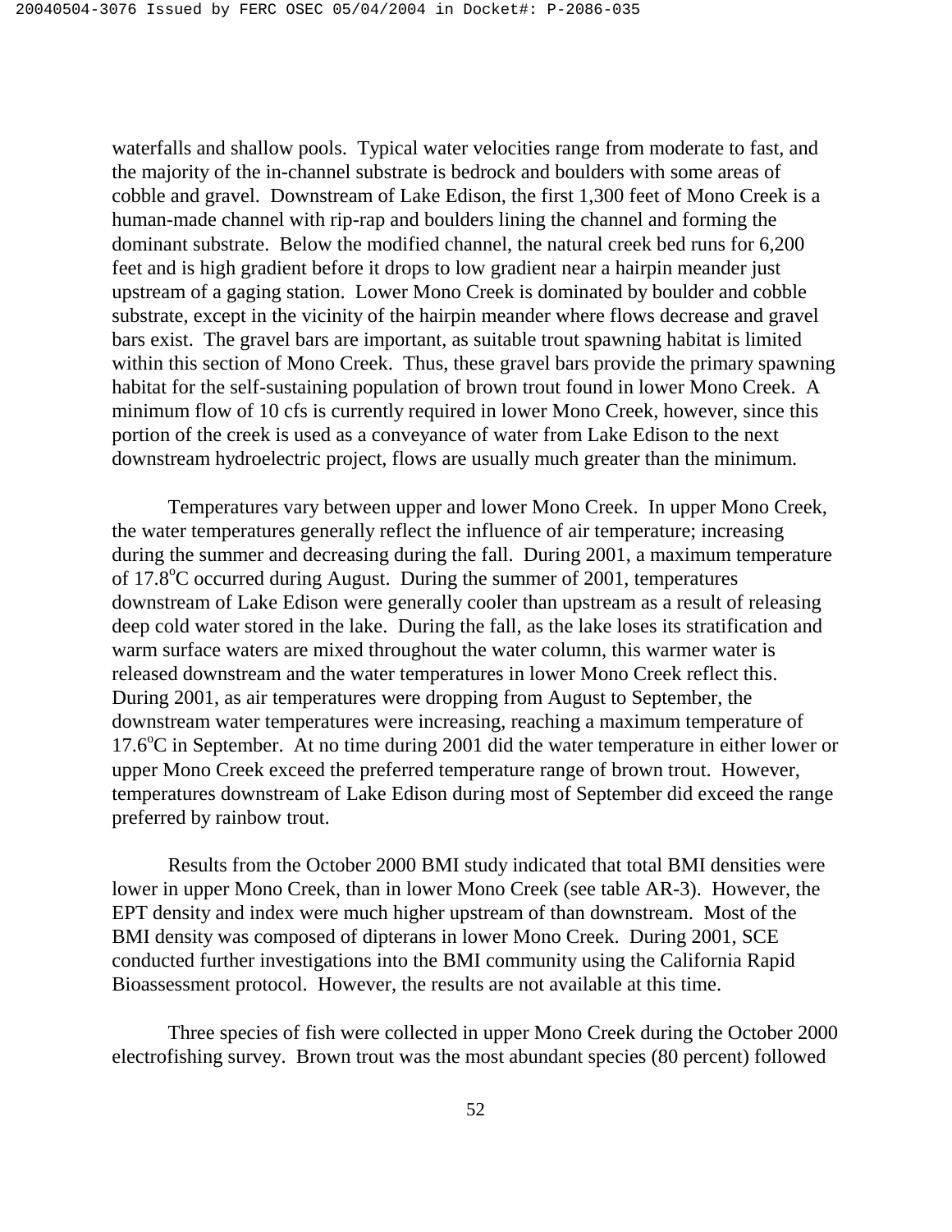waterfalls and shallow pools. Typical water velocities range from moderate to fast, and the majority of the in-channel substrate is bedrock and boulders with some areas of cobble and gravel. Downstream of Lake Edison, the first 1,300 feet of Mono Creek is a human-made channel with rip-rap and boulders lining the channel and forming the dominant substrate. Below the modified channel, the natural creek bed runs for 6,200 feet and is high gradient before it drops to low gradient near a hairpin meander just upstream of a gaging station. Lower Mono Creek is dominated by boulder and cobble substrate, except in the vicinity of the hairpin meander where flows decrease and gravel bars exist. The gravel bars are important, as suitable trout spawning habitat is limited within this section of Mono Creek. Thus, these gravel bars provide the primary spawning habitat for the self-sustaining population of brown trout found in lower Mono Creek. A minimum flow of 10 cfs is currently required in lower Mono Creek, however, since this portion of the creek is used as a conveyance of water from Lake Edison to the next downstream hydroelectric project, flows are usually much greater than the minimum.

Temperatures vary between upper and lower Mono Creek. In upper Mono Creek, the water temperatures generally reflect the influence of air temperature; increasing during the summer and decreasing during the fall. During 2001, a maximum temperature of 17.8$^{o}$C occurred during August. During the summer of 2001, temperatures downstream of Lake Edison were generally cooler than upstream as a result of releasing deep cold water stored in the lake. During the fall, as the lake loses its stratification and warm surface waters are mixed throughout the water column, this warmer water is released downstream and the water temperatures in lower Mono Creek reflect this. During 2001, as air temperatures were dropping from August to September, the downstream water temperatures were increasing, reaching a maximum temperature of 17.6$^{o}$C in September. At no time during 2001 did the water temperature in either lower or upper Mono Creek exceed the preferred temperature range of brown trout. However, temperatures downstream of Lake Edison during most of September did exceed the range preferred by rainbow trout.

Results from the October 2000 BMI study indicated that total BMI densities were lower in upper Mono Creek, than in lower Mono Creek (see table AR-3). However, the EPT density and index were much higher upstream of than downstream. Most of the BMI density was composed of dipterans in lower Mono Creek. During 2001, SCE conducted further investigations into the BMI community using the California Rapid Bioassessment protocol. However, the results are not available at this time.

Three species of fish were collected in upper Mono Creek during the October 2000 electrofishing survey. Brown trout was the most abundant species (80 percent) followed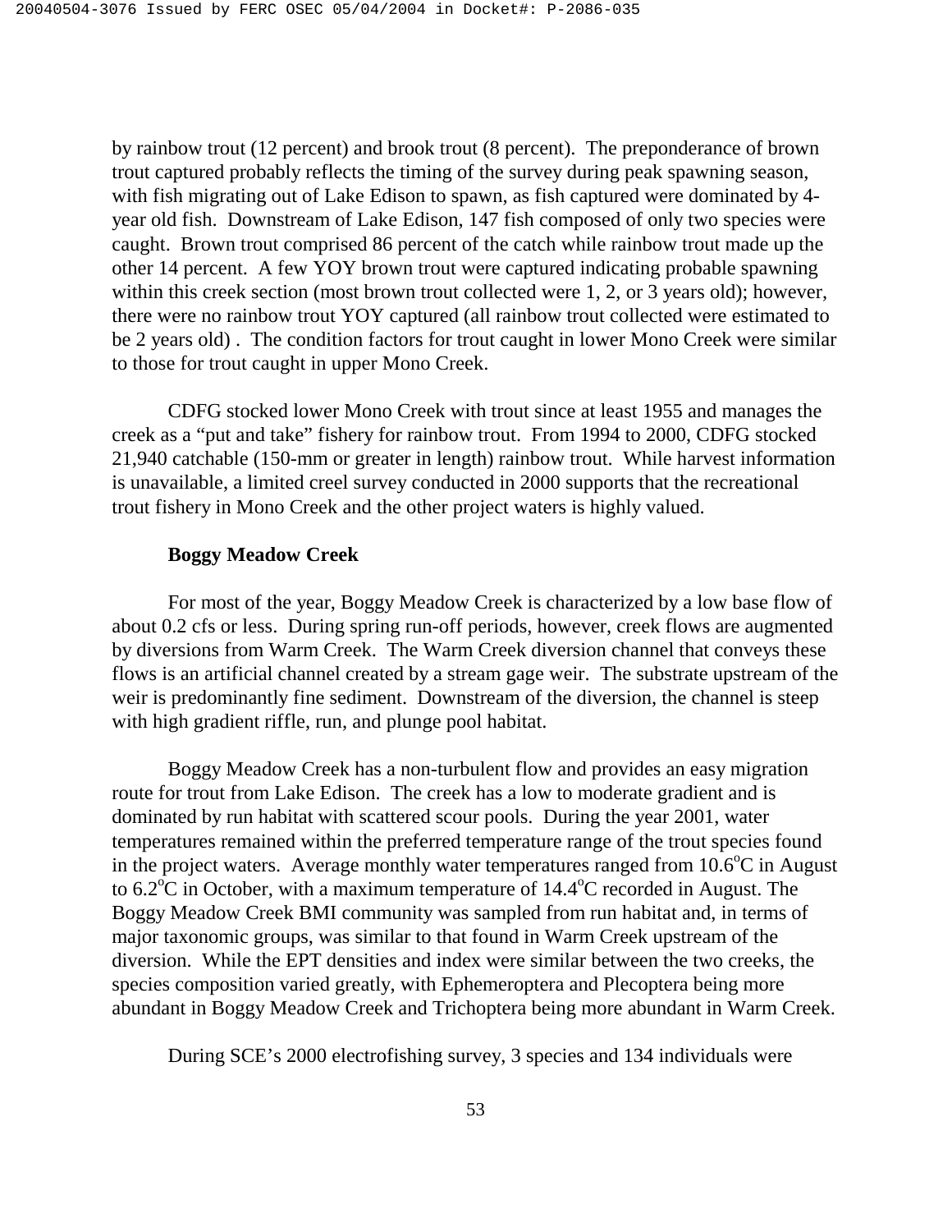by rainbow trout (12 percent) and brook trout (8 percent). The preponderance of brown trout captured probably reflects the timing of the survey during peak spawning season, with fish migrating out of Lake Edison to spawn, as fish captured were dominated by 4-year old fish. Downstream of Lake Edison, 147 fish composed of only two species were caught. Brown trout comprised 86 percent of the catch while rainbow trout made up the other 14 percent. A few YOY brown trout were captured indicating probable spawning within this creek section (most brown trout collected were 1, 2, or 3 years old); however, there were no rainbow trout YOY captured (all rainbow trout collected were estimated to be 2 years old) . The condition factors for trout caught in lower Mono Creek were similar to those for trout caught in upper Mono Creek.

CDFG stocked lower Mono Creek with trout since at least 1955 and manages the creek as a "put and take" fishery for rainbow trout. From 1994 to 2000, CDFG stocked 21,940 catchable (150-mm or greater in length) rainbow trout. While harvest information is unavailable, a limited creel survey conducted in 2000 supports that the recreational trout fishery in Mono Creek and the other project waters is highly valued.

**Boggy Meadow Creek**

For most of the year, Boggy Meadow Creek is characterized by a low base flow of about 0.2 cfs or less. During spring run-off periods, however, creek flows are augmented by diversions from Warm Creek. The Warm Creek diversion channel that conveys these flows is an artificial channel created by a stream gage weir. The substrate upstream of the weir is predominantly fine sediment. Downstream of the diversion, the channel is steep with high gradient riffle, run, and plunge pool habitat.

Boggy Meadow Creek has a non-turbulent flow and provides an easy migration route for trout from Lake Edison. The creek has a low to moderate gradient and is dominated by run habitat with scattered scour pools. During the year 2001, water temperatures remained within the preferred temperature range of the trout species found in the project waters. Average monthly water temperatures ranged from 10.6°C in August to 6.2°C in October, with a maximum temperature of 14.4°C recorded in August. The Boggy Meadow Creek BMI community was sampled from run habitat and, in terms of major taxonomic groups, was similar to that found in Warm Creek upstream of the diversion. While the EPT densities and index were similar between the two creeks, the species composition varied greatly, with Ephemeroptera and Plecoptera being more abundant in Boggy Meadow Creek and Trichoptera being more abundant in Warm Creek.

During SCE's 2000 electrofishing survey, 3 species and 134 individuals were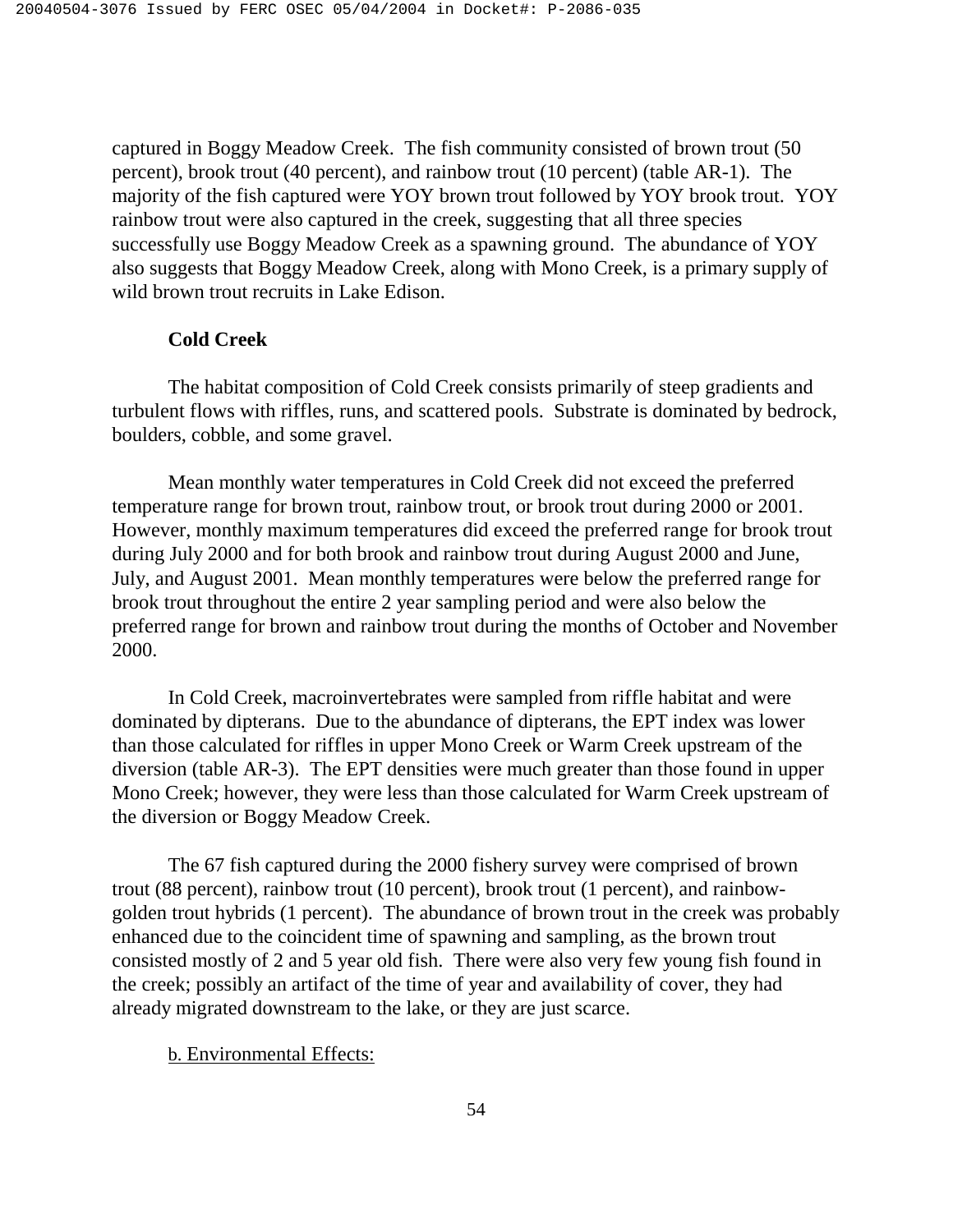captured in Boggy Meadow Creek. The fish community consisted of brown trout (50 percent), brook trout (40 percent), and rainbow trout (10 percent) (table AR-1). The majority of the fish captured were YOY brown trout followed by YOY brook trout. YOY rainbow trout were also captured in the creek, suggesting that all three species successfully use Boggy Meadow Creek as a spawning ground. The abundance of YOY also suggests that Boggy Meadow Creek, along with Mono Creek, is a primary supply of wild brown trout recruits in Lake Edison.

**Cold Creek**

The habitat composition of Cold Creek consists primarily of steep gradients and turbulent flows with riffles, runs, and scattered pools. Substrate is dominated by bedrock, boulders, cobble, and some gravel.

Mean monthly water temperatures in Cold Creek did not exceed the preferred temperature range for brown trout, rainbow trout, or brook trout during 2000 or 2001. However, monthly maximum temperatures did exceed the preferred range for brook trout during July 2000 and for both brook and rainbow trout during August 2000 and June, July, and August 2001. Mean monthly temperatures were below the preferred range for brook trout throughout the entire 2 year sampling period and were also below the preferred range for brown and rainbow trout during the months of October and November 2000.

In Cold Creek, macroinvertebrates were sampled from riffle habitat and were dominated by dipterans. Due to the abundance of dipterans, the EPT index was lower than those calculated for riffles in upper Mono Creek or Warm Creek upstream of the diversion (table AR-3). The EPT densities were much greater than those found in upper Mono Creek; however, they were less than those calculated for Warm Creek upstream of the diversion or Boggy Meadow Creek.

The 67 fish captured during the 2000 fishery survey were comprised of brown trout (88 percent), rainbow trout (10 percent), brook trout (1 percent), and rainbow-golden trout hybrids (1 percent). The abundance of brown trout in the creek was probably enhanced due to the coincident time of spawning and sampling, as the brown trout consisted mostly of 2 and 5 year old fish. There were also very few young fish found in the creek; possibly an artifact of the time of year and availability of cover, they had already migrated downstream to the lake, or they are just scarce.

b. Environmental Effects: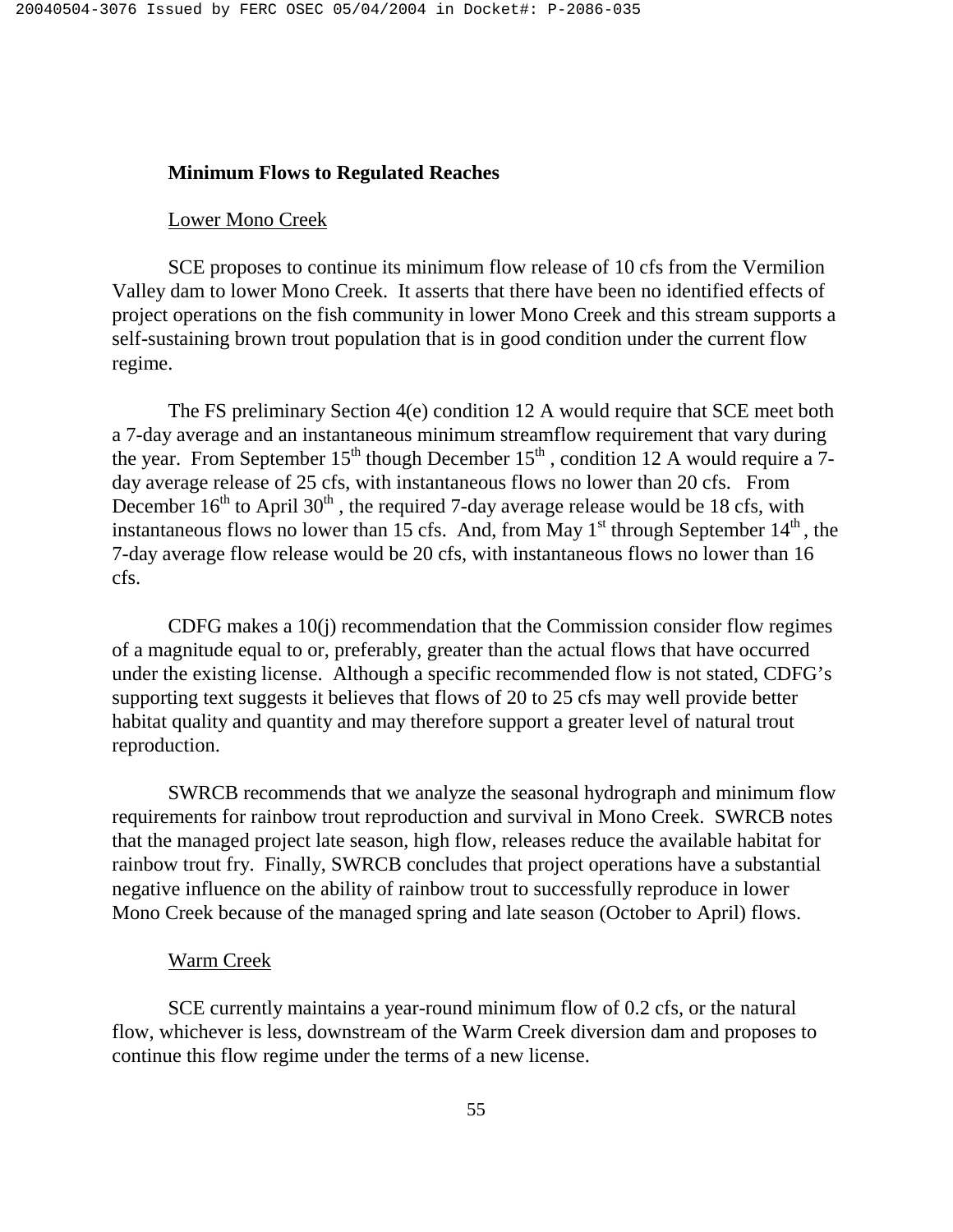**Minimum Flows to Regulated Reaches**

Lower Mono Creek

SCE proposes to continue its minimum flow release of 10 cfs from the Vermilion Valley dam to lower Mono Creek. It asserts that there have been no identified effects of project operations on the fish community in lower Mono Creek and this stream supports a self-sustaining brown trout population that is in good condition under the current flow regime.

The FS preliminary Section 4(e) condition 12 A would require that SCE meet both a 7-day average and an instantaneous minimum streamflow requirement that vary during the year. From September 15th though December 15th , condition 12 A would require a 7-day average release of 25 cfs, with instantaneous flows no lower than 20 cfs. From December 16th to April 30th , the required 7-day average release would be 18 cfs, with instantaneous flows no lower than 15 cfs. And, from May 1st through September 14th , the 7-day average flow release would be 20 cfs, with instantaneous flows no lower than 16 cfs.

CDFG makes a 10(j) recommendation that the Commission consider flow regimes of a magnitude equal to or, preferably, greater than the actual flows that have occurred under the existing license. Although a specific recommended flow is not stated, CDFG's supporting text suggests it believes that flows of 20 to 25 cfs may well provide better habitat quality and quantity and may therefore support a greater level of natural trout reproduction.

SWRCB recommends that we analyze the seasonal hydrograph and minimum flow requirements for rainbow trout reproduction and survival in Mono Creek. SWRCB notes that the managed project late season, high flow, releases reduce the available habitat for rainbow trout fry. Finally, SWRCB concludes that project operations have a substantial negative influence on the ability of rainbow trout to successfully reproduce in lower Mono Creek because of the managed spring and late season (October to April) flows.

Warm Creek

SCE currently maintains a year-round minimum flow of 0.2 cfs, or the natural flow, whichever is less, downstream of the Warm Creek diversion dam and proposes to continue this flow regime under the terms of a new license.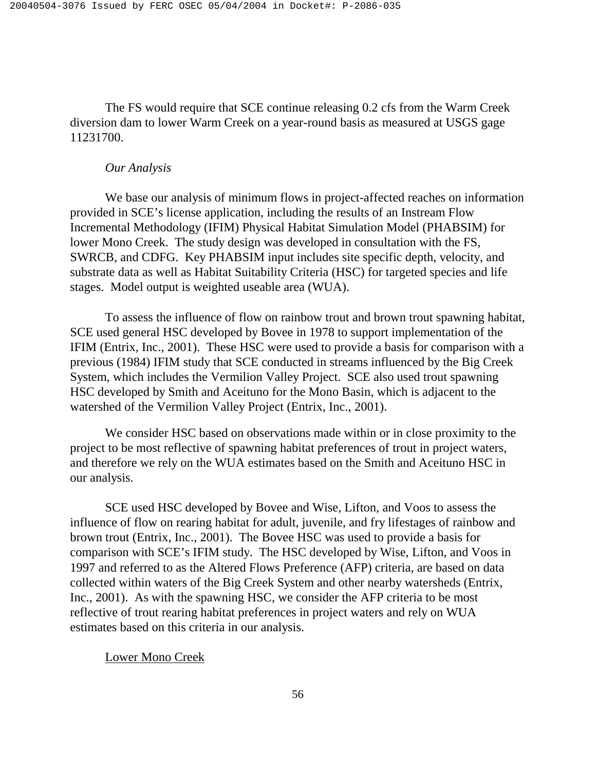The FS would require that SCE continue releasing 0.2 cfs from the Warm Creek diversion dam to lower Warm Creek on a year-round basis as measured at USGS gage 11231700.

*Our Analysis*

We base our analysis of minimum flows in project-affected reaches on information provided in SCE's license application, including the results of an Instream Flow Incremental Methodology (IFIM) Physical Habitat Simulation Model (PHABSIM) for lower Mono Creek. The study design was developed in consultation with the FS, SWRCB, and CDFG. Key PHABSIM input includes site specific depth, velocity, and substrate data as well as Habitat Suitability Criteria (HSC) for targeted species and life stages. Model output is weighted useable area (WUA).

To assess the influence of flow on rainbow trout and brown trout spawning habitat, SCE used general HSC developed by Bovee in 1978 to support implementation of the IFIM (Entrix, Inc., 2001). These HSC were used to provide a basis for comparison with a previous (1984) IFIM study that SCE conducted in streams influenced by the Big Creek System, which includes the Vermilion Valley Project. SCE also used trout spawning HSC developed by Smith and Aceituno for the Mono Basin, which is adjacent to the watershed of the Vermilion Valley Project (Entrix, Inc., 2001).

We consider HSC based on observations made within or in close proximity to the project to be most reflective of spawning habitat preferences of trout in project waters, and therefore we rely on the WUA estimates based on the Smith and Aceituno HSC in our analysis.

SCE used HSC developed by Bovee and Wise, Lifton, and Voos to assess the influence of flow on rearing habitat for adult, juvenile, and fry lifestages of rainbow and brown trout (Entrix, Inc., 2001). The Bovee HSC was used to provide a basis for comparison with SCE's IFIM study. The HSC developed by Wise, Lifton, and Voos in 1997 and referred to as the Altered Flows Preference (AFP) criteria, are based on data collected within waters of the Big Creek System and other nearby watersheds (Entrix, Inc., 2001). As with the spawning HSC, we consider the AFP criteria to be most reflective of trout rearing habitat preferences in project waters and rely on WUA estimates based on this criteria in our analysis.

<u>Lower Mono Creek</u>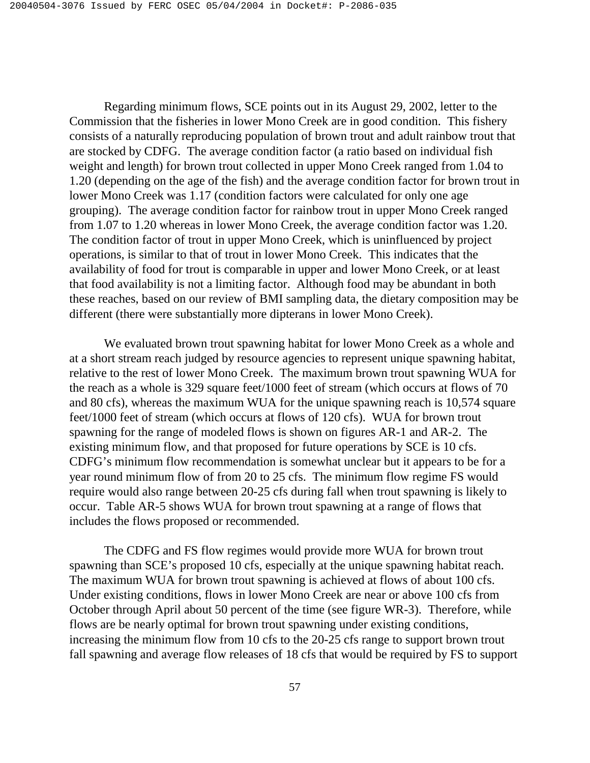Regarding minimum flows, SCE points out in its August 29, 2002, letter to the Commission that the fisheries in lower Mono Creek are in good condition. This fishery consists of a naturally reproducing population of brown trout and adult rainbow trout that are stocked by CDFG. The average condition factor (a ratio based on individual fish weight and length) for brown trout collected in upper Mono Creek ranged from 1.04 to 1.20 (depending on the age of the fish) and the average condition factor for brown trout in lower Mono Creek was 1.17 (condition factors were calculated for only one age grouping). The average condition factor for rainbow trout in upper Mono Creek ranged from 1.07 to 1.20 whereas in lower Mono Creek, the average condition factor was 1.20. The condition factor of trout in upper Mono Creek, which is uninfluenced by project operations, is similar to that of trout in lower Mono Creek. This indicates that the availability of food for trout is comparable in upper and lower Mono Creek, or at least that food availability is not a limiting factor. Although food may be abundant in both these reaches, based on our review of BMI sampling data, the dietary composition may be different (there were substantially more dipterans in lower Mono Creek).

We evaluated brown trout spawning habitat for lower Mono Creek as a whole and at a short stream reach judged by resource agencies to represent unique spawning habitat, relative to the rest of lower Mono Creek. The maximum brown trout spawning WUA for the reach as a whole is 329 square feet/1000 feet of stream (which occurs at flows of 70 and 80 cfs), whereas the maximum WUA for the unique spawning reach is 10,574 square feet/1000 feet of stream (which occurs at flows of 120 cfs). WUA for brown trout spawning for the range of modeled flows is shown on figures AR-1 and AR-2. The existing minimum flow, and that proposed for future operations by SCE is 10 cfs. CDFG's minimum flow recommendation is somewhat unclear but it appears to be for a year round minimum flow of from 20 to 25 cfs. The minimum flow regime FS would require would also range between 20-25 cfs during fall when trout spawning is likely to occur. Table AR-5 shows WUA for brown trout spawning at a range of flows that includes the flows proposed or recommended.

The CDFG and FS flow regimes would provide more WUA for brown trout spawning than SCE's proposed 10 cfs, especially at the unique spawning habitat reach. The maximum WUA for brown trout spawning is achieved at flows of about 100 cfs. Under existing conditions, flows in lower Mono Creek are near or above 100 cfs from October through April about 50 percent of the time (see figure WR-3). Therefore, while flows are be nearly optimal for brown trout spawning under existing conditions, increasing the minimum flow from 10 cfs to the 20-25 cfs range to support brown trout fall spawning and average flow releases of 18 cfs that would be required by FS to support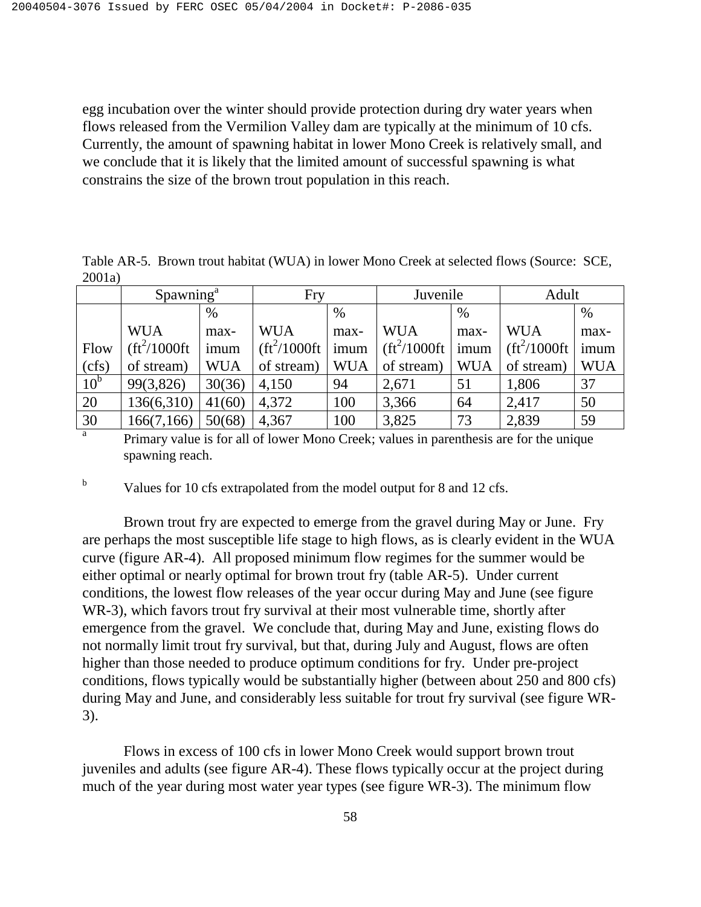egg incubation over the winter should provide protection during dry water years when flows released from the Vermilion Valley dam are typically at the minimum of 10 cfs. Currently, the amount of spawning habitat in lower Mono Creek is relatively small, and we conclude that it is likely that the limited amount of successful spawning is what constrains the size of the brown trout population in this reach.

Table AR-5. Brown trout habitat (WUA) in lower Mono Creek at selected flows (Source: SCE, 2001a)

| | Spawning[a] | | Fry | | Juvenile | | Adult | |
|---|---|---|---|---|---|---|---|---|
| Flow (cfs) | WUA ($ft^2$/1000ft of stream) | % maximum WUA | WUA ($ft^2$/1000ft of stream) | % maximum WUA | WUA ($ft^2$/1000ft of stream) | % maximum WUA | WUA ($ft^2$/1000ft of stream) | % maximum WUA |
| 10[b] | 99(3,826) | 30(36) | 4,150 | 94 | 2,671 | 51 | 1,806 | 37 |
| 20 | 136(6,310) | 41(60) | 4,372 | 100 | 3,366 | 64 | 2,417 | 50 |
| 30 | 166(7,166) | 50(68) | 4,367 | 100 | 3,825 | 73 | 2,839 | 59 |

[a] Primary value is for all of lower Mono Creek; values in parenthesis are for the unique spawning reach.

[b] Values for 10 cfs extrapolated from the model output for 8 and 12 cfs.

Brown trout fry are expected to emerge from the gravel during May or June. Fry are perhaps the most susceptible life stage to high flows, as is clearly evident in the WUA curve (figure AR-4). All proposed minimum flow regimes for the summer would be either optimal or nearly optimal for brown trout fry (table AR-5). Under current conditions, the lowest flow releases of the year occur during May and June (see figure WR-3), which favors trout fry survival at their most vulnerable time, shortly after emergence from the gravel. We conclude that, during May and June, existing flows do not normally limit trout fry survival, but that, during July and August, flows are often higher than those needed to produce optimum conditions for fry. Under pre-project conditions, flows typically would be substantially higher (between about 250 and 800 cfs) during May and June, and considerably less suitable for trout fry survival (see figure WR-3).

Flows in excess of 100 cfs in lower Mono Creek would support brown trout juveniles and adults (see figure AR-4). These flows typically occur at the project during much of the year during most water year types (see figure WR-3). The minimum flow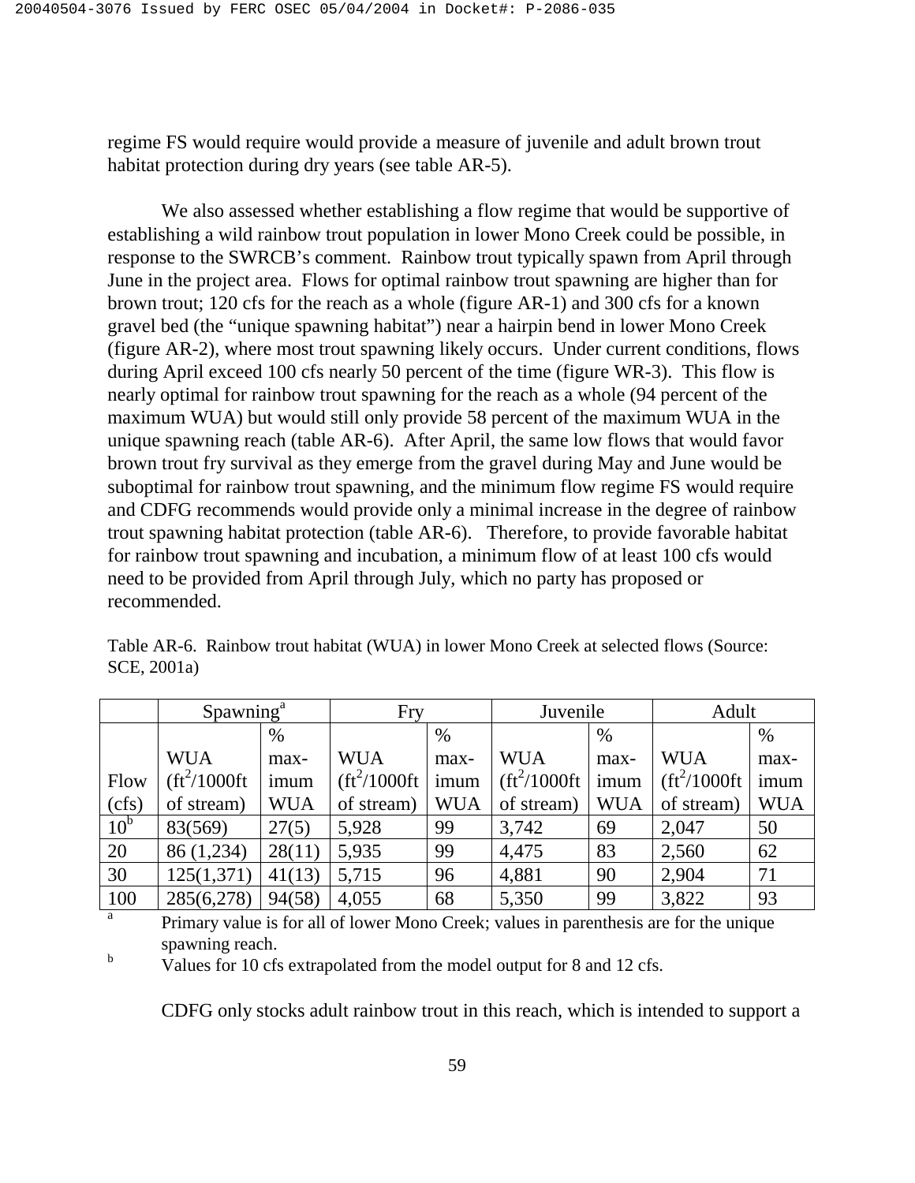regime FS would require would provide a measure of juvenile and adult brown trout habitat protection during dry years (see table AR-5).

We also assessed whether establishing a flow regime that would be supportive of establishing a wild rainbow trout population in lower Mono Creek could be possible, in response to the SWRCB's comment. Rainbow trout typically spawn from April through June in the project area. Flows for optimal rainbow trout spawning are higher than for brown trout; 120 cfs for the reach as a whole (figure AR-1) and 300 cfs for a known gravel bed (the "unique spawning habitat") near a hairpin bend in lower Mono Creek (figure AR-2), where most trout spawning likely occurs. Under current conditions, flows during April exceed 100 cfs nearly 50 percent of the time (figure WR-3). This flow is nearly optimal for rainbow trout spawning for the reach as a whole (94 percent of the maximum WUA) but would still only provide 58 percent of the maximum WUA in the unique spawning reach (table AR-6). After April, the same low flows that would favor brown trout fry survival as they emerge from the gravel during May and June would be suboptimal for rainbow trout spawning, and the minimum flow regime FS would require and CDFG recommends would provide only a minimal increase in the degree of rainbow trout spawning habitat protection (table AR-6). Therefore, to provide favorable habitat for rainbow trout spawning and incubation, a minimum flow of at least 100 cfs would need to be provided from April through July, which no party has proposed or recommended.

Table AR-6. Rainbow trout habitat (WUA) in lower Mono Creek at selected flows (Source: SCE, 2001a)

| | Spawning[a] | | Fry | | Juvenile | | Adult | |
|---|---|---|---|---|---|---|---|---|
| Flow (cfs) | WUA ($ft^2$/1000ft of stream) | % maximum WUA | WUA ($ft^2$/1000ft of stream) | % maximum WUA | WUA ($ft^2$/1000ft of stream) | % maximum WUA | WUA ($ft^2$/1000ft of stream) | % maximum WUA |
| 10[b] | 83(569) | 27(5) | 5,928 | 99 | 3,742 | 69 | 2,047 | 50 |
| 20 | 86 (1,234) | 28(11) | 5,935 | 99 | 4,475 | 83 | 2,560 | 62 |
| 30 | 125(1,371) | 41(13) | 5,715 | 96 | 4,881 | 90 | 2,904 | 71 |
| 100 | 285(6,278) | 94(58) | 4,055 | 68 | 5,350 | 99 | 3,822 | 93 |

[a] Primary value is for all of lower Mono Creek; values in parenthesis are for the unique spawning reach.

[b] Values for 10 cfs extrapolated from the model output for 8 and 12 cfs.

CDFG only stocks adult rainbow trout in this reach, which is intended to support a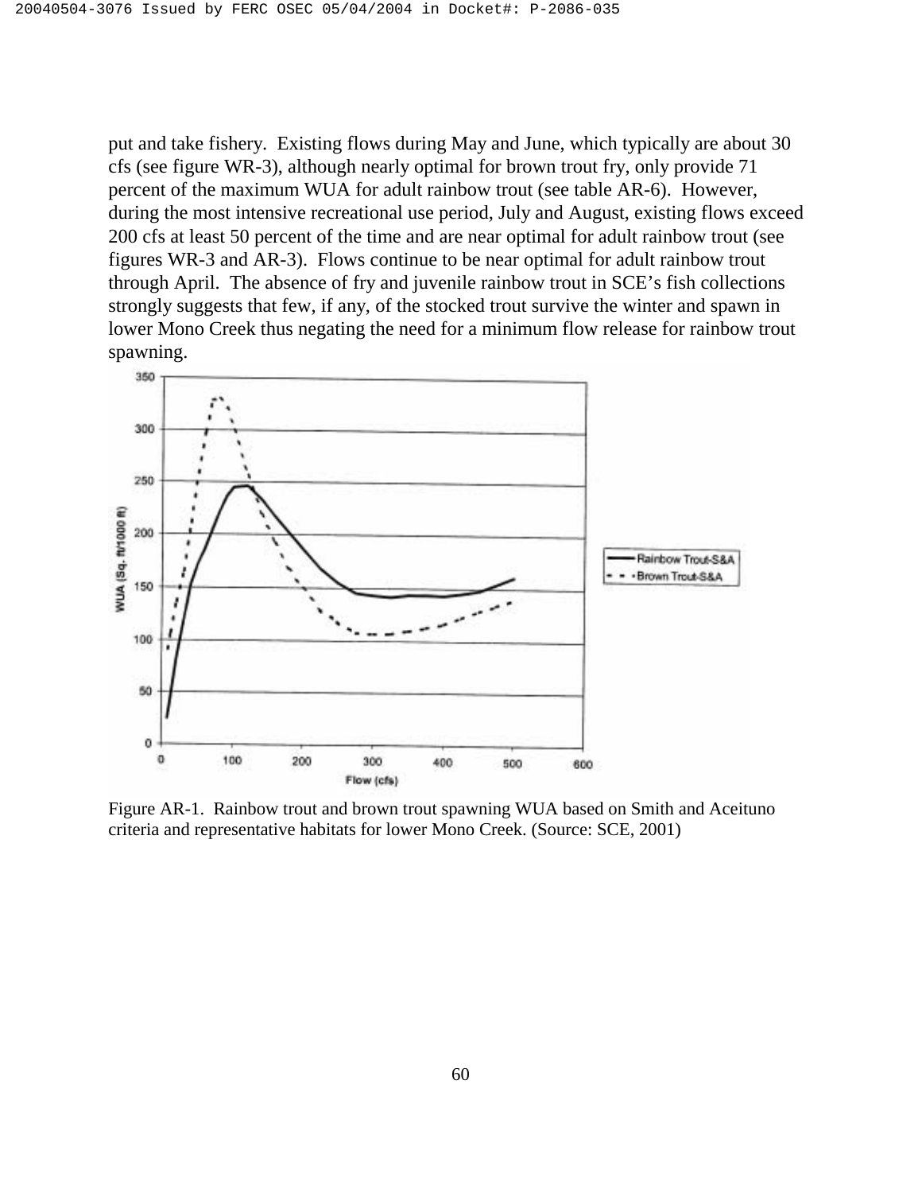put and take fishery. Existing flows during May and June, which typically are about 30 cfs (see figure WR-3), although nearly optimal for brown trout fry, only provide 71 percent of the maximum WUA for adult rainbow trout (see table AR-6). However, during the most intensive recreational use period, July and August, existing flows exceed 200 cfs at least 50 percent of the time and are near optimal for adult rainbow trout (see figures WR-3 and AR-3). Flows continue to be near optimal for adult rainbow trout through April. The absence of fry and juvenile rainbow trout in SCE's fish collections strongly suggests that few, if any, of the stocked trout survive the winter and spawn in lower Mono Creek thus negating the need for a minimum flow release for rainbow trout spawning.

Figure AR-1. Rainbow trout and brown trout spawning WUA based on Smith and Aceituno criteria and representative habitats for lower Mono Creek. (Source: SCE, 2001)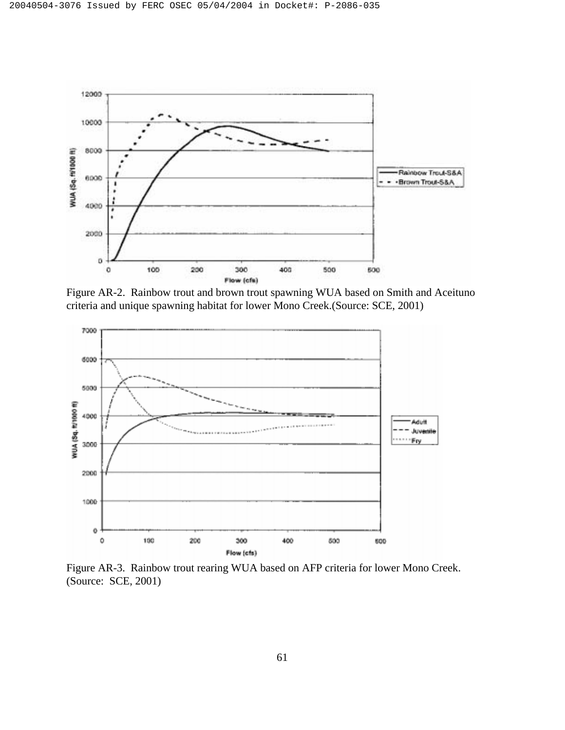Figure AR-2. Rainbow trout and brown trout spawning WUA based on Smith and Aceituno criteria and unique spawning habitat for lower Mono Creek.(Source: SCE, 2001)

Figure AR-3. Rainbow trout rearing WUA based on AFP criteria for lower Mono Creek. (Source: SCE, 2001)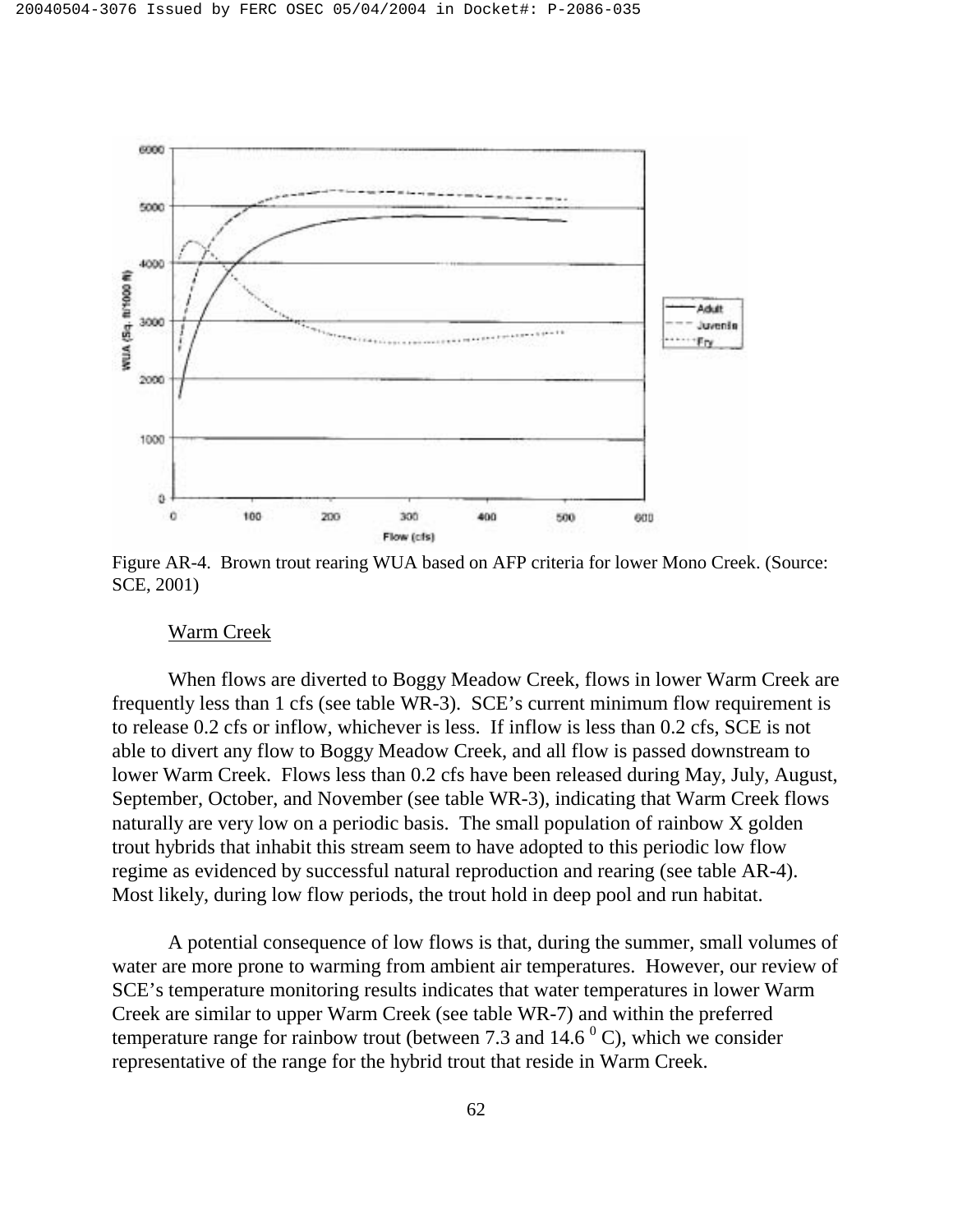Figure AR-4. Brown trout rearing WUA based on AFP criteria for lower Mono Creek. (Source: SCE, 2001)

Warm Creek

When flows are diverted to Boggy Meadow Creek, flows in lower Warm Creek are frequently less than 1 cfs (see table WR-3). SCE's current minimum flow requirement is to release 0.2 cfs or inflow, whichever is less. If inflow is less than 0.2 cfs, SCE is not able to divert any flow to Boggy Meadow Creek, and all flow is passed downstream to lower Warm Creek. Flows less than 0.2 cfs have been released during May, July, August, September, October, and November (see table WR-3), indicating that Warm Creek flows naturally are very low on a periodic basis. The small population of rainbow X golden trout hybrids that inhabit this stream seem to have adopted to this periodic low flow regime as evidenced by successful natural reproduction and rearing (see table AR-4). Most likely, during low flow periods, the trout hold in deep pool and run habitat.

A potential consequence of low flows is that, during the summer, small volumes of water are more prone to warming from ambient air temperatures. However, our review of SCE's temperature monitoring results indicates that water temperatures in lower Warm Creek are similar to upper Warm Creek (see table WR-7) and within the preferred temperature range for rainbow trout (between 7.3 and 14.6 $^{0}$ C), which we consider representative of the range for the hybrid trout that reside in Warm Creek.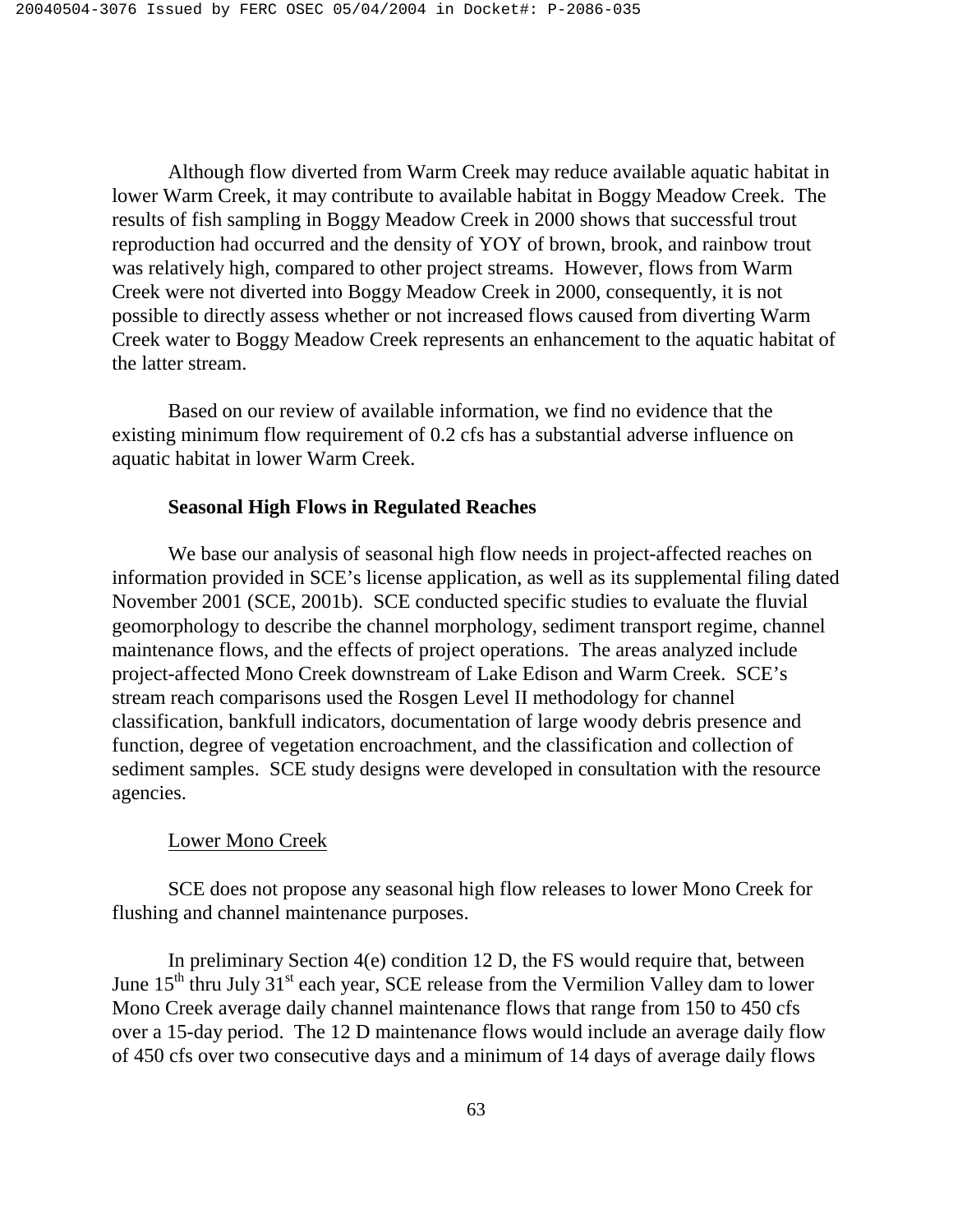Although flow diverted from Warm Creek may reduce available aquatic habitat in lower Warm Creek, it may contribute to available habitat in Boggy Meadow Creek. The results of fish sampling in Boggy Meadow Creek in 2000 shows that successful trout reproduction had occurred and the density of YOY of brown, brook, and rainbow trout was relatively high, compared to other project streams. However, flows from Warm Creek were not diverted into Boggy Meadow Creek in 2000, consequently, it is not possible to directly assess whether or not increased flows caused from diverting Warm Creek water to Boggy Meadow Creek represents an enhancement to the aquatic habitat of the latter stream.

Based on our review of available information, we find no evidence that the existing minimum flow requirement of 0.2 cfs has a substantial adverse influence on aquatic habitat in lower Warm Creek.

**Seasonal High Flows in Regulated Reaches**

We base our analysis of seasonal high flow needs in project-affected reaches on information provided in SCE's license application, as well as its supplemental filing dated November 2001 (SCE, 2001b). SCE conducted specific studies to evaluate the fluvial geomorphology to describe the channel morphology, sediment transport regime, channel maintenance flows, and the effects of project operations. The areas analyzed include project-affected Mono Creek downstream of Lake Edison and Warm Creek. SCE's stream reach comparisons used the Rosgen Level II methodology for channel classification, bankfull indicators, documentation of large woody debris presence and function, degree of vegetation encroachment, and the classification and collection of sediment samples. SCE study designs were developed in consultation with the resource agencies.

Lower Mono Creek

SCE does not propose any seasonal high flow releases to lower Mono Creek for flushing and channel maintenance purposes.

In preliminary Section 4(e) condition 12 D, the FS would require that, between June 15th thru July 31st each year, SCE release from the Vermilion Valley dam to lower Mono Creek average daily channel maintenance flows that range from 150 to 450 cfs over a 15-day period. The 12 D maintenance flows would include an average daily flow of 450 cfs over two consecutive days and a minimum of 14 days of average daily flows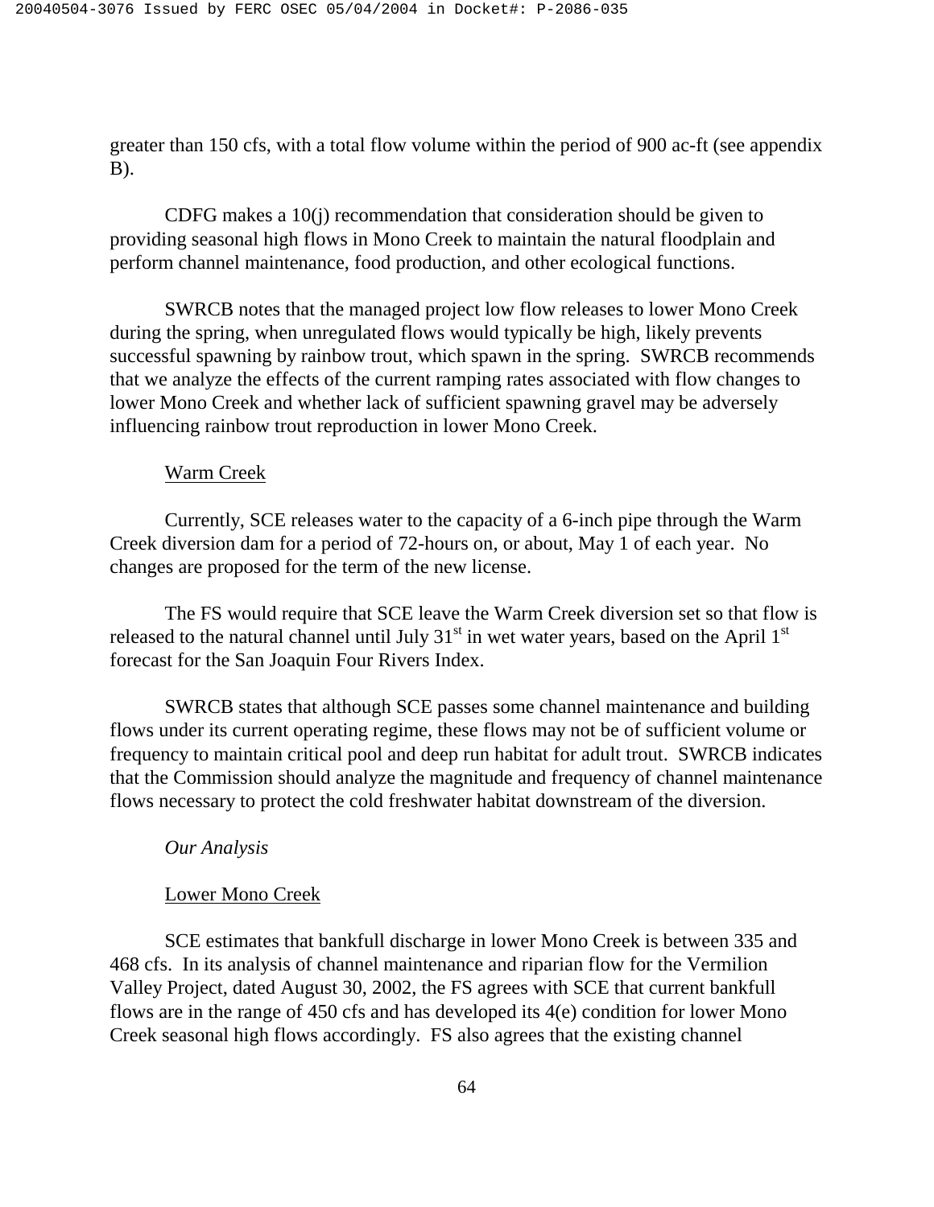greater than 150 cfs, with a total flow volume within the period of 900 ac-ft (see appendix B).

CDFG makes a 10(j) recommendation that consideration should be given to providing seasonal high flows in Mono Creek to maintain the natural floodplain and perform channel maintenance, food production, and other ecological functions.

SWRCB notes that the managed project low flow releases to lower Mono Creek during the spring, when unregulated flows would typically be high, likely prevents successful spawning by rainbow trout, which spawn in the spring. SWRCB recommends that we analyze the effects of the current ramping rates associated with flow changes to lower Mono Creek and whether lack of sufficient spawning gravel may be adversely influencing rainbow trout reproduction in lower Mono Creek.

Warm Creek

Currently, SCE releases water to the capacity of a 6-inch pipe through the Warm Creek diversion dam for a period of 72-hours on, or about, May 1 of each year. No changes are proposed for the term of the new license.

The FS would require that SCE leave the Warm Creek diversion set so that flow is released to the natural channel until July 31st in wet water years, based on the April 1st forecast for the San Joaquin Four Rivers Index.

SWRCB states that although SCE passes some channel maintenance and building flows under its current operating regime, these flows may not be of sufficient volume or frequency to maintain critical pool and deep run habitat for adult trout. SWRCB indicates that the Commission should analyze the magnitude and frequency of channel maintenance flows necessary to protect the cold freshwater habitat downstream of the diversion.

*Our Analysis*

Lower Mono Creek

SCE estimates that bankfull discharge in lower Mono Creek is between 335 and 468 cfs. In its analysis of channel maintenance and riparian flow for the Vermilion Valley Project, dated August 30, 2002, the FS agrees with SCE that current bankfull flows are in the range of 450 cfs and has developed its 4(e) condition for lower Mono Creek seasonal high flows accordingly. FS also agrees that the existing channel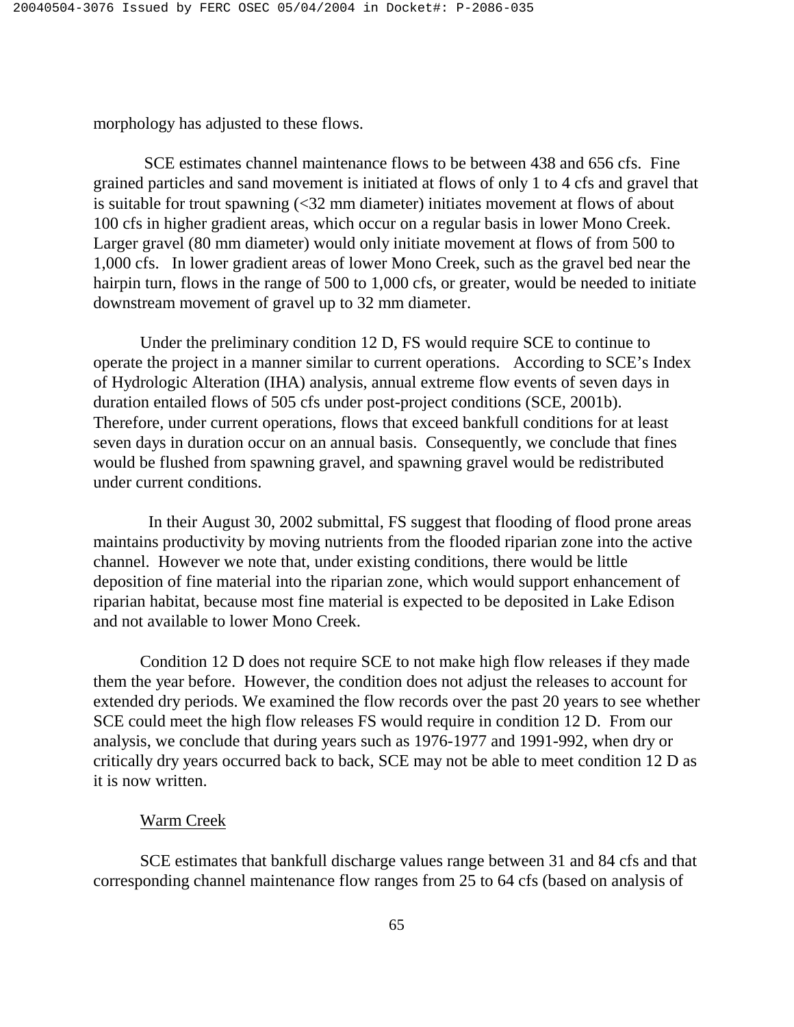morphology has adjusted to these flows.

SCE estimates channel maintenance flows to be between 438 and 656 cfs. Fine grained particles and sand movement is initiated at flows of only 1 to 4 cfs and gravel that is suitable for trout spawning (<32 mm diameter) initiates movement at flows of about 100 cfs in higher gradient areas, which occur on a regular basis in lower Mono Creek. Larger gravel (80 mm diameter) would only initiate movement at flows of from 500 to 1,000 cfs. In lower gradient areas of lower Mono Creek, such as the gravel bed near the hairpin turn, flows in the range of 500 to 1,000 cfs, or greater, would be needed to initiate downstream movement of gravel up to 32 mm diameter.

Under the preliminary condition 12 D, FS would require SCE to continue to operate the project in a manner similar to current operations. According to SCE's Index of Hydrologic Alteration (IHA) analysis, annual extreme flow events of seven days in duration entailed flows of 505 cfs under post-project conditions (SCE, 2001b). Therefore, under current operations, flows that exceed bankfull conditions for at least seven days in duration occur on an annual basis. Consequently, we conclude that fines would be flushed from spawning gravel, and spawning gravel would be redistributed under current conditions.

In their August 30, 2002 submittal, FS suggest that flooding of flood prone areas maintains productivity by moving nutrients from the flooded riparian zone into the active channel. However we note that, under existing conditions, there would be little deposition of fine material into the riparian zone, which would support enhancement of riparian habitat, because most fine material is expected to be deposited in Lake Edison and not available to lower Mono Creek.

Condition 12 D does not require SCE to not make high flow releases if they made them the year before. However, the condition does not adjust the releases to account for extended dry periods. We examined the flow records over the past 20 years to see whether SCE could meet the high flow releases FS would require in condition 12 D. From our analysis, we conclude that during years such as 1976-1977 and 1991-992, when dry or critically dry years occurred back to back, SCE may not be able to meet condition 12 D as it is now written.

Warm Creek

SCE estimates that bankfull discharge values range between 31 and 84 cfs and that corresponding channel maintenance flow ranges from 25 to 64 cfs (based on analysis of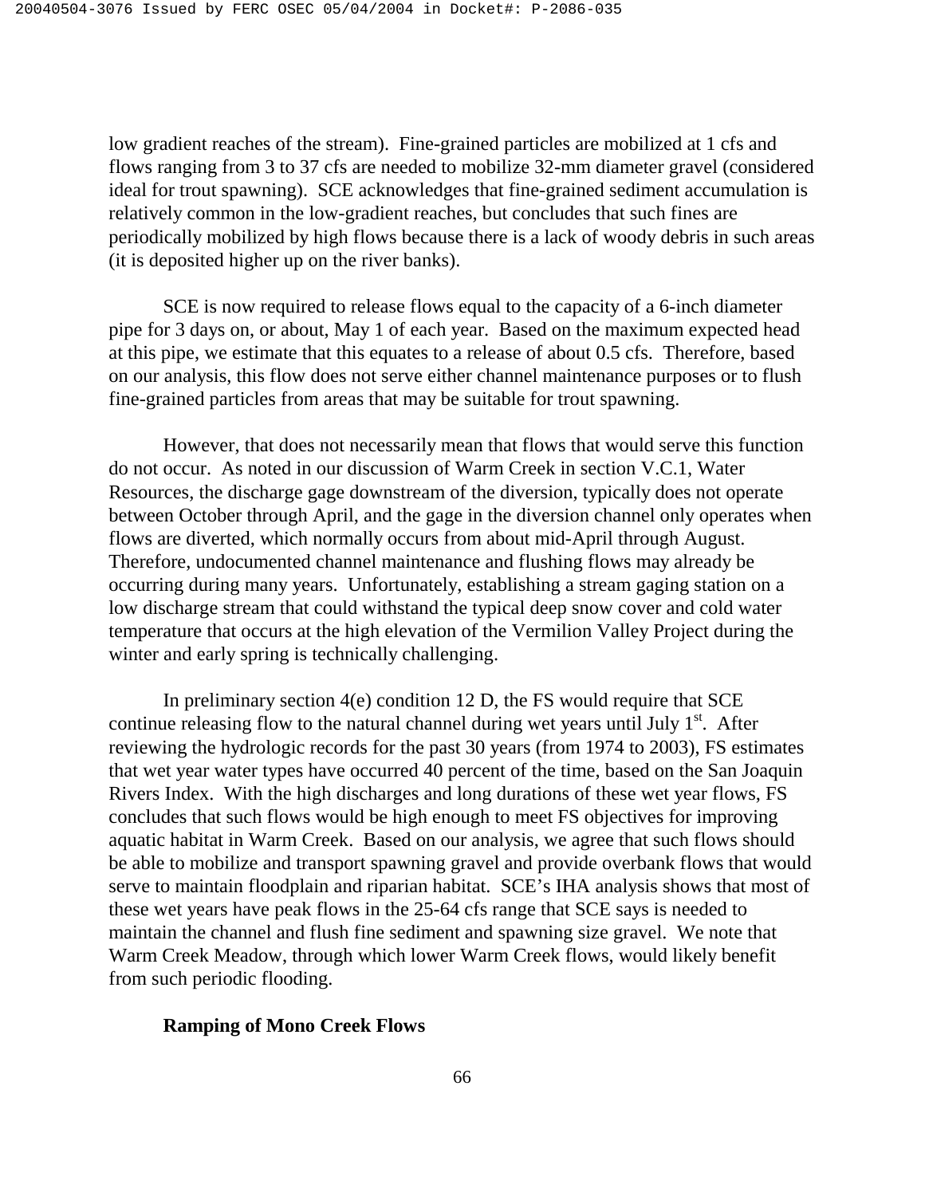low gradient reaches of the stream). Fine-grained particles are mobilized at 1 cfs and flows ranging from 3 to 37 cfs are needed to mobilize 32-mm diameter gravel (considered ideal for trout spawning). SCE acknowledges that fine-grained sediment accumulation is relatively common in the low-gradient reaches, but concludes that such fines are periodically mobilized by high flows because there is a lack of woody debris in such areas (it is deposited higher up on the river banks).

SCE is now required to release flows equal to the capacity of a 6-inch diameter pipe for 3 days on, or about, May 1 of each year. Based on the maximum expected head at this pipe, we estimate that this equates to a release of about 0.5 cfs. Therefore, based on our analysis, this flow does not serve either channel maintenance purposes or to flush fine-grained particles from areas that may be suitable for trout spawning.

However, that does not necessarily mean that flows that would serve this function do not occur. As noted in our discussion of Warm Creek in section V.C.1, Water Resources, the discharge gage downstream of the diversion, typically does not operate between October through April, and the gage in the diversion channel only operates when flows are diverted, which normally occurs from about mid-April through August. Therefore, undocumented channel maintenance and flushing flows may already be occurring during many years. Unfortunately, establishing a stream gaging station on a low discharge stream that could withstand the typical deep snow cover and cold water temperature that occurs at the high elevation of the Vermilion Valley Project during the winter and early spring is technically challenging.

In preliminary section 4(e) condition 12 D, the FS would require that SCE continue releasing flow to the natural channel during wet years until July 1st. After reviewing the hydrologic records for the past 30 years (from 1974 to 2003), FS estimates that wet year water types have occurred 40 percent of the time, based on the San Joaquin Rivers Index. With the high discharges and long durations of these wet year flows, FS concludes that such flows would be high enough to meet FS objectives for improving aquatic habitat in Warm Creek. Based on our analysis, we agree that such flows should be able to mobilize and transport spawning gravel and provide overbank flows that would serve to maintain floodplain and riparian habitat. SCE's IHA analysis shows that most of these wet years have peak flows in the 25-64 cfs range that SCE says is needed to maintain the channel and flush fine sediment and spawning size gravel. We note that Warm Creek Meadow, through which lower Warm Creek flows, would likely benefit from such periodic flooding.

**Ramping of Mono Creek Flows**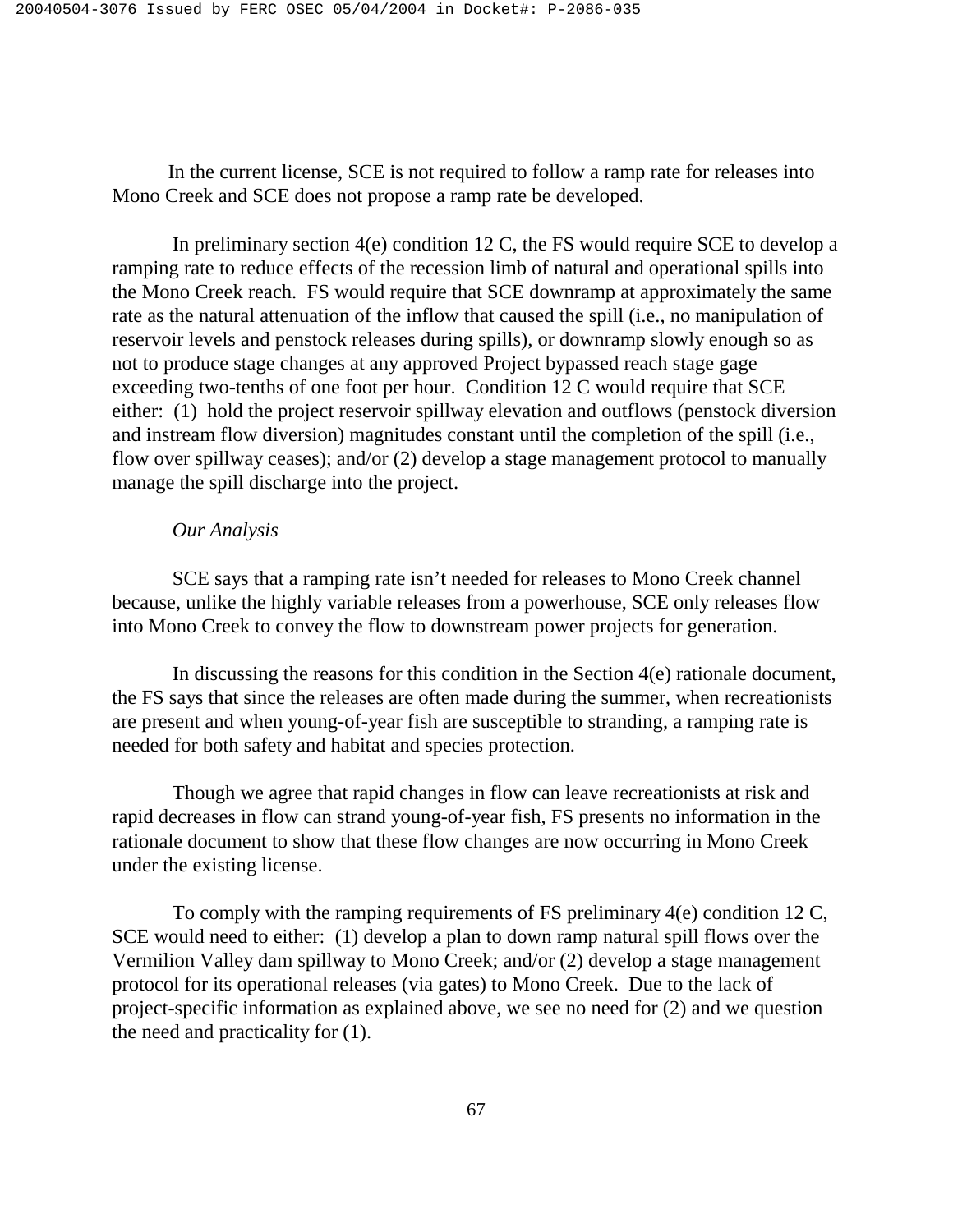In the current license, SCE is not required to follow a ramp rate for releases into Mono Creek and SCE does not propose a ramp rate be developed.

In preliminary section 4(e) condition 12 C, the FS would require SCE to develop a ramping rate to reduce effects of the recession limb of natural and operational spills into the Mono Creek reach. FS would require that SCE downramp at approximately the same rate as the natural attenuation of the inflow that caused the spill (i.e., no manipulation of reservoir levels and penstock releases during spills), or downramp slowly enough so as not to produce stage changes at any approved Project bypassed reach stage gage exceeding two-tenths of one foot per hour. Condition 12 C would require that SCE either: (1) hold the project reservoir spillway elevation and outflows (penstock diversion and instream flow diversion) magnitudes constant until the completion of the spill (i.e., flow over spillway ceases); and/or (2) develop a stage management protocol to manually manage the spill discharge into the project.

*Our Analysis*

SCE says that a ramping rate isn't needed for releases to Mono Creek channel because, unlike the highly variable releases from a powerhouse, SCE only releases flow into Mono Creek to convey the flow to downstream power projects for generation.

In discussing the reasons for this condition in the Section 4(e) rationale document, the FS says that since the releases are often made during the summer, when recreationists are present and when young-of-year fish are susceptible to stranding, a ramping rate is needed for both safety and habitat and species protection.

Though we agree that rapid changes in flow can leave recreationists at risk and rapid decreases in flow can strand young-of-year fish, FS presents no information in the rationale document to show that these flow changes are now occurring in Mono Creek under the existing license.

To comply with the ramping requirements of FS preliminary 4(e) condition 12 C, SCE would need to either: (1) develop a plan to down ramp natural spill flows over the Vermilion Valley dam spillway to Mono Creek; and/or (2) develop a stage management protocol for its operational releases (via gates) to Mono Creek. Due to the lack of project-specific information as explained above, we see no need for (2) and we question the need and practicality for (1).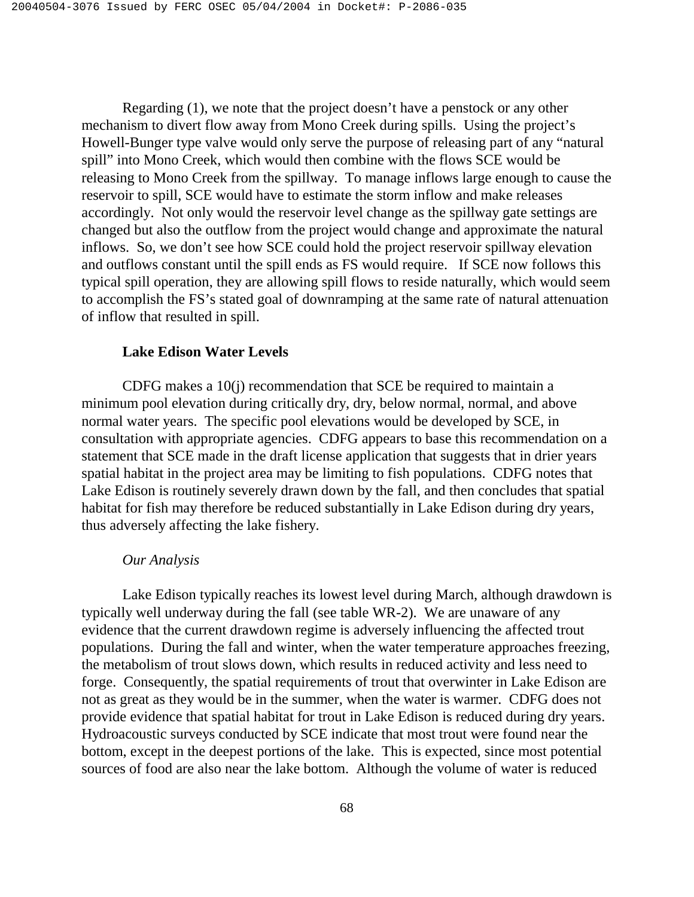Regarding (1), we note that the project doesn't have a penstock or any other mechanism to divert flow away from Mono Creek during spills. Using the project's Howell-Bunger type valve would only serve the purpose of releasing part of any "natural spill" into Mono Creek, which would then combine with the flows SCE would be releasing to Mono Creek from the spillway. To manage inflows large enough to cause the reservoir to spill, SCE would have to estimate the storm inflow and make releases accordingly. Not only would the reservoir level change as the spillway gate settings are changed but also the outflow from the project would change and approximate the natural inflows. So, we don't see how SCE could hold the project reservoir spillway elevation and outflows constant until the spill ends as FS would require. If SCE now follows this typical spill operation, they are allowing spill flows to reside naturally, which would seem to accomplish the FS's stated goal of downramping at the same rate of natural attenuation of inflow that resulted in spill.

**Lake Edison Water Levels**

CDFG makes a 10(j) recommendation that SCE be required to maintain a minimum pool elevation during critically dry, dry, below normal, normal, and above normal water years. The specific pool elevations would be developed by SCE, in consultation with appropriate agencies. CDFG appears to base this recommendation on a statement that SCE made in the draft license application that suggests that in drier years spatial habitat in the project area may be limiting to fish populations. CDFG notes that Lake Edison is routinely severely drawn down by the fall, and then concludes that spatial habitat for fish may therefore be reduced substantially in Lake Edison during dry years, thus adversely affecting the lake fishery.

*Our Analysis*

Lake Edison typically reaches its lowest level during March, although drawdown is typically well underway during the fall (see table WR-2). We are unaware of any evidence that the current drawdown regime is adversely influencing the affected trout populations. During the fall and winter, when the water temperature approaches freezing, the metabolism of trout slows down, which results in reduced activity and less need to forge. Consequently, the spatial requirements of trout that overwinter in Lake Edison are not as great as they would be in the summer, when the water is warmer. CDFG does not provide evidence that spatial habitat for trout in Lake Edison is reduced during dry years. Hydroacoustic surveys conducted by SCE indicate that most trout were found near the bottom, except in the deepest portions of the lake. This is expected, since most potential sources of food are also near the lake bottom. Although the volume of water is reduced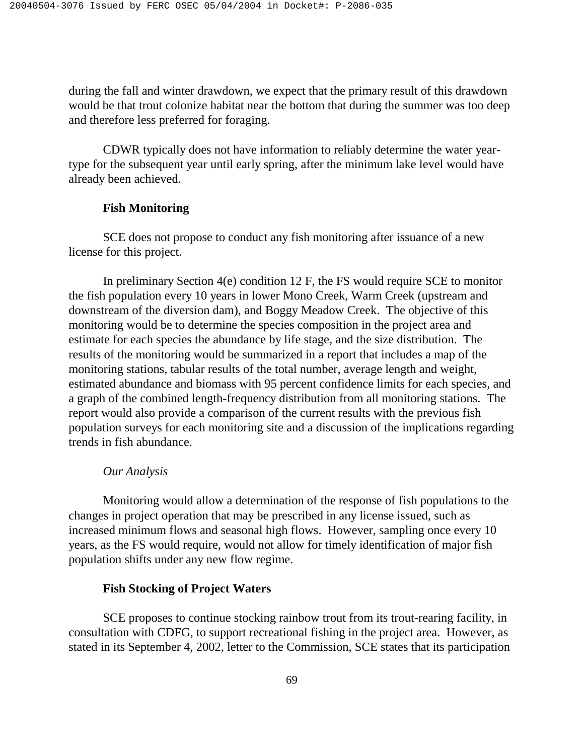during the fall and winter drawdown, we expect that the primary result of this drawdown would be that trout colonize habitat near the bottom that during the summer was too deep and therefore less preferred for foraging.

CDWR typically does not have information to reliably determine the water year-type for the subsequent year until early spring, after the minimum lake level would have already been achieved.

**Fish Monitoring**

SCE does not propose to conduct any fish monitoring after issuance of a new license for this project.

In preliminary Section 4(e) condition 12 F, the FS would require SCE to monitor the fish population every 10 years in lower Mono Creek, Warm Creek (upstream and downstream of the diversion dam), and Boggy Meadow Creek. The objective of this monitoring would be to determine the species composition in the project area and estimate for each species the abundance by life stage, and the size distribution. The results of the monitoring would be summarized in a report that includes a map of the monitoring stations, tabular results of the total number, average length and weight, estimated abundance and biomass with 95 percent confidence limits for each species, and a graph of the combined length-frequency distribution from all monitoring stations. The report would also provide a comparison of the current results with the previous fish population surveys for each monitoring site and a discussion of the implications regarding trends in fish abundance.

*Our Analysis*

Monitoring would allow a determination of the response of fish populations to the changes in project operation that may be prescribed in any license issued, such as increased minimum flows and seasonal high flows. However, sampling once every 10 years, as the FS would require, would not allow for timely identification of major fish population shifts under any new flow regime.

**Fish Stocking of Project Waters**

SCE proposes to continue stocking rainbow trout from its trout-rearing facility, in consultation with CDFG, to support recreational fishing in the project area. However, as stated in its September 4, 2002, letter to the Commission, SCE states that its participation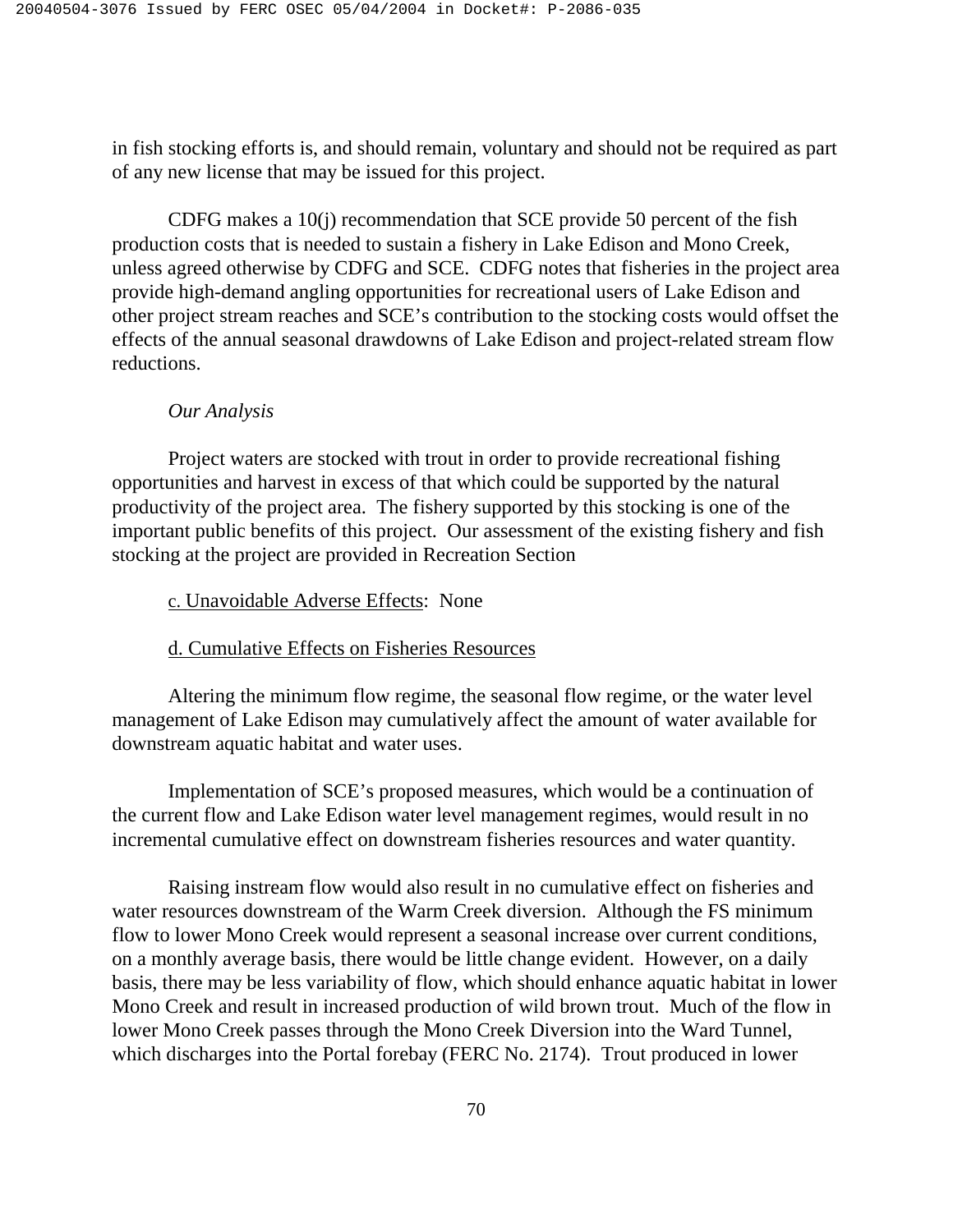in fish stocking efforts is, and should remain, voluntary and should not be required as part of any new license that may be issued for this project.

CDFG makes a 10(j) recommendation that SCE provide 50 percent of the fish production costs that is needed to sustain a fishery in Lake Edison and Mono Creek, unless agreed otherwise by CDFG and SCE. CDFG notes that fisheries in the project area provide high-demand angling opportunities for recreational users of Lake Edison and other project stream reaches and SCE's contribution to the stocking costs would offset the effects of the annual seasonal drawdowns of Lake Edison and project-related stream flow reductions.

*Our Analysis*

Project waters are stocked with trout in order to provide recreational fishing opportunities and harvest in excess of that which could be supported by the natural productivity of the project area. The fishery supported by this stocking is one of the important public benefits of this project. Our assessment of the existing fishery and fish stocking at the project are provided in Recreation Section

c. Unavoidable Adverse Effects: None

d. Cumulative Effects on Fisheries Resources

Altering the minimum flow regime, the seasonal flow regime, or the water level management of Lake Edison may cumulatively affect the amount of water available for downstream aquatic habitat and water uses.

Implementation of SCE's proposed measures, which would be a continuation of the current flow and Lake Edison water level management regimes, would result in no incremental cumulative effect on downstream fisheries resources and water quantity.

Raising instream flow would also result in no cumulative effect on fisheries and water resources downstream of the Warm Creek diversion. Although the FS minimum flow to lower Mono Creek would represent a seasonal increase over current conditions, on a monthly average basis, there would be little change evident. However, on a daily basis, there may be less variability of flow, which should enhance aquatic habitat in lower Mono Creek and result in increased production of wild brown trout. Much of the flow in lower Mono Creek passes through the Mono Creek Diversion into the Ward Tunnel, which discharges into the Portal forebay (FERC No. 2174). Trout produced in lower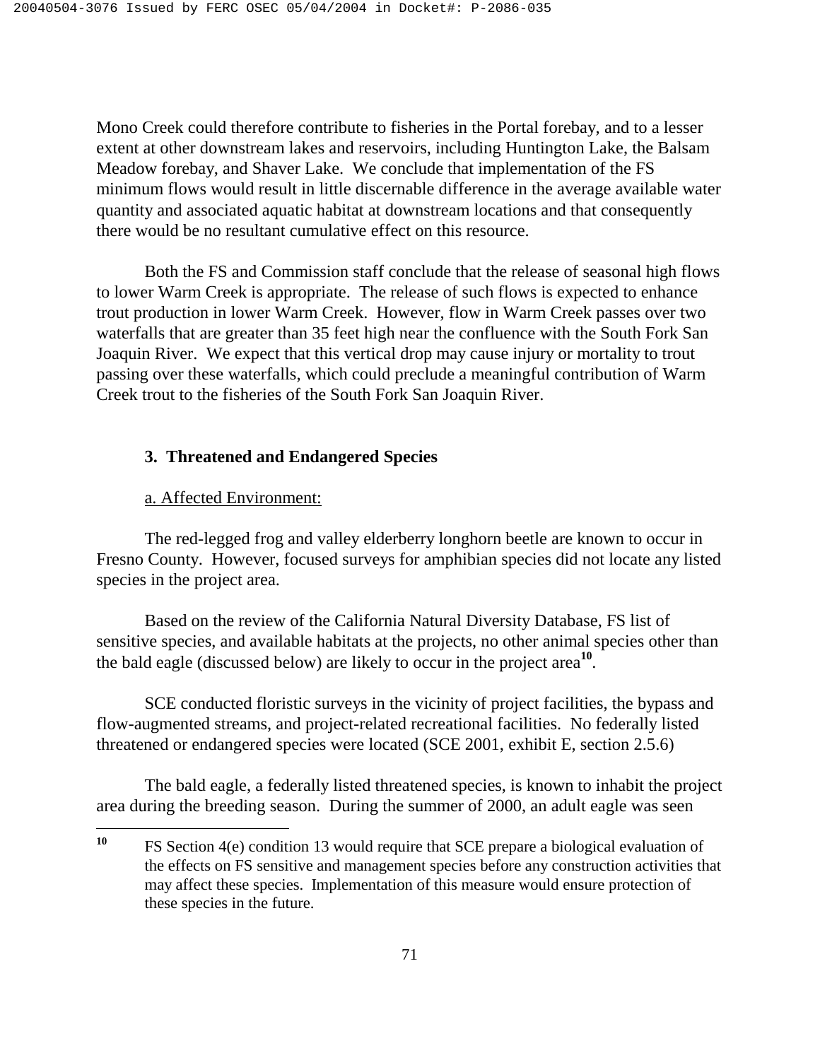Mono Creek could therefore contribute to fisheries in the Portal forebay, and to a lesser extent at other downstream lakes and reservoirs, including Huntington Lake, the Balsam Meadow forebay, and Shaver Lake. We conclude that implementation of the FS minimum flows would result in little discernable difference in the average available water quantity and associated aquatic habitat at downstream locations and that consequently there would be no resultant cumulative effect on this resource.

Both the FS and Commission staff conclude that the release of seasonal high flows to lower Warm Creek is appropriate. The release of such flows is expected to enhance trout production in lower Warm Creek. However, flow in Warm Creek passes over two waterfalls that are greater than 35 feet high near the confluence with the South Fork San Joaquin River. We expect that this vertical drop may cause injury or mortality to trout passing over these waterfalls, which could preclude a meaningful contribution of Warm Creek trout to the fisheries of the South Fork San Joaquin River.

### 3. Threatened and Endangered Species

a. Affected Environment:

The red-legged frog and valley elderberry longhorn beetle are known to occur in Fresno County. However, focused surveys for amphibian species did not locate any listed species in the project area.

Based on the review of the California Natural Diversity Database, FS list of sensitive species, and available habitats at the projects, no other animal species other than the bald eagle (discussed below) are likely to occur in the project area[10].

SCE conducted floristic surveys in the vicinity of project facilities, the bypass and flow-augmented streams, and project-related recreational facilities. No federally listed threatened or endangered species were located (SCE 2001, exhibit E, section 2.5.6)

The bald eagle, a federally listed threatened species, is known to inhabit the project area during the breeding season. During the summer of 2000, an adult eagle was seen

[10] FS Section 4(e) condition 13 would require that SCE prepare a biological evaluation of the effects on FS sensitive and management species before any construction activities that may affect these species. Implementation of this measure would ensure protection of these species in the future.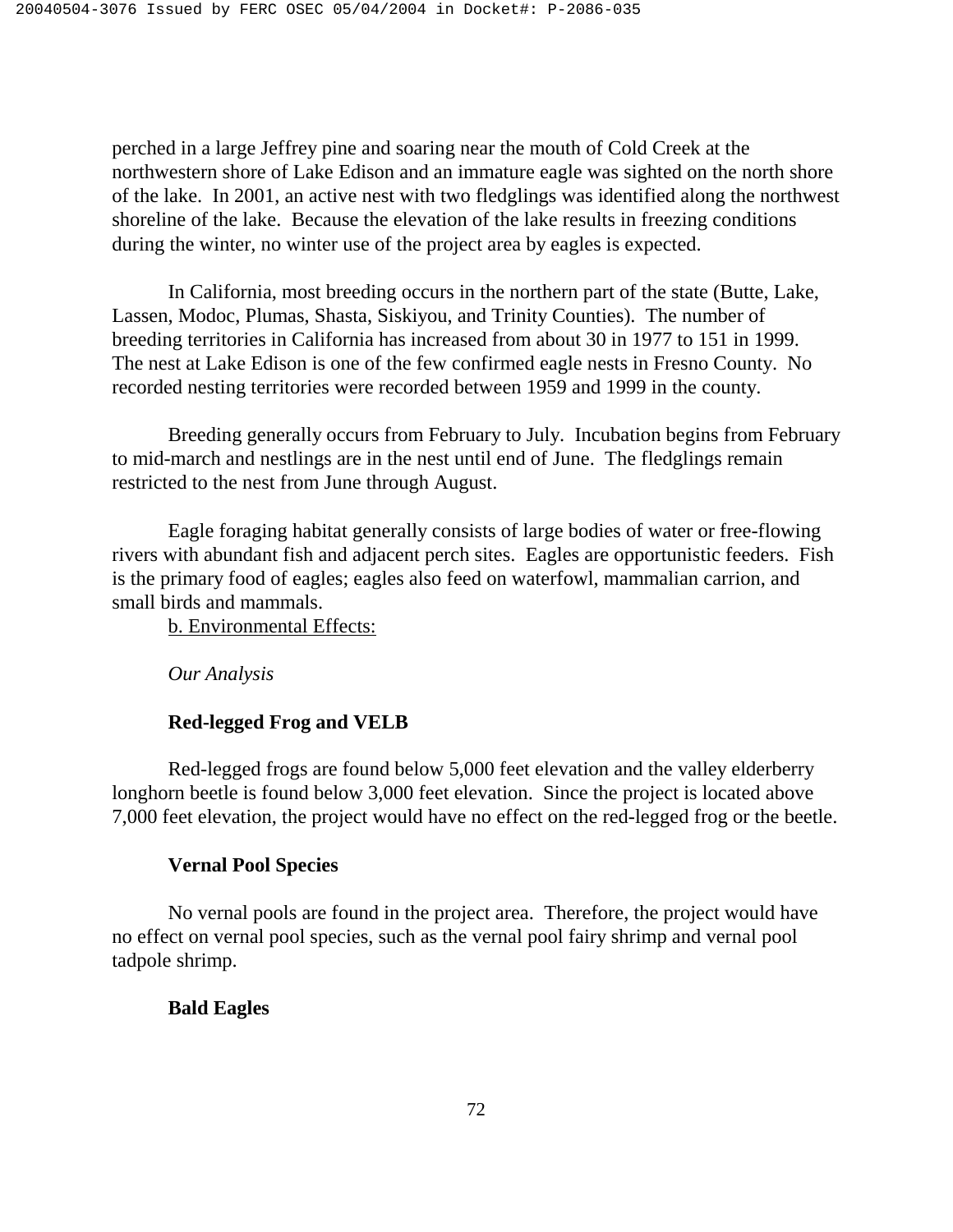perched in a large Jeffrey pine and soaring near the mouth of Cold Creek at the northwestern shore of Lake Edison and an immature eagle was sighted on the north shore of the lake. In 2001, an active nest with two fledglings was identified along the northwest shoreline of the lake. Because the elevation of the lake results in freezing conditions during the winter, no winter use of the project area by eagles is expected.

In California, most breeding occurs in the northern part of the state (Butte, Lake, Lassen, Modoc, Plumas, Shasta, Siskiyou, and Trinity Counties). The number of breeding territories in California has increased from about 30 in 1977 to 151 in 1999. The nest at Lake Edison is one of the few confirmed eagle nests in Fresno County. No recorded nesting territories were recorded between 1959 and 1999 in the county.

Breeding generally occurs from February to July. Incubation begins from February to mid-march and nestlings are in the nest until end of June. The fledglings remain restricted to the nest from June through August.

Eagle foraging habitat generally consists of large bodies of water or free-flowing rivers with abundant fish and adjacent perch sites. Eagles are opportunistic feeders. Fish is the primary food of eagles; eagles also feed on waterfowl, mammalian carrion, and small birds and mammals.

b. Environmental Effects:

*Our Analysis*

**Red-legged Frog and VELB**

Red-legged frogs are found below 5,000 feet elevation and the valley elderberry longhorn beetle is found below 3,000 feet elevation. Since the project is located above 7,000 feet elevation, the project would have no effect on the red-legged frog or the beetle.

**Vernal Pool Species**

No vernal pools are found in the project area. Therefore, the project would have no effect on vernal pool species, such as the vernal pool fairy shrimp and vernal pool tadpole shrimp.

**Bald Eagles**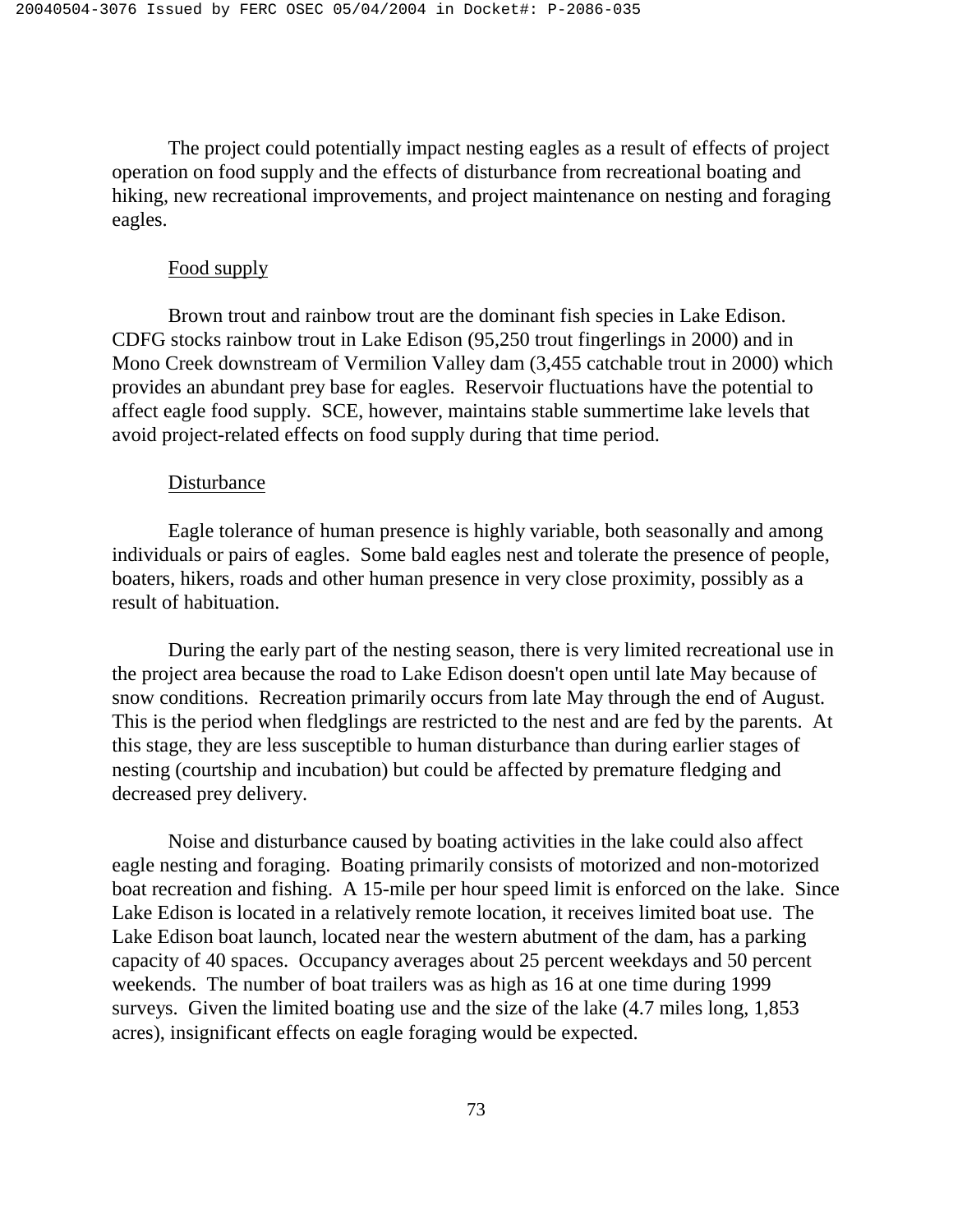The project could potentially impact nesting eagles as a result of effects of project operation on food supply and the effects of disturbance from recreational boating and hiking, new recreational improvements, and project maintenance on nesting and foraging eagles.

Food supply

Brown trout and rainbow trout are the dominant fish species in Lake Edison. CDFG stocks rainbow trout in Lake Edison (95,250 trout fingerlings in 2000) and in Mono Creek downstream of Vermilion Valley dam (3,455 catchable trout in 2000) which provides an abundant prey base for eagles. Reservoir fluctuations have the potential to affect eagle food supply. SCE, however, maintains stable summertime lake levels that avoid project-related effects on food supply during that time period.

Disturbance

Eagle tolerance of human presence is highly variable, both seasonally and among individuals or pairs of eagles. Some bald eagles nest and tolerate the presence of people, boaters, hikers, roads and other human presence in very close proximity, possibly as a result of habituation.

During the early part of the nesting season, there is very limited recreational use in the project area because the road to Lake Edison doesn't open until late May because of snow conditions. Recreation primarily occurs from late May through the end of August. This is the period when fledglings are restricted to the nest and are fed by the parents. At this stage, they are less susceptible to human disturbance than during earlier stages of nesting (courtship and incubation) but could be affected by premature fledging and decreased prey delivery.

Noise and disturbance caused by boating activities in the lake could also affect eagle nesting and foraging. Boating primarily consists of motorized and non-motorized boat recreation and fishing. A 15-mile per hour speed limit is enforced on the lake. Since Lake Edison is located in a relatively remote location, it receives limited boat use. The Lake Edison boat launch, located near the western abutment of the dam, has a parking capacity of 40 spaces. Occupancy averages about 25 percent weekdays and 50 percent weekends. The number of boat trailers was as high as 16 at one time during 1999 surveys. Given the limited boating use and the size of the lake (4.7 miles long, 1,853 acres), insignificant effects on eagle foraging would be expected.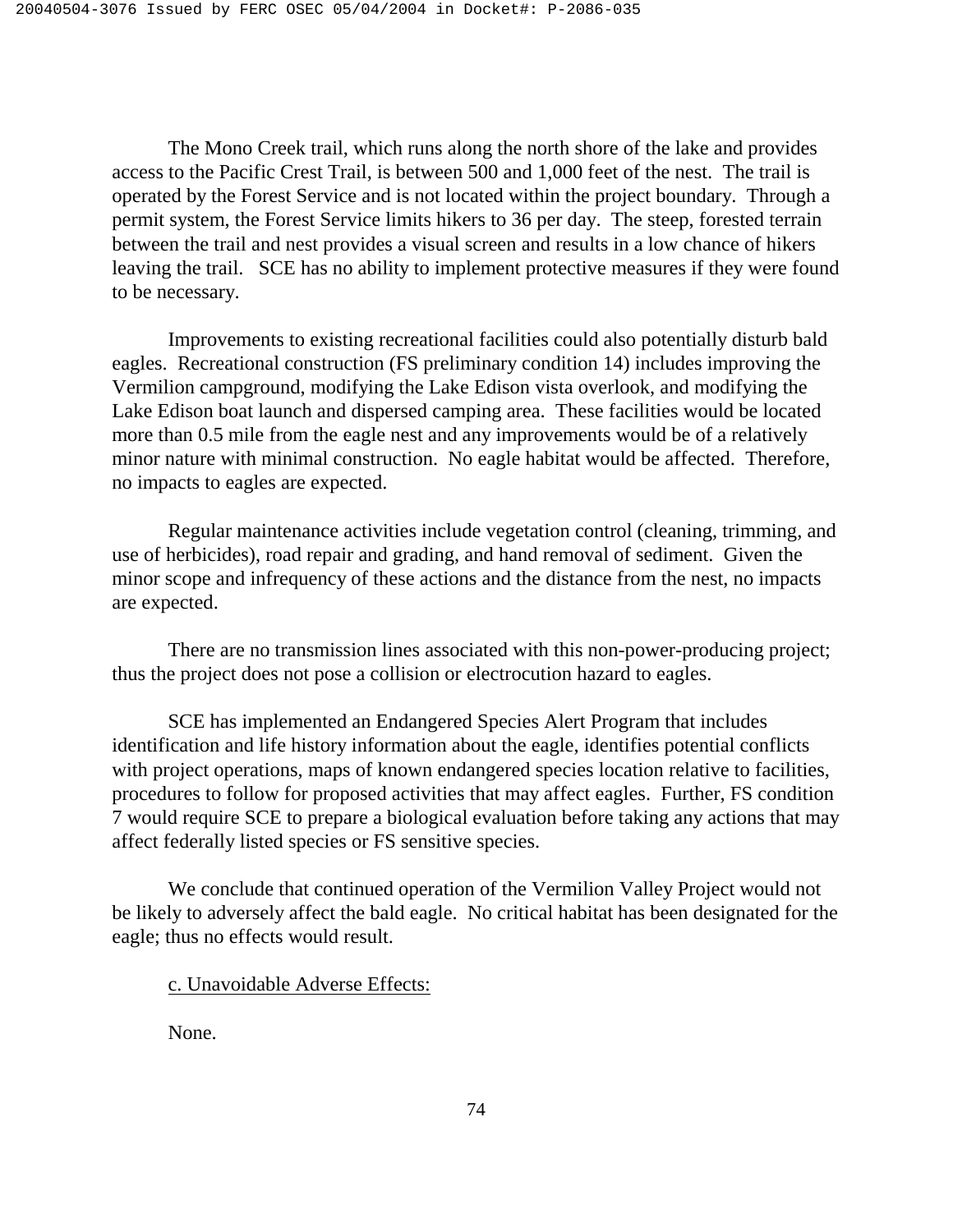The Mono Creek trail, which runs along the north shore of the lake and provides access to the Pacific Crest Trail, is between 500 and 1,000 feet of the nest. The trail is operated by the Forest Service and is not located within the project boundary. Through a permit system, the Forest Service limits hikers to 36 per day. The steep, forested terrain between the trail and nest provides a visual screen and results in a low chance of hikers leaving the trail. SCE has no ability to implement protective measures if they were found to be necessary.

Improvements to existing recreational facilities could also potentially disturb bald eagles. Recreational construction (FS preliminary condition 14) includes improving the Vermilion campground, modifying the Lake Edison vista overlook, and modifying the Lake Edison boat launch and dispersed camping area. These facilities would be located more than 0.5 mile from the eagle nest and any improvements would be of a relatively minor nature with minimal construction. No eagle habitat would be affected. Therefore, no impacts to eagles are expected.

Regular maintenance activities include vegetation control (cleaning, trimming, and use of herbicides), road repair and grading, and hand removal of sediment. Given the minor scope and infrequency of these actions and the distance from the nest, no impacts are expected.

There are no transmission lines associated with this non-power-producing project; thus the project does not pose a collision or electrocution hazard to eagles.

SCE has implemented an Endangered Species Alert Program that includes identification and life history information about the eagle, identifies potential conflicts with project operations, maps of known endangered species location relative to facilities, procedures to follow for proposed activities that may affect eagles. Further, FS condition 7 would require SCE to prepare a biological evaluation before taking any actions that may affect federally listed species or FS sensitive species.

We conclude that continued operation of the Vermilion Valley Project would not be likely to adversely affect the bald eagle. No critical habitat has been designated for the eagle; thus no effects would result.

c. Unavoidable Adverse Effects:

None.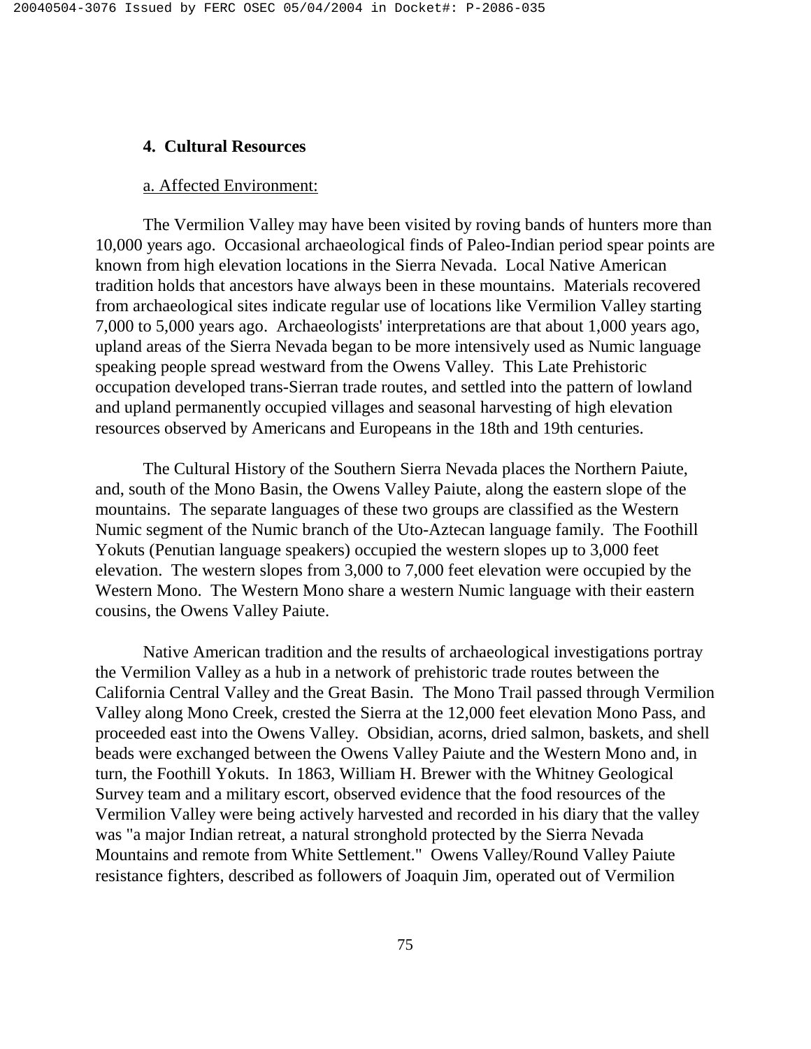## 4. Cultural Resources

a. Affected Environment:

The Vermilion Valley may have been visited by roving bands of hunters more than 10,000 years ago. Occasional archaeological finds of Paleo-Indian period spear points are known from high elevation locations in the Sierra Nevada. Local Native American tradition holds that ancestors have always been in these mountains. Materials recovered from archaeological sites indicate regular use of locations like Vermilion Valley starting 7,000 to 5,000 years ago. Archaeologists' interpretations are that about 1,000 years ago, upland areas of the Sierra Nevada began to be more intensively used as Numic language speaking people spread westward from the Owens Valley. This Late Prehistoric occupation developed trans-Sierran trade routes, and settled into the pattern of lowland and upland permanently occupied villages and seasonal harvesting of high elevation resources observed by Americans and Europeans in the 18th and 19th centuries.

The Cultural History of the Southern Sierra Nevada places the Northern Paiute, and, south of the Mono Basin, the Owens Valley Paiute, along the eastern slope of the mountains. The separate languages of these two groups are classified as the Western Numic segment of the Numic branch of the Uto-Aztecan language family. The Foothill Yokuts (Penutian language speakers) occupied the western slopes up to 3,000 feet elevation. The western slopes from 3,000 to 7,000 feet elevation were occupied by the Western Mono. The Western Mono share a western Numic language with their eastern cousins, the Owens Valley Paiute.

Native American tradition and the results of archaeological investigations portray the Vermilion Valley as a hub in a network of prehistoric trade routes between the California Central Valley and the Great Basin. The Mono Trail passed through Vermilion Valley along Mono Creek, crested the Sierra at the 12,000 feet elevation Mono Pass, and proceeded east into the Owens Valley. Obsidian, acorns, dried salmon, baskets, and shell beads were exchanged between the Owens Valley Paiute and the Western Mono and, in turn, the Foothill Yokuts. In 1863, William H. Brewer with the Whitney Geological Survey team and a military escort, observed evidence that the food resources of the Vermilion Valley were being actively harvested and recorded in his diary that the valley was "a major Indian retreat, a natural stronghold protected by the Sierra Nevada Mountains and remote from White Settlement." Owens Valley/Round Valley Paiute resistance fighters, described as followers of Joaquin Jim, operated out of Vermilion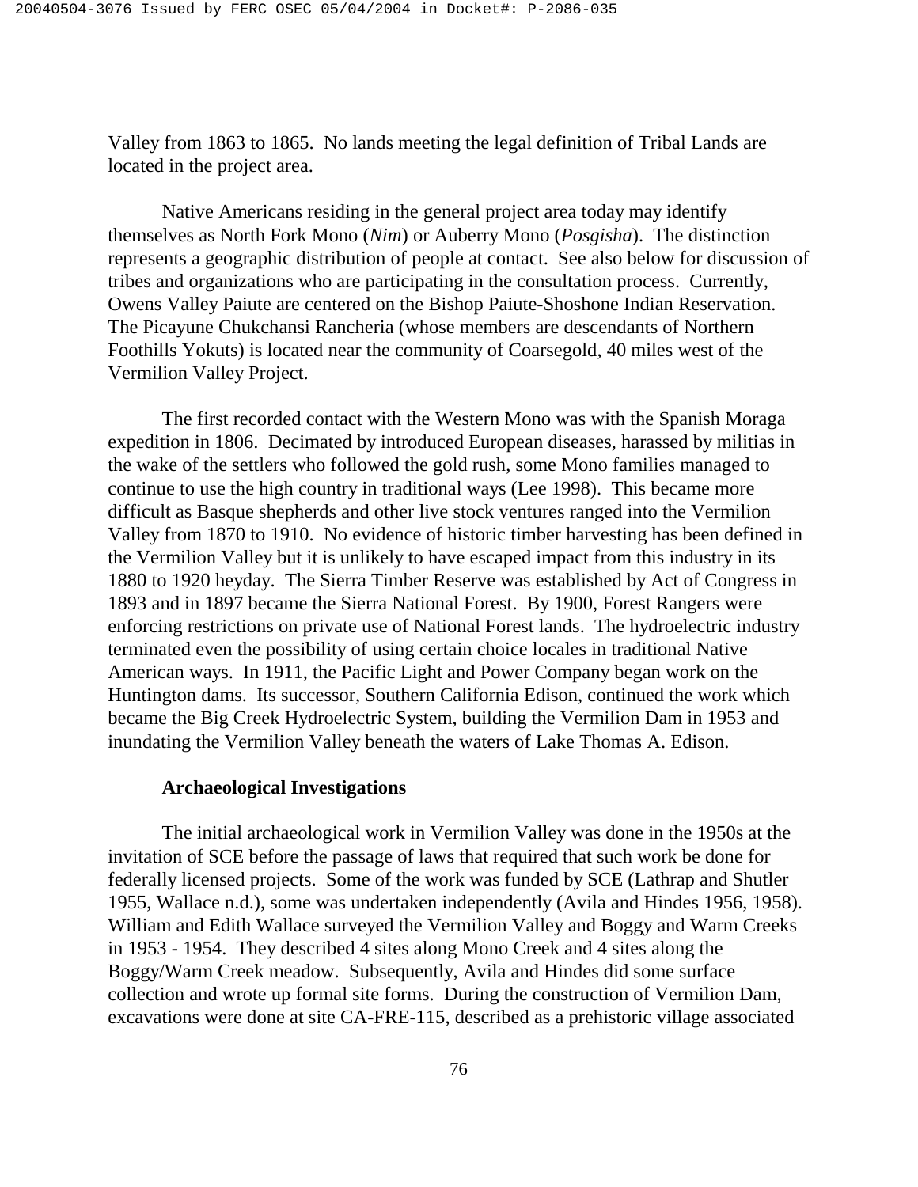Valley from 1863 to 1865. No lands meeting the legal definition of Tribal Lands are located in the project area.

Native Americans residing in the general project area today may identify themselves as North Fork Mono (*Nim*) or Auberry Mono (*Posgisha*). The distinction represents a geographic distribution of people at contact. See also below for discussion of tribes and organizations who are participating in the consultation process. Currently, Owens Valley Paiute are centered on the Bishop Paiute-Shoshone Indian Reservation. The Picayune Chukchansi Rancheria (whose members are descendants of Northern Foothills Yokuts) is located near the community of Coarsegold, 40 miles west of the Vermilion Valley Project.

The first recorded contact with the Western Mono was with the Spanish Moraga expedition in 1806. Decimated by introduced European diseases, harassed by militias in the wake of the settlers who followed the gold rush, some Mono families managed to continue to use the high country in traditional ways (Lee 1998). This became more difficult as Basque shepherds and other live stock ventures ranged into the Vermilion Valley from 1870 to 1910. No evidence of historic timber harvesting has been defined in the Vermilion Valley but it is unlikely to have escaped impact from this industry in its 1880 to 1920 heyday. The Sierra Timber Reserve was established by Act of Congress in 1893 and in 1897 became the Sierra National Forest. By 1900, Forest Rangers were enforcing restrictions on private use of National Forest lands. The hydroelectric industry terminated even the possibility of using certain choice locales in traditional Native American ways. In 1911, the Pacific Light and Power Company began work on the Huntington dams. Its successor, Southern California Edison, continued the work which became the Big Creek Hydroelectric System, building the Vermilion Dam in 1953 and inundating the Vermilion Valley beneath the waters of Lake Thomas A. Edison.

**Archaeological Investigations**

The initial archaeological work in Vermilion Valley was done in the 1950s at the invitation of SCE before the passage of laws that required that such work be done for federally licensed projects. Some of the work was funded by SCE (Lathrap and Shutler 1955, Wallace n.d.), some was undertaken independently (Avila and Hindes 1956, 1958). William and Edith Wallace surveyed the Vermilion Valley and Boggy and Warm Creeks in 1953 - 1954. They described 4 sites along Mono Creek and 4 sites along the Boggy/Warm Creek meadow. Subsequently, Avila and Hindes did some surface collection and wrote up formal site forms. During the construction of Vermilion Dam, excavations were done at site CA-FRE-115, described as a prehistoric village associated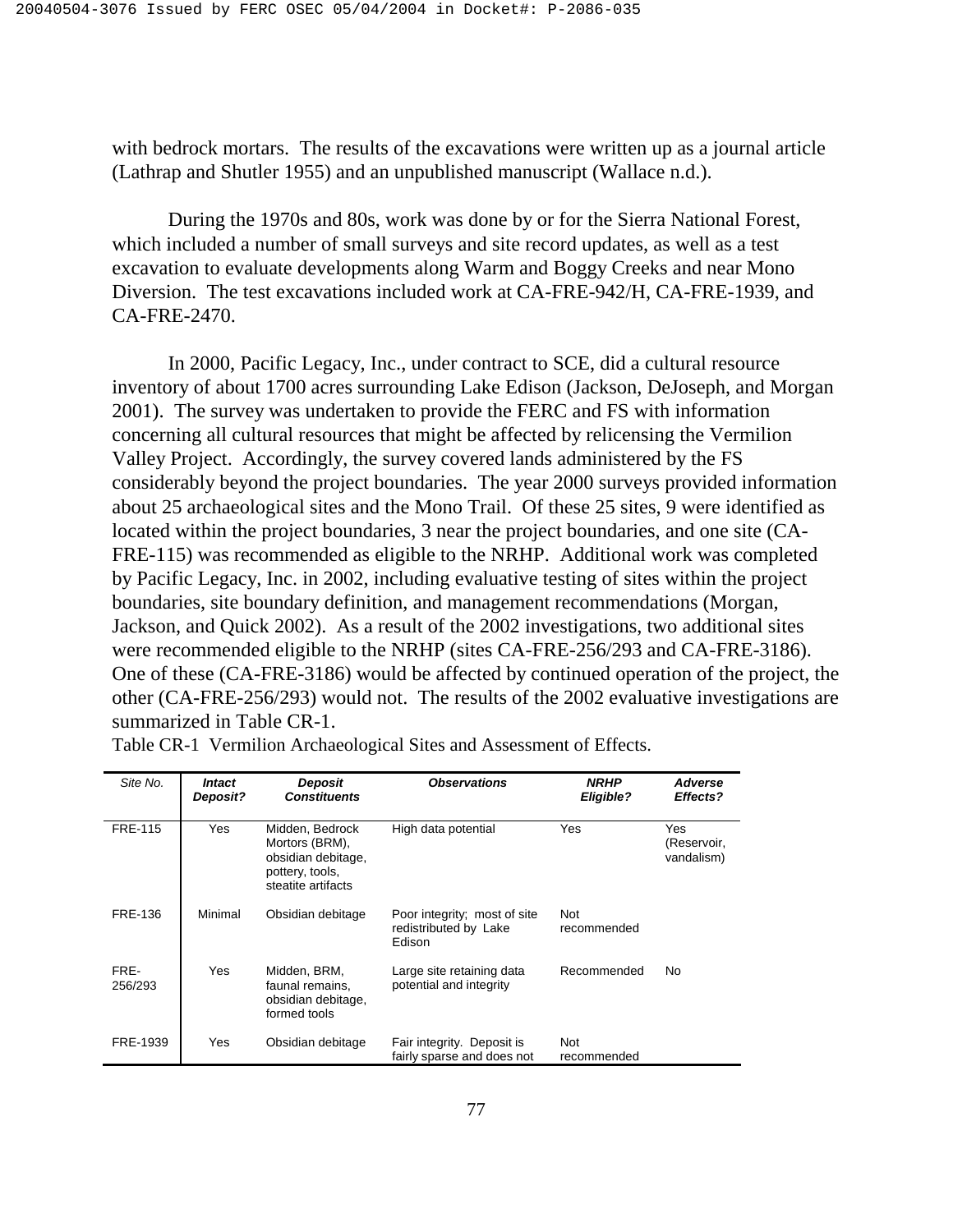with bedrock mortars. The results of the excavations were written up as a journal article (Lathrap and Shutler 1955) and an unpublished manuscript (Wallace n.d.).

During the 1970s and 80s, work was done by or for the Sierra National Forest, which included a number of small surveys and site record updates, as well as a test excavation to evaluate developments along Warm and Boggy Creeks and near Mono Diversion. The test excavations included work at CA-FRE-942/H, CA-FRE-1939, and CA-FRE-2470.

In 2000, Pacific Legacy, Inc., under contract to SCE, did a cultural resource inventory of about 1700 acres surrounding Lake Edison (Jackson, DeJoseph, and Morgan 2001). The survey was undertaken to provide the FERC and FS with information concerning all cultural resources that might be affected by relicensing the Vermilion Valley Project. Accordingly, the survey covered lands administered by the FS considerably beyond the project boundaries. The year 2000 surveys provided information about 25 archaeological sites and the Mono Trail. Of these 25 sites, 9 were identified as located within the project boundaries, 3 near the project boundaries, and one site (CA-FRE-115) was recommended as eligible to the NRHP. Additional work was completed by Pacific Legacy, Inc. in 2002, including evaluative testing of sites within the project boundaries, site boundary definition, and management recommendations (Morgan, Jackson, and Quick 2002). As a result of the 2002 investigations, two additional sites were recommended eligible to the NRHP (sites CA-FRE-256/293 and CA-FRE-3186). One of these (CA-FRE-3186) would be affected by continued operation of the project, the other (CA-FRE-256/293) would not. The results of the 2002 evaluative investigations are summarized in Table CR-1.

Table CR-1 Vermilion Archaeological Sites and Assessment of Effects.

| *Site No.* | ***Intact Deposit?*** | ***Deposit Constituents*** | ***Observations*** | ***NRHP Eligible?*** | ***Adverse Effects?*** |
|---|---|---|---|---|---|
| FRE-115 | Yes | Midden, Bedrock Mortors (BRM), obsidian debitage, pottery, tools, steatite artifacts | High data potential | Yes | Yes (Reservoir, vandalism) |
| FRE-136 | Minimal | Obsidian debitage | Poor integrity; most of site redistributed by Lake Edison | Not recommended | |
| FRE-256/293 | Yes | Midden, BRM, faunal remains, obsidian debitage, formed tools | Large site retaining data potential and integrity | Recommended | No |
| FRE-1939 | Yes | Obsidian debitage | Fair integrity. Deposit is fairly sparse and does not | Not recommended | |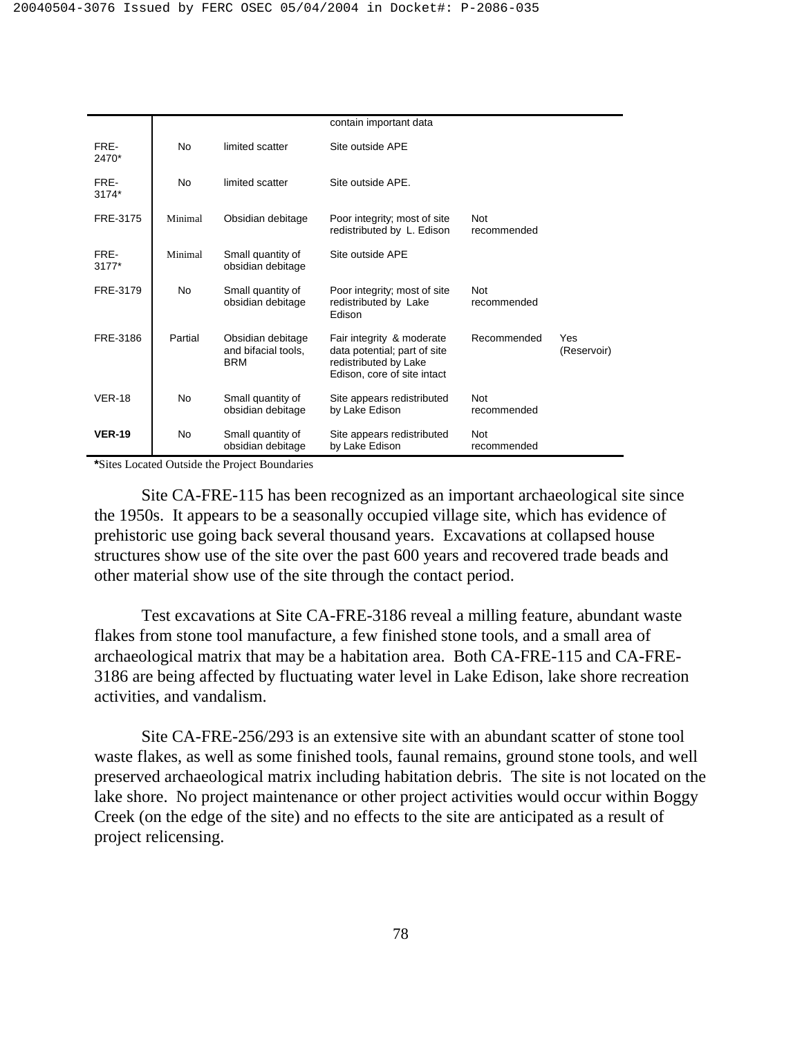| | | | | | |
|---|---|---|---|---|---|
| | | | contain important data | | |
| FRE-2470* | No | limited scatter | Site outside APE | | |
| FRE-3174* | No | limited scatter | Site outside APE. | | |
| FRE-3175 | Minimal | Obsidian debitage | Poor integrity; most of site redistributed by L. Edison | Not recommended | |
| FRE-3177* | Minimal | Small quantity of obsidian debitage | Site outside APE | | |
| FRE-3179 | No | Small quantity of obsidian debitage | Poor integrity; most of site redistributed by Lake Edison | Not recommended | |
| FRE-3186 | Partial | Obsidian debitage and bifacial tools, BRM | Fair integrity & moderate data potential; part of site redistributed by Lake Edison, core of site intact | Recommended | Yes (Reservoir) |
| VER-18 | No | Small quantity of obsidian debitage | Site appears redistributed by Lake Edison | Not recommended | |
| **VER-19** | No | Small quantity of obsidian debitage | Site appears redistributed by Lake Edison | Not recommended | |

***Sites Located Outside the Project Boundaries**

Site CA-FRE-115 has been recognized as an important archaeological site since the 1950s. It appears to be a seasonally occupied village site, which has evidence of prehistoric use going back several thousand years. Excavations at collapsed house structures show use of the site over the past 600 years and recovered trade beads and other material show use of the site through the contact period.

Test excavations at Site CA-FRE-3186 reveal a milling feature, abundant waste flakes from stone tool manufacture, a few finished stone tools, and a small area of archaeological matrix that may be a habitation area. Both CA-FRE-115 and CA-FRE-3186 are being affected by fluctuating water level in Lake Edison, lake shore recreation activities, and vandalism.

Site CA-FRE-256/293 is an extensive site with an abundant scatter of stone tool waste flakes, as well as some finished tools, faunal remains, ground stone tools, and well preserved archaeological matrix including habitation debris. The site is not located on the lake shore. No project maintenance or other project activities would occur within Boggy Creek (on the edge of the site) and no effects to the site are anticipated as a result of project relicensing.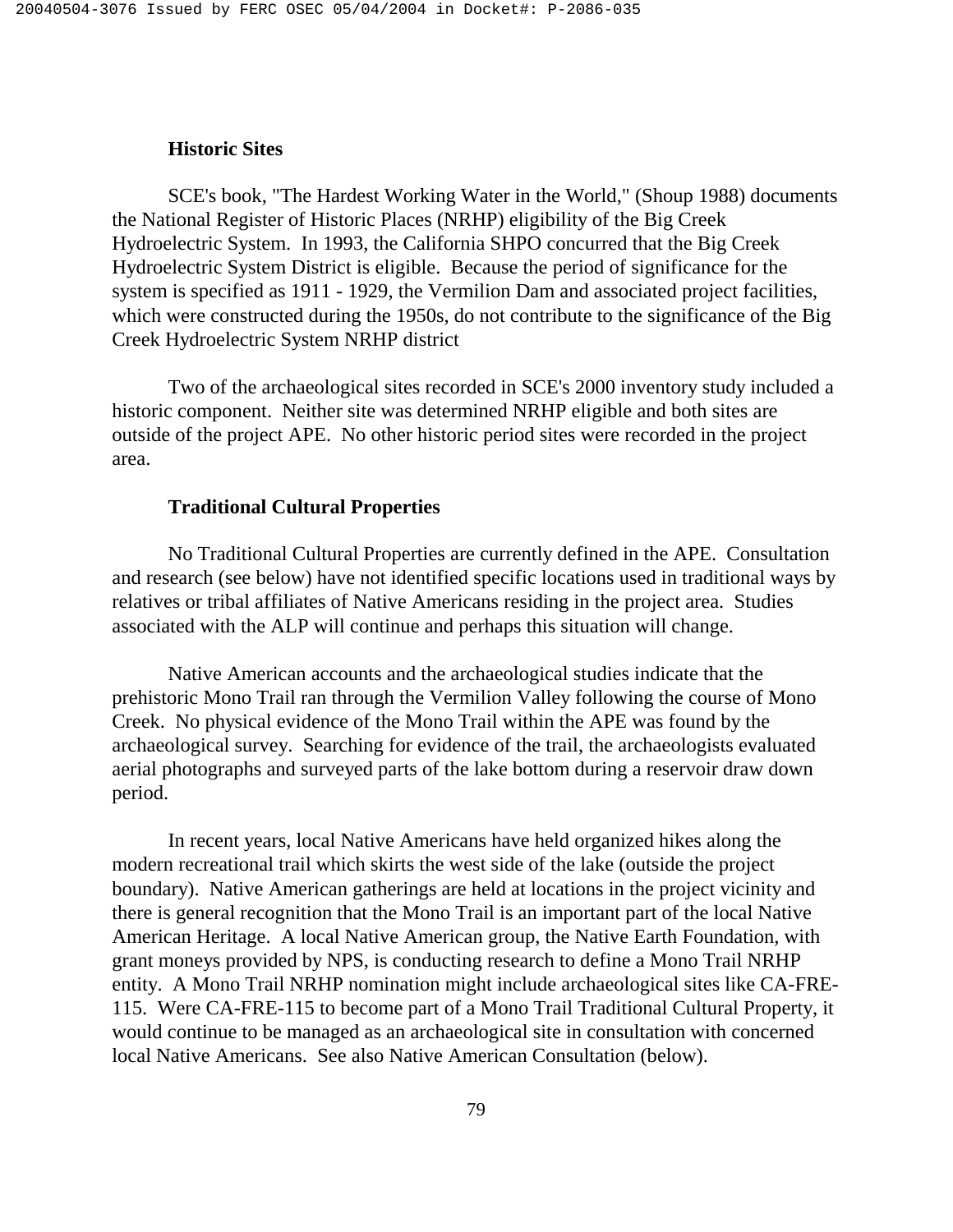### Historic Sites

SCE's book, "The Hardest Working Water in the World," (Shoup 1988) documents the National Register of Historic Places (NRHP) eligibility of the Big Creek Hydroelectric System. In 1993, the California SHPO concurred that the Big Creek Hydroelectric System District is eligible. Because the period of significance for the system is specified as 1911 - 1929, the Vermilion Dam and associated project facilities, which were constructed during the 1950s, do not contribute to the significance of the Big Creek Hydroelectric System NRHP district

Two of the archaeological sites recorded in SCE's 2000 inventory study included a historic component. Neither site was determined NRHP eligible and both sites are outside of the project APE. No other historic period sites were recorded in the project area.

### Traditional Cultural Properties

No Traditional Cultural Properties are currently defined in the APE. Consultation and research (see below) have not identified specific locations used in traditional ways by relatives or tribal affiliates of Native Americans residing in the project area. Studies associated with the ALP will continue and perhaps this situation will change.

Native American accounts and the archaeological studies indicate that the prehistoric Mono Trail ran through the Vermilion Valley following the course of Mono Creek. No physical evidence of the Mono Trail within the APE was found by the archaeological survey. Searching for evidence of the trail, the archaeologists evaluated aerial photographs and surveyed parts of the lake bottom during a reservoir draw down period.

In recent years, local Native Americans have held organized hikes along the modern recreational trail which skirts the west side of the lake (outside the project boundary). Native American gatherings are held at locations in the project vicinity and there is general recognition that the Mono Trail is an important part of the local Native American Heritage. A local Native American group, the Native Earth Foundation, with grant moneys provided by NPS, is conducting research to define a Mono Trail NRHP entity. A Mono Trail NRHP nomination might include archaeological sites like CA-FRE-115. Were CA-FRE-115 to become part of a Mono Trail Traditional Cultural Property, it would continue to be managed as an archaeological site in consultation with concerned local Native Americans. See also Native American Consultation (below).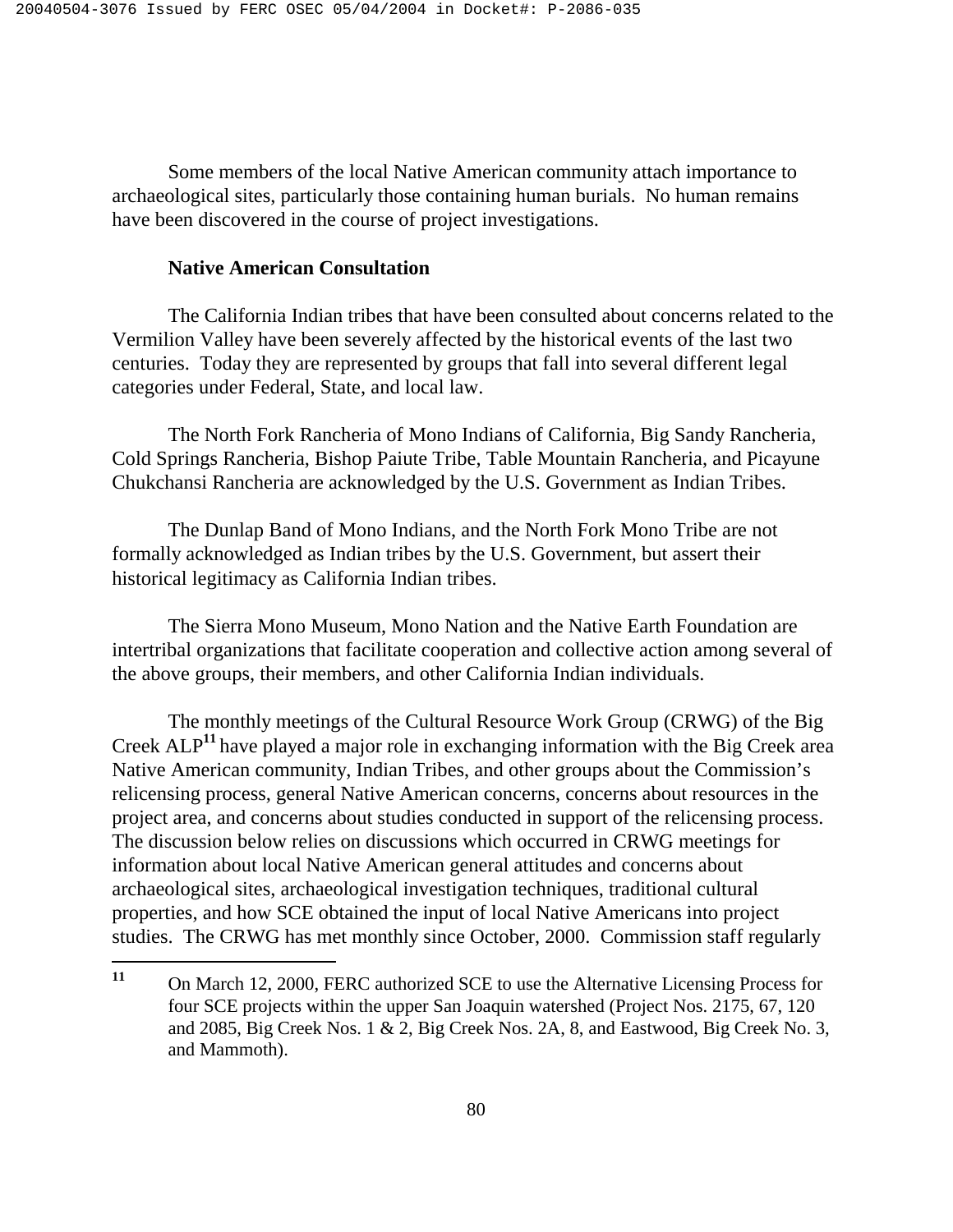Some members of the local Native American community attach importance to archaeological sites, particularly those containing human burials. No human remains have been discovered in the course of project investigations.

**Native American Consultation**

The California Indian tribes that have been consulted about concerns related to the Vermilion Valley have been severely affected by the historical events of the last two centuries. Today they are represented by groups that fall into several different legal categories under Federal, State, and local law.

The North Fork Rancheria of Mono Indians of California, Big Sandy Rancheria, Cold Springs Rancheria, Bishop Paiute Tribe, Table Mountain Rancheria, and Picayune Chukchansi Rancheria are acknowledged by the U.S. Government as Indian Tribes.

The Dunlap Band of Mono Indians, and the North Fork Mono Tribe are not formally acknowledged as Indian tribes by the U.S. Government, but assert their historical legitimacy as California Indian tribes.

The Sierra Mono Museum, Mono Nation and the Native Earth Foundation are intertribal organizations that facilitate cooperation and collective action among several of the above groups, their members, and other California Indian individuals.

The monthly meetings of the Cultural Resource Work Group (CRWG) of the Big Creek ALP[11] have played a major role in exchanging information with the Big Creek area Native American community, Indian Tribes, and other groups about the Commission's relicensing process, general Native American concerns, concerns about resources in the project area, and concerns about studies conducted in support of the relicensing process. The discussion below relies on discussions which occurred in CRWG meetings for information about local Native American general attitudes and concerns about archaeological sites, archaeological investigation techniques, traditional cultural properties, and how SCE obtained the input of local Native Americans into project studies. The CRWG has met monthly since October, 2000. Commission staff regularly

[11] On March 12, 2000, FERC authorized SCE to use the Alternative Licensing Process for four SCE projects within the upper San Joaquin watershed (Project Nos. 2175, 67, 120 and 2085, Big Creek Nos. 1 & 2, Big Creek Nos. 2A, 8, and Eastwood, Big Creek No. 3, and Mammoth).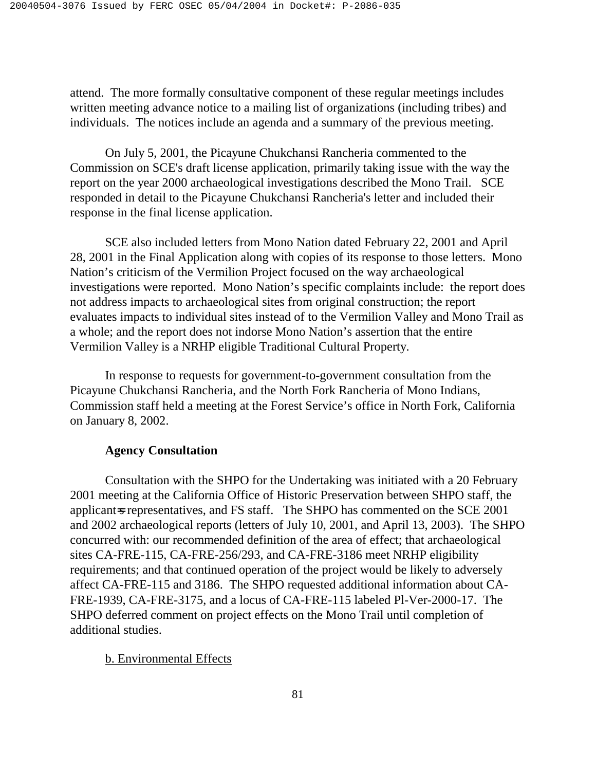attend. The more formally consultative component of these regular meetings includes written meeting advance notice to a mailing list of organizations (including tribes) and individuals. The notices include an agenda and a summary of the previous meeting.

On July 5, 2001, the Picayune Chukchansi Rancheria commented to the Commission on SCE's draft license application, primarily taking issue with the way the report on the year 2000 archaeological investigations described the Mono Trail. SCE responded in detail to the Picayune Chukchansi Rancheria's letter and included their response in the final license application.

SCE also included letters from Mono Nation dated February 22, 2001 and April 28, 2001 in the Final Application along with copies of its response to those letters. Mono Nation's criticism of the Vermilion Project focused on the way archaeological investigations were reported. Mono Nation's specific complaints include: the report does not address impacts to archaeological sites from original construction; the report evaluates impacts to individual sites instead of to the Vermilion Valley and Mono Trail as a whole; and the report does not indorse Mono Nation's assertion that the entire Vermilion Valley is a NRHP eligible Traditional Cultural Property.

In response to requests for government-to-government consultation from the Picayune Chukchansi Rancheria, and the North Fork Rancheria of Mono Indians, Commission staff held a meeting at the Forest Service's office in North Fork, California on January 8, 2002.

**Agency Consultation**

Consultation with the SHPO for the Undertaking was initiated with a 20 February 2001 meeting at the California Office of Historic Preservation between SHPO staff, the applicant's representatives, and FS staff. The SHPO has commented on the SCE 2001 and 2002 archaeological reports (letters of July 10, 2001, and April 13, 2003). The SHPO concurred with: our recommended definition of the area of effect; that archaeological sites CA-FRE-115, CA-FRE-256/293, and CA-FRE-3186 meet NRHP eligibility requirements; and that continued operation of the project would be likely to adversely affect CA-FRE-115 and 3186. The SHPO requested additional information about CA-FRE-1939, CA-FRE-3175, and a locus of CA-FRE-115 labeled Pl-Ver-2000-17. The SHPO deferred comment on project effects on the Mono Trail until completion of additional studies.

b. Environmental Effects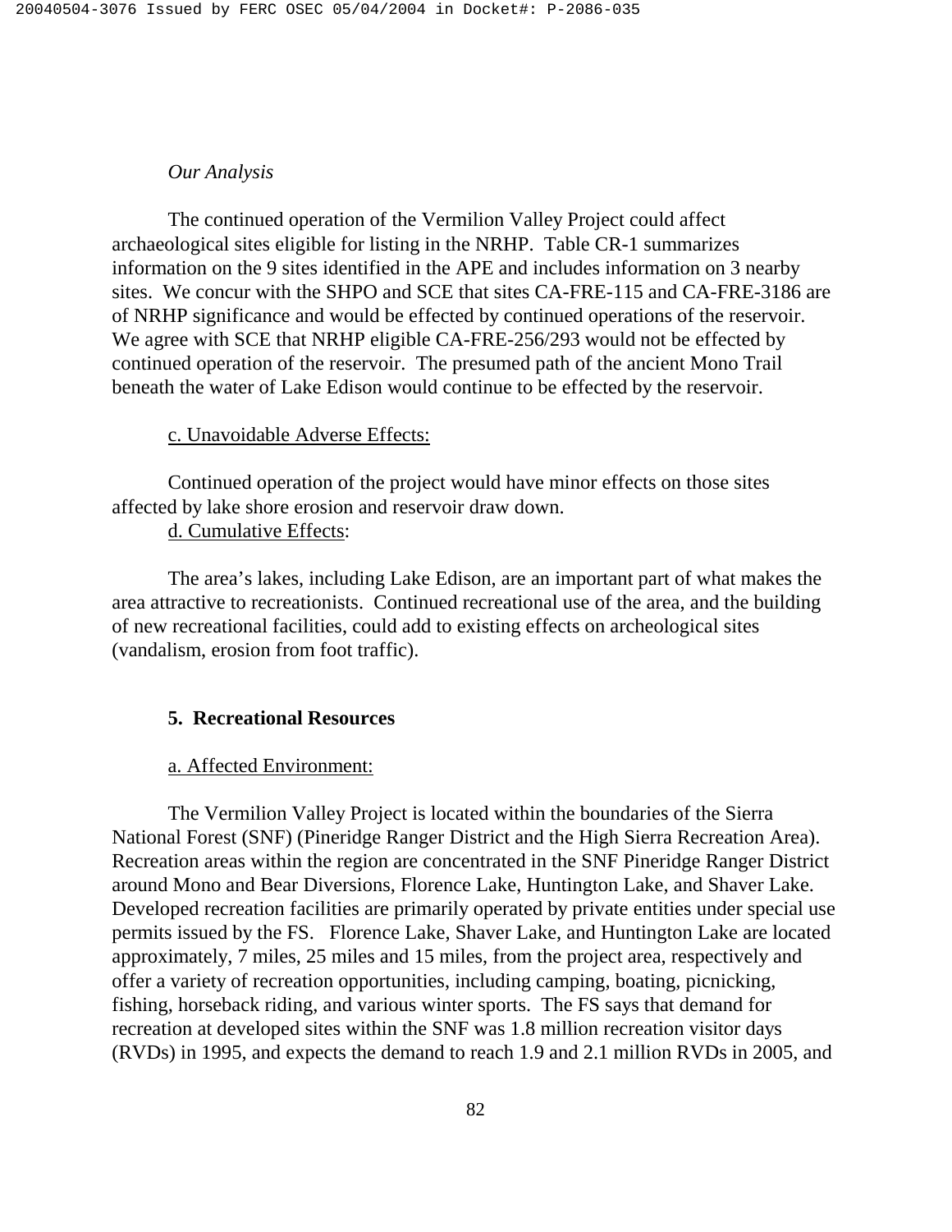*Our Analysis*

The continued operation of the Vermilion Valley Project could affect archaeological sites eligible for listing in the NRHP. Table CR-1 summarizes information on the 9 sites identified in the APE and includes information on 3 nearby sites. We concur with the SHPO and SCE that sites CA-FRE-115 and CA-FRE-3186 are of NRHP significance and would be effected by continued operations of the reservoir. We agree with SCE that NRHP eligible CA-FRE-256/293 would not be effected by continued operation of the reservoir. The presumed path of the ancient Mono Trail beneath the water of Lake Edison would continue to be effected by the reservoir.

c. Unavoidable Adverse Effects:

Continued operation of the project would have minor effects on those sites affected by lake shore erosion and reservoir draw down.

d. Cumulative Effects:

The area's lakes, including Lake Edison, are an important part of what makes the area attractive to recreationists. Continued recreational use of the area, and the building of new recreational facilities, could add to existing effects on archeological sites (vandalism, erosion from foot traffic).

## 5. Recreational Resources

a. Affected Environment:

The Vermilion Valley Project is located within the boundaries of the Sierra National Forest (SNF) (Pineridge Ranger District and the High Sierra Recreation Area). Recreation areas within the region are concentrated in the SNF Pineridge Ranger District around Mono and Bear Diversions, Florence Lake, Huntington Lake, and Shaver Lake. Developed recreation facilities are primarily operated by private entities under special use permits issued by the FS. Florence Lake, Shaver Lake, and Huntington Lake are located approximately, 7 miles, 25 miles and 15 miles, from the project area, respectively and offer a variety of recreation opportunities, including camping, boating, picnicking, fishing, horseback riding, and various winter sports. The FS says that demand for recreation at developed sites within the SNF was 1.8 million recreation visitor days (RVDs) in 1995, and expects the demand to reach 1.9 and 2.1 million RVDs in 2005, and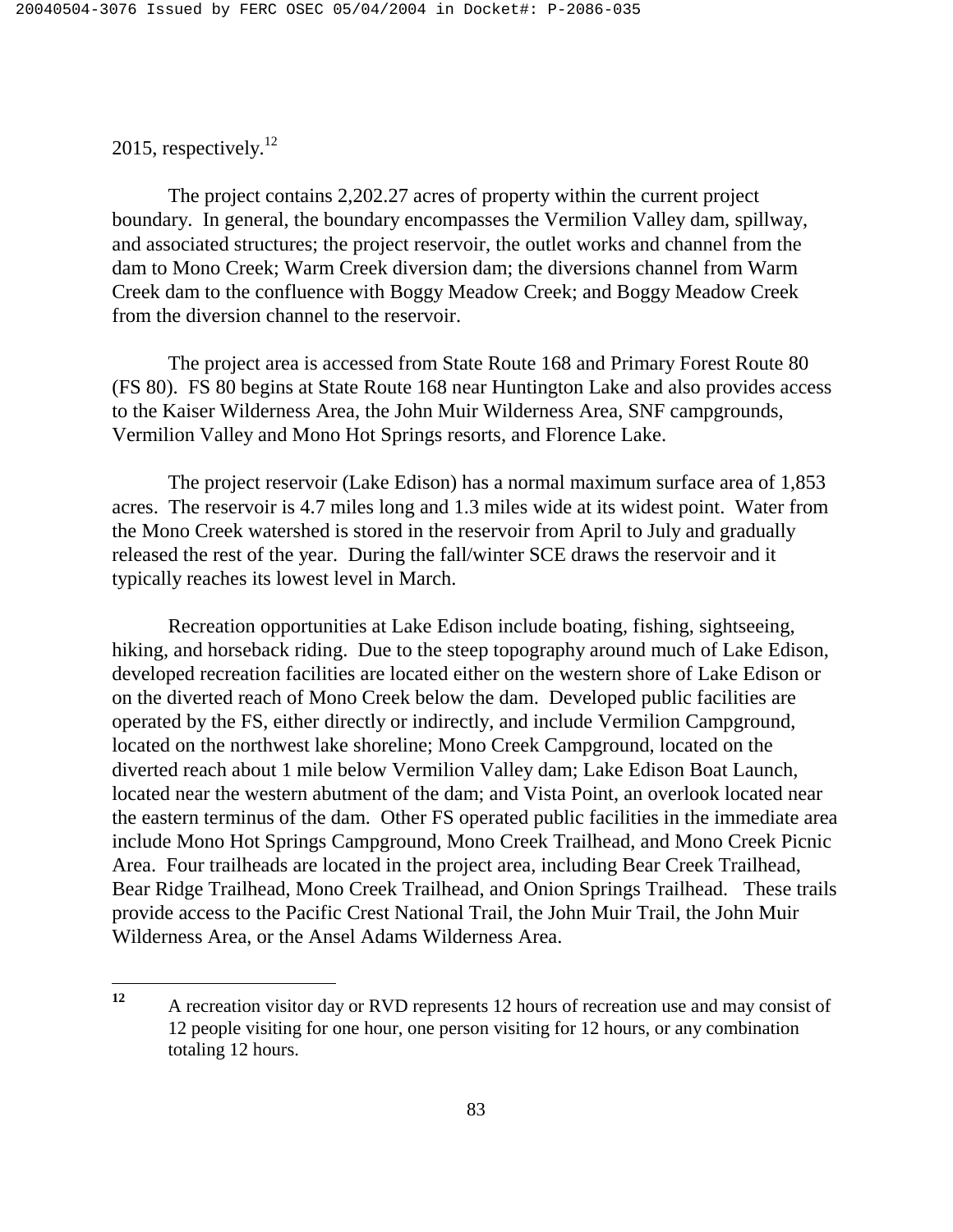2015, respectively.[12]

The project contains 2,202.27 acres of property within the current project boundary. In general, the boundary encompasses the Vermilion Valley dam, spillway, and associated structures; the project reservoir, the outlet works and channel from the dam to Mono Creek; Warm Creek diversion dam; the diversions channel from Warm Creek dam to the confluence with Boggy Meadow Creek; and Boggy Meadow Creek from the diversion channel to the reservoir.

The project area is accessed from State Route 168 and Primary Forest Route 80 (FS 80). FS 80 begins at State Route 168 near Huntington Lake and also provides access to the Kaiser Wilderness Area, the John Muir Wilderness Area, SNF campgrounds, Vermilion Valley and Mono Hot Springs resorts, and Florence Lake.

The project reservoir (Lake Edison) has a normal maximum surface area of 1,853 acres. The reservoir is 4.7 miles long and 1.3 miles wide at its widest point. Water from the Mono Creek watershed is stored in the reservoir from April to July and gradually released the rest of the year. During the fall/winter SCE draws the reservoir and it typically reaches its lowest level in March.

Recreation opportunities at Lake Edison include boating, fishing, sightseeing, hiking, and horseback riding. Due to the steep topography around much of Lake Edison, developed recreation facilities are located either on the western shore of Lake Edison or on the diverted reach of Mono Creek below the dam. Developed public facilities are operated by the FS, either directly or indirectly, and include Vermilion Campground, located on the northwest lake shoreline; Mono Creek Campground, located on the diverted reach about 1 mile below Vermilion Valley dam; Lake Edison Boat Launch, located near the western abutment of the dam; and Vista Point, an overlook located near the eastern terminus of the dam. Other FS operated public facilities in the immediate area include Mono Hot Springs Campground, Mono Creek Trailhead, and Mono Creek Picnic Area. Four trailheads are located in the project area, including Bear Creek Trailhead, Bear Ridge Trailhead, Mono Creek Trailhead, and Onion Springs Trailhead. These trails provide access to the Pacific Crest National Trail, the John Muir Trail, the John Muir Wilderness Area, or the Ansel Adams Wilderness Area.

---

[12] A recreation visitor day or RVD represents 12 hours of recreation use and may consist of 12 people visiting for one hour, one person visiting for 12 hours, or any combination totaling 12 hours.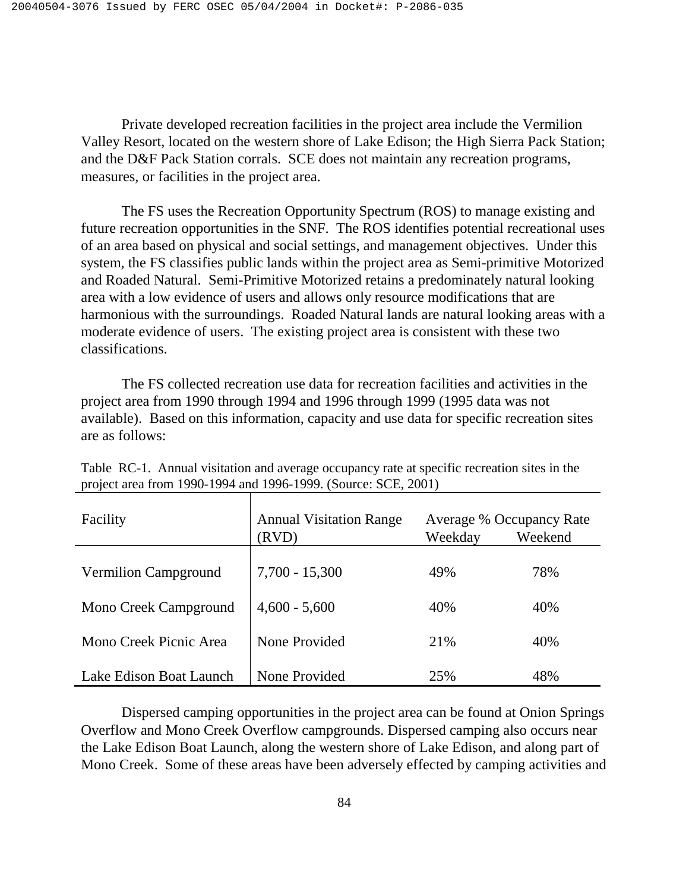Private developed recreation facilities in the project area include the Vermilion Valley Resort, located on the western shore of Lake Edison; the High Sierra Pack Station; and the D&F Pack Station corrals. SCE does not maintain any recreation programs, measures, or facilities in the project area.

The FS uses the Recreation Opportunity Spectrum (ROS) to manage existing and future recreation opportunities in the SNF. The ROS identifies potential recreational uses of an area based on physical and social settings, and management objectives. Under this system, the FS classifies public lands within the project area as Semi-primitive Motorized and Roaded Natural. Semi-Primitive Motorized retains a predominately natural looking area with a low evidence of users and allows only resource modifications that are harmonious with the surroundings. Roaded Natural lands are natural looking areas with a moderate evidence of users. The existing project area is consistent with these two classifications.

The FS collected recreation use data for recreation facilities and activities in the project area from 1990 through 1994 and 1996 through 1999 (1995 data was not available). Based on this information, capacity and use data for specific recreation sites are as follows:

Table RC-1. Annual visitation and average occupancy rate at specific recreation sites in the project area from 1990-1994 and 1996-1999. (Source: SCE, 2001)

| Facility | Annual Visitation Range (RVD) | Average % Occupancy Rate | |
|---|---|---|---|
| | | Weekday | Weekend |
| Vermilion Campground | 7,700 - 15,300 | 49% | 78% |
| Mono Creek Campground | 4,600 - 5,600 | 40% | 40% |
| Mono Creek Picnic Area | None Provided | 21% | 40% |
| Lake Edison Boat Launch | None Provided | 25% | 48% |

Dispersed camping opportunities in the project area can be found at Onion Springs Overflow and Mono Creek Overflow campgrounds. Dispersed camping also occurs near the Lake Edison Boat Launch, along the western shore of Lake Edison, and along part of Mono Creek. Some of these areas have been adversely effected by camping activities and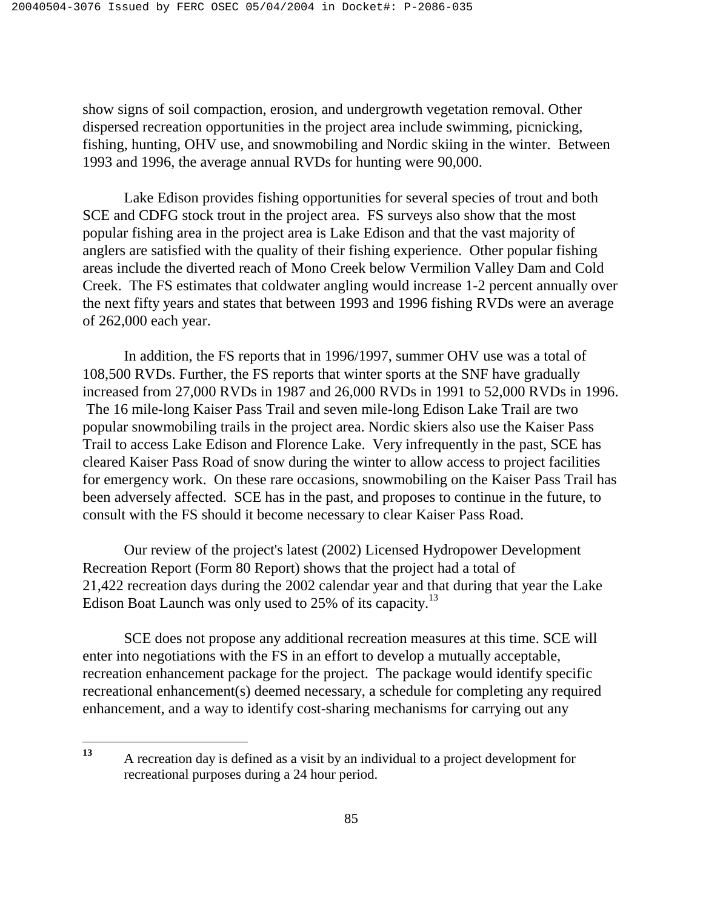show signs of soil compaction, erosion, and undergrowth vegetation removal. Other dispersed recreation opportunities in the project area include swimming, picnicking, fishing, hunting, OHV use, and snowmobiling and Nordic skiing in the winter. Between 1993 and 1996, the average annual RVDs for hunting were 90,000.

Lake Edison provides fishing opportunities for several species of trout and both SCE and CDFG stock trout in the project area. FS surveys also show that the most popular fishing area in the project area is Lake Edison and that the vast majority of anglers are satisfied with the quality of their fishing experience. Other popular fishing areas include the diverted reach of Mono Creek below Vermilion Valley Dam and Cold Creek. The FS estimates that coldwater angling would increase 1-2 percent annually over the next fifty years and states that between 1993 and 1996 fishing RVDs were an average of 262,000 each year.

In addition, the FS reports that in 1996/1997, summer OHV use was a total of 108,500 RVDs. Further, the FS reports that winter sports at the SNF have gradually increased from 27,000 RVDs in 1987 and 26,000 RVDs in 1991 to 52,000 RVDs in 1996. The 16 mile-long Kaiser Pass Trail and seven mile-long Edison Lake Trail are two popular snowmobiling trails in the project area. Nordic skiers also use the Kaiser Pass Trail to access Lake Edison and Florence Lake. Very infrequently in the past, SCE has cleared Kaiser Pass Road of snow during the winter to allow access to project facilities for emergency work. On these rare occasions, snowmobiling on the Kaiser Pass Trail has been adversely affected. SCE has in the past, and proposes to continue in the future, to consult with the FS should it become necessary to clear Kaiser Pass Road.

Our review of the project's latest (2002) Licensed Hydropower Development Recreation Report (Form 80 Report) shows that the project had a total of 21,422 recreation days during the 2002 calendar year and that during that year the Lake Edison Boat Launch was only used to 25% of its capacity.[13]

SCE does not propose any additional recreation measures at this time. SCE will enter into negotiations with the FS in an effort to develop a mutually acceptable, recreation enhancement package for the project. The package would identify specific recreational enhancement(s) deemed necessary, a schedule for completing any required enhancement, and a way to identify cost-sharing mechanisms for carrying out any

[13] A recreation day is defined as a visit by an individual to a project development for recreational purposes during a 24 hour period.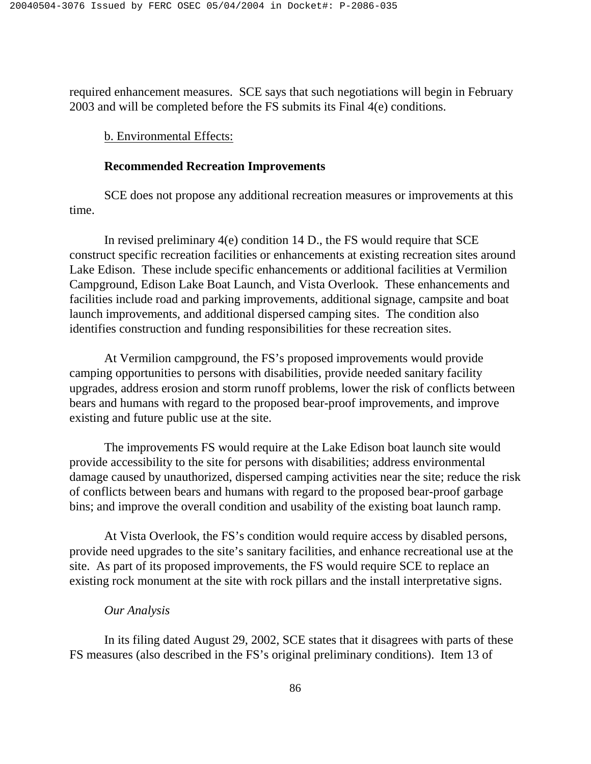required enhancement measures. SCE says that such negotiations will begin in February 2003 and will be completed before the FS submits its Final 4(e) conditions.

b. Environmental Effects:

**Recommended Recreation Improvements**

SCE does not propose any additional recreation measures or improvements at this time.

In revised preliminary 4(e) condition 14 D., the FS would require that SCE construct specific recreation facilities or enhancements at existing recreation sites around Lake Edison. These include specific enhancements or additional facilities at Vermilion Campground, Edison Lake Boat Launch, and Vista Overlook. These enhancements and facilities include road and parking improvements, additional signage, campsite and boat launch improvements, and additional dispersed camping sites. The condition also identifies construction and funding responsibilities for these recreation sites.

At Vermilion campground, the FS's proposed improvements would provide camping opportunities to persons with disabilities, provide needed sanitary facility upgrades, address erosion and storm runoff problems, lower the risk of conflicts between bears and humans with regard to the proposed bear-proof improvements, and improve existing and future public use at the site.

The improvements FS would require at the Lake Edison boat launch site would provide accessibility to the site for persons with disabilities; address environmental damage caused by unauthorized, dispersed camping activities near the site; reduce the risk of conflicts between bears and humans with regard to the proposed bear-proof garbage bins; and improve the overall condition and usability of the existing boat launch ramp.

At Vista Overlook, the FS's condition would require access by disabled persons, provide need upgrades to the site's sanitary facilities, and enhance recreational use at the site. As part of its proposed improvements, the FS would require SCE to replace an existing rock monument at the site with rock pillars and the install interpretative signs.

*Our Analysis*

In its filing dated August 29, 2002, SCE states that it disagrees with parts of these FS measures (also described in the FS's original preliminary conditions). Item 13 of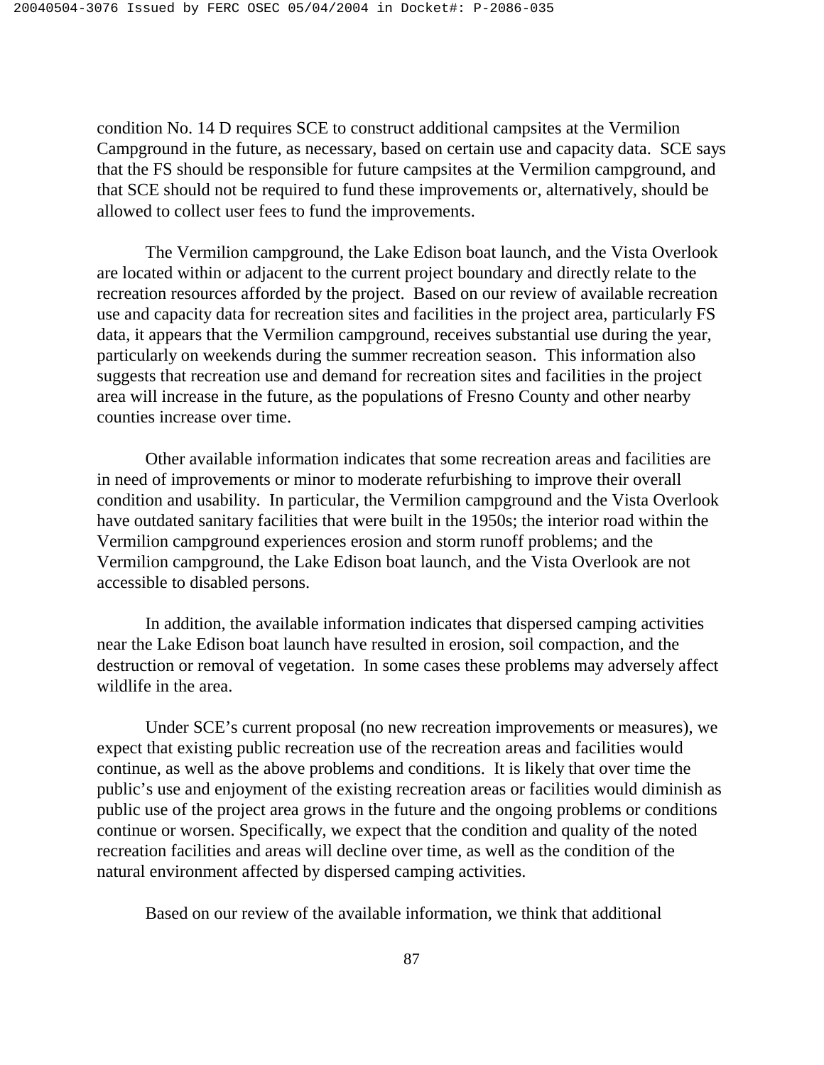condition No. 14 D requires SCE to construct additional campsites at the Vermilion Campground in the future, as necessary, based on certain use and capacity data. SCE says that the FS should be responsible for future campsites at the Vermilion campground, and that SCE should not be required to fund these improvements or, alternatively, should be allowed to collect user fees to fund the improvements.

The Vermilion campground, the Lake Edison boat launch, and the Vista Overlook are located within or adjacent to the current project boundary and directly relate to the recreation resources afforded by the project. Based on our review of available recreation use and capacity data for recreation sites and facilities in the project area, particularly FS data, it appears that the Vermilion campground, receives substantial use during the year, particularly on weekends during the summer recreation season. This information also suggests that recreation use and demand for recreation sites and facilities in the project area will increase in the future, as the populations of Fresno County and other nearby counties increase over time.

Other available information indicates that some recreation areas and facilities are in need of improvements or minor to moderate refurbishing to improve their overall condition and usability. In particular, the Vermilion campground and the Vista Overlook have outdated sanitary facilities that were built in the 1950s; the interior road within the Vermilion campground experiences erosion and storm runoff problems; and the Vermilion campground, the Lake Edison boat launch, and the Vista Overlook are not accessible to disabled persons.

In addition, the available information indicates that dispersed camping activities near the Lake Edison boat launch have resulted in erosion, soil compaction, and the destruction or removal of vegetation. In some cases these problems may adversely affect wildlife in the area.

Under SCE's current proposal (no new recreation improvements or measures), we expect that existing public recreation use of the recreation areas and facilities would continue, as well as the above problems and conditions. It is likely that over time the public's use and enjoyment of the existing recreation areas or facilities would diminish as public use of the project area grows in the future and the ongoing problems or conditions continue or worsen. Specifically, we expect that the condition and quality of the noted recreation facilities and areas will decline over time, as well as the condition of the natural environment affected by dispersed camping activities.

Based on our review of the available information, we think that additional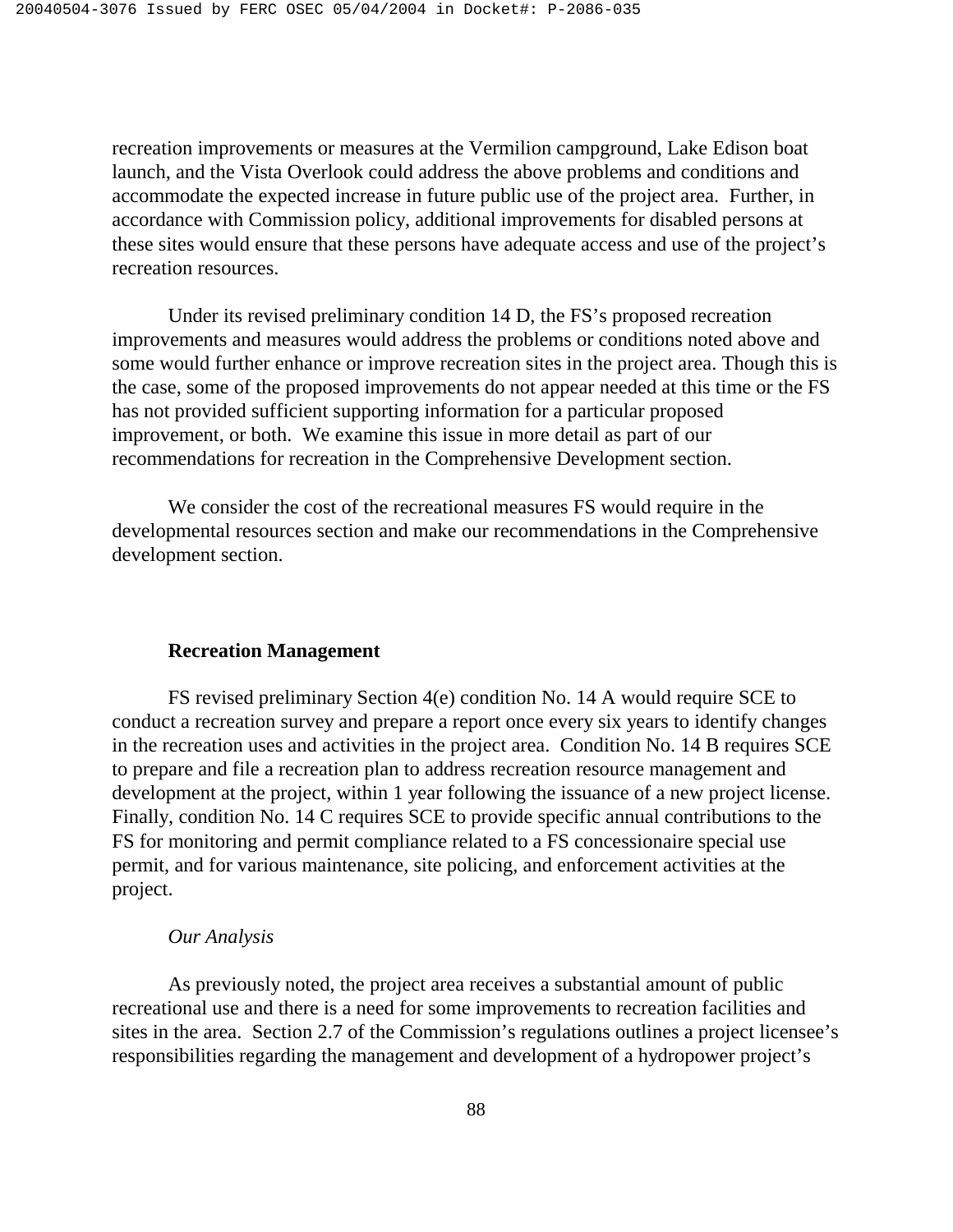recreation improvements or measures at the Vermilion campground, Lake Edison boat launch, and the Vista Overlook could address the above problems and conditions and accommodate the expected increase in future public use of the project area. Further, in accordance with Commission policy, additional improvements for disabled persons at these sites would ensure that these persons have adequate access and use of the project's recreation resources.

Under its revised preliminary condition 14 D, the FS's proposed recreation improvements and measures would address the problems or conditions noted above and some would further enhance or improve recreation sites in the project area. Though this is the case, some of the proposed improvements do not appear needed at this time or the FS has not provided sufficient supporting information for a particular proposed improvement, or both. We examine this issue in more detail as part of our recommendations for recreation in the Comprehensive Development section.

We consider the cost of the recreational measures FS would require in the developmental resources section and make our recommendations in the Comprehensive development section.

**Recreation Management**

FS revised preliminary Section 4(e) condition No. 14 A would require SCE to conduct a recreation survey and prepare a report once every six years to identify changes in the recreation uses and activities in the project area. Condition No. 14 B requires SCE to prepare and file a recreation plan to address recreation resource management and development at the project, within 1 year following the issuance of a new project license. Finally, condition No. 14 C requires SCE to provide specific annual contributions to the FS for monitoring and permit compliance related to a FS concessionaire special use permit, and for various maintenance, site policing, and enforcement activities at the project.

*Our Analysis*

As previously noted, the project area receives a substantial amount of public recreational use and there is a need for some improvements to recreation facilities and sites in the area. Section 2.7 of the Commission's regulations outlines a project licensee's responsibilities regarding the management and development of a hydropower project's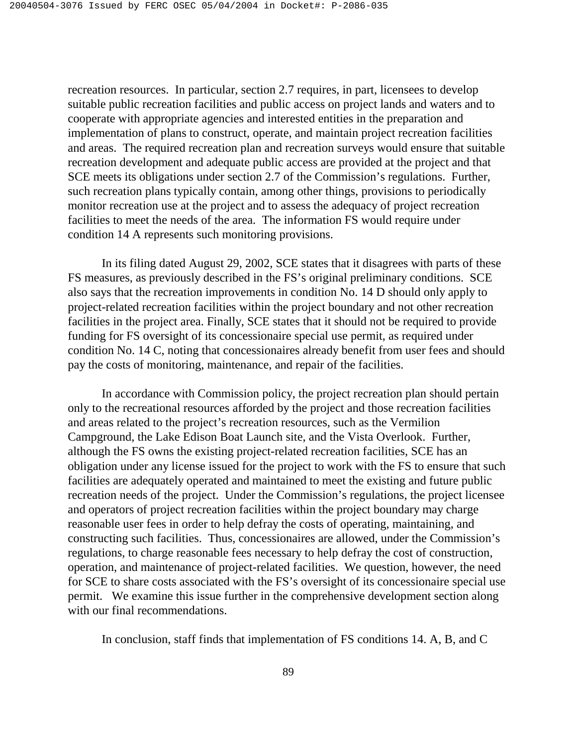recreation resources. In particular, section 2.7 requires, in part, licensees to develop suitable public recreation facilities and public access on project lands and waters and to cooperate with appropriate agencies and interested entities in the preparation and implementation of plans to construct, operate, and maintain project recreation facilities and areas. The required recreation plan and recreation surveys would ensure that suitable recreation development and adequate public access are provided at the project and that SCE meets its obligations under section 2.7 of the Commission's regulations. Further, such recreation plans typically contain, among other things, provisions to periodically monitor recreation use at the project and to assess the adequacy of project recreation facilities to meet the needs of the area. The information FS would require under condition 14 A represents such monitoring provisions.

In its filing dated August 29, 2002, SCE states that it disagrees with parts of these FS measures, as previously described in the FS's original preliminary conditions. SCE also says that the recreation improvements in condition No. 14 D should only apply to project-related recreation facilities within the project boundary and not other recreation facilities in the project area. Finally, SCE states that it should not be required to provide funding for FS oversight of its concessionaire special use permit, as required under condition No. 14 C, noting that concessionaires already benefit from user fees and should pay the costs of monitoring, maintenance, and repair of the facilities.

In accordance with Commission policy, the project recreation plan should pertain only to the recreational resources afforded by the project and those recreation facilities and areas related to the project's recreation resources, such as the Vermilion Campground, the Lake Edison Boat Launch site, and the Vista Overlook. Further, although the FS owns the existing project-related recreation facilities, SCE has an obligation under any license issued for the project to work with the FS to ensure that such facilities are adequately operated and maintained to meet the existing and future public recreation needs of the project. Under the Commission's regulations, the project licensee and operators of project recreation facilities within the project boundary may charge reasonable user fees in order to help defray the costs of operating, maintaining, and constructing such facilities. Thus, concessionaires are allowed, under the Commission's regulations, to charge reasonable fees necessary to help defray the cost of construction, operation, and maintenance of project-related facilities. We question, however, the need for SCE to share costs associated with the FS's oversight of its concessionaire special use permit. We examine this issue further in the comprehensive development section along with our final recommendations.

In conclusion, staff finds that implementation of FS conditions 14. A, B, and C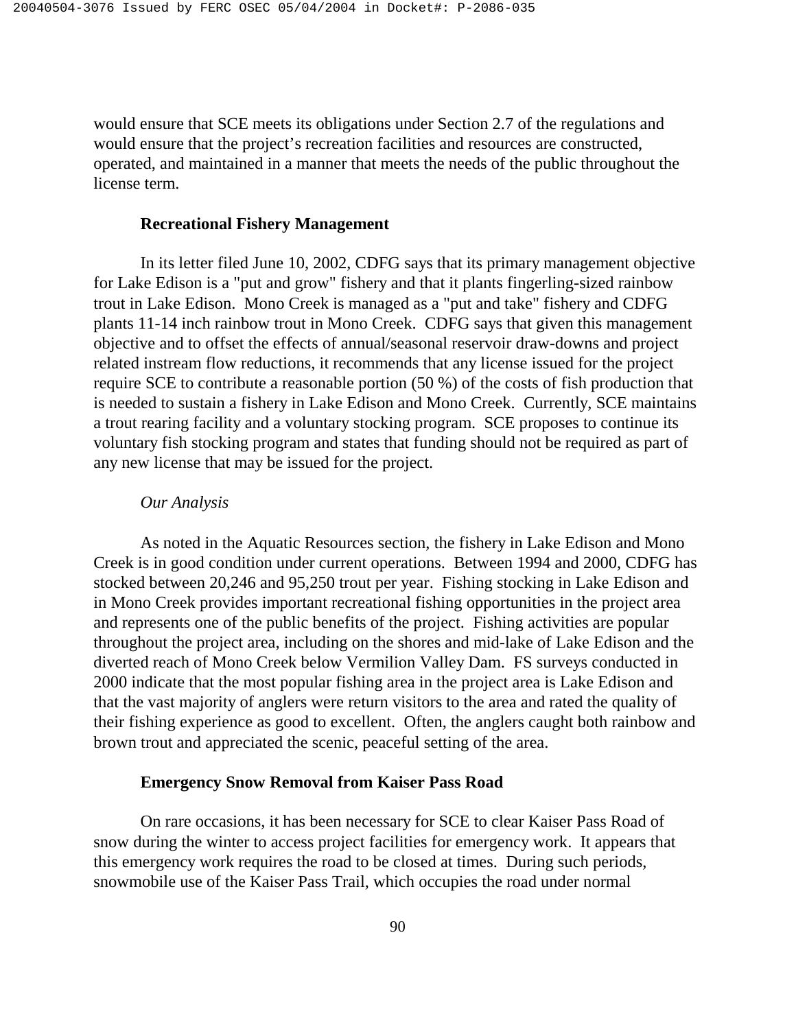would ensure that SCE meets its obligations under Section 2.7 of the regulations and would ensure that the project's recreation facilities and resources are constructed, operated, and maintained in a manner that meets the needs of the public throughout the license term.

**Recreational Fishery Management**

In its letter filed June 10, 2002, CDFG says that its primary management objective for Lake Edison is a "put and grow" fishery and that it plants fingerling-sized rainbow trout in Lake Edison. Mono Creek is managed as a "put and take" fishery and CDFG plants 11-14 inch rainbow trout in Mono Creek. CDFG says that given this management objective and to offset the effects of annual/seasonal reservoir draw-downs and project related instream flow reductions, it recommends that any license issued for the project require SCE to contribute a reasonable portion (50 %) of the costs of fish production that is needed to sustain a fishery in Lake Edison and Mono Creek. Currently, SCE maintains a trout rearing facility and a voluntary stocking program. SCE proposes to continue its voluntary fish stocking program and states that funding should not be required as part of any new license that may be issued for the project.

*Our Analysis*

As noted in the Aquatic Resources section, the fishery in Lake Edison and Mono Creek is in good condition under current operations. Between 1994 and 2000, CDFG has stocked between 20,246 and 95,250 trout per year. Fishing stocking in Lake Edison and in Mono Creek provides important recreational fishing opportunities in the project area and represents one of the public benefits of the project. Fishing activities are popular throughout the project area, including on the shores and mid-lake of Lake Edison and the diverted reach of Mono Creek below Vermilion Valley Dam. FS surveys conducted in 2000 indicate that the most popular fishing area in the project area is Lake Edison and that the vast majority of anglers were return visitors to the area and rated the quality of their fishing experience as good to excellent. Often, the anglers caught both rainbow and brown trout and appreciated the scenic, peaceful setting of the area.

**Emergency Snow Removal from Kaiser Pass Road**

On rare occasions, it has been necessary for SCE to clear Kaiser Pass Road of snow during the winter to access project facilities for emergency work. It appears that this emergency work requires the road to be closed at times. During such periods, snowmobile use of the Kaiser Pass Trail, which occupies the road under normal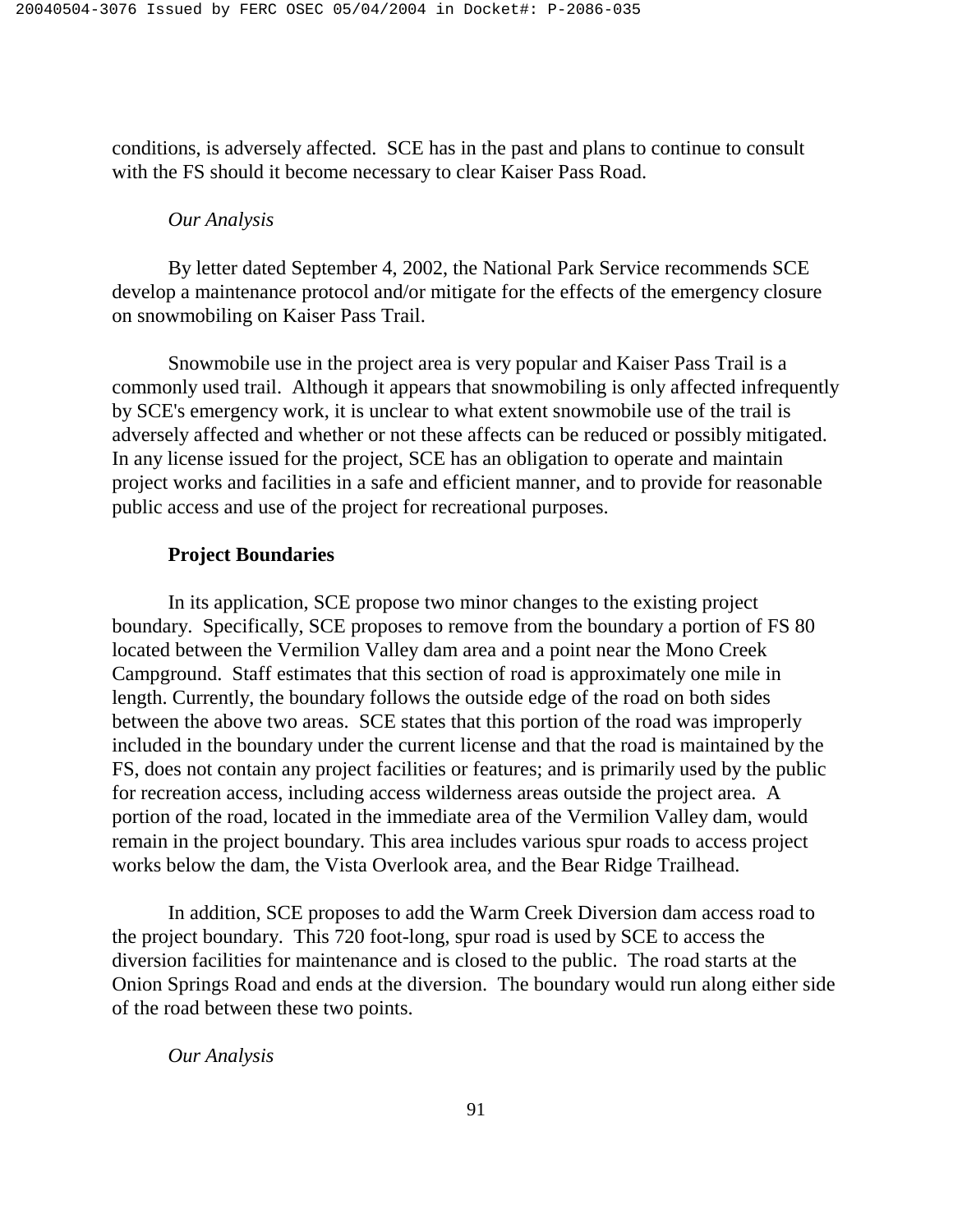conditions, is adversely affected. SCE has in the past and plans to continue to consult with the FS should it become necessary to clear Kaiser Pass Road.

*Our Analysis*

By letter dated September 4, 2002, the National Park Service recommends SCE develop a maintenance protocol and/or mitigate for the effects of the emergency closure on snowmobiling on Kaiser Pass Trail.

Snowmobile use in the project area is very popular and Kaiser Pass Trail is a commonly used trail. Although it appears that snowmobiling is only affected infrequently by SCE's emergency work, it is unclear to what extent snowmobile use of the trail is adversely affected and whether or not these affects can be reduced or possibly mitigated. In any license issued for the project, SCE has an obligation to operate and maintain project works and facilities in a safe and efficient manner, and to provide for reasonable public access and use of the project for recreational purposes.

**Project Boundaries**

In its application, SCE propose two minor changes to the existing project boundary. Specifically, SCE proposes to remove from the boundary a portion of FS 80 located between the Vermilion Valley dam area and a point near the Mono Creek Campground. Staff estimates that this section of road is approximately one mile in length. Currently, the boundary follows the outside edge of the road on both sides between the above two areas. SCE states that this portion of the road was improperly included in the boundary under the current license and that the road is maintained by the FS, does not contain any project facilities or features; and is primarily used by the public for recreation access, including access wilderness areas outside the project area. A portion of the road, located in the immediate area of the Vermilion Valley dam, would remain in the project boundary. This area includes various spur roads to access project works below the dam, the Vista Overlook area, and the Bear Ridge Trailhead.

In addition, SCE proposes to add the Warm Creek Diversion dam access road to the project boundary. This 720 foot-long, spur road is used by SCE to access the diversion facilities for maintenance and is closed to the public. The road starts at the Onion Springs Road and ends at the diversion. The boundary would run along either side of the road between these two points.

*Our Analysis*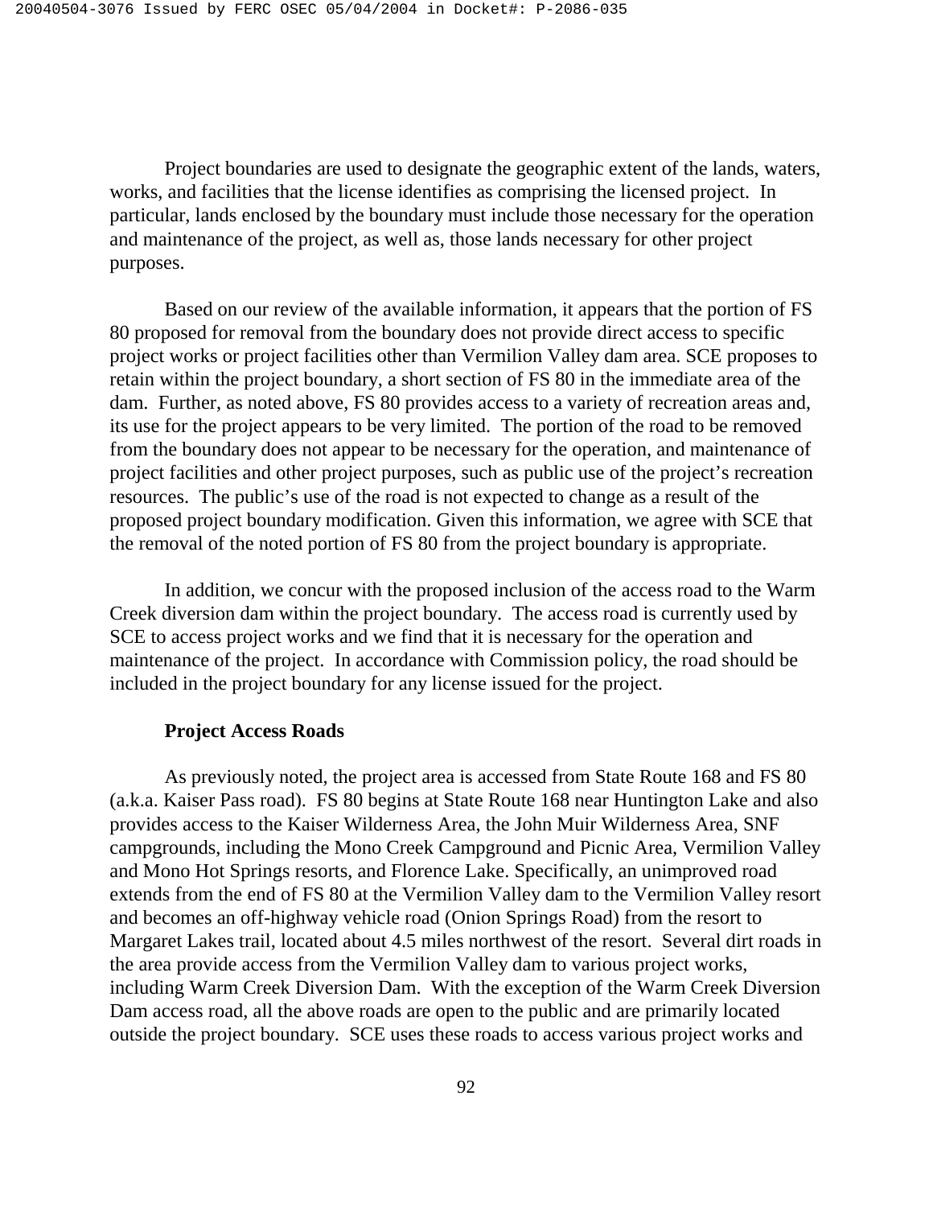Project boundaries are used to designate the geographic extent of the lands, waters, works, and facilities that the license identifies as comprising the licensed project. In particular, lands enclosed by the boundary must include those necessary for the operation and maintenance of the project, as well as, those lands necessary for other project purposes.

Based on our review of the available information, it appears that the portion of FS 80 proposed for removal from the boundary does not provide direct access to specific project works or project facilities other than Vermilion Valley dam area. SCE proposes to retain within the project boundary, a short section of FS 80 in the immediate area of the dam. Further, as noted above, FS 80 provides access to a variety of recreation areas and, its use for the project appears to be very limited. The portion of the road to be removed from the boundary does not appear to be necessary for the operation, and maintenance of project facilities and other project purposes, such as public use of the project's recreation resources. The public's use of the road is not expected to change as a result of the proposed project boundary modification. Given this information, we agree with SCE that the removal of the noted portion of FS 80 from the project boundary is appropriate.

In addition, we concur with the proposed inclusion of the access road to the Warm Creek diversion dam within the project boundary. The access road is currently used by SCE to access project works and we find that it is necessary for the operation and maintenance of the project. In accordance with Commission policy, the road should be included in the project boundary for any license issued for the project.

**Project Access Roads**

As previously noted, the project area is accessed from State Route 168 and FS 80 (a.k.a. Kaiser Pass road). FS 80 begins at State Route 168 near Huntington Lake and also provides access to the Kaiser Wilderness Area, the John Muir Wilderness Area, SNF campgrounds, including the Mono Creek Campground and Picnic Area, Vermilion Valley and Mono Hot Springs resorts, and Florence Lake. Specifically, an unimproved road extends from the end of FS 80 at the Vermilion Valley dam to the Vermilion Valley resort and becomes an off-highway vehicle road (Onion Springs Road) from the resort to Margaret Lakes trail, located about 4.5 miles northwest of the resort. Several dirt roads in the area provide access from the Vermilion Valley dam to various project works, including Warm Creek Diversion Dam. With the exception of the Warm Creek Diversion Dam access road, all the above roads are open to the public and are primarily located outside the project boundary. SCE uses these roads to access various project works and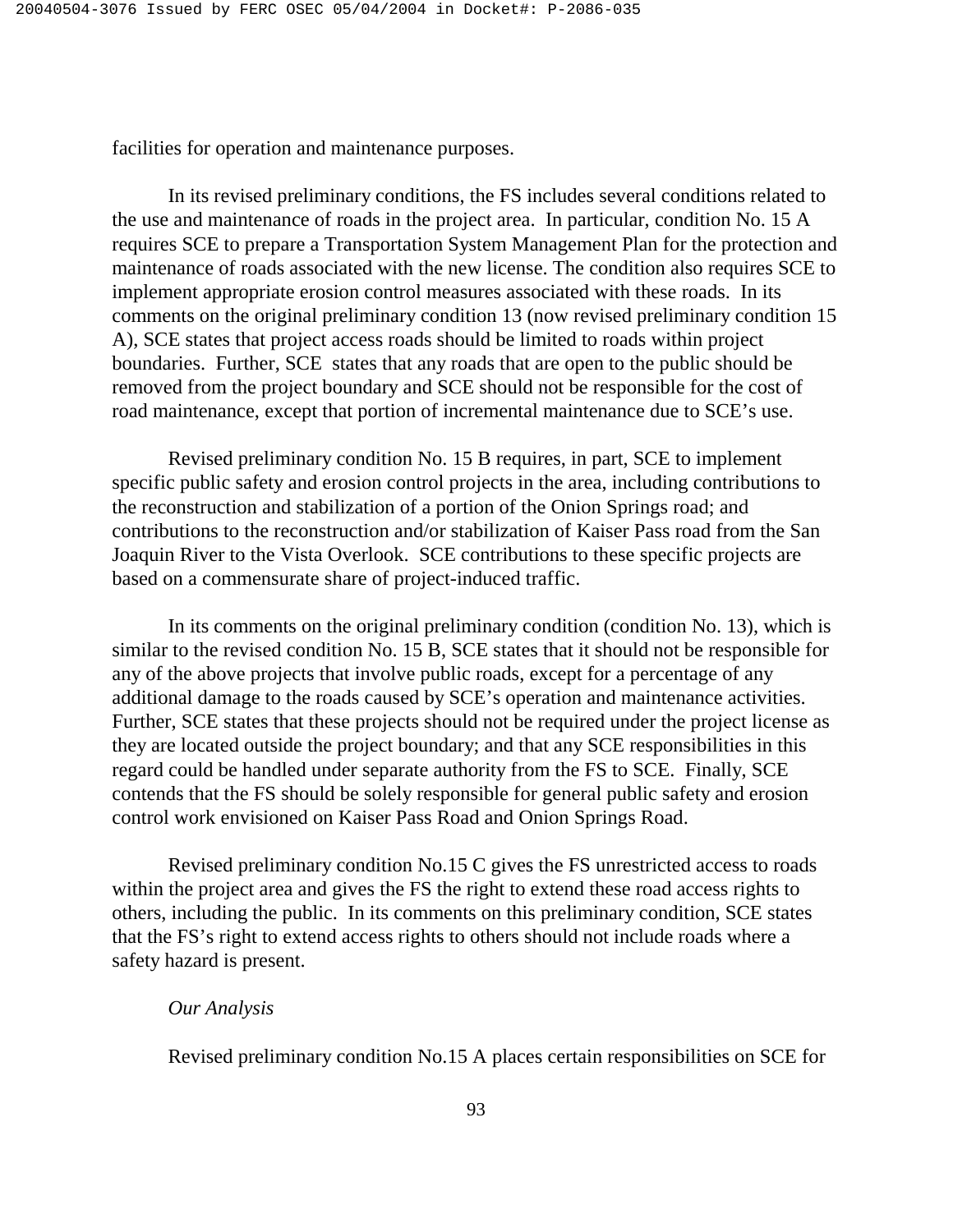facilities for operation and maintenance purposes.

In its revised preliminary conditions, the FS includes several conditions related to the use and maintenance of roads in the project area. In particular, condition No. 15 A requires SCE to prepare a Transportation System Management Plan for the protection and maintenance of roads associated with the new license. The condition also requires SCE to implement appropriate erosion control measures associated with these roads. In its comments on the original preliminary condition 13 (now revised preliminary condition 15 A), SCE states that project access roads should be limited to roads within project boundaries. Further, SCE states that any roads that are open to the public should be removed from the project boundary and SCE should not be responsible for the cost of road maintenance, except that portion of incremental maintenance due to SCE's use.

Revised preliminary condition No. 15 B requires, in part, SCE to implement specific public safety and erosion control projects in the area, including contributions to the reconstruction and stabilization of a portion of the Onion Springs road; and contributions to the reconstruction and/or stabilization of Kaiser Pass road from the San Joaquin River to the Vista Overlook. SCE contributions to these specific projects are based on a commensurate share of project-induced traffic.

In its comments on the original preliminary condition (condition No. 13), which is similar to the revised condition No. 15 B, SCE states that it should not be responsible for any of the above projects that involve public roads, except for a percentage of any additional damage to the roads caused by SCE's operation and maintenance activities. Further, SCE states that these projects should not be required under the project license as they are located outside the project boundary; and that any SCE responsibilities in this regard could be handled under separate authority from the FS to SCE. Finally, SCE contends that the FS should be solely responsible for general public safety and erosion control work envisioned on Kaiser Pass Road and Onion Springs Road.

Revised preliminary condition No.15 C gives the FS unrestricted access to roads within the project area and gives the FS the right to extend these road access rights to others, including the public. In its comments on this preliminary condition, SCE states that the FS's right to extend access rights to others should not include roads where a safety hazard is present.

*Our Analysis*

Revised preliminary condition No.15 A places certain responsibilities on SCE for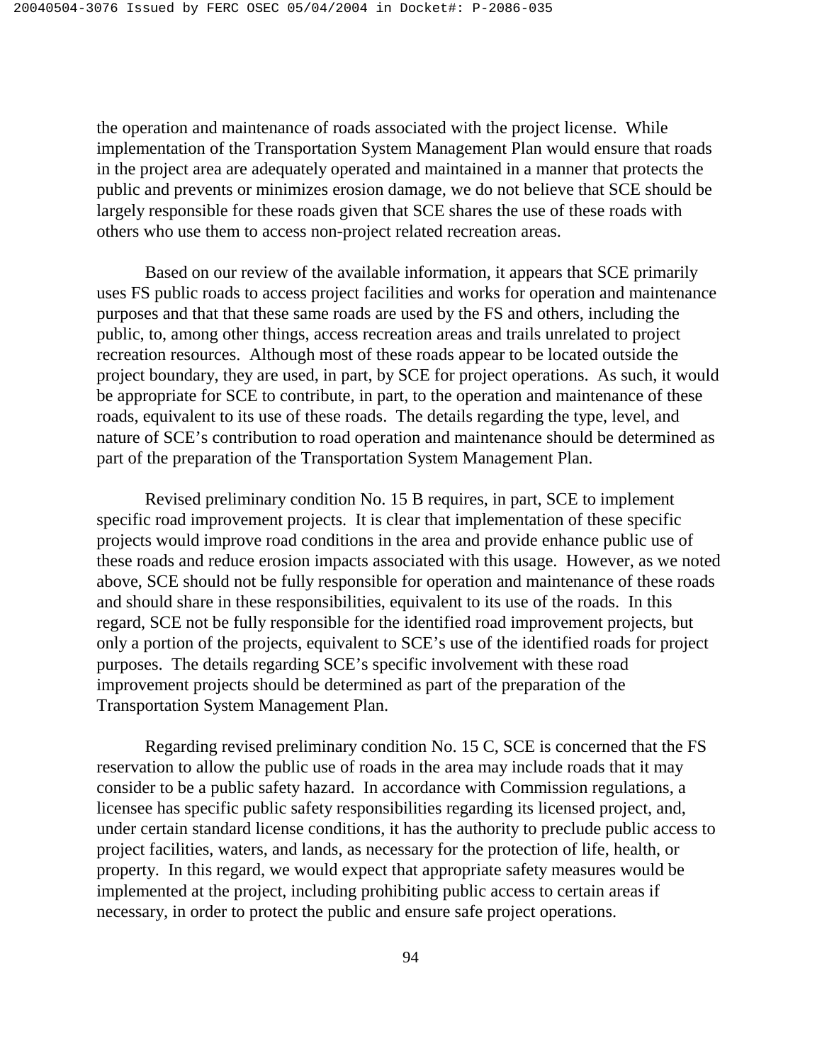the operation and maintenance of roads associated with the project license. While implementation of the Transportation System Management Plan would ensure that roads in the project area are adequately operated and maintained in a manner that protects the public and prevents or minimizes erosion damage, we do not believe that SCE should be largely responsible for these roads given that SCE shares the use of these roads with others who use them to access non-project related recreation areas.

Based on our review of the available information, it appears that SCE primarily uses FS public roads to access project facilities and works for operation and maintenance purposes and that that these same roads are used by the FS and others, including the public, to, among other things, access recreation areas and trails unrelated to project recreation resources. Although most of these roads appear to be located outside the project boundary, they are used, in part, by SCE for project operations. As such, it would be appropriate for SCE to contribute, in part, to the operation and maintenance of these roads, equivalent to its use of these roads. The details regarding the type, level, and nature of SCE's contribution to road operation and maintenance should be determined as part of the preparation of the Transportation System Management Plan.

Revised preliminary condition No. 15 B requires, in part, SCE to implement specific road improvement projects. It is clear that implementation of these specific projects would improve road conditions in the area and provide enhance public use of these roads and reduce erosion impacts associated with this usage. However, as we noted above, SCE should not be fully responsible for operation and maintenance of these roads and should share in these responsibilities, equivalent to its use of the roads. In this regard, SCE not be fully responsible for the identified road improvement projects, but only a portion of the projects, equivalent to SCE's use of the identified roads for project purposes. The details regarding SCE's specific involvement with these road improvement projects should be determined as part of the preparation of the Transportation System Management Plan.

Regarding revised preliminary condition No. 15 C, SCE is concerned that the FS reservation to allow the public use of roads in the area may include roads that it may consider to be a public safety hazard. In accordance with Commission regulations, a licensee has specific public safety responsibilities regarding its licensed project, and, under certain standard license conditions, it has the authority to preclude public access to project facilities, waters, and lands, as necessary for the protection of life, health, or property. In this regard, we would expect that appropriate safety measures would be implemented at the project, including prohibiting public access to certain areas if necessary, in order to protect the public and ensure safe project operations.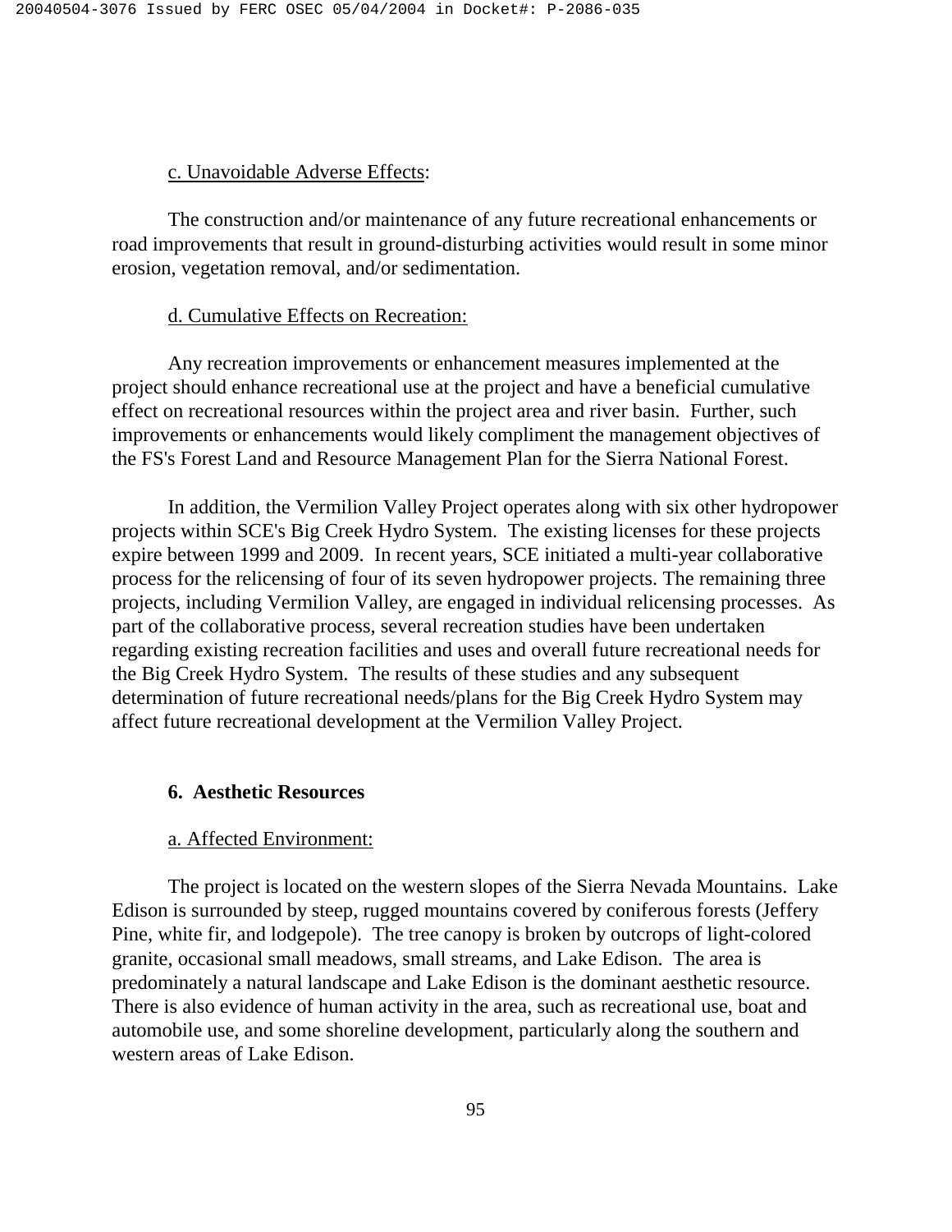c. Unavoidable Adverse Effects:

The construction and/or maintenance of any future recreational enhancements or road improvements that result in ground-disturbing activities would result in some minor erosion, vegetation removal, and/or sedimentation.

d. Cumulative Effects on Recreation:

Any recreation improvements or enhancement measures implemented at the project should enhance recreational use at the project and have a beneficial cumulative effect on recreational resources within the project area and river basin. Further, such improvements or enhancements would likely compliment the management objectives of the FS's Forest Land and Resource Management Plan for the Sierra National Forest.

In addition, the Vermilion Valley Project operates along with six other hydropower projects within SCE's Big Creek Hydro System. The existing licenses for these projects expire between 1999 and 2009. In recent years, SCE initiated a multi-year collaborative process for the relicensing of four of its seven hydropower projects. The remaining three projects, including Vermilion Valley, are engaged in individual relicensing processes. As part of the collaborative process, several recreation studies have been undertaken regarding existing recreation facilities and uses and overall future recreational needs for the Big Creek Hydro System. The results of these studies and any subsequent determination of future recreational needs/plans for the Big Creek Hydro System may affect future recreational development at the Vermilion Valley Project.

## 6. Aesthetic Resources

a. Affected Environment:

The project is located on the western slopes of the Sierra Nevada Mountains. Lake Edison is surrounded by steep, rugged mountains covered by coniferous forests (Jeffery Pine, white fir, and lodgepole). The tree canopy is broken by outcrops of light-colored granite, occasional small meadows, small streams, and Lake Edison. The area is predominately a natural landscape and Lake Edison is the dominant aesthetic resource. There is also evidence of human activity in the area, such as recreational use, boat and automobile use, and some shoreline development, particularly along the southern and western areas of Lake Edison.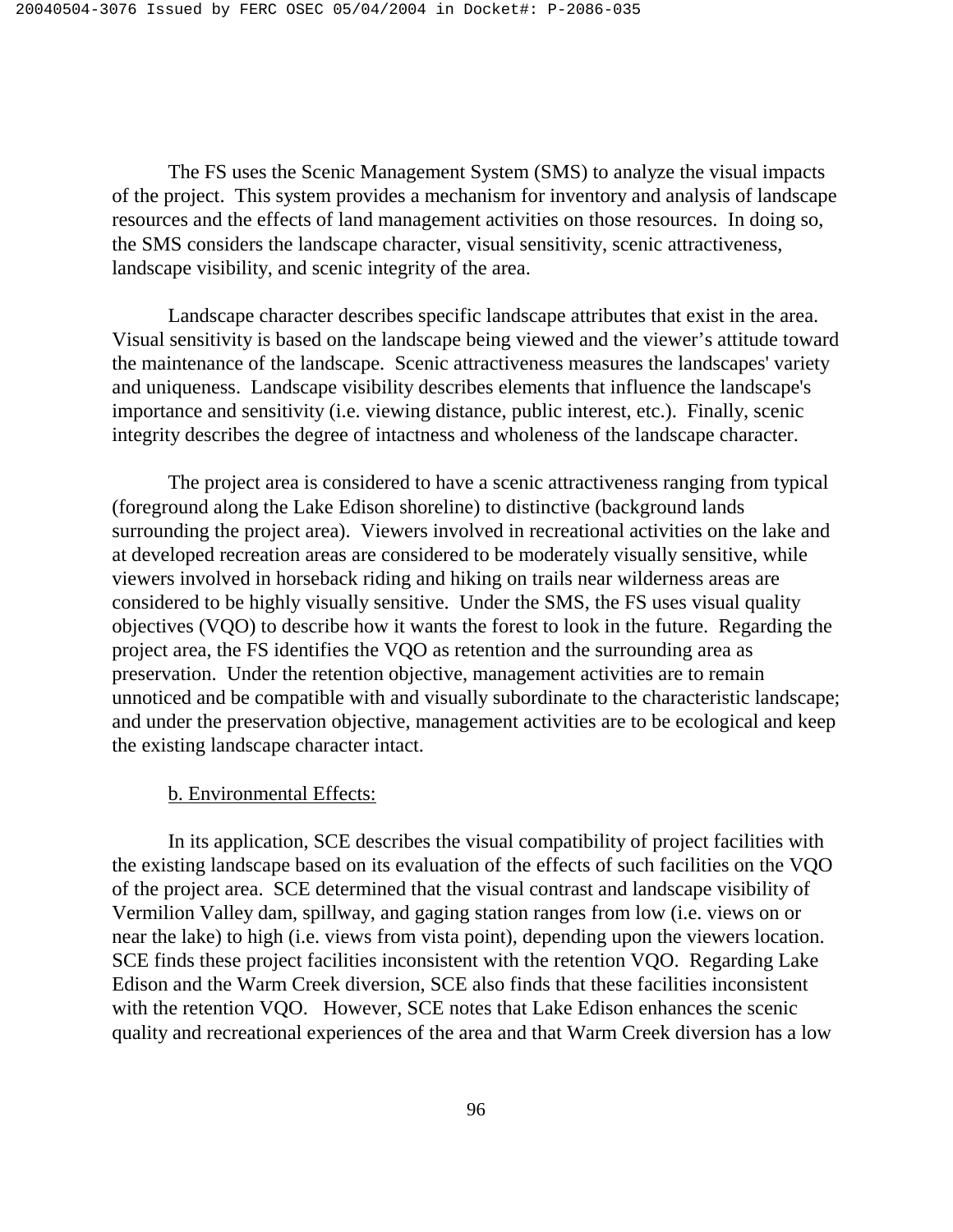The FS uses the Scenic Management System (SMS) to analyze the visual impacts of the project. This system provides a mechanism for inventory and analysis of landscape resources and the effects of land management activities on those resources. In doing so, the SMS considers the landscape character, visual sensitivity, scenic attractiveness, landscape visibility, and scenic integrity of the area.

Landscape character describes specific landscape attributes that exist in the area. Visual sensitivity is based on the landscape being viewed and the viewer's attitude toward the maintenance of the landscape. Scenic attractiveness measures the landscapes' variety and uniqueness. Landscape visibility describes elements that influence the landscape's importance and sensitivity (i.e. viewing distance, public interest, etc.). Finally, scenic integrity describes the degree of intactness and wholeness of the landscape character.

The project area is considered to have a scenic attractiveness ranging from typical (foreground along the Lake Edison shoreline) to distinctive (background lands surrounding the project area). Viewers involved in recreational activities on the lake and at developed recreation areas are considered to be moderately visually sensitive, while viewers involved in horseback riding and hiking on trails near wilderness areas are considered to be highly visually sensitive. Under the SMS, the FS uses visual quality objectives (VQO) to describe how it wants the forest to look in the future. Regarding the project area, the FS identifies the VQO as retention and the surrounding area as preservation. Under the retention objective, management activities are to remain unnoticed and be compatible with and visually subordinate to the characteristic landscape; and under the preservation objective, management activities are to be ecological and keep the existing landscape character intact.

<u>b. Environmental Effects:</u>

In its application, SCE describes the visual compatibility of project facilities with the existing landscape based on its evaluation of the effects of such facilities on the VQO of the project area. SCE determined that the visual contrast and landscape visibility of Vermilion Valley dam, spillway, and gaging station ranges from low (i.e. views on or near the lake) to high (i.e. views from vista point), depending upon the viewers location. SCE finds these project facilities inconsistent with the retention VQO. Regarding Lake Edison and the Warm Creek diversion, SCE also finds that these facilities inconsistent with the retention VQO. However, SCE notes that Lake Edison enhances the scenic quality and recreational experiences of the area and that Warm Creek diversion has a low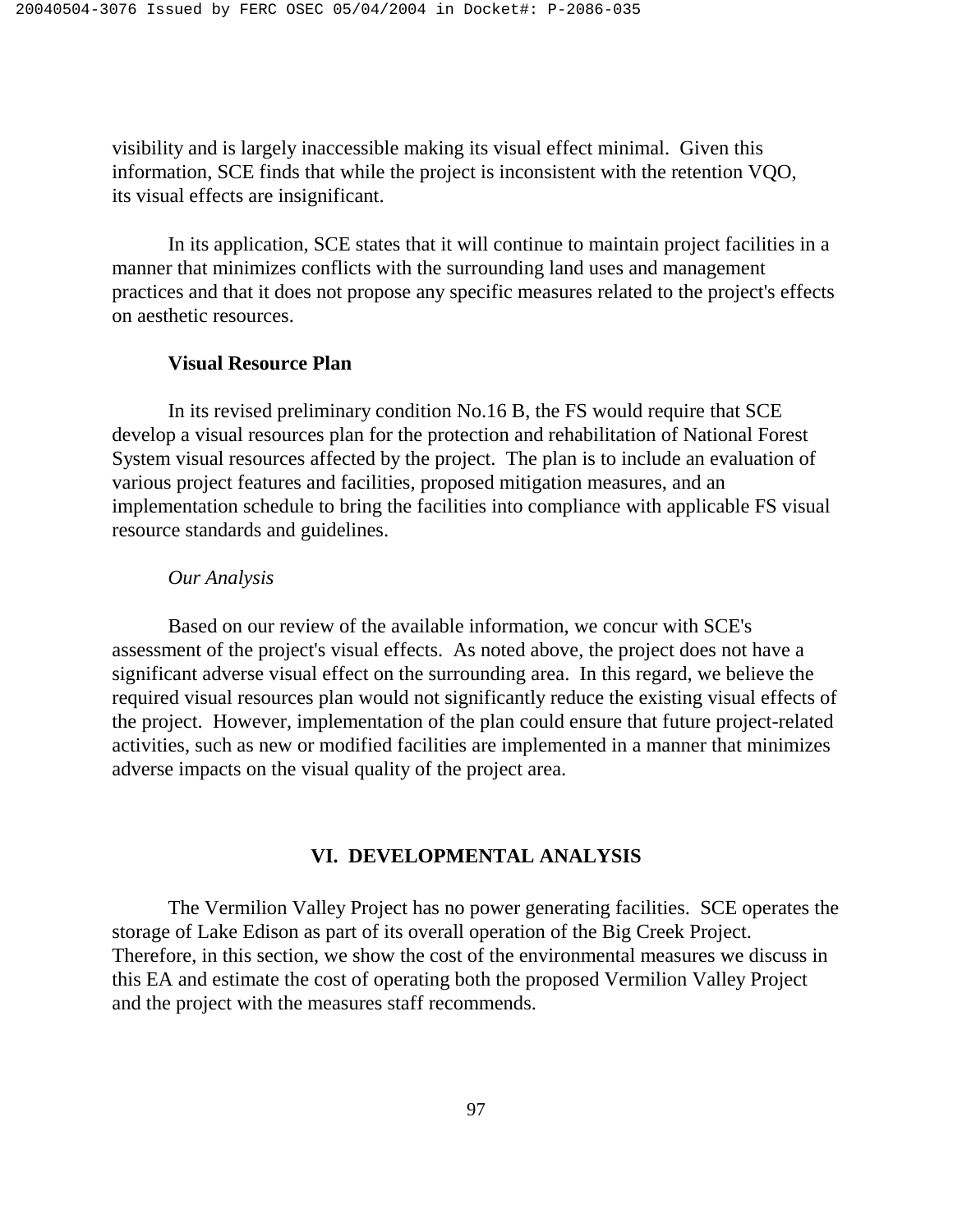visibility and is largely inaccessible making its visual effect minimal. Given this information, SCE finds that while the project is inconsistent with the retention VQO, its visual effects are insignificant.

In its application, SCE states that it will continue to maintain project facilities in a manner that minimizes conflicts with the surrounding land uses and management practices and that it does not propose any specific measures related to the project's effects on aesthetic resources.

**Visual Resource Plan**

In its revised preliminary condition No.16 B, the FS would require that SCE develop a visual resources plan for the protection and rehabilitation of National Forest System visual resources affected by the project. The plan is to include an evaluation of various project features and facilities, proposed mitigation measures, and an implementation schedule to bring the facilities into compliance with applicable FS visual resource standards and guidelines.

*Our Analysis*

Based on our review of the available information, we concur with SCE's assessment of the project's visual effects. As noted above, the project does not have a significant adverse visual effect on the surrounding area. In this regard, we believe the required visual resources plan would not significantly reduce the existing visual effects of the project. However, implementation of the plan could ensure that future project-related activities, such as new or modified facilities are implemented in a manner that minimizes adverse impacts on the visual quality of the project area.

## VI. DEVELOPMENTAL ANALYSIS

The Vermilion Valley Project has no power generating facilities. SCE operates the storage of Lake Edison as part of its overall operation of the Big Creek Project. Therefore, in this section, we show the cost of the environmental measures we discuss in this EA and estimate the cost of operating both the proposed Vermilion Valley Project and the project with the measures staff recommends.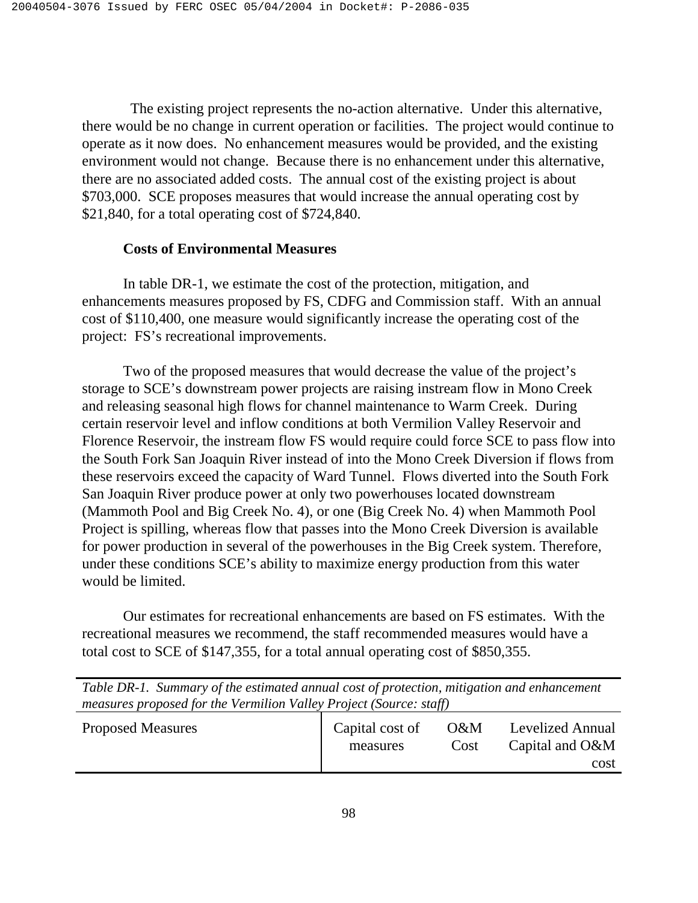The existing project represents the no-action alternative. Under this alternative, there would be no change in current operation or facilities. The project would continue to operate as it now does. No enhancement measures would be provided, and the existing environment would not change. Because there is no enhancement under this alternative, there are no associated added costs. The annual cost of the existing project is about $703,000. SCE proposes measures that would increase the annual operating cost by $21,840, for a total operating cost of $724,840.

**Costs of Environmental Measures**

In table DR-1, we estimate the cost of the protection, mitigation, and enhancements measures proposed by FS, CDFG and Commission staff. With an annual cost of $110,400, one measure would significantly increase the operating cost of the project: FS's recreational improvements.

Two of the proposed measures that would decrease the value of the project's storage to SCE's downstream power projects are raising instream flow in Mono Creek and releasing seasonal high flows for channel maintenance to Warm Creek. During certain reservoir level and inflow conditions at both Vermilion Valley Reservoir and Florence Reservoir, the instream flow FS would require could force SCE to pass flow into the South Fork San Joaquin River instead of into the Mono Creek Diversion if flows from these reservoirs exceed the capacity of Ward Tunnel. Flows diverted into the South Fork San Joaquin River produce power at only two powerhouses located downstream (Mammoth Pool and Big Creek No. 4), or one (Big Creek No. 4) when Mammoth Pool Project is spilling, whereas flow that passes into the Mono Creek Diversion is available for power production in several of the powerhouses in the Big Creek system. Therefore, under these conditions SCE's ability to maximize energy production from this water would be limited.

Our estimates for recreational enhancements are based on FS estimates. With the recreational measures we recommend, the staff recommended measures would have a total cost to SCE of $147,355, for a total annual operating cost of $850,355.

*Table DR-1. Summary of the estimated annual cost of protection, mitigation and enhancement measures proposed for the Vermilion Valley Project (Source: staff)*

| Proposed Measures | Capital cost of measures | O&M Cost | Levelized Annual Capital and O&M cost |
|---|---|---|---|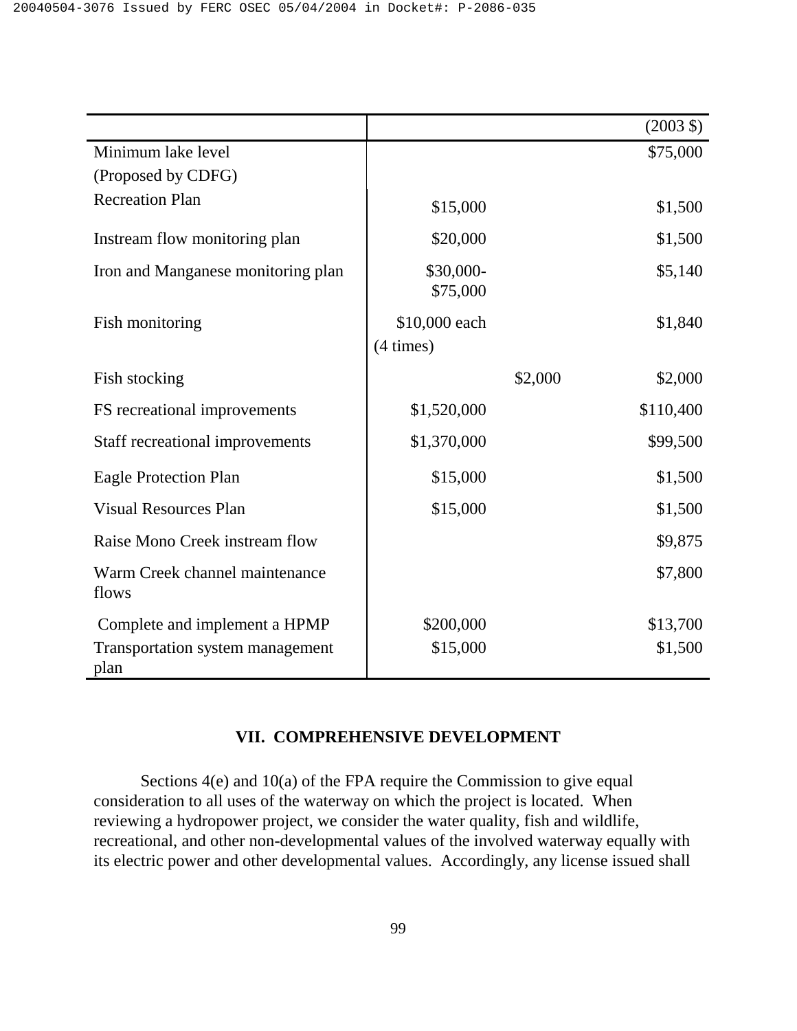| | | | (2003 $) |
|---|---|---|---|
| Minimum lake level (Proposed by CDFG) | | | $75,000 |
| Recreation Plan | $15,000 | | $1,500 |
| Instream flow monitoring plan | $20,000 | | $1,500 |
| Iron and Manganese monitoring plan | $30,000-$75,000 | | $5,140 |
| Fish monitoring | $10,000 each (4 times) | | $1,840 |
| Fish stocking | | $2,000 | $2,000 |
| FS recreational improvements | $1,520,000 | | $110,400 |
| Staff recreational improvements | $1,370,000 | | $99,500 |
| Eagle Protection Plan | $15,000 | | $1,500 |
| Visual Resources Plan | $15,000 | | $1,500 |
| Raise Mono Creek instream flow | | | $9,875 |
| Warm Creek channel maintenance flows | | | $7,800 |
| Complete and implement a HPMP | $200,000 | | $13,700 |
| Transportation system management plan | $15,000 | | $1,500 |

## VII. COMPREHENSIVE DEVELOPMENT

Sections 4(e) and 10(a) of the FPA require the Commission to give equal consideration to all uses of the waterway on which the project is located. When reviewing a hydropower project, we consider the water quality, fish and wildlife, recreational, and other non-developmental values of the involved waterway equally with its electric power and other developmental values. Accordingly, any license issued shall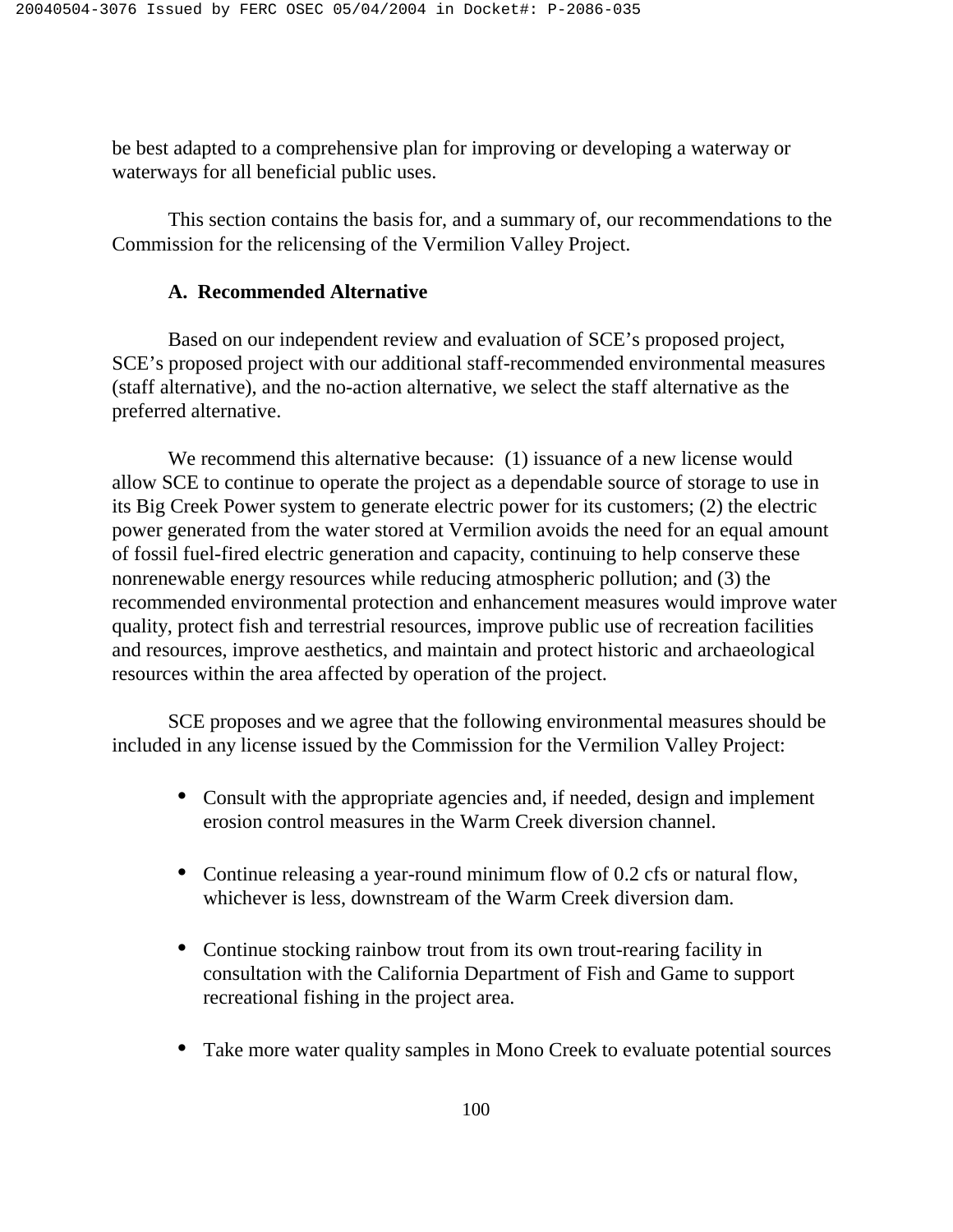be best adapted to a comprehensive plan for improving or developing a waterway or waterways for all beneficial public uses.

This section contains the basis for, and a summary of, our recommendations to the Commission for the relicensing of the Vermilion Valley Project.

### A. Recommended Alternative

Based on our independent review and evaluation of SCE's proposed project, SCE's proposed project with our additional staff-recommended environmental measures (staff alternative), and the no-action alternative, we select the staff alternative as the preferred alternative.

We recommend this alternative because: (1) issuance of a new license would allow SCE to continue to operate the project as a dependable source of storage to use in its Big Creek Power system to generate electric power for its customers; (2) the electric power generated from the water stored at Vermilion avoids the need for an equal amount of fossil fuel-fired electric generation and capacity, continuing to help conserve these nonrenewable energy resources while reducing atmospheric pollution; and (3) the recommended environmental protection and enhancement measures would improve water quality, protect fish and terrestrial resources, improve public use of recreation facilities and resources, improve aesthetics, and maintain and protect historic and archaeological resources within the area affected by operation of the project.

SCE proposes and we agree that the following environmental measures should be included in any license issued by the Commission for the Vermilion Valley Project:

- Consult with the appropriate agencies and, if needed, design and implement erosion control measures in the Warm Creek diversion channel.
- Continue releasing a year-round minimum flow of 0.2 cfs or natural flow, whichever is less, downstream of the Warm Creek diversion dam.
- Continue stocking rainbow trout from its own trout-rearing facility in consultation with the California Department of Fish and Game to support recreational fishing in the project area.
- Take more water quality samples in Mono Creek to evaluate potential sources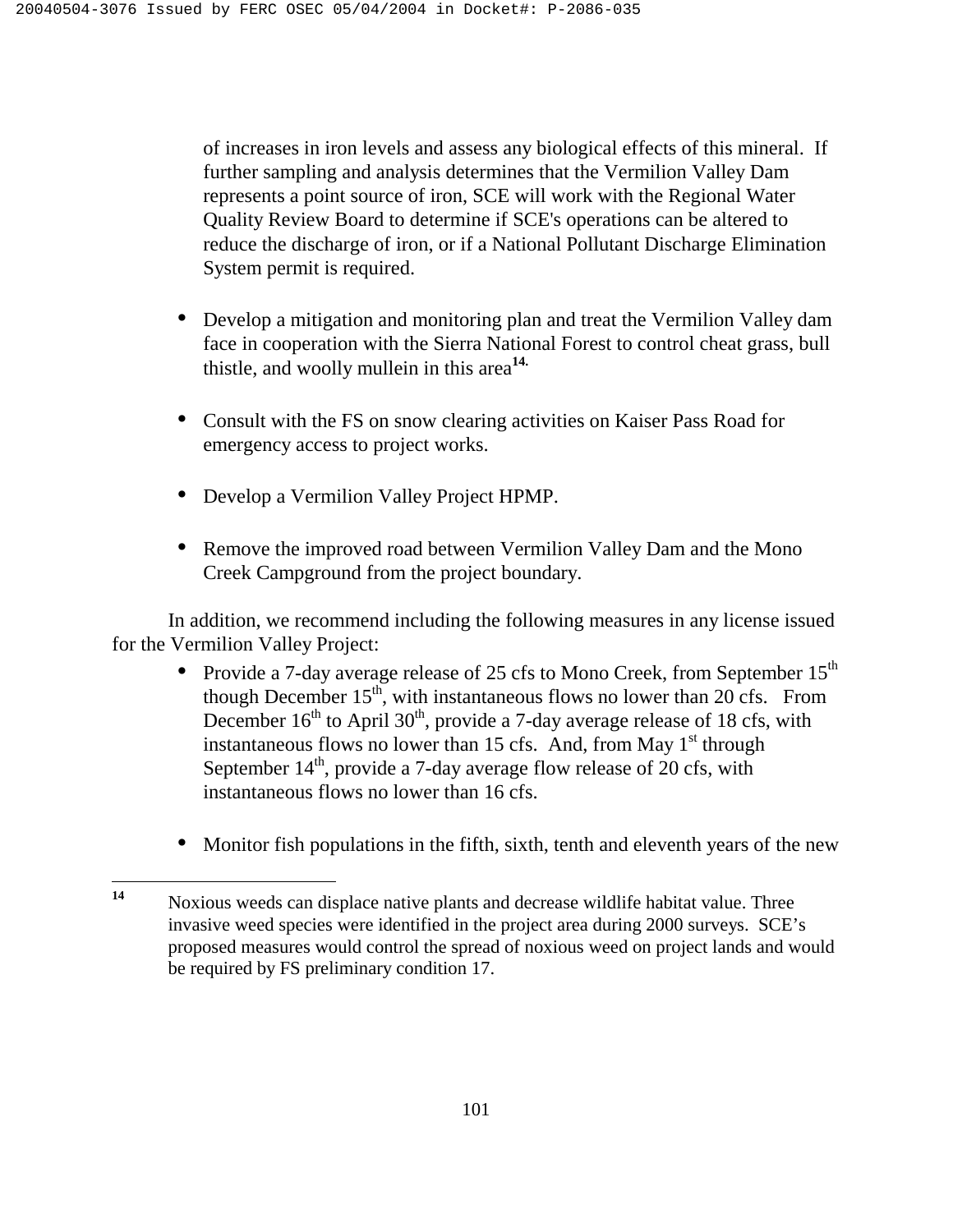of increases in iron levels and assess any biological effects of this mineral. If further sampling and analysis determines that the Vermilion Valley Dam represents a point source of iron, SCE will work with the Regional Water Quality Review Board to determine if SCE's operations can be altered to reduce the discharge of iron, or if a National Pollutant Discharge Elimination System permit is required.

- Develop a mitigation and monitoring plan and treat the Vermilion Valley dam face in cooperation with the Sierra National Forest to control cheat grass, bull thistle, and woolly mullein in this area[14].

- Consult with the FS on snow clearing activities on Kaiser Pass Road for emergency access to project works.

- Develop a Vermilion Valley Project HPMP.

- Remove the improved road between Vermilion Valley Dam and the Mono Creek Campground from the project boundary.

In addition, we recommend including the following measures in any license issued for the Vermilion Valley Project:

- Provide a 7-day average release of 25 cfs to Mono Creek, from September 15th though December 15th, with instantaneous flows no lower than 20 cfs. From December 16th to April 30th, provide a 7-day average release of 18 cfs, with instantaneous flows no lower than 15 cfs. And, from May 1st through September 14th, provide a 7-day average flow release of 20 cfs, with instantaneous flows no lower than 16 cfs.

- Monitor fish populations in the fifth, sixth, tenth and eleventh years of the new

---

[14] Noxious weeds can displace native plants and decrease wildlife habitat value. Three invasive weed species were identified in the project area during 2000 surveys. SCE's proposed measures would control the spread of noxious weed on project lands and would be required by FS preliminary condition 17.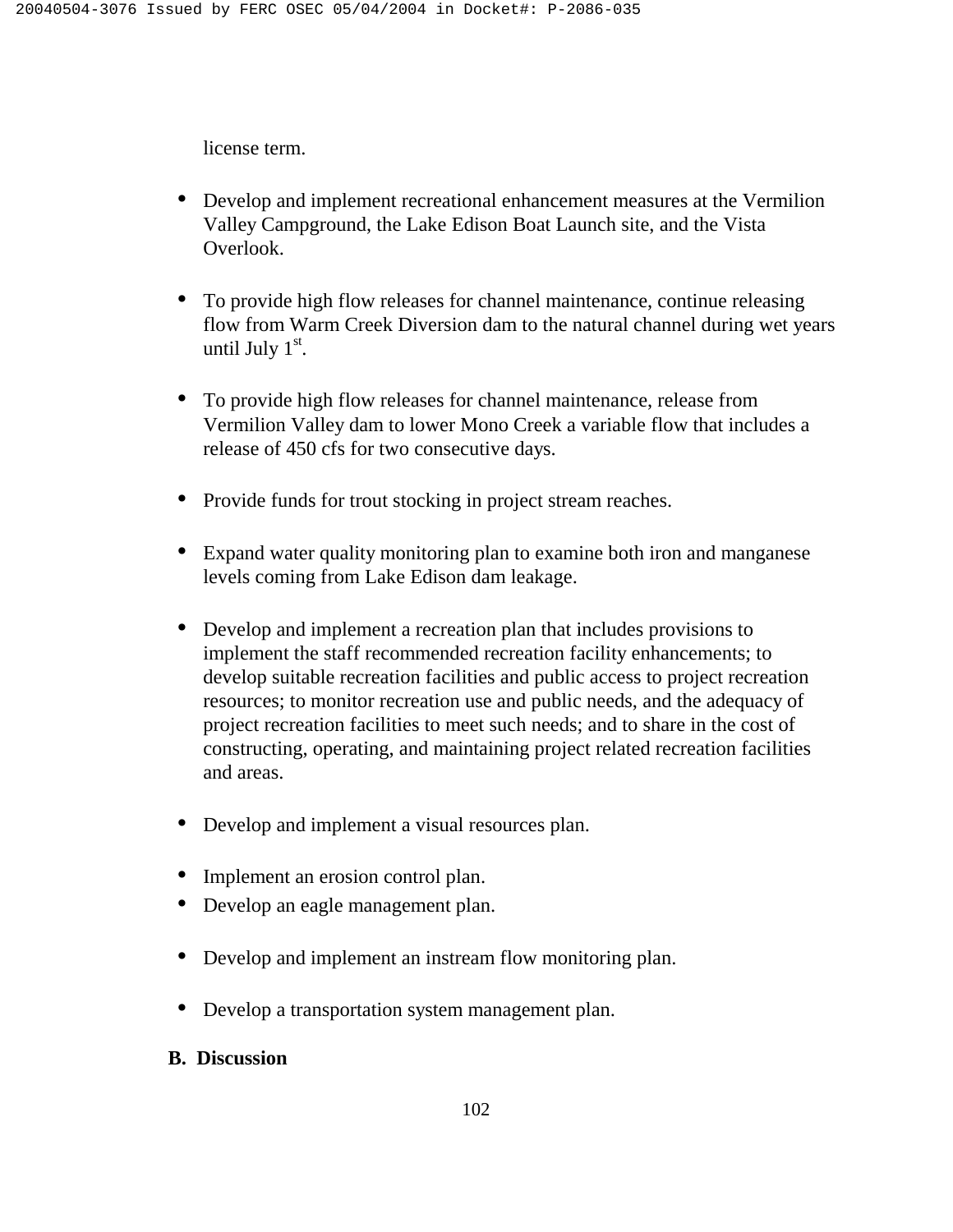license term.

- Develop and implement recreational enhancement measures at the Vermilion Valley Campground, the Lake Edison Boat Launch site, and the Vista Overlook.

- To provide high flow releases for channel maintenance, continue releasing flow from Warm Creek Diversion dam to the natural channel during wet years until July 1st.

- To provide high flow releases for channel maintenance, release from Vermilion Valley dam to lower Mono Creek a variable flow that includes a release of 450 cfs for two consecutive days.

- Provide funds for trout stocking in project stream reaches.

- Expand water quality monitoring plan to examine both iron and manganese levels coming from Lake Edison dam leakage.

- Develop and implement a recreation plan that includes provisions to implement the staff recommended recreation facility enhancements; to develop suitable recreation facilities and public access to project recreation resources; to monitor recreation use and public needs, and the adequacy of project recreation facilities to meet such needs; and to share in the cost of constructing, operating, and maintaining project related recreation facilities and areas.

- Develop and implement a visual resources plan.

- Implement an erosion control plan.
- Develop an eagle management plan.

- Develop and implement an instream flow monitoring plan.

- Develop a transportation system management plan.

**B. Discussion**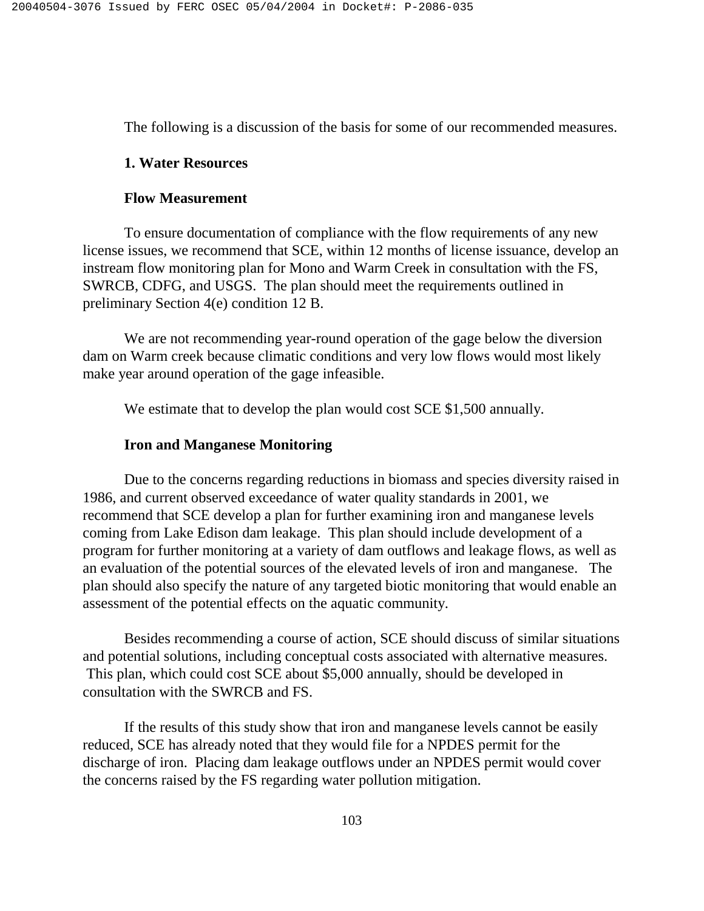The following is a discussion of the basis for some of our recommended measures.

**1. Water Resources**

**Flow Measurement**

To ensure documentation of compliance with the flow requirements of any new license issues, we recommend that SCE, within 12 months of license issuance, develop an instream flow monitoring plan for Mono and Warm Creek in consultation with the FS, SWRCB, CDFG, and USGS. The plan should meet the requirements outlined in preliminary Section 4(e) condition 12 B.

We are not recommending year-round operation of the gage below the diversion dam on Warm creek because climatic conditions and very low flows would most likely make year around operation of the gage infeasible.

We estimate that to develop the plan would cost SCE $1,500 annually.

**Iron and Manganese Monitoring**

Due to the concerns regarding reductions in biomass and species diversity raised in 1986, and current observed exceedance of water quality standards in 2001, we recommend that SCE develop a plan for further examining iron and manganese levels coming from Lake Edison dam leakage. This plan should include development of a program for further monitoring at a variety of dam outflows and leakage flows, as well as an evaluation of the potential sources of the elevated levels of iron and manganese. The plan should also specify the nature of any targeted biotic monitoring that would enable an assessment of the potential effects on the aquatic community.

Besides recommending a course of action, SCE should discuss of similar situations and potential solutions, including conceptual costs associated with alternative measures. This plan, which could cost SCE about $5,000 annually, should be developed in consultation with the SWRCB and FS.

If the results of this study show that iron and manganese levels cannot be easily reduced, SCE has already noted that they would file for a NPDES permit for the discharge of iron. Placing dam leakage outflows under an NPDES permit would cover the concerns raised by the FS regarding water pollution mitigation.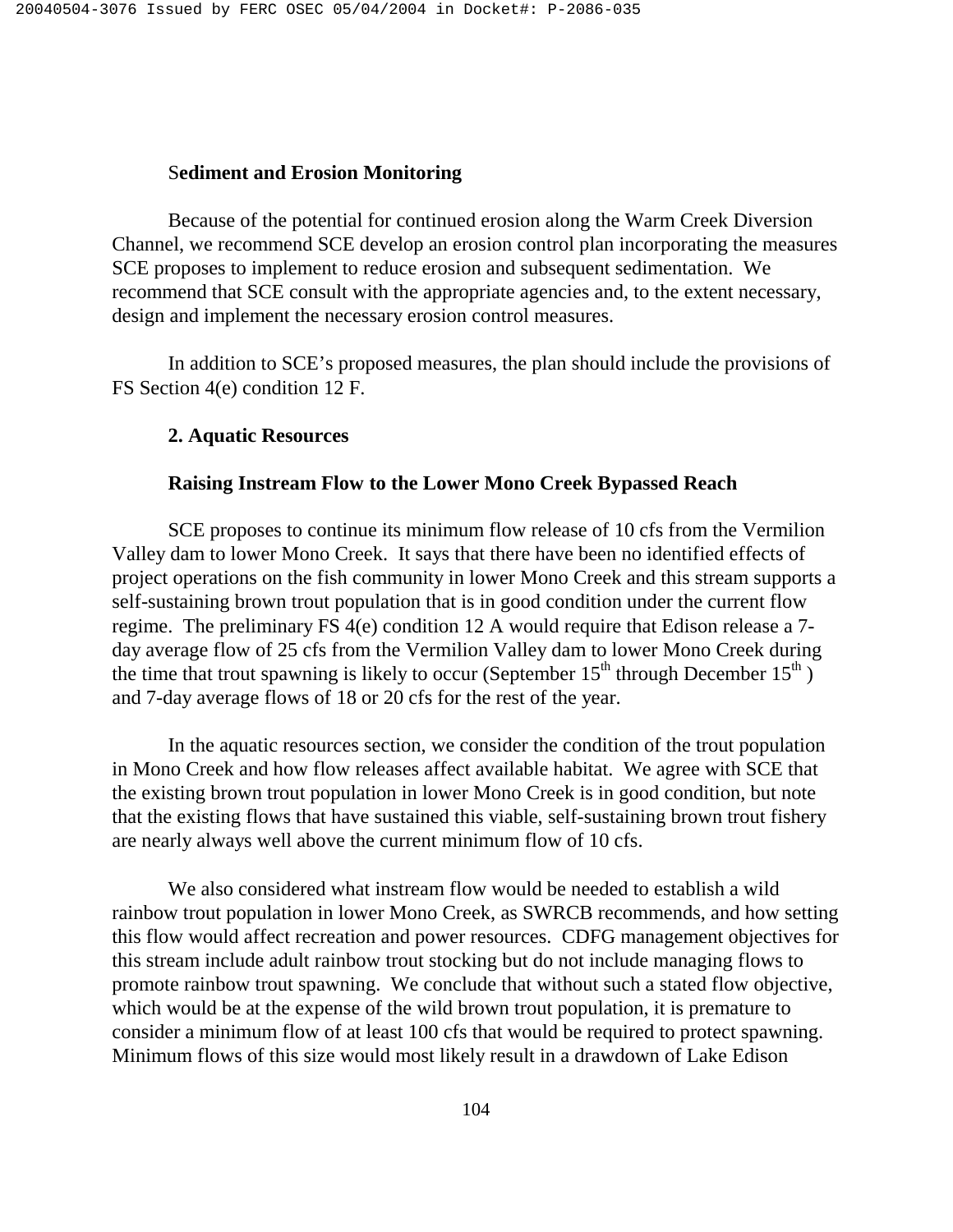**Sediment and Erosion Monitoring**

Because of the potential for continued erosion along the Warm Creek Diversion Channel, we recommend SCE develop an erosion control plan incorporating the measures SCE proposes to implement to reduce erosion and subsequent sedimentation. We recommend that SCE consult with the appropriate agencies and, to the extent necessary, design and implement the necessary erosion control measures.

In addition to SCE's proposed measures, the plan should include the provisions of FS Section 4(e) condition 12 F.

**2. Aquatic Resources**

**Raising Instream Flow to the Lower Mono Creek Bypassed Reach**

SCE proposes to continue its minimum flow release of 10 cfs from the Vermilion Valley dam to lower Mono Creek. It says that there have been no identified effects of project operations on the fish community in lower Mono Creek and this stream supports a self-sustaining brown trout population that is in good condition under the current flow regime. The preliminary FS 4(e) condition 12 A would require that Edison release a 7-day average flow of 25 cfs from the Vermilion Valley dam to lower Mono Creek during the time that trout spawning is likely to occur (September 15th through December 15th ) and 7-day average flows of 18 or 20 cfs for the rest of the year.

In the aquatic resources section, we consider the condition of the trout population in Mono Creek and how flow releases affect available habitat. We agree with SCE that the existing brown trout population in lower Mono Creek is in good condition, but note that the existing flows that have sustained this viable, self-sustaining brown trout fishery are nearly always well above the current minimum flow of 10 cfs.

We also considered what instream flow would be needed to establish a wild rainbow trout population in lower Mono Creek, as SWRCB recommends, and how setting this flow would affect recreation and power resources. CDFG management objectives for this stream include adult rainbow trout stocking but do not include managing flows to promote rainbow trout spawning. We conclude that without such a stated flow objective, which would be at the expense of the wild brown trout population, it is premature to consider a minimum flow of at least 100 cfs that would be required to protect spawning. Minimum flows of this size would most likely result in a drawdown of Lake Edison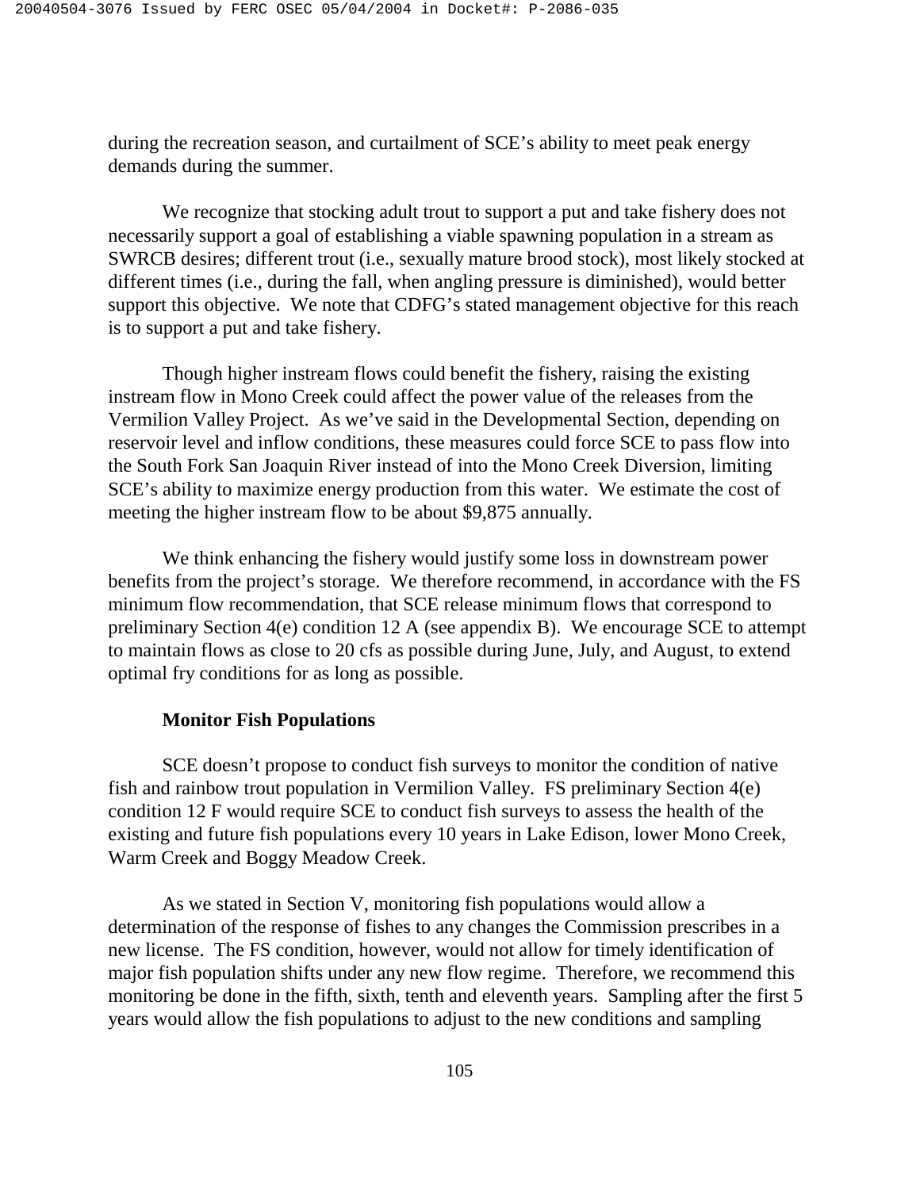during the recreation season, and curtailment of SCE's ability to meet peak energy demands during the summer.

We recognize that stocking adult trout to support a put and take fishery does not necessarily support a goal of establishing a viable spawning population in a stream as SWRCB desires; different trout (i.e., sexually mature brood stock), most likely stocked at different times (i.e., during the fall, when angling pressure is diminished), would better support this objective. We note that CDFG's stated management objective for this reach is to support a put and take fishery.

Though higher instream flows could benefit the fishery, raising the existing instream flow in Mono Creek could affect the power value of the releases from the Vermilion Valley Project. As we've said in the Developmental Section, depending on reservoir level and inflow conditions, these measures could force SCE to pass flow into the South Fork San Joaquin River instead of into the Mono Creek Diversion, limiting SCE's ability to maximize energy production from this water. We estimate the cost of meeting the higher instream flow to be about $9,875 annually.

We think enhancing the fishery would justify some loss in downstream power benefits from the project's storage. We therefore recommend, in accordance with the FS minimum flow recommendation, that SCE release minimum flows that correspond to preliminary Section 4(e) condition 12 A (see appendix B). We encourage SCE to attempt to maintain flows as close to 20 cfs as possible during June, July, and August, to extend optimal fry conditions for as long as possible.

**Monitor Fish Populations**

SCE doesn't propose to conduct fish surveys to monitor the condition of native fish and rainbow trout population in Vermilion Valley. FS preliminary Section 4(e) condition 12 F would require SCE to conduct fish surveys to assess the health of the existing and future fish populations every 10 years in Lake Edison, lower Mono Creek, Warm Creek and Boggy Meadow Creek.

As we stated in Section V, monitoring fish populations would allow a determination of the response of fishes to any changes the Commission prescribes in a new license. The FS condition, however, would not allow for timely identification of major fish population shifts under any new flow regime. Therefore, we recommend this monitoring be done in the fifth, sixth, tenth and eleventh years. Sampling after the first 5 years would allow the fish populations to adjust to the new conditions and sampling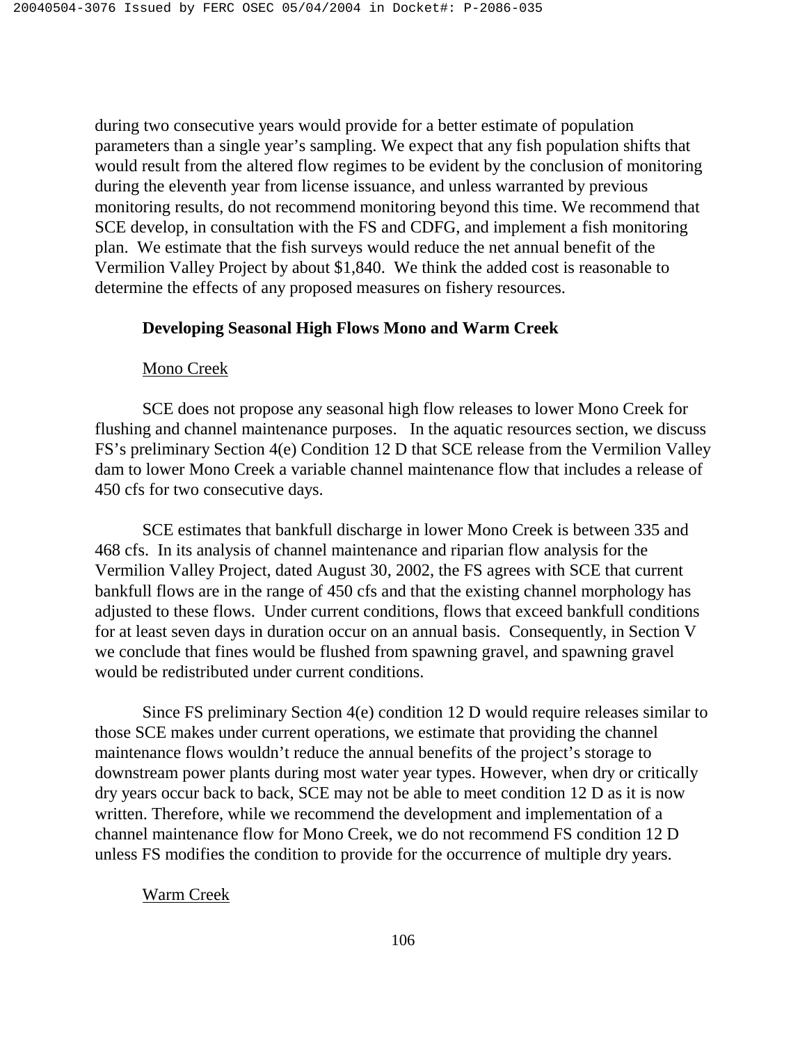during two consecutive years would provide for a better estimate of population parameters than a single year's sampling. We expect that any fish population shifts that would result from the altered flow regimes to be evident by the conclusion of monitoring during the eleventh year from license issuance, and unless warranted by previous monitoring results, do not recommend monitoring beyond this time. We recommend that SCE develop, in consultation with the FS and CDFG, and implement a fish monitoring plan. We estimate that the fish surveys would reduce the net annual benefit of the Vermilion Valley Project by about $1,840. We think the added cost is reasonable to determine the effects of any proposed measures on fishery resources.

**Developing Seasonal High Flows Mono and Warm Creek**

Mono Creek

SCE does not propose any seasonal high flow releases to lower Mono Creek for flushing and channel maintenance purposes. In the aquatic resources section, we discuss FS's preliminary Section 4(e) Condition 12 D that SCE release from the Vermilion Valley dam to lower Mono Creek a variable channel maintenance flow that includes a release of 450 cfs for two consecutive days.

SCE estimates that bankfull discharge in lower Mono Creek is between 335 and 468 cfs. In its analysis of channel maintenance and riparian flow analysis for the Vermilion Valley Project, dated August 30, 2002, the FS agrees with SCE that current bankfull flows are in the range of 450 cfs and that the existing channel morphology has adjusted to these flows. Under current conditions, flows that exceed bankfull conditions for at least seven days in duration occur on an annual basis. Consequently, in Section V we conclude that fines would be flushed from spawning gravel, and spawning gravel would be redistributed under current conditions.

Since FS preliminary Section 4(e) condition 12 D would require releases similar to those SCE makes under current operations, we estimate that providing the channel maintenance flows wouldn't reduce the annual benefits of the project's storage to downstream power plants during most water year types. However, when dry or critically dry years occur back to back, SCE may not be able to meet condition 12 D as it is now written. Therefore, while we recommend the development and implementation of a channel maintenance flow for Mono Creek, we do not recommend FS condition 12 D unless FS modifies the condition to provide for the occurrence of multiple dry years.

Warm Creek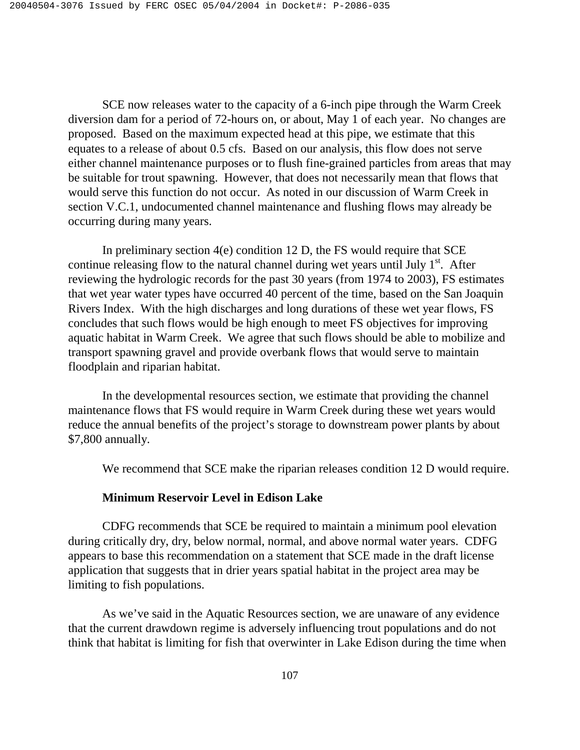SCE now releases water to the capacity of a 6-inch pipe through the Warm Creek diversion dam for a period of 72-hours on, or about, May 1 of each year. No changes are proposed. Based on the maximum expected head at this pipe, we estimate that this equates to a release of about 0.5 cfs. Based on our analysis, this flow does not serve either channel maintenance purposes or to flush fine-grained particles from areas that may be suitable for trout spawning. However, that does not necessarily mean that flows that would serve this function do not occur. As noted in our discussion of Warm Creek in section V.C.1, undocumented channel maintenance and flushing flows may already be occurring during many years.

In preliminary section 4(e) condition 12 D, the FS would require that SCE continue releasing flow to the natural channel during wet years until July 1st. After reviewing the hydrologic records for the past 30 years (from 1974 to 2003), FS estimates that wet year water types have occurred 40 percent of the time, based on the San Joaquin Rivers Index. With the high discharges and long durations of these wet year flows, FS concludes that such flows would be high enough to meet FS objectives for improving aquatic habitat in Warm Creek. We agree that such flows should be able to mobilize and transport spawning gravel and provide overbank flows that would serve to maintain floodplain and riparian habitat.

In the developmental resources section, we estimate that providing the channel maintenance flows that FS would require in Warm Creek during these wet years would reduce the annual benefits of the project's storage to downstream power plants by about $7,800 annually.

We recommend that SCE make the riparian releases condition 12 D would require.

**Minimum Reservoir Level in Edison Lake**

CDFG recommends that SCE be required to maintain a minimum pool elevation during critically dry, dry, below normal, normal, and above normal water years. CDFG appears to base this recommendation on a statement that SCE made in the draft license application that suggests that in drier years spatial habitat in the project area may be limiting to fish populations.

As we've said in the Aquatic Resources section, we are unaware of any evidence that the current drawdown regime is adversely influencing trout populations and do not think that habitat is limiting for fish that overwinter in Lake Edison during the time when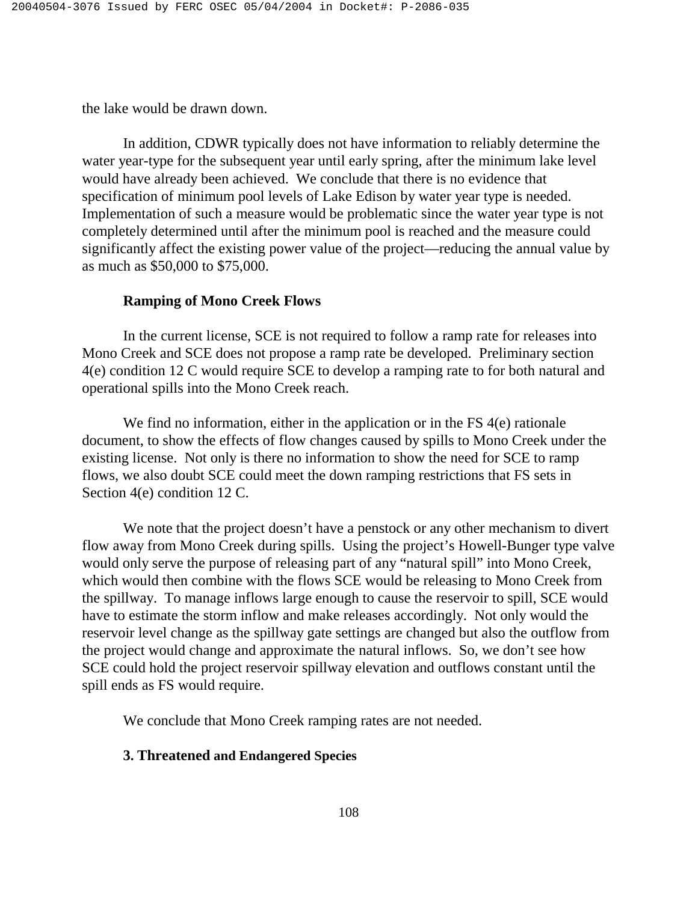the lake would be drawn down.

In addition, CDWR typically does not have information to reliably determine the water year-type for the subsequent year until early spring, after the minimum lake level would have already been achieved. We conclude that there is no evidence that specification of minimum pool levels of Lake Edison by water year type is needed. Implementation of such a measure would be problematic since the water year type is not completely determined until after the minimum pool is reached and the measure could significantly affect the existing power value of the project—reducing the annual value by as much as $50,000 to $75,000.

**Ramping of Mono Creek Flows**

In the current license, SCE is not required to follow a ramp rate for releases into Mono Creek and SCE does not propose a ramp rate be developed. Preliminary section 4(e) condition 12 C would require SCE to develop a ramping rate to for both natural and operational spills into the Mono Creek reach.

We find no information, either in the application or in the FS 4(e) rationale document, to show the effects of flow changes caused by spills to Mono Creek under the existing license. Not only is there no information to show the need for SCE to ramp flows, we also doubt SCE could meet the down ramping restrictions that FS sets in Section 4(e) condition 12 C.

We note that the project doesn't have a penstock or any other mechanism to divert flow away from Mono Creek during spills. Using the project's Howell-Bunger type valve would only serve the purpose of releasing part of any "natural spill" into Mono Creek, which would then combine with the flows SCE would be releasing to Mono Creek from the spillway. To manage inflows large enough to cause the reservoir to spill, SCE would have to estimate the storm inflow and make releases accordingly. Not only would the reservoir level change as the spillway gate settings are changed but also the outflow from the project would change and approximate the natural inflows. So, we don't see how SCE could hold the project reservoir spillway elevation and outflows constant until the spill ends as FS would require.

We conclude that Mono Creek ramping rates are not needed.

**3. Threatened and Endangered Species**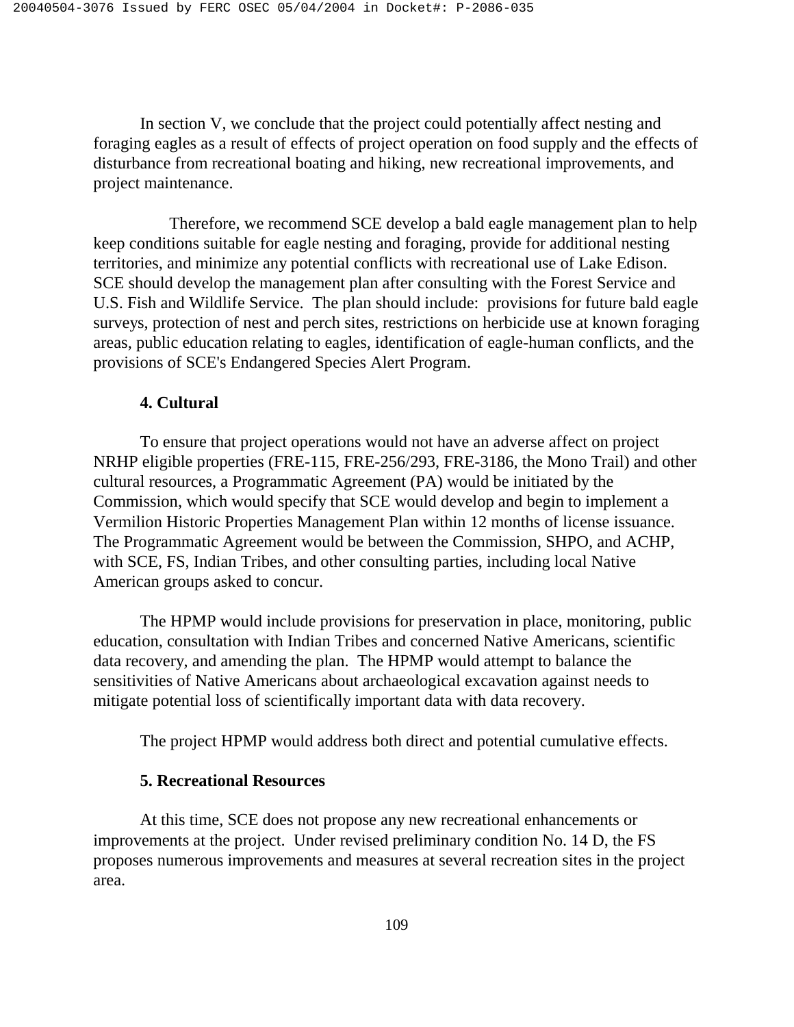In section V, we conclude that the project could potentially affect nesting and foraging eagles as a result of effects of project operation on food supply and the effects of disturbance from recreational boating and hiking, new recreational improvements, and project maintenance.

Therefore, we recommend SCE develop a bald eagle management plan to help keep conditions suitable for eagle nesting and foraging, provide for additional nesting territories, and minimize any potential conflicts with recreational use of Lake Edison. SCE should develop the management plan after consulting with the Forest Service and U.S. Fish and Wildlife Service. The plan should include: provisions for future bald eagle surveys, protection of nest and perch sites, restrictions on herbicide use at known foraging areas, public education relating to eagles, identification of eagle-human conflicts, and the provisions of SCE's Endangered Species Alert Program.

#### 4. Cultural

To ensure that project operations would not have an adverse affect on project NRHP eligible properties (FRE-115, FRE-256/293, FRE-3186, the Mono Trail) and other cultural resources, a Programmatic Agreement (PA) would be initiated by the Commission, which would specify that SCE would develop and begin to implement a Vermilion Historic Properties Management Plan within 12 months of license issuance. The Programmatic Agreement would be between the Commission, SHPO, and ACHP, with SCE, FS, Indian Tribes, and other consulting parties, including local Native American groups asked to concur.

The HPMP would include provisions for preservation in place, monitoring, public education, consultation with Indian Tribes and concerned Native Americans, scientific data recovery, and amending the plan. The HPMP would attempt to balance the sensitivities of Native Americans about archaeological excavation against needs to mitigate potential loss of scientifically important data with data recovery.

The project HPMP would address both direct and potential cumulative effects.

#### 5. Recreational Resources

At this time, SCE does not propose any new recreational enhancements or improvements at the project. Under revised preliminary condition No. 14 D, the FS proposes numerous improvements and measures at several recreation sites in the project area.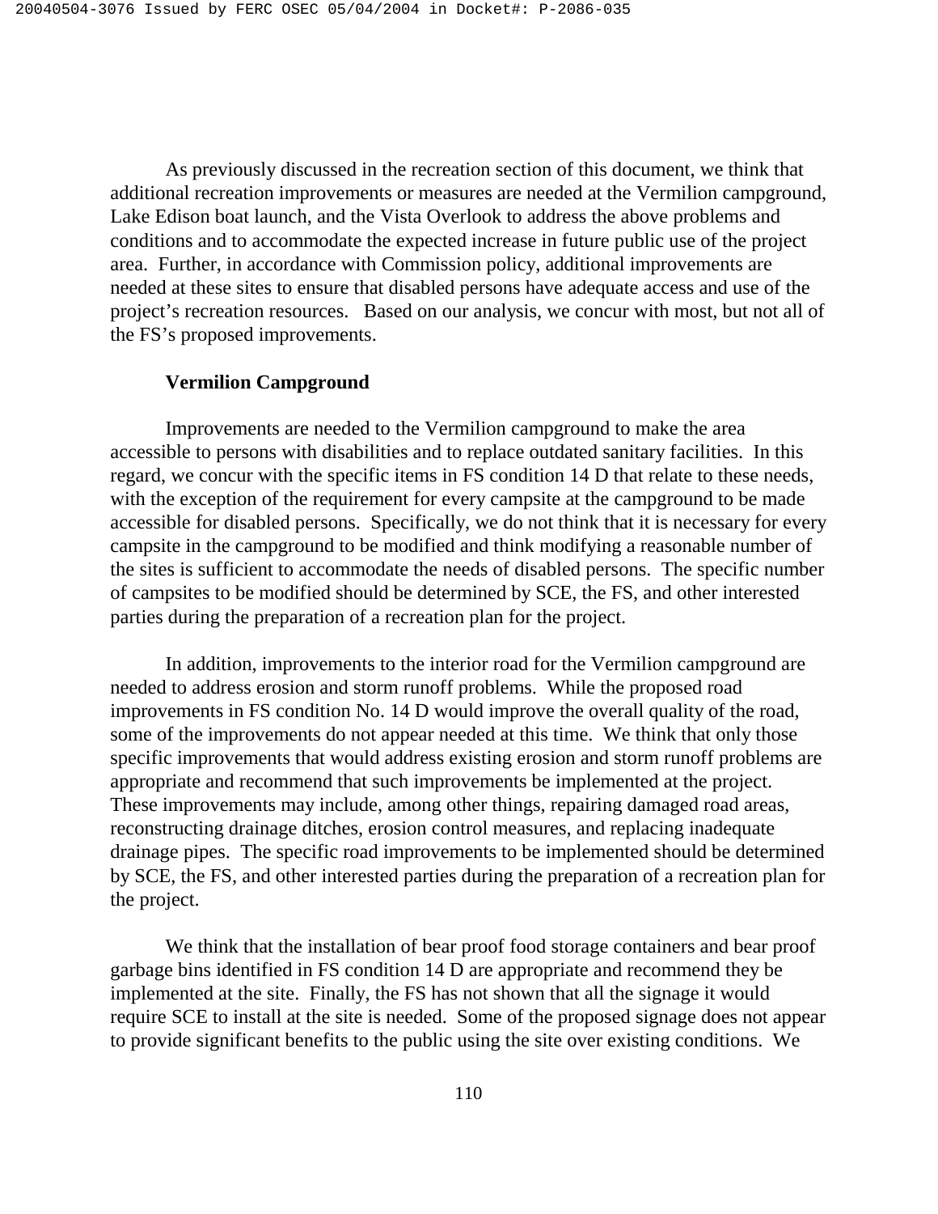As previously discussed in the recreation section of this document, we think that additional recreation improvements or measures are needed at the Vermilion campground, Lake Edison boat launch, and the Vista Overlook to address the above problems and conditions and to accommodate the expected increase in future public use of the project area. Further, in accordance with Commission policy, additional improvements are needed at these sites to ensure that disabled persons have adequate access and use of the project's recreation resources. Based on our analysis, we concur with most, but not all of the FS's proposed improvements.

**Vermilion Campground**

Improvements are needed to the Vermilion campground to make the area accessible to persons with disabilities and to replace outdated sanitary facilities. In this regard, we concur with the specific items in FS condition 14 D that relate to these needs, with the exception of the requirement for every campsite at the campground to be made accessible for disabled persons. Specifically, we do not think that it is necessary for every campsite in the campground to be modified and think modifying a reasonable number of the sites is sufficient to accommodate the needs of disabled persons. The specific number of campsites to be modified should be determined by SCE, the FS, and other interested parties during the preparation of a recreation plan for the project.

In addition, improvements to the interior road for the Vermilion campground are needed to address erosion and storm runoff problems. While the proposed road improvements in FS condition No. 14 D would improve the overall quality of the road, some of the improvements do not appear needed at this time. We think that only those specific improvements that would address existing erosion and storm runoff problems are appropriate and recommend that such improvements be implemented at the project. These improvements may include, among other things, repairing damaged road areas, reconstructing drainage ditches, erosion control measures, and replacing inadequate drainage pipes. The specific road improvements to be implemented should be determined by SCE, the FS, and other interested parties during the preparation of a recreation plan for the project.

We think that the installation of bear proof food storage containers and bear proof garbage bins identified in FS condition 14 D are appropriate and recommend they be implemented at the site. Finally, the FS has not shown that all the signage it would require SCE to install at the site is needed. Some of the proposed signage does not appear to provide significant benefits to the public using the site over existing conditions. We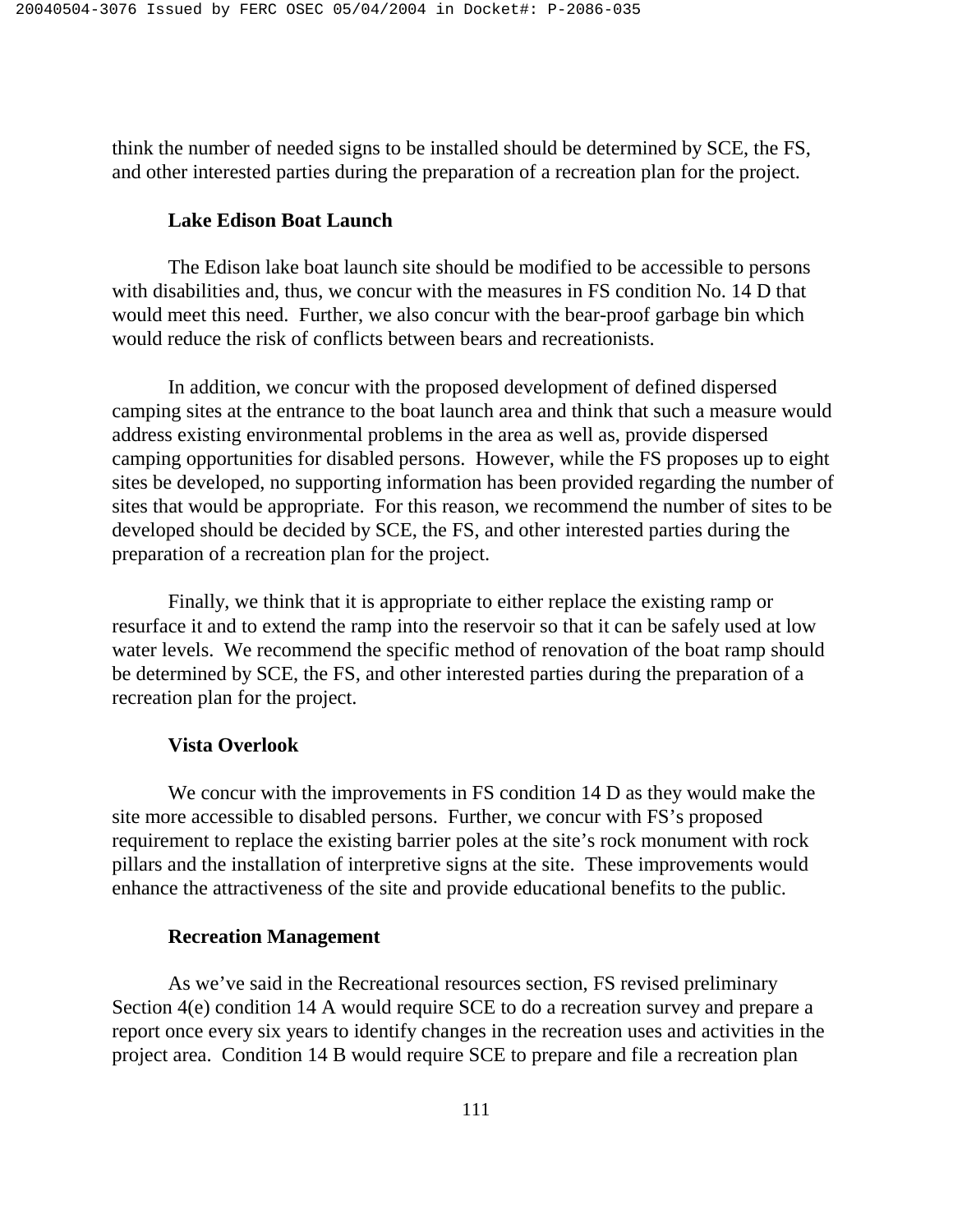think the number of needed signs to be installed should be determined by SCE, the FS, and other interested parties during the preparation of a recreation plan for the project.

**Lake Edison Boat Launch**

The Edison lake boat launch site should be modified to be accessible to persons with disabilities and, thus, we concur with the measures in FS condition No. 14 D that would meet this need. Further, we also concur with the bear-proof garbage bin which would reduce the risk of conflicts between bears and recreationists.

In addition, we concur with the proposed development of defined dispersed camping sites at the entrance to the boat launch area and think that such a measure would address existing environmental problems in the area as well as, provide dispersed camping opportunities for disabled persons. However, while the FS proposes up to eight sites be developed, no supporting information has been provided regarding the number of sites that would be appropriate. For this reason, we recommend the number of sites to be developed should be decided by SCE, the FS, and other interested parties during the preparation of a recreation plan for the project.

Finally, we think that it is appropriate to either replace the existing ramp or resurface it and to extend the ramp into the reservoir so that it can be safely used at low water levels. We recommend the specific method of renovation of the boat ramp should be determined by SCE, the FS, and other interested parties during the preparation of a recreation plan for the project.

**Vista Overlook**

We concur with the improvements in FS condition 14 D as they would make the site more accessible to disabled persons. Further, we concur with FS's proposed requirement to replace the existing barrier poles at the site's rock monument with rock pillars and the installation of interpretive signs at the site. These improvements would enhance the attractiveness of the site and provide educational benefits to the public.

**Recreation Management**

As we've said in the Recreational resources section, FS revised preliminary Section 4(e) condition 14 A would require SCE to do a recreation survey and prepare a report once every six years to identify changes in the recreation uses and activities in the project area. Condition 14 B would require SCE to prepare and file a recreation plan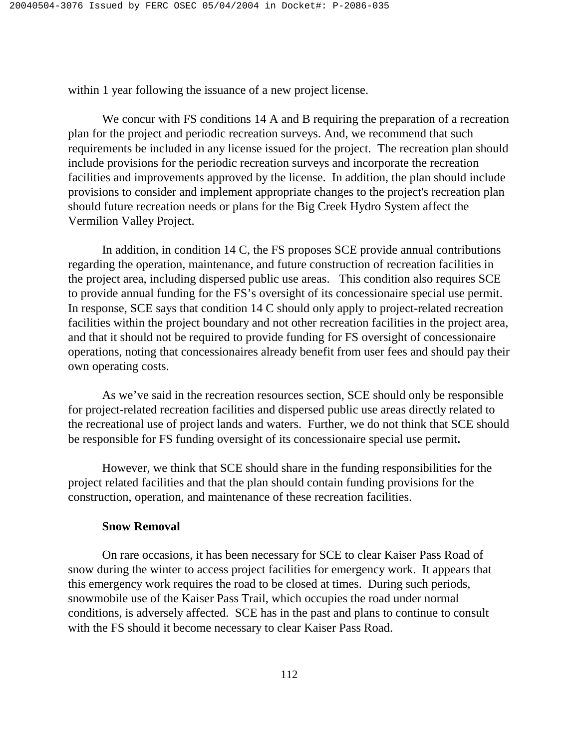within 1 year following the issuance of a new project license.

We concur with FS conditions 14 A and B requiring the preparation of a recreation plan for the project and periodic recreation surveys. And, we recommend that such requirements be included in any license issued for the project. The recreation plan should include provisions for the periodic recreation surveys and incorporate the recreation facilities and improvements approved by the license. In addition, the plan should include provisions to consider and implement appropriate changes to the project's recreation plan should future recreation needs or plans for the Big Creek Hydro System affect the Vermilion Valley Project.

In addition, in condition 14 C, the FS proposes SCE provide annual contributions regarding the operation, maintenance, and future construction of recreation facilities in the project area, including dispersed public use areas. This condition also requires SCE to provide annual funding for the FS's oversight of its concessionaire special use permit. In response, SCE says that condition 14 C should only apply to project-related recreation facilities within the project boundary and not other recreation facilities in the project area, and that it should not be required to provide funding for FS oversight of concessionaire operations, noting that concessionaires already benefit from user fees and should pay their own operating costs.

As we've said in the recreation resources section, SCE should only be responsible for project-related recreation facilities and dispersed public use areas directly related to the recreational use of project lands and waters. Further, we do not think that SCE should be responsible for FS funding oversight of its concessionaire special use permit.

However, we think that SCE should share in the funding responsibilities for the project related facilities and that the plan should contain funding provisions for the construction, operation, and maintenance of these recreation facilities.

**Snow Removal**

On rare occasions, it has been necessary for SCE to clear Kaiser Pass Road of snow during the winter to access project facilities for emergency work. It appears that this emergency work requires the road to be closed at times. During such periods, snowmobile use of the Kaiser Pass Trail, which occupies the road under normal conditions, is adversely affected. SCE has in the past and plans to continue to consult with the FS should it become necessary to clear Kaiser Pass Road.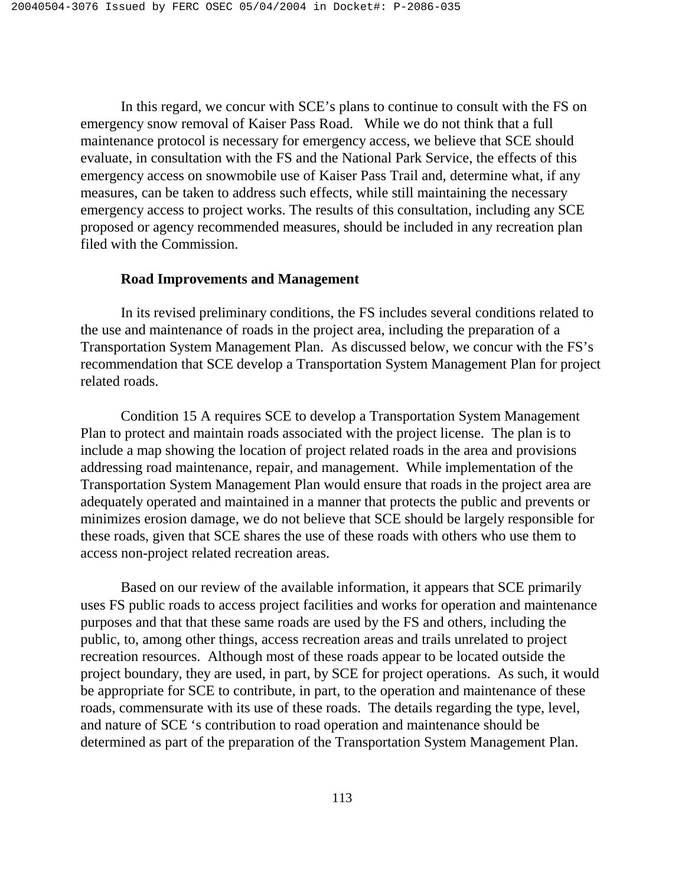In this regard, we concur with SCE's plans to continue to consult with the FS on emergency snow removal of Kaiser Pass Road. While we do not think that a full maintenance protocol is necessary for emergency access, we believe that SCE should evaluate, in consultation with the FS and the National Park Service, the effects of this emergency access on snowmobile use of Kaiser Pass Trail and, determine what, if any measures, can be taken to address such effects, while still maintaining the necessary emergency access to project works. The results of this consultation, including any SCE proposed or agency recommended measures, should be included in any recreation plan filed with the Commission.

**Road Improvements and Management**

In its revised preliminary conditions, the FS includes several conditions related to the use and maintenance of roads in the project area, including the preparation of a Transportation System Management Plan. As discussed below, we concur with the FS's recommendation that SCE develop a Transportation System Management Plan for project related roads.

Condition 15 A requires SCE to develop a Transportation System Management Plan to protect and maintain roads associated with the project license. The plan is to include a map showing the location of project related roads in the area and provisions addressing road maintenance, repair, and management. While implementation of the Transportation System Management Plan would ensure that roads in the project area are adequately operated and maintained in a manner that protects the public and prevents or minimizes erosion damage, we do not believe that SCE should be largely responsible for these roads, given that SCE shares the use of these roads with others who use them to access non-project related recreation areas.

Based on our review of the available information, it appears that SCE primarily uses FS public roads to access project facilities and works for operation and maintenance purposes and that that these same roads are used by the FS and others, including the public, to, among other things, access recreation areas and trails unrelated to project recreation resources. Although most of these roads appear to be located outside the project boundary, they are used, in part, by SCE for project operations. As such, it would be appropriate for SCE to contribute, in part, to the operation and maintenance of these roads, commensurate with its use of these roads. The details regarding the type, level, and nature of SCE 's contribution to road operation and maintenance should be determined as part of the preparation of the Transportation System Management Plan.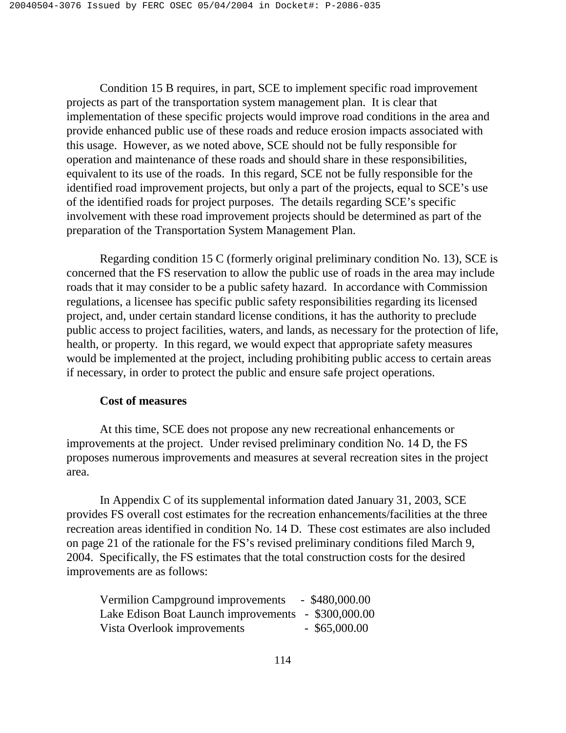Condition 15 B requires, in part, SCE to implement specific road improvement projects as part of the transportation system management plan. It is clear that implementation of these specific projects would improve road conditions in the area and provide enhanced public use of these roads and reduce erosion impacts associated with this usage. However, as we noted above, SCE should not be fully responsible for operation and maintenance of these roads and should share in these responsibilities, equivalent to its use of the roads. In this regard, SCE not be fully responsible for the identified road improvement projects, but only a part of the projects, equal to SCE's use of the identified roads for project purposes. The details regarding SCE's specific involvement with these road improvement projects should be determined as part of the preparation of the Transportation System Management Plan.

Regarding condition 15 C (formerly original preliminary condition No. 13), SCE is concerned that the FS reservation to allow the public use of roads in the area may include roads that it may consider to be a public safety hazard. In accordance with Commission regulations, a licensee has specific public safety responsibilities regarding its licensed project, and, under certain standard license conditions, it has the authority to preclude public access to project facilities, waters, and lands, as necessary for the protection of life, health, or property. In this regard, we would expect that appropriate safety measures would be implemented at the project, including prohibiting public access to certain areas if necessary, in order to protect the public and ensure safe project operations.

**Cost of measures**

At this time, SCE does not propose any new recreational enhancements or improvements at the project. Under revised preliminary condition No. 14 D, the FS proposes numerous improvements and measures at several recreation sites in the project area.

In Appendix C of its supplemental information dated January 31, 2003, SCE provides FS overall cost estimates for the recreation enhancements/facilities at the three recreation areas identified in condition No. 14 D. These cost estimates are also included on page 21 of the rationale for the FS's revised preliminary conditions filed March 9, 2004. Specifically, the FS estimates that the total construction costs for the desired improvements are as follows:

Vermilion Campground improvements - $480,000.00
Lake Edison Boat Launch improvements - $300,000.00
Vista Overlook improvements - $65,000.00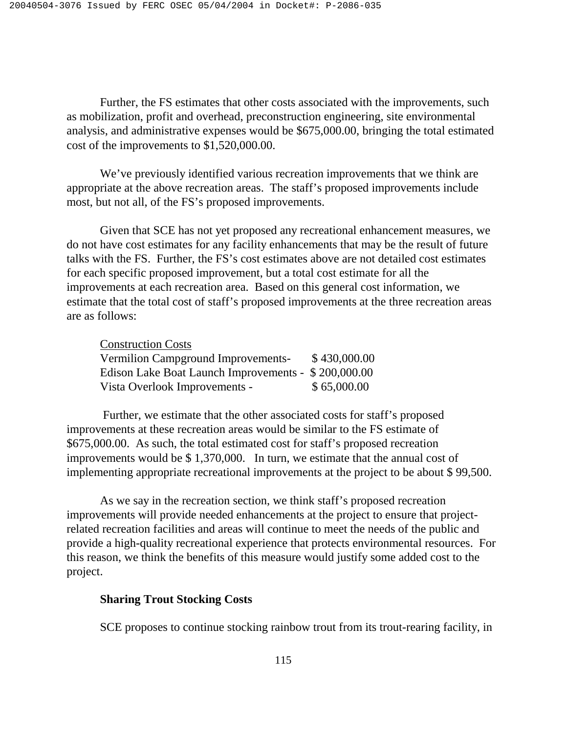Further, the FS estimates that other costs associated with the improvements, such as mobilization, profit and overhead, preconstruction engineering, site environmental analysis, and administrative expenses would be $675,000.00, bringing the total estimated cost of the improvements to $1,520,000.00.

We've previously identified various recreation improvements that we think are appropriate at the above recreation areas. The staff's proposed improvements include most, but not all, of the FS's proposed improvements.

Given that SCE has not yet proposed any recreational enhancement measures, we do not have cost estimates for any facility enhancements that may be the result of future talks with the FS. Further, the FS's cost estimates above are not detailed cost estimates for each specific proposed improvement, but a total cost estimate for all the improvements at each recreation area. Based on this general cost information, we estimate that the total cost of staff's proposed improvements at the three recreation areas are as follows:

| Construction Costs | |
|---|---|
| Vermilion Campground Improvements- | $ 430,000.00 |
| Edison Lake Boat Launch Improvements - | $ 200,000.00 |
| Vista Overlook Improvements - | $ 65,000.00 |

Further, we estimate that the other associated costs for staff's proposed improvements at these recreation areas would be similar to the FS estimate of $675,000.00. As such, the total estimated cost for staff's proposed recreation improvements would be $ 1,370,000. In turn, we estimate that the annual cost of implementing appropriate recreational improvements at the project to be about $ 99,500.

As we say in the recreation section, we think staff's proposed recreation improvements will provide needed enhancements at the project to ensure that project-related recreation facilities and areas will continue to meet the needs of the public and provide a high-quality recreational experience that protects environmental resources. For this reason, we think the benefits of this measure would justify some added cost to the project.

**Sharing Trout Stocking Costs**

SCE proposes to continue stocking rainbow trout from its trout-rearing facility, in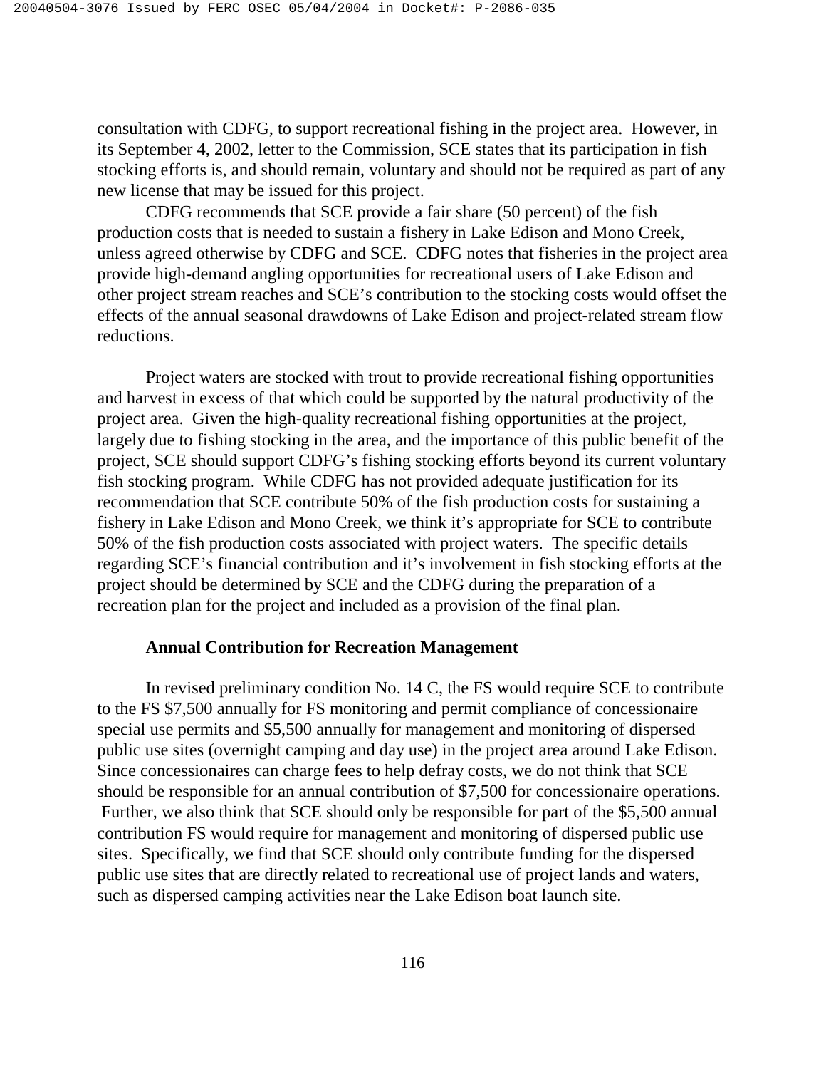consultation with CDFG, to support recreational fishing in the project area. However, in its September 4, 2002, letter to the Commission, SCE states that its participation in fish stocking efforts is, and should remain, voluntary and should not be required as part of any new license that may be issued for this project.

CDFG recommends that SCE provide a fair share (50 percent) of the fish production costs that is needed to sustain a fishery in Lake Edison and Mono Creek, unless agreed otherwise by CDFG and SCE. CDFG notes that fisheries in the project area provide high-demand angling opportunities for recreational users of Lake Edison and other project stream reaches and SCE's contribution to the stocking costs would offset the effects of the annual seasonal drawdowns of Lake Edison and project-related stream flow reductions.

Project waters are stocked with trout to provide recreational fishing opportunities and harvest in excess of that which could be supported by the natural productivity of the project area. Given the high-quality recreational fishing opportunities at the project, largely due to fishing stocking in the area, and the importance of this public benefit of the project, SCE should support CDFG's fishing stocking efforts beyond its current voluntary fish stocking program. While CDFG has not provided adequate justification for its recommendation that SCE contribute 50% of the fish production costs for sustaining a fishery in Lake Edison and Mono Creek, we think it's appropriate for SCE to contribute 50% of the fish production costs associated with project waters. The specific details regarding SCE's financial contribution and it's involvement in fish stocking efforts at the project should be determined by SCE and the CDFG during the preparation of a recreation plan for the project and included as a provision of the final plan.

**Annual Contribution for Recreation Management**

In revised preliminary condition No. 14 C, the FS would require SCE to contribute to the FS $7,500 annually for FS monitoring and permit compliance of concessionaire special use permits and $5,500 annually for management and monitoring of dispersed public use sites (overnight camping and day use) in the project area around Lake Edison. Since concessionaires can charge fees to help defray costs, we do not think that SCE should be responsible for an annual contribution of $7,500 for concessionaire operations. Further, we also think that SCE should only be responsible for part of the $5,500 annual contribution FS would require for management and monitoring of dispersed public use sites. Specifically, we find that SCE should only contribute funding for the dispersed public use sites that are directly related to recreational use of project lands and waters, such as dispersed camping activities near the Lake Edison boat launch site.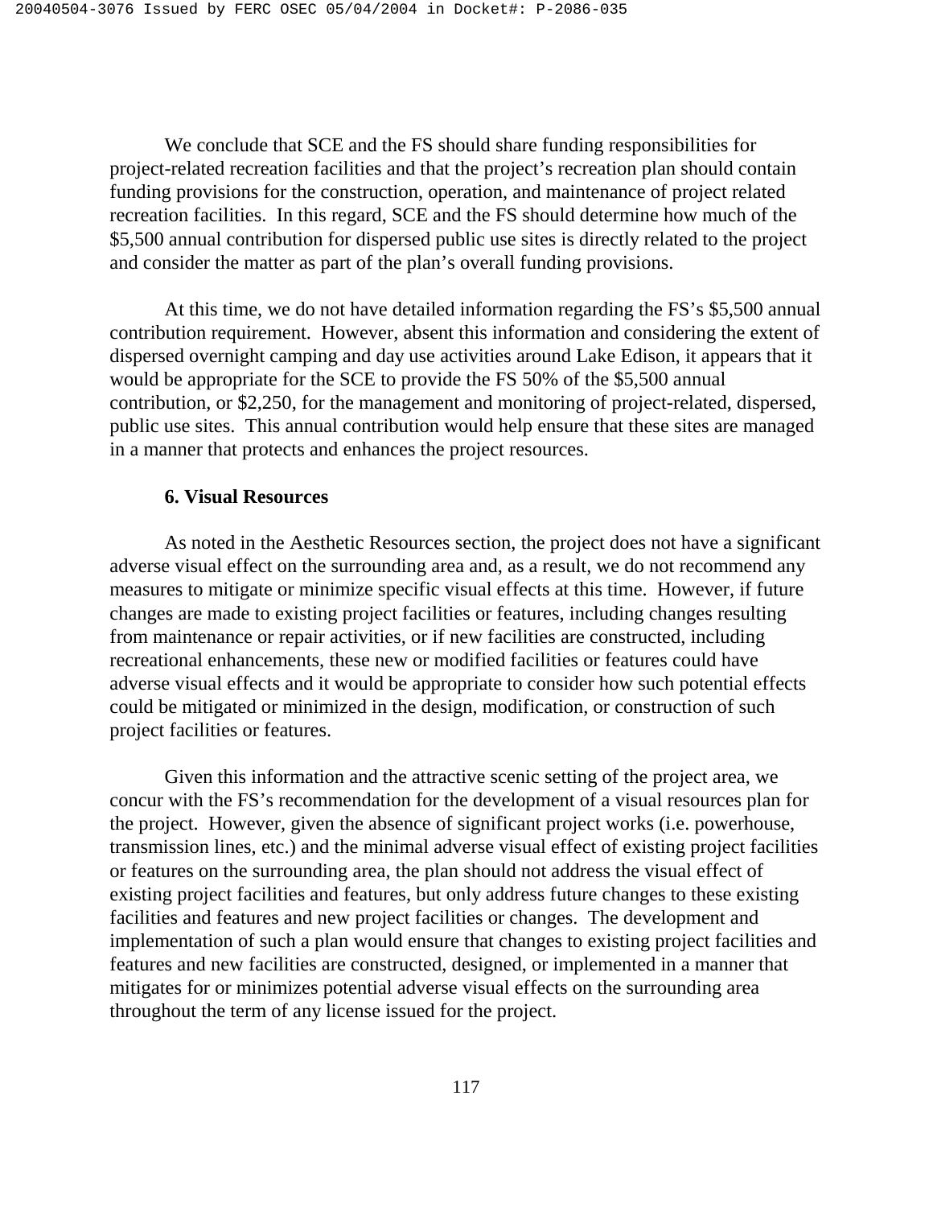We conclude that SCE and the FS should share funding responsibilities for project-related recreation facilities and that the project's recreation plan should contain funding provisions for the construction, operation, and maintenance of project related recreation facilities. In this regard, SCE and the FS should determine how much of the $5,500 annual contribution for dispersed public use sites is directly related to the project and consider the matter as part of the plan's overall funding provisions.

At this time, we do not have detailed information regarding the FS's $5,500 annual contribution requirement. However, absent this information and considering the extent of dispersed overnight camping and day use activities around Lake Edison, it appears that it would be appropriate for the SCE to provide the FS 50% of the $5,500 annual contribution, or $2,250, for the management and monitoring of project-related, dispersed, public use sites. This annual contribution would help ensure that these sites are managed in a manner that protects and enhances the project resources.

### 6. Visual Resources

As noted in the Aesthetic Resources section, the project does not have a significant adverse visual effect on the surrounding area and, as a result, we do not recommend any measures to mitigate or minimize specific visual effects at this time. However, if future changes are made to existing project facilities or features, including changes resulting from maintenance or repair activities, or if new facilities are constructed, including recreational enhancements, these new or modified facilities or features could have adverse visual effects and it would be appropriate to consider how such potential effects could be mitigated or minimized in the design, modification, or construction of such project facilities or features.

Given this information and the attractive scenic setting of the project area, we concur with the FS's recommendation for the development of a visual resources plan for the project. However, given the absence of significant project works (i.e. powerhouse, transmission lines, etc.) and the minimal adverse visual effect of existing project facilities or features on the surrounding area, the plan should not address the visual effect of existing project facilities and features, but only address future changes to these existing facilities and features and new project facilities or changes. The development and implementation of such a plan would ensure that changes to existing project facilities and features and new facilities are constructed, designed, or implemented in a manner that mitigates for or minimizes potential adverse visual effects on the surrounding area throughout the term of any license issued for the project.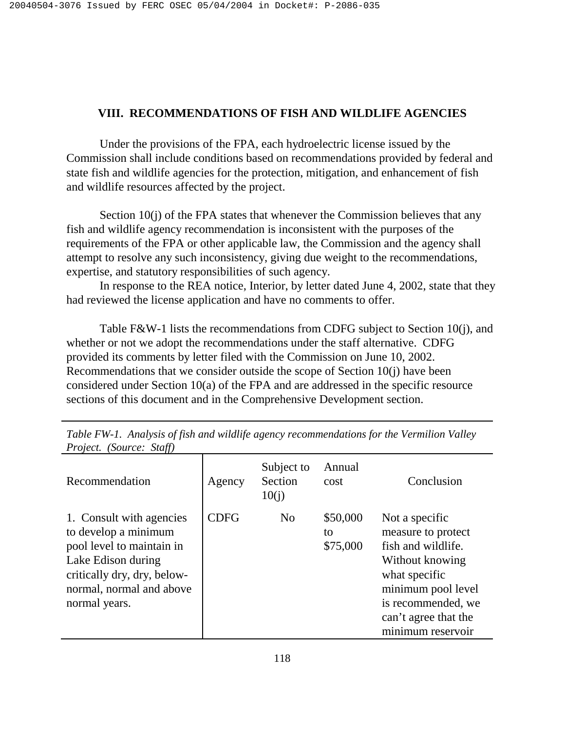## VIII. RECOMMENDATIONS OF FISH AND WILDLIFE AGENCIES

Under the provisions of the FPA, each hydroelectric license issued by the Commission shall include conditions based on recommendations provided by federal and state fish and wildlife agencies for the protection, mitigation, and enhancement of fish and wildlife resources affected by the project.

Section 10(j) of the FPA states that whenever the Commission believes that any fish and wildlife agency recommendation is inconsistent with the purposes of the requirements of the FPA or other applicable law, the Commission and the agency shall attempt to resolve any such inconsistency, giving due weight to the recommendations, expertise, and statutory responsibilities of such agency.

In response to the REA notice, Interior, by letter dated June 4, 2002, state that they had reviewed the license application and have no comments to offer.

Table F&W-1 lists the recommendations from CDFG subject to Section 10(j), and whether or not we adopt the recommendations under the staff alternative. CDFG provided its comments by letter filed with the Commission on June 10, 2002. Recommendations that we consider outside the scope of Section 10(j) have been considered under Section 10(a) of the FPA and are addressed in the specific resource sections of this document and in the Comprehensive Development section.

*Table FW-1. Analysis of fish and wildlife agency recommendations for the Vermilion Valley Project. (Source: Staff)*

| Recommendation | Agency | Subject to Section 10(j) | Annual cost | Conclusion |
|---|---|---|---|---|
| 1. Consult with agencies to develop a minimum pool level to maintain in Lake Edison during critically dry, dry, below-normal, normal and above normal years. | CDFG | No | $50,000 to $75,000 | Not a specific measure to protect fish and wildlife. Without knowing what specific minimum pool level is recommended, we can't agree that the minimum reservoir |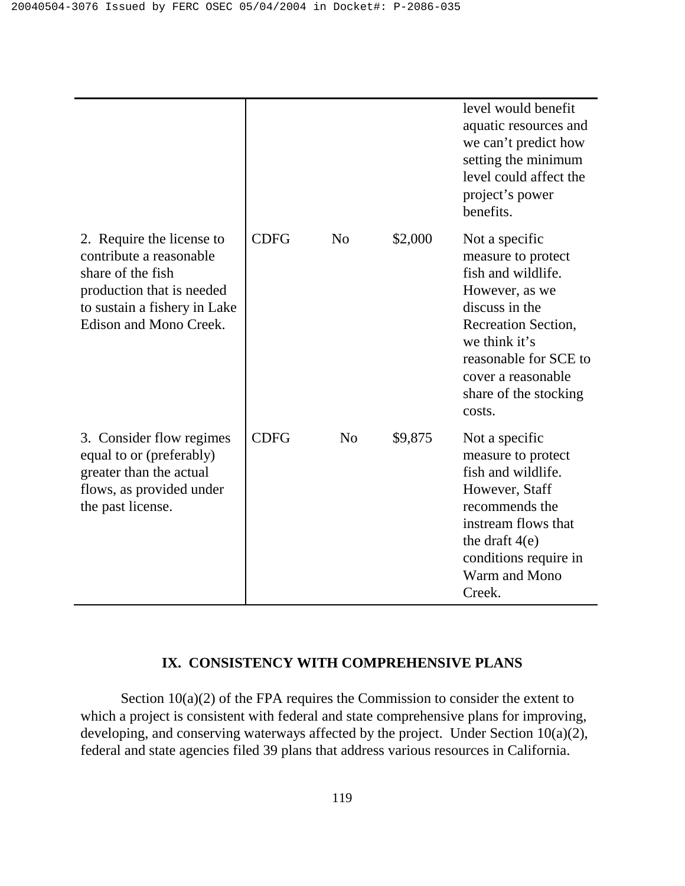|  |  |  |  | level would benefit aquatic resources and we can't predict how setting the minimum level could affect the project's power benefits. |
|---|---|---|---|---|
| 2. Require the license to contribute a reasonable share of the fish production that is needed to sustain a fishery in Lake Edison and Mono Creek. | CDFG | No | $2,000 | Not a specific measure to protect fish and wildlife. However, as we discuss in the Recreation Section, we think it's reasonable for SCE to cover a reasonable share of the stocking costs. |
| 3. Consider flow regimes equal to or (preferably) greater than the actual flows, as provided under the past license. | CDFG | No | $9,875 | Not a specific measure to protect fish and wildlife. However, Staff recommends the instream flows that the draft 4(e) conditions require in Warm and Mono Creek. |

## IX. CONSISTENCY WITH COMPREHENSIVE PLANS

Section 10(a)(2) of the FPA requires the Commission to consider the extent to which a project is consistent with federal and state comprehensive plans for improving, developing, and conserving waterways affected by the project. Under Section 10(a)(2), federal and state agencies filed 39 plans that address various resources in California.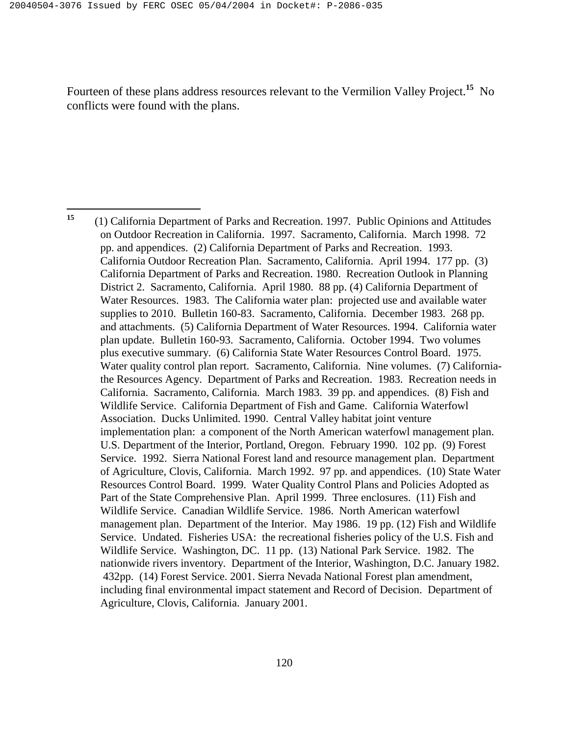Fourteen of these plans address resources relevant to the Vermilion Valley Project.[15] No conflicts were found with the plans.

---

[15] (1) California Department of Parks and Recreation. 1997. Public Opinions and Attitudes on Outdoor Recreation in California. 1997. Sacramento, California. March 1998. 72 pp. and appendices. (2) California Department of Parks and Recreation. 1993. California Outdoor Recreation Plan. Sacramento, California. April 1994. 177 pp. (3) California Department of Parks and Recreation. 1980. Recreation Outlook in Planning District 2. Sacramento, California. April 1980. 88 pp. (4) California Department of Water Resources. 1983. The California water plan: projected use and available water supplies to 2010. Bulletin 160-83. Sacramento, California. December 1983. 268 pp. and attachments. (5) California Department of Water Resources. 1994. California water plan update. Bulletin 160-93. Sacramento, California. October 1994. Two volumes plus executive summary. (6) California State Water Resources Control Board. 1975. Water quality control plan report. Sacramento, California. Nine volumes. (7) California-the Resources Agency. Department of Parks and Recreation. 1983. Recreation needs in California. Sacramento, California. March 1983. 39 pp. and appendices. (8) Fish and Wildlife Service. California Department of Fish and Game. California Waterfowl Association. Ducks Unlimited. 1990. Central Valley habitat joint venture implementation plan: a component of the North American waterfowl management plan. U.S. Department of the Interior, Portland, Oregon. February 1990. 102 pp. (9) Forest Service. 1992. Sierra National Forest land and resource management plan. Department of Agriculture, Clovis, California. March 1992. 97 pp. and appendices. (10) State Water Resources Control Board. 1999. Water Quality Control Plans and Policies Adopted as Part of the State Comprehensive Plan. April 1999. Three enclosures. (11) Fish and Wildlife Service. Canadian Wildlife Service. 1986. North American waterfowl management plan. Department of the Interior. May 1986. 19 pp. (12) Fish and Wildlife Service. Undated. Fisheries USA: the recreational fisheries policy of the U.S. Fish and Wildlife Service. Washington, DC. 11 pp. (13) National Park Service. 1982. The nationwide rivers inventory. Department of the Interior, Washington, D.C. January 1982. 432pp. (14) Forest Service. 2001. Sierra Nevada National Forest plan amendment, including final environmental impact statement and Record of Decision. Department of Agriculture, Clovis, California. January 2001.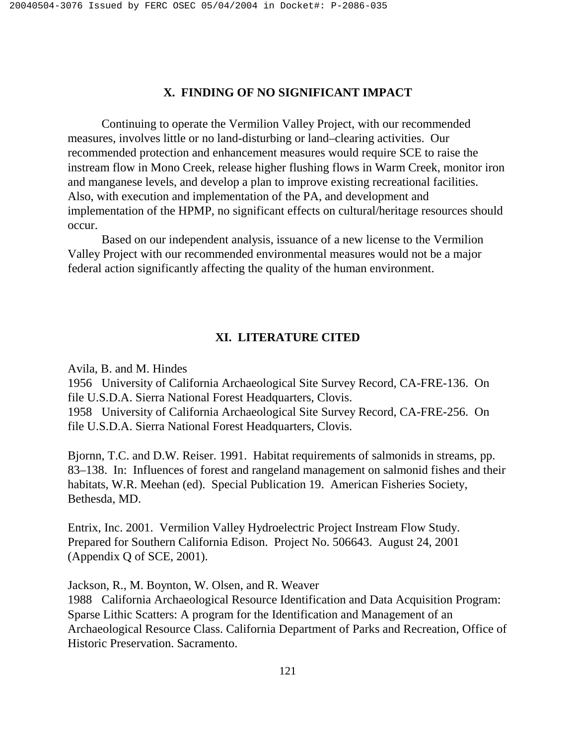## X. FINDING OF NO SIGNIFICANT IMPACT

Continuing to operate the Vermilion Valley Project, with our recommended measures, involves little or no land-disturbing or land–clearing activities. Our recommended protection and enhancement measures would require SCE to raise the instream flow in Mono Creek, release higher flushing flows in Warm Creek, monitor iron and manganese levels, and develop a plan to improve existing recreational facilities. Also, with execution and implementation of the PA, and development and implementation of the HPMP, no significant effects on cultural/heritage resources should occur.

Based on our independent analysis, issuance of a new license to the Vermilion Valley Project with our recommended environmental measures would not be a major federal action significantly affecting the quality of the human environment.

## XI. LITERATURE CITED

Avila, B. and M. Hindes
1956 University of California Archaeological Site Survey Record, CA-FRE-136. On file U.S.D.A. Sierra National Forest Headquarters, Clovis.
1958 University of California Archaeological Site Survey Record, CA-FRE-256. On file U.S.D.A. Sierra National Forest Headquarters, Clovis.

Bjornn, T.C. and D.W. Reiser. 1991. Habitat requirements of salmonids in streams, pp. 83–138. In: Influences of forest and rangeland management on salmonid fishes and their habitats, W.R. Meehan (ed). Special Publication 19. American Fisheries Society, Bethesda, MD.

Entrix, Inc. 2001. Vermilion Valley Hydroelectric Project Instream Flow Study. Prepared for Southern California Edison. Project No. 506643. August 24, 2001 (Appendix Q of SCE, 2001).

Jackson, R., M. Boynton, W. Olsen, and R. Weaver
1988 California Archaeological Resource Identification and Data Acquisition Program: Sparse Lithic Scatters: A program for the Identification and Management of an Archaeological Resource Class. California Department of Parks and Recreation, Office of Historic Preservation. Sacramento.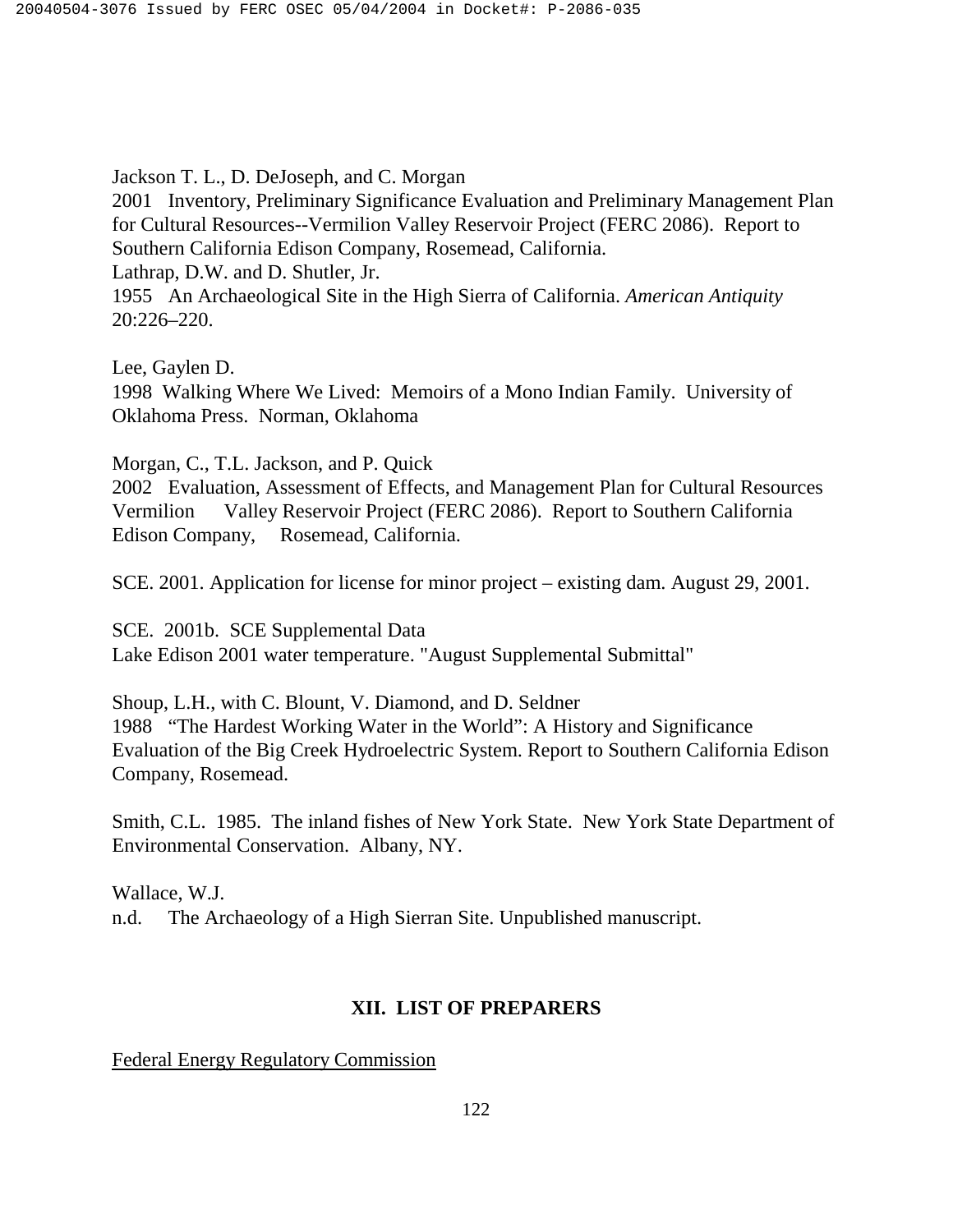Jackson T. L., D. DeJoseph, and C. Morgan
2001 Inventory, Preliminary Significance Evaluation and Preliminary Management Plan for Cultural Resources--Vermilion Valley Reservoir Project (FERC 2086). Report to Southern California Edison Company, Rosemead, California.
Lathrap, D.W. and D. Shutler, Jr.
1955 An Archaeological Site in the High Sierra of California. *American Antiquity* 20:226–220.

Lee, Gaylen D.
1998 Walking Where We Lived: Memoirs of a Mono Indian Family. University of Oklahoma Press. Norman, Oklahoma

Morgan, C., T.L. Jackson, and P. Quick
2002 Evaluation, Assessment of Effects, and Management Plan for Cultural Resources Vermilion Valley Reservoir Project (FERC 2086). Report to Southern California Edison Company, Rosemead, California.

SCE. 2001. Application for license for minor project – existing dam. August 29, 2001.

SCE. 2001b. SCE Supplemental Data
Lake Edison 2001 water temperature. "August Supplemental Submittal"

Shoup, L.H., with C. Blount, V. Diamond, and D. Seldner
1988 "The Hardest Working Water in the World": A History and Significance Evaluation of the Big Creek Hydroelectric System. Report to Southern California Edison Company, Rosemead.

Smith, C.L. 1985. The inland fishes of New York State. New York State Department of Environmental Conservation. Albany, NY.

Wallace, W.J.
n.d. The Archaeology of a High Sierran Site. Unpublished manuscript.

## XII. LIST OF PREPARERS

Federal Energy Regulatory Commission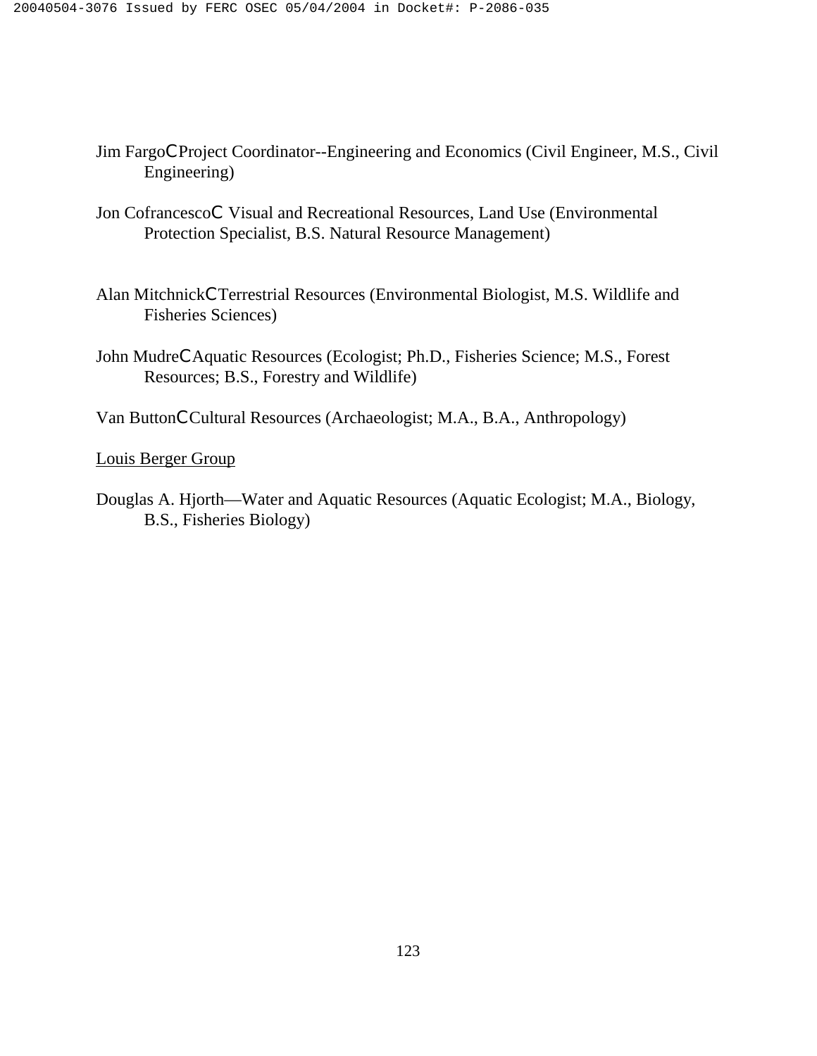Jim FargoCProject Coordinator--Engineering and Economics (Civil Engineer, M.S., Civil Engineering)

Jon CofrancescoC Visual and Recreational Resources, Land Use (Environmental Protection Specialist, B.S. Natural Resource Management)

Alan MitchnickCTerrestrial Resources (Environmental Biologist, M.S. Wildlife and Fisheries Sciences)

John MudreCAquatic Resources (Ecologist; Ph.D., Fisheries Science; M.S., Forest Resources; B.S., Forestry and Wildlife)

Van ButtonCCultural Resources (Archaeologist; M.A., B.A., Anthropology)

Louis Berger Group

Douglas A. Hjorth—Water and Aquatic Resources (Aquatic Ecologist; M.A., Biology, B.S., Fisheries Biology)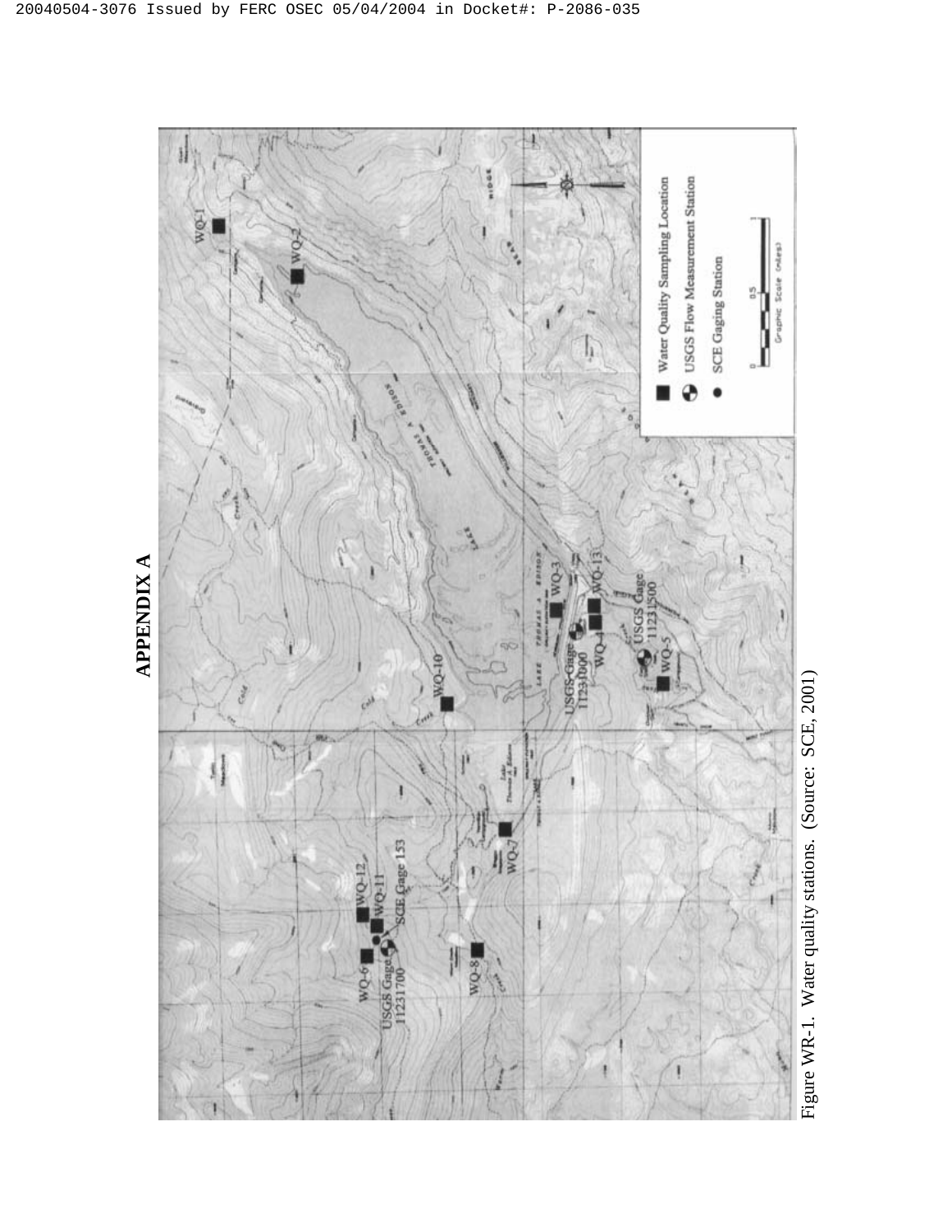# APPENDIX A

Figure WR-1. Water quality stations. (Source: SCE, 2001)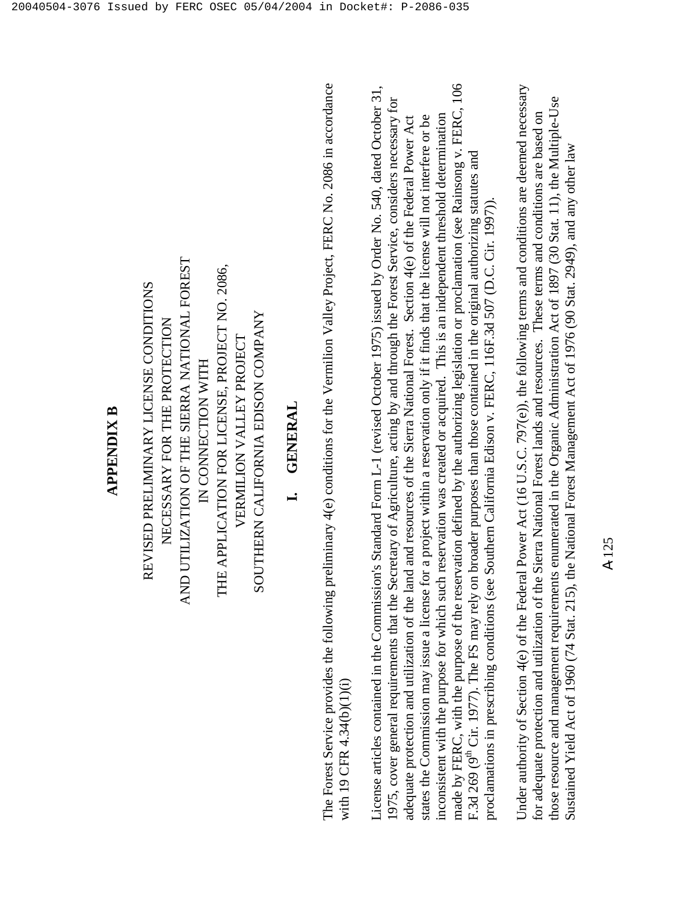**APPENDIX B**

REVISED PRELIMINARY LICENSE CONDITIONS
NECESSARY FOR THE PROTECTION
AND UTILIZATION OF THE SIERRA NATIONAL FOREST
IN CONNECTION WITH
THE APPLICATION FOR LICENSE, PROJECT NO. 2086,
VERMILION VALLEY PROJECT
SOUTHERN CALIFORNIA EDISON COMPANY

# I. GENERAL

The Forest Service provides the following preliminary 4(e) conditions for the Vermilion Valley Project, FERC No. 2086 in accordance with 19 CFR 4.34(b)(1)(i)

License articles contained in the Commission's Standard Form L-1 (revised October 1975) issued by Order No. 540, dated October 31, 1975, cover general requirements that the Secretary of Agriculture, acting by and through the Forest Service, considers necessary for adequate protection and utilization of the land and resources of the Sierra National Forest. Section 4(e) of the Federal Power Act states the Commission may issue a license for a project within a reservation only if it finds that the license will not interfere or be inconsistent with the purpose for which such reservation was created or acquired. This is an independent threshold determination made by FERC, with the purpose of the reservation defined by the authorizing legislation or proclamation (see Rainsong v. FERC, 106 F.3d 269 (9th Cir. 1977). The FS may rely on broader purposes than those contained in the original authorizing statutes and proclamations in prescribing conditions (see Southern California Edison v. FERC, 116F.3d 507 (D.C. Cir. 1997)).

Under authority of Section 4(e) of the Federal Power Act (16 U.S.C. 797(e)), the following terms and conditions are deemed necessary for adequate protection and utilization of the Sierra National Forest lands and resources. These terms and conditions are based on those resource and management requirements enumerated in the Organic Administration Act of 1897 (30 Stat. 11), the Multiple-Use Sustained Yield Act of 1960 (74 Stat. 215), the National Forest Management Act of 1976 (90 Stat. 2949), and any other law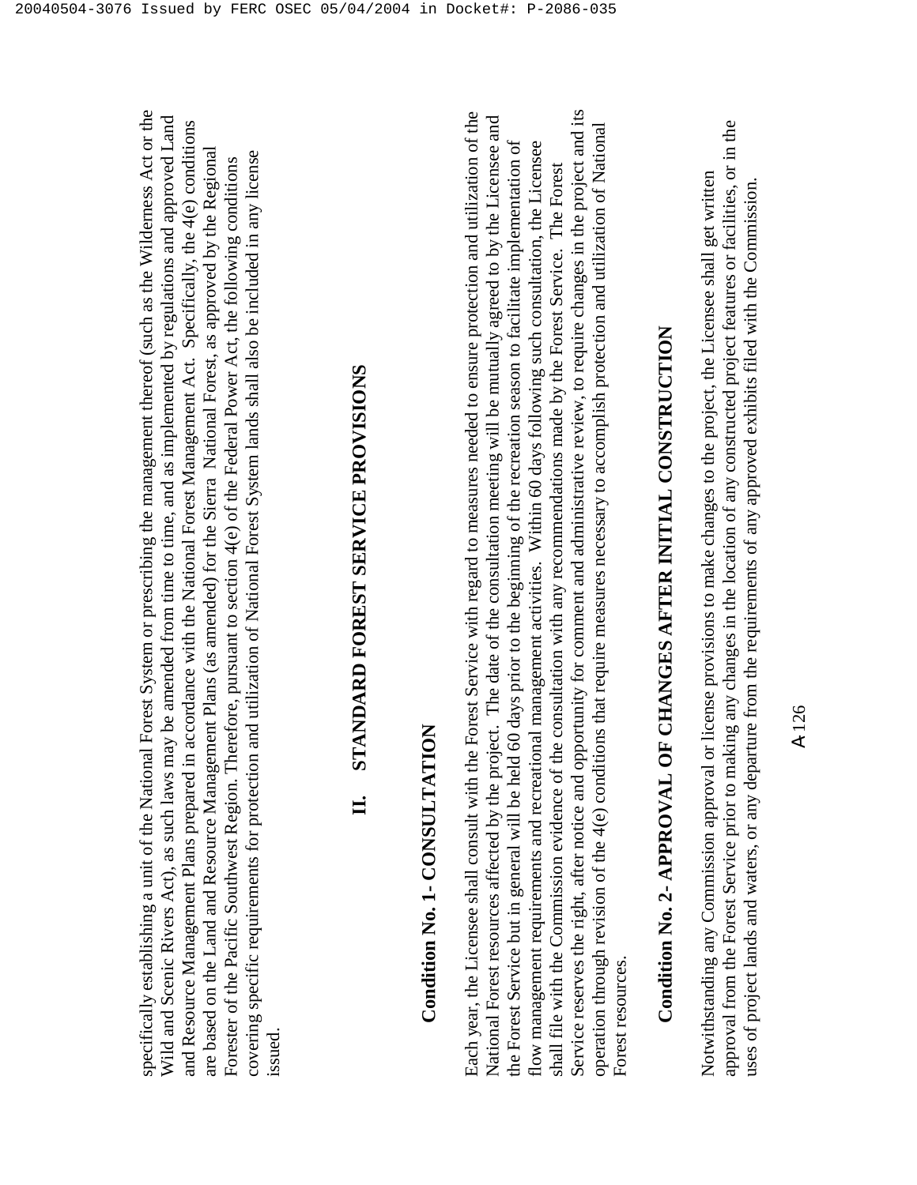specifically establishing a unit of the National Forest System or prescribing the management thereof (such as the Wilderness Act or the Wild and Scenic Rivers Act), as such laws may be amended from time to time, and as implemented by regulations and approved Land and Resource Management Plans prepared in accordance with the National Forest Management Act. Specifically, the 4(e) conditions are based on the Land and Resource Management Plans (as amended) for the Sierra National Forest, as approved by the Regional Forester of the Pacific Southwest Region. Therefore, pursuant to section 4(e) of the Federal Power Act, the following conditions covering specific requirements for protection and utilization of National Forest System lands shall also be included in any license issued.

## II. STANDARD FOREST SERVICE PROVISIONS

### Condition No. 1- CONSULTATION

Each year, the Licensee shall consult with the Forest Service with regard to measures needed to ensure protection and utilization of the National Forest resources affected by the project. The date of the consultation meeting will be mutually agreed to by the Licensee and the Forest Service but in general will be held 60 days prior to the beginning of the recreation season to facilitate implementation of flow management requirements and recreational management activities. Within 60 days following such consultation, the Licensee shall file with the Commission evidence of the consultation with any recommendations made by the Forest Service. The Forest Service reserves the right, after notice and opportunity for comment and administrative review, to require changes in the project and its operation through revision of the 4(e) conditions that require measures necessary to accomplish protection and utilization of National Forest resources.

### Condition No. 2- APPROVAL OF CHANGES AFTER INITIAL CONSTRUCTION

Notwithstanding any Commission approval or license provisions to make changes to the project, the Licensee shall get written approval from the Forest Service prior to making any changes in the location of any constructed project features or facilities, or in the uses of project lands and waters, or any departure from the requirements of any approved exhibits filed with the Commission.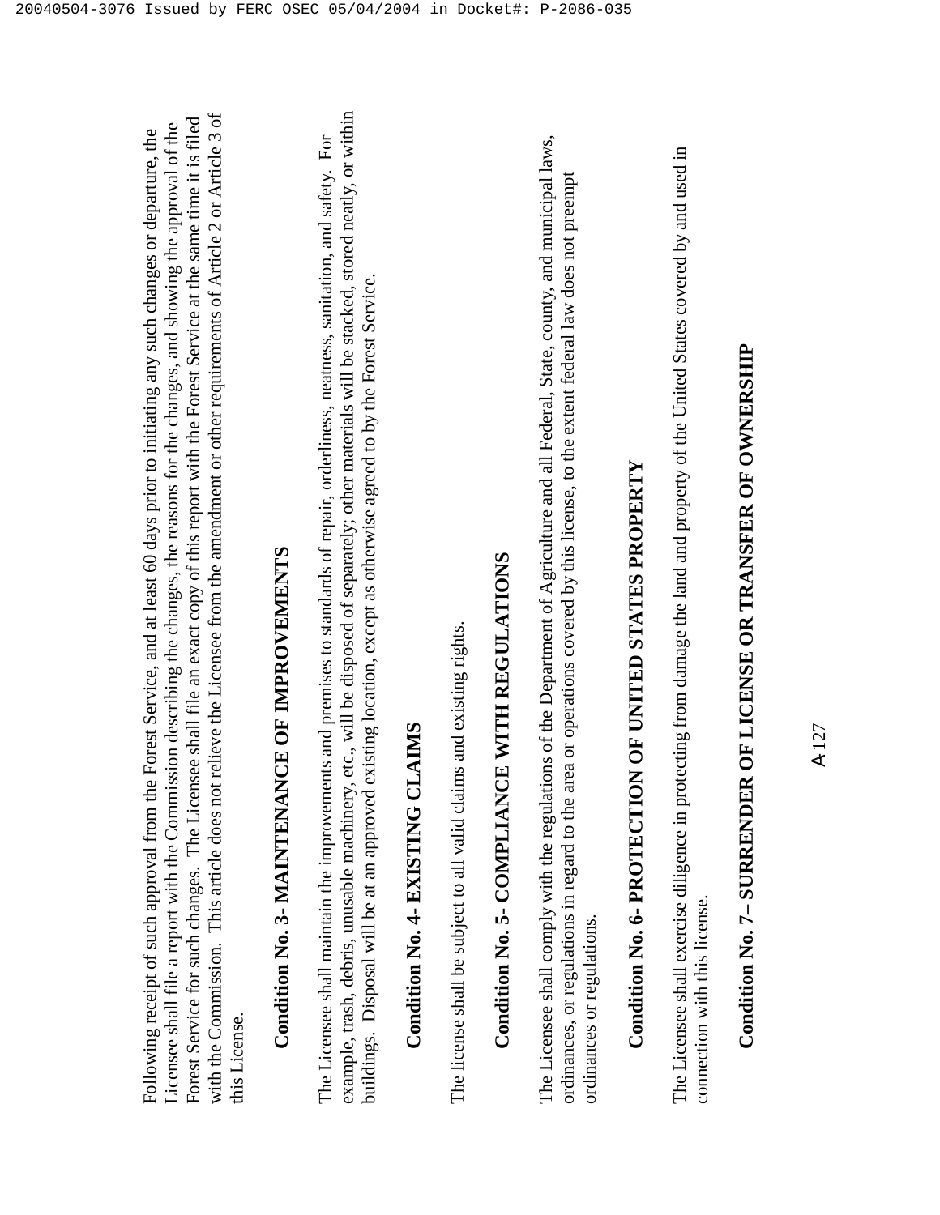Following receipt of such approval from the Forest Service, and at least 60 days prior to initiating any such changes or departure, the Licensee shall file a report with the Commission describing the changes, the reasons for the changes, and showing the approval of the Forest Service for such changes. The Licensee shall file an exact copy of this report with the Forest Service at the same time it is filed with the Commission. This article does not relieve the Licensee from the amendment or other requirements of Article 2 or Article 3 of this License.

## Condition No. 3- MAINTENANCE OF IMPROVEMENTS

The Licensee shall maintain the improvements and premises to standards of repair, orderliness, neatness, sanitation, and safety. For example, trash, debris, unusable machinery, etc., will be disposed of separately; other materials will be stacked, stored neatly, or within buildings. Disposal will be at an approved existing location, except as otherwise agreed to by the Forest Service.

## Condition No. 4- EXISTING CLAIMS

The license shall be subject to all valid claims and existing rights.

## Condition No. 5- COMPLIANCE WITH REGULATIONS

The Licensee shall comply with the regulations of the Department of Agriculture and all Federal, State, county, and municipal laws, ordinances, or regulations in regard to the area or operations covered by this license, to the extent federal law does not preempt ordinances or regulations.

## Condition No. 6- PROTECTION OF UNITED STATES PROPERTY

The Licensee shall exercise diligence in protecting from damage the land and property of the United States covered by and used in connection with this license.

## Condition No. 7– SURRENDER OF LICENSE OR TRANSFER OF OWNERSHIP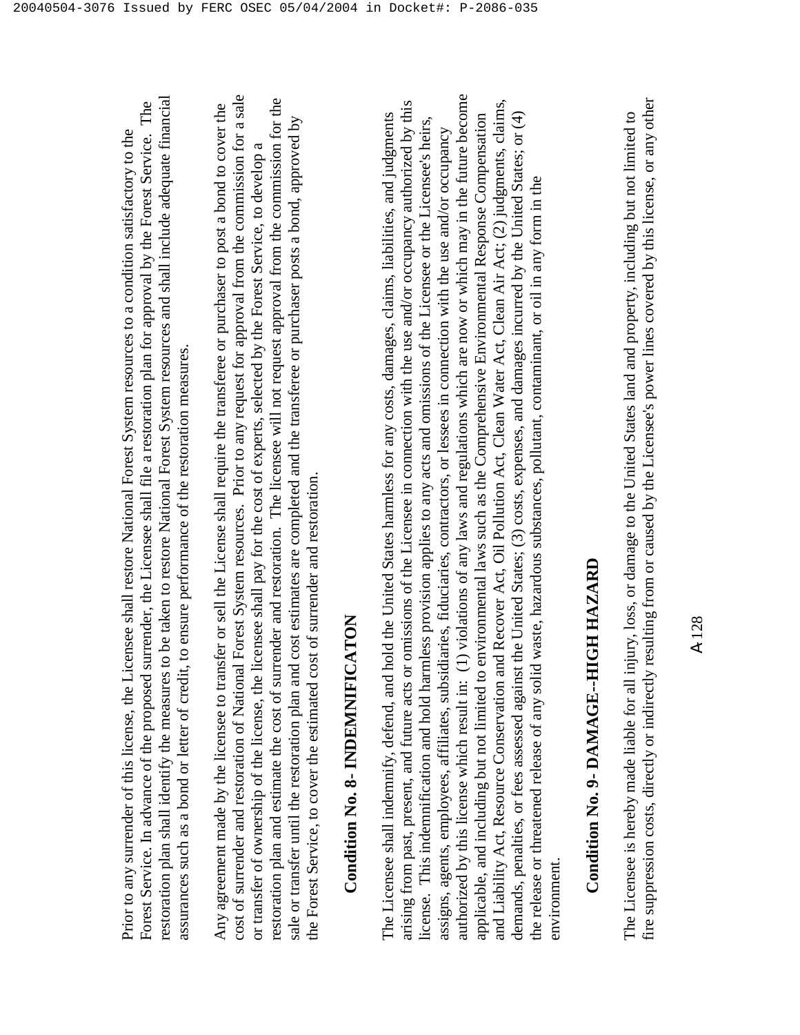Prior to any surrender of this license, the Licensee shall restore National Forest System resources to a condition satisfactory to the Forest Service. In advance of the proposed surrender, the Licensee shall file a restoration plan for approval by the Forest Service. The restoration plan shall identify the measures to be taken to restore National Forest System resources and shall include adequate financial assurances such as a bond or letter of credit, to ensure performance of the restoration measures.

Any agreement made by the licensee to transfer or sell the License shall require the transferee or purchaser to post a bond to cover the cost of surrender and restoration of National Forest System resources. Prior to any request for approval from the commission for a sale or transfer of ownership of the license, the licensee shall pay for the cost of experts, selected by the Forest Service, to develop a restoration plan and estimate the cost of surrender and restoration. The licensee will not request approval from the commission for the sale or transfer until the restoration plan and cost estimates are completed and the transferee or purchaser posts a bond, approved by the Forest Service, to cover the estimated cost of surrender and restoration.

## Condition No. 8- INDEMNIFICATON

The Licensee shall indemnify, defend, and hold the United States harmless for any costs, damages, claims, liabilities, and judgments arising from past, present, and future acts or omissions of the Licensee in connection with the use and/or occupancy authorized by this license. This indemnification and hold harmless provision applies to any acts and omissions of the Licensee or the Licensee's heirs, assigns, agents, employees, affiliates, subsidiaries, fiduciaries, contractors, or lessees in connection with the use and/or occupancy authorized by this license which result in: (1) violations of any laws and regulations which are now or which may in the future become applicable, and including but not limited to environmental laws such as the Comprehensive Environmental Response Compensation and Liability Act, Resource Conservation and Recover Act, Oil Pollution Act, Clean Water Act, Clean Air Act; (2) judgments, claims, demands, penalties, or fees assessed against the United States; (3) costs, expenses, and damages incurred by the United States; or (4) the release or threatened release of any solid waste, hazardous substances, pollutant, contaminant, or oil in any form in the environment.

## Condition No. 9- DAMAGE--HIGH HAZARD

The Licensee is hereby made liable for all injury, loss, or damage to the United States land and property, including but not limited to fire suppression costs, directly or indirectly resulting from or caused by the Licensee's power lines covered by this license, or any other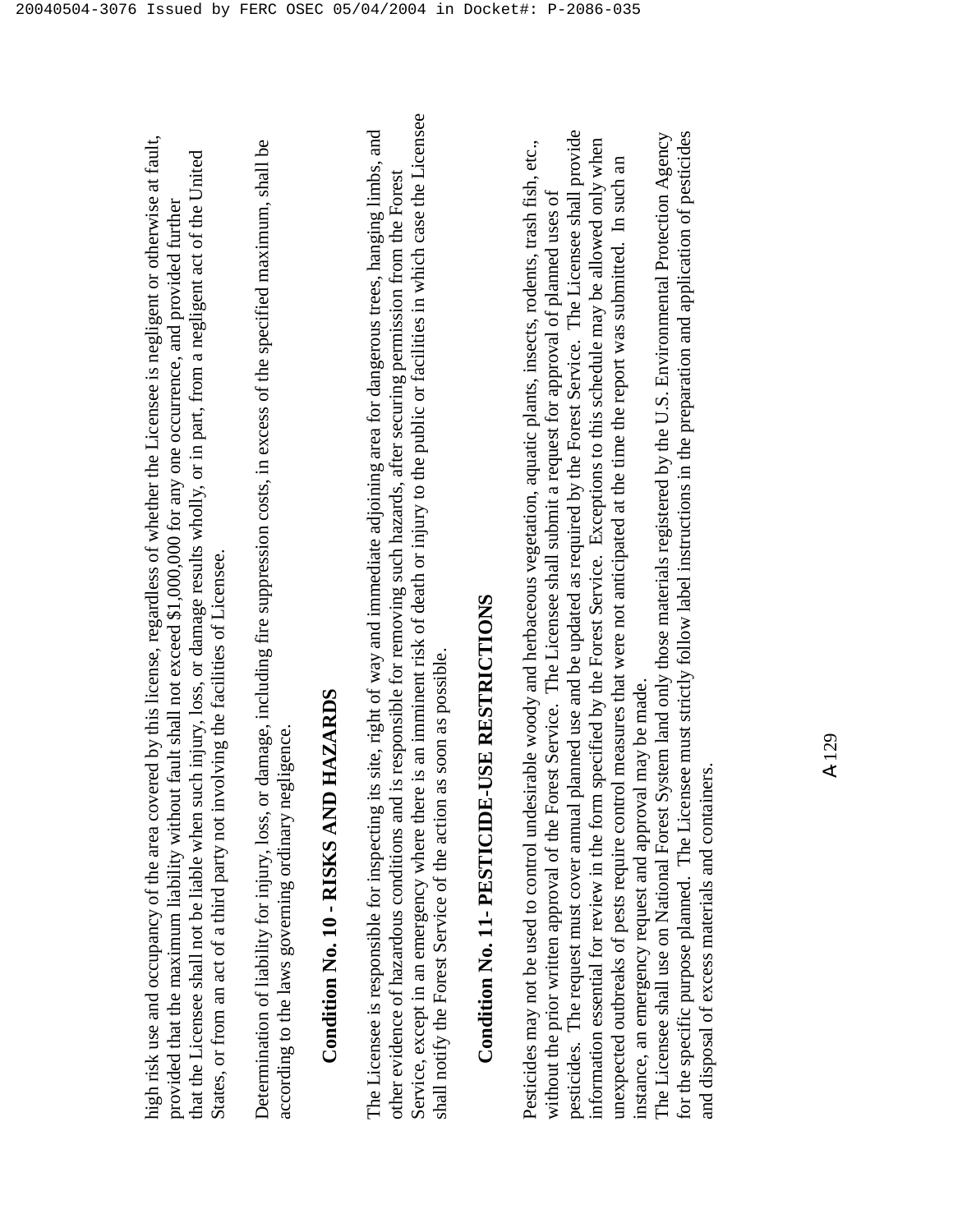high risk use and occupancy of the area covered by this license, regardless of whether the Licensee is negligent or otherwise at fault, provided that the maximum liability without fault shall not exceed $1,000,000 for any one occurrence, and provided further that the Licensee shall not be liable when such injury, loss, or damage results wholly, or in part, from a negligent act of the United States, or from an act of a third party not involving the facilities of Licensee.

Determination of liability for injury, loss, or damage, including fire suppression costs, in excess of the specified maximum, shall be according to the laws governing ordinary negligence.

## Condition No. 10 - RISKS AND HAZARDS

The Licensee is responsible for inspecting its site, right of way and immediate adjoining area for dangerous trees, hanging limbs, and other evidence of hazardous conditions and is responsible for removing such hazards, after securing permission from the Forest Service, except in an emergency where there is an imminent risk of death or injury to the public or facilities in which case the Licensee shall notify the Forest Service of the action as soon as possible.

## Condition No. 11- PESTICIDE-USE RESTRICTIONS

Pesticides may not be used to control undesirable woody and herbaceous vegetation, aquatic plants, insects, rodents, trash fish, etc., without the prior written approval of the Forest Service. The Licensee shall submit a request for approval of planned uses of pesticides. The request must cover annual planned use and be updated as required by the Forest Service. The Licensee shall provide information essential for review in the form specified by the Forest Service. Exceptions to this schedule may be allowed only when unexpected outbreaks of pests require control measures that were not anticipated at the time the report was submitted. In such an instance, an emergency request and approval may be made.
The Licensee shall use on National Forest System land only those materials registered by the U.S. Environmental Protection Agency for the specific purpose planned. The Licensee must strictly follow label instructions in the preparation and application of pesticides and disposal of excess materials and containers.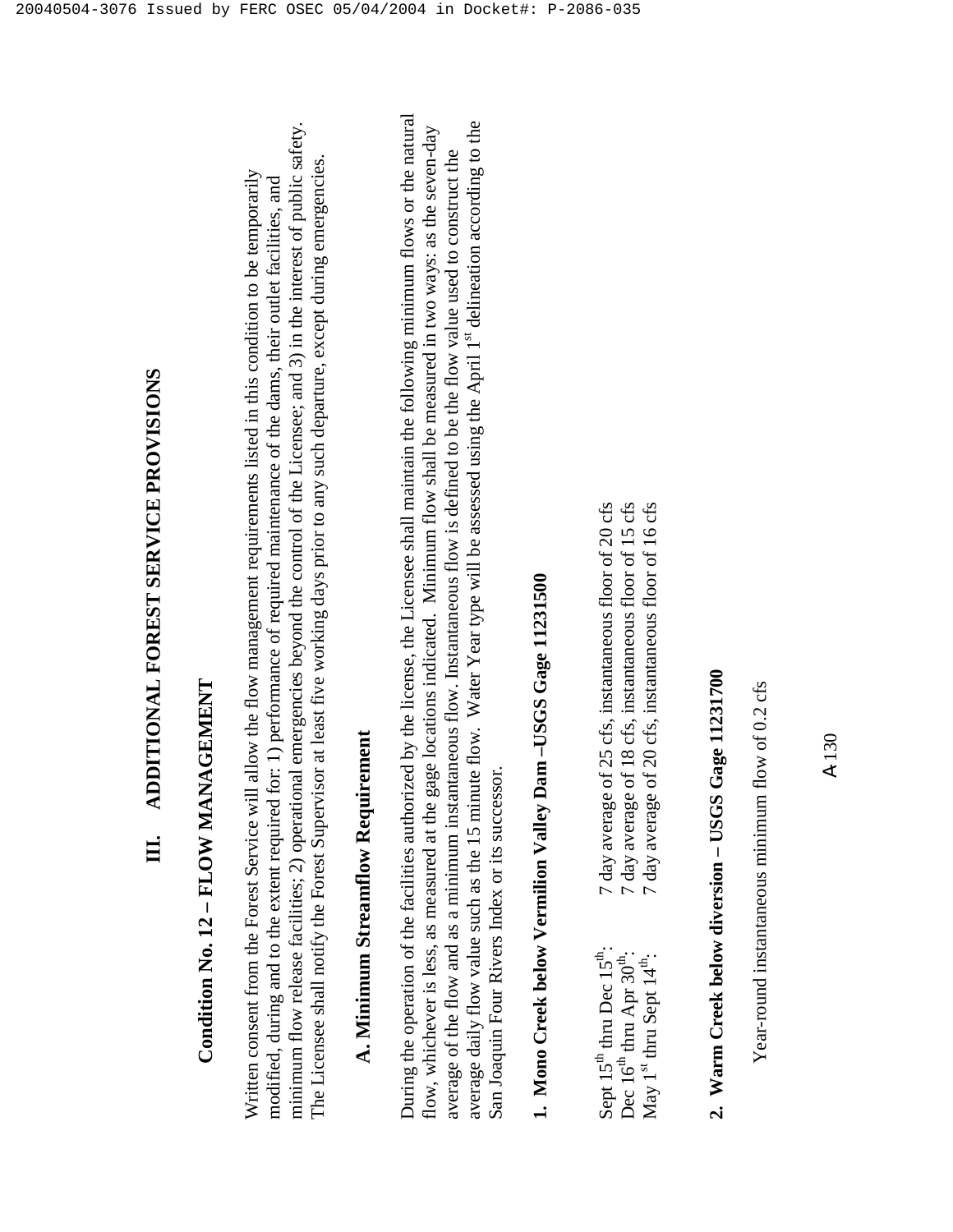# III. ADDITIONAL FOREST SERVICE PROVISIONS

## Condition No. 12 – FLOW MANAGEMENT

Written consent from the Forest Service will allow the flow management requirements listed in this condition to be temporarily modified, during and to the extent required for: 1) performance of required maintenance of the dams, their outlet facilities, and minimum flow release facilities; 2) operational emergencies beyond the control of the Licensee; and 3) in the interest of public safety. The Licensee shall notify the Forest Supervisor at least five working days prior to any such departure, except during emergencies.

### A. Minimum Streamflow Requirement

During the operation of the facilities authorized by the license, the Licensee shall maintain the following minimum flows or the natural flow, whichever is less, as measured at the gage locations indicated. Minimum flow shall be measured in two ways: as the seven-day average of the flow and as a minimum instantaneous flow. Instantaneous flow is defined to be the flow value used to construct the average daily flow value such as the 15 minute flow. Water Year type will be assessed using the April 1st delineation according to the San Joaquin Four Rivers Index or its successor.

**1. Mono Creek below Vermilion Valley Dam –USGS Gage 11231500**

| | |
|---|---|
| Sept 15th thru Dec 15th: | 7 day average of 25 cfs, instantaneous floor of 20 cfs |
| Dec 16th thru Apr 30th: | 7 day average of 18 cfs, instantaneous floor of 15 cfs |
| May 1st thru Sept 14th: | 7 day average of 20 cfs, instantaneous floor of 16 cfs |

**2. Warm Creek below diversion – USGS Gage 11231700**

Year-round instantaneous minimum flow of 0.2 cfs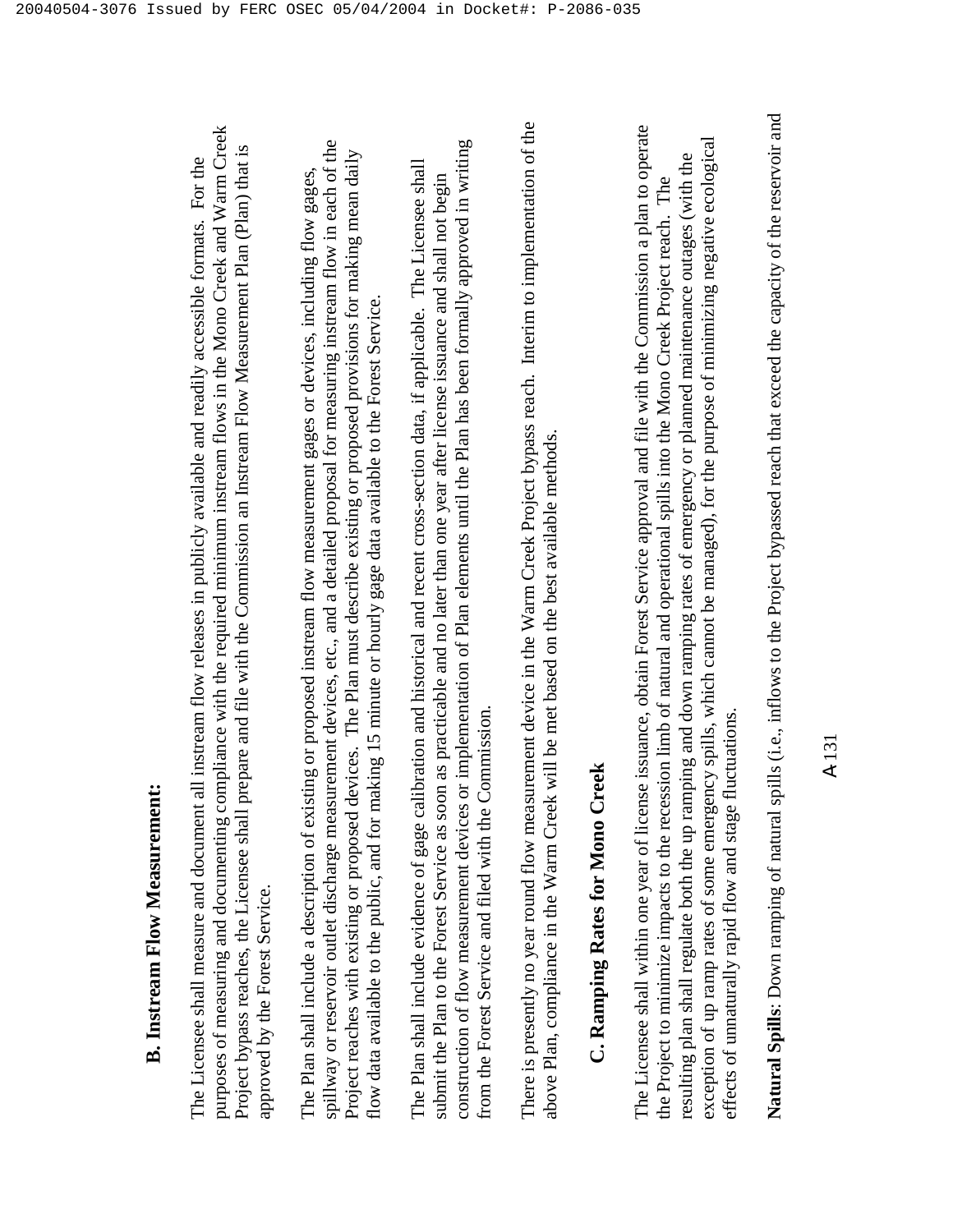**B. Instream Flow Measurement:**

The Licensee shall measure and document all instream flow releases in publicly available and readily accessible formats. For the purposes of measuring and documenting compliance with the required minimum instream flows in the Mono Creek and Warm Creek Project bypass reaches, the Licensee shall prepare and file with the Commission an Instream Flow Measurement Plan (Plan) that is approved by the Forest Service.

The Plan shall include a description of existing or proposed instream flow measurement gages or devices, including flow gages, spillway or reservoir outlet discharge measurement devices, etc., and a detailed proposal for measuring instream flow in each of the Project reaches with existing or proposed devices. The Plan must describe existing or proposed provisions for making mean daily flow data available to the public, and for making 15 minute or hourly gage data available to the Forest Service.

The Plan shall include evidence of gage calibration and historical and recent cross-section data, if applicable. The Licensee shall submit the Plan to the Forest Service as soon as practicable and no later than one year after license issuance and shall not begin construction of flow measurement devices or implementation of Plan elements until the Plan has been formally approved in writing from the Forest Service and filed with the Commission.

There is presently no year round flow measurement device in the Warm Creek Project bypass reach. Interim to implementation of the above Plan, compliance in the Warm Creek will be met based on the best available methods.

**C. Ramping Rates for Mono Creek**

The Licensee shall within one year of license issuance, obtain Forest Service approval and file with the Commission a plan to operate the Project to minimize impacts to the recession limb of natural and operational spills into the Mono Creek Project reach. The resulting plan shall regulate both the up ramping and down ramping rates of emergency or planned maintenance outages (with the exception of up ramp rates of some emergency spills, which cannot be managed), for the purpose of minimizing negative ecological effects of unnaturally rapid flow and stage fluctuations.

**Natural Spills**: Down ramping of natural spills (i.e., inflows to the Project bypassed reach that exceed the capacity of the reservoir and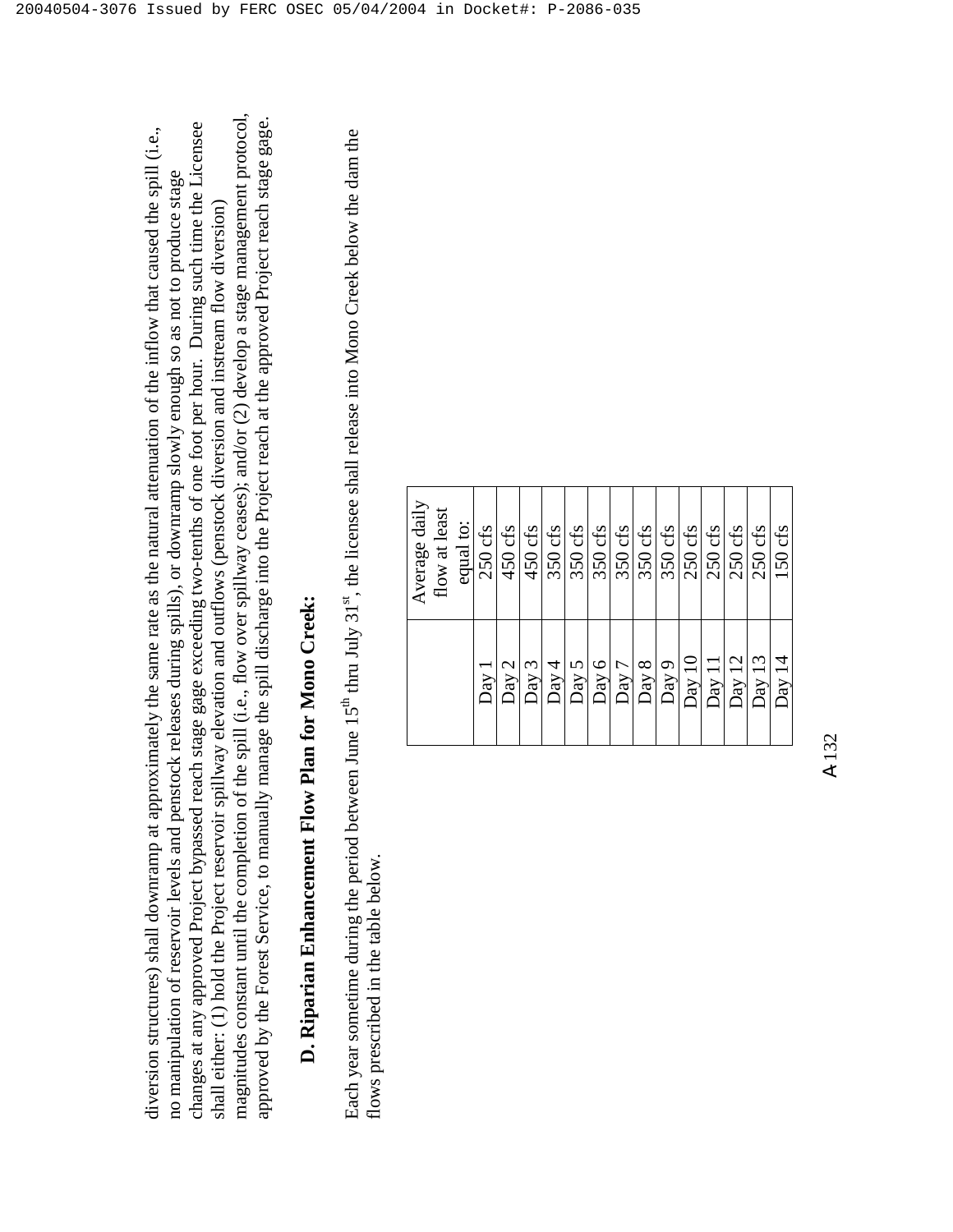diversion structures) shall downramp at approximately the same rate as the natural attenuation of the inflow that caused the spill (i.e., no manipulation of reservoir levels and penstock releases during spills), or downramp slowly enough so as not to produce stage changes at any approved Project bypassed reach stage gage exceeding two-tenths of one foot per hour. During such time the Licensee shall either: (1) hold the Project reservoir spillway elevation and outflows (penstock diversion and instream flow diversion) magnitudes constant until the completion of the spill (i.e., flow over spillway ceases); and/or (2) develop a stage management protocol, approved by the Forest Service, to manually manage the spill discharge into the Project reach at the approved Project reach stage gage.

## D. Riparian Enhancement Flow Plan for Mono Creek:

Each year sometime during the period between June 15th thru July 31st, the licensee shall release into Mono Creek below the dam the flows prescribed in the table below.

| | Average daily flow at least equal to: |
|---|---|
| Day 1 | 250 cfs |
| Day 2 | 450 cfs |
| Day 3 | 450 cfs |
| Day 4 | 350 cfs |
| Day 5 | 350 cfs |
| Day 6 | 350 cfs |
| Day 7 | 350 cfs |
| Day 8 | 350 cfs |
| Day 9 | 350 cfs |
| Day 10 | 250 cfs |
| Day 11 | 250 cfs |
| Day 12 | 250 cfs |
| Day 13 | 250 cfs |
| Day 14 | 150 cfs |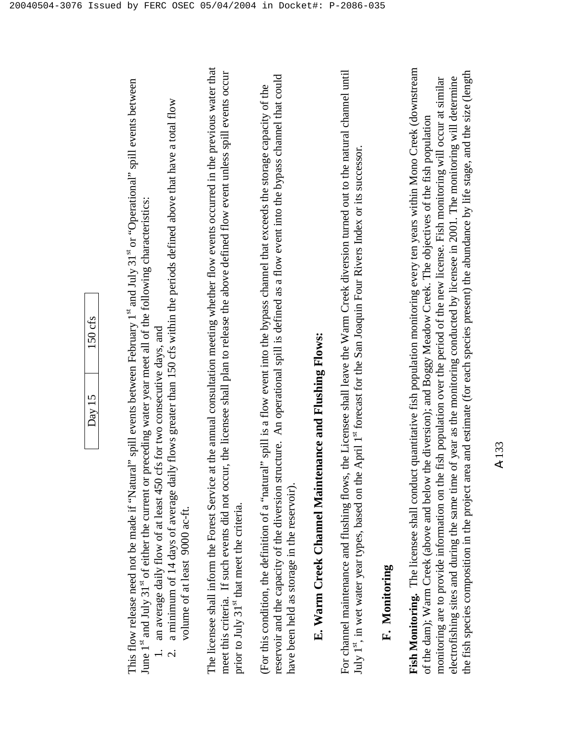| Day 15 | 150 cfs |
| --- | --- |

This flow release need not be made if "Natural" spill events between February 1st and July 31st or "Operational" spill events between June 1st and July 31st of either the current or preceding water year meet all of the following characteristics:

1. an average daily flow of at least 450 cfs for two consecutive days, and
2. a minimum of 14 days of average daily flows greater than 150 cfs within the periods defined above that have a total flow volume of at least 9000 ac-ft.

The licensee shall inform the Forest Service at the annual consultation meeting whether flow events occurred in the previous water that meet this criteria. If such events did not occur, the licensee shall plan to release the above defined flow event unless spill events occur prior to July 31st that meet the criteria.

(For this condition, the definition of a "natural" spill is a flow event into the bypass channel that exceeds the storage capacity of the reservoir and the capacity of the diversion structure. An operational spill is defined as a flow event into the bypass channel that could have been held as storage in the reservoir).

## E. Warm Creek Channel Maintenance and Flushing Flows:

For channel maintenance and flushing flows, the Licensee shall leave the Warm Creek diversion turned out to the natural channel until July 1st, in wet water year types, based on the April 1st forecast for the San Joaquin Four Rivers Index or its successor.

## F. Monitoring

**Fish Monitoring.** The licensee shall conduct quantitative fish population monitoring every ten years within Mono Creek (downstream of the dam); Warm Creek (above and below the diversion); and Boggy Meadow Creek. The objectives of the fish population monitoring are to provide information on the fish population over the period of the new license. Fish monitoring will occur at similar electrofishing sites and during the same time of year as the monitoring conducted by licensee in 2001. The monitoring will determine the fish species composition in the project area and estimate (for each species present) the abundance by life stage, and the size (length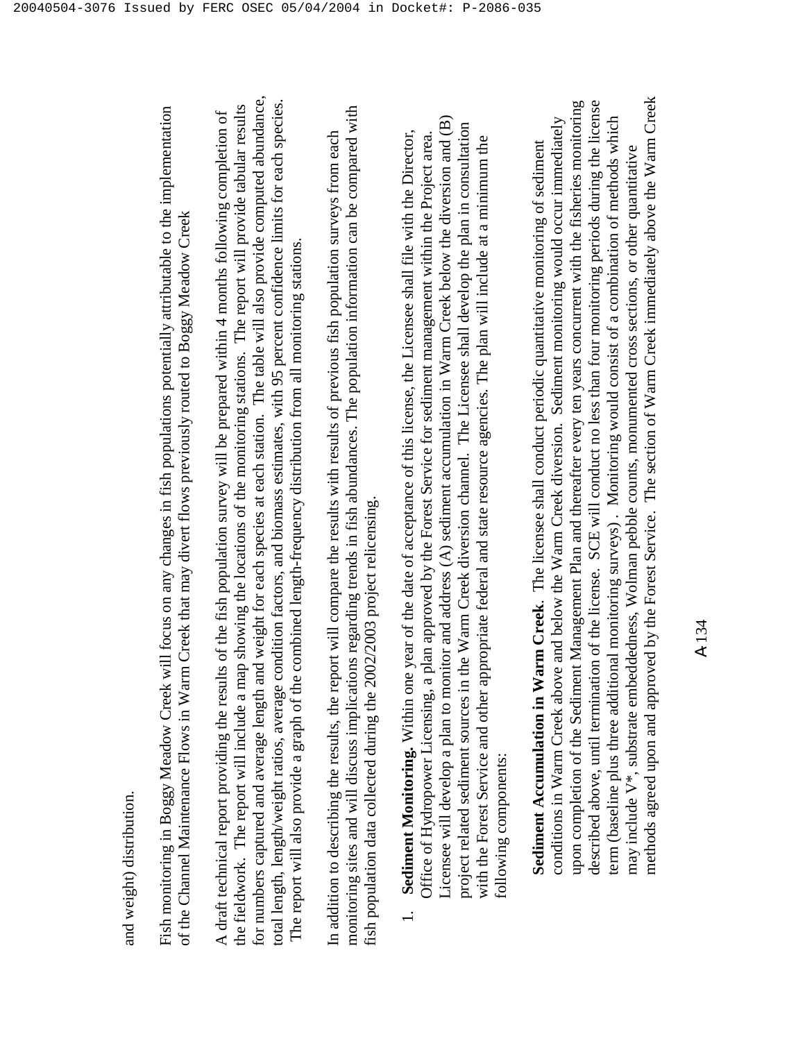and weight) distribution.

Fish monitoring in Boggy Meadow Creek will focus on any changes in fish populations potentially attributable to the implementation of the Channel Maintenance Flows in Warm Creek that may divert flows previously routed to Boggy Meadow Creek

A draft technical report providing the results of the fish population survey will be prepared within 4 months following completion of the fieldwork. The report will include a map showing the locations of the monitoring stations. The report will provide tabular results for numbers captured and average length and weight for each species at each station. The table will also provide computed abundance, total length, length/weight ratios, average condition factors, and biomass estimates, with 95 percent confidence limits for each species. The report will also provide a graph of the combined length-frequency distribution from all monitoring stations.

In addition to describing the results, the report will compare the results with results of previous fish population surveys from each monitoring sites and will discuss implications regarding trends in fish abundances. The population information can be compared with fish population data collected during the 2002/2003 project relicensing.

1. **Sediment Monitoring.** Within one year of the date of acceptance of this license, the Licensee shall file with the Director, Office of Hydropower Licensing, a plan approved by the Forest Service for sediment management within the Project area. Licensee will develop a plan to monitor and address (A) sediment accumulation in Warm Creek below the diversion and (B) project related sediment sources in the Warm Creek diversion channel. The Licensee shall develop the plan in consultation with the Forest Service and other appropriate federal and state resource agencies. The plan will include at a minimum the following components:

**Sediment Accumulation in Warm Creek**. The licensee shall conduct periodic quantitative monitoring of sediment conditions in Warm Creek above and below the Warm Creek diversion. Sediment monitoring would occur immediately upon completion of the Sediment Management Plan and thereafter every ten years concurrent with the fisheries monitoring described above, until termination of the license. SCE will conduct no less than four monitoring periods during the license term (baseline plus three additional monitoring surveys). Monitoring would consist of a combination of methods which may include V*, substrate embeddedness, Wolman pebble counts, monumented cross sections, or other quantitative methods agreed upon and approved by the Forest Service. The section of Warm Creek immediately above the Warm Creek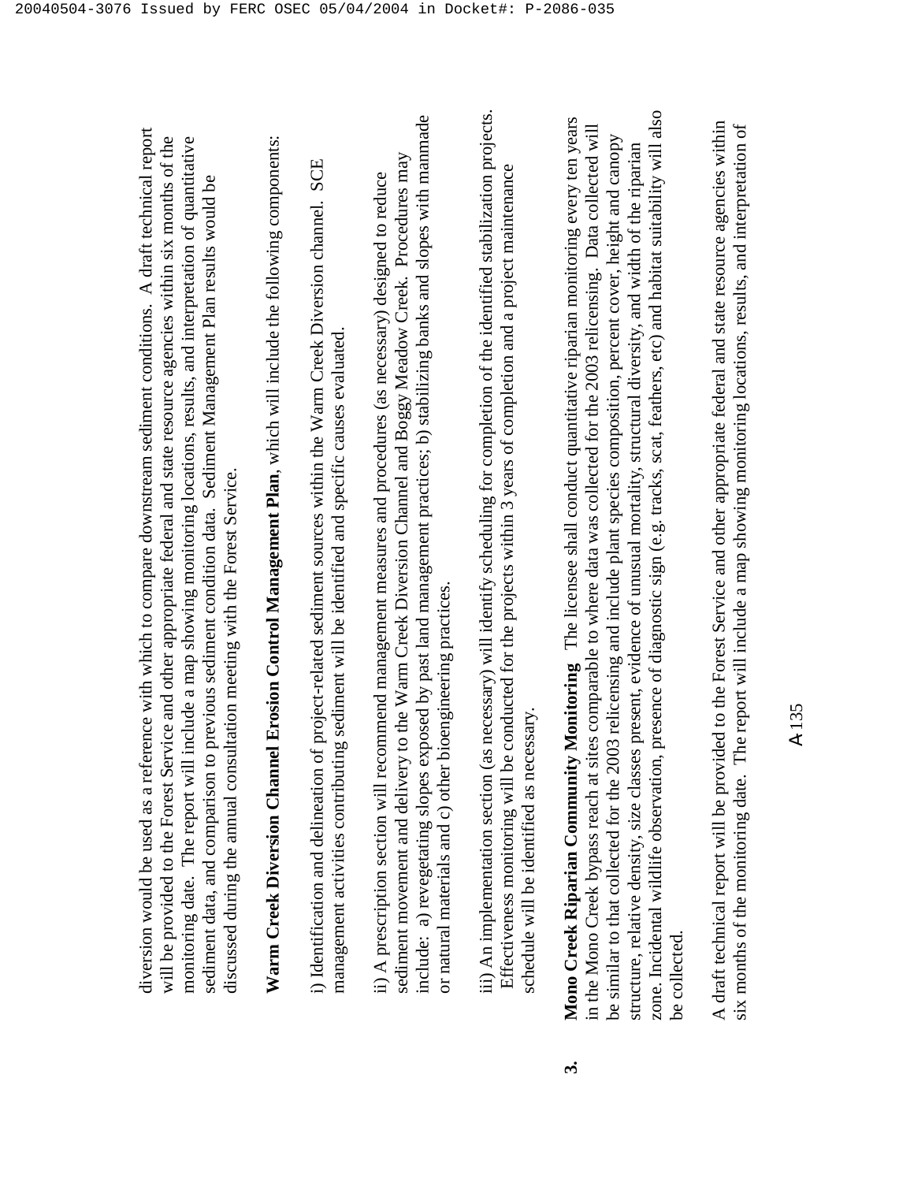diversion would be used as a reference with which to compare downstream sediment conditions. A draft technical report will be provided to the Forest Service and other appropriate federal and state resource agencies within six months of the monitoring date. The report will include a map showing monitoring locations, results, and interpretation of quantitative sediment data, and comparison to previous sediment condition data. Sediment Management Plan results would be discussed during the annual consultation meeting with the Forest Service.

**Warm Creek Diversion Channel Erosion Control Management Plan**, which will include the following components:

i) Identification and delineation of project-related sediment sources within the Warm Creek Diversion channel. SCE management activities contributing sediment will be identified and specific causes evaluated.

ii) A prescription section will recommend management measures and procedures (as necessary) designed to reduce sediment movement and delivery to the Warm Creek Diversion Channel and Boggy Meadow Creek. Procedures may include: a) revegetating slopes exposed by past land and management practices; b) stabilizing banks and slopes with manmade or natural materials and c) other bioengineering practices.

iii) An implementation section (as necessary) will identify scheduling for completion of the identified stabilization projects. Effectiveness monitoring will be conducted for the projects within 3 years of completion and a project maintenance schedule will be identified as necessary.

3. **Mono Creek Riparian Community Monitoring** The licensee shall conduct quantitative riparian monitoring every ten years in the Mono Creek bypass reach at sites comparable to where data was collected for the 2003 relicensing. Data collected will be similar to that collected for the 2003 relicensing and include plant species composition, percent cover, height and canopy structure, relative density, size classes present, evidence of unusual mortality, structural diversity, and width of the riparian zone. Incidental wildlife observation, presence of diagnostic sign (e.g. tracks, scat, feathers, etc) and habitat suitability will also be collected.

A draft technical report will be provided to the Forest Service and other appropriate federal and state resource agencies within six months of the monitoring date. The report will include a map showing monitoring locations, results, and interpretation of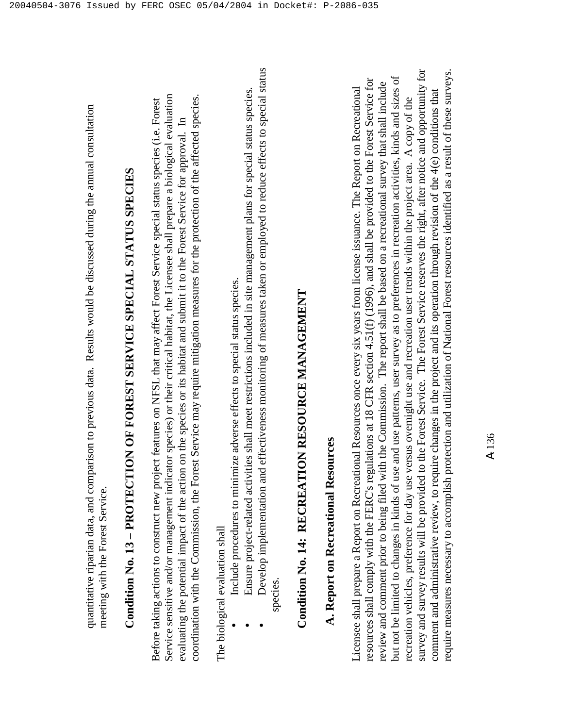quantitative riparian data, and comparison to previous data. Results would be discussed during the annual consultation meeting with the Forest Service.

## Condition No. 13 – PROTECTION OF FOREST SERVICE SPECIAL STATUS SPECIES

Before taking actions to construct new project features on NFSL that may affect Forest Service special status species (i.e. Forest Service sensitive and/or management indicator species) or their critical habitat, the Licensee shall prepare a biological evaluation evaluating the potential impact of the action on the species or its habitat and submit it to the Forest Service for approval. In coordination with the Commission, the Forest Service may require mitigation measures for the protection of the affected species.

The biological evaluation shall

- Include procedures to minimize adverse effects to special status species.
- Ensure project-related activities shall meet restrictions included in site management plans for special status species.
- Develop implementation and effectiveness monitoring of measures taken or employed to reduce effects to special status species.

## Condition No. 14: RECREATION RESOURCE MANAGEMENT

### A. Report on Recreational Resources

Licensee shall prepare a Report on Recreational Resources once every six years from license issuance. The Report on Recreational resources shall comply with the FERC's regulations at 18 CFR section 4.51(f) (1996), and shall be provided to the Forest Service for review and comment prior to being filed with the Commission. The report shall be based on a recreational survey that shall include but not be limited to changes in kinds of use and use patterns, user survey as to preferences in recreation activities, kinds and sizes of recreation vehicles, preference for day use versus overnight use and recreation user trends within the project area. A copy of the survey and survey results will be provided to the Forest Service. The Forest Service reserves the right, after notice and opportunity for comment and administrative review, to require changes in the project and its operation through revision of the 4(e) conditions that require measures necessary to accomplish protection and utilization of National Forest resources identified as a result of these surveys.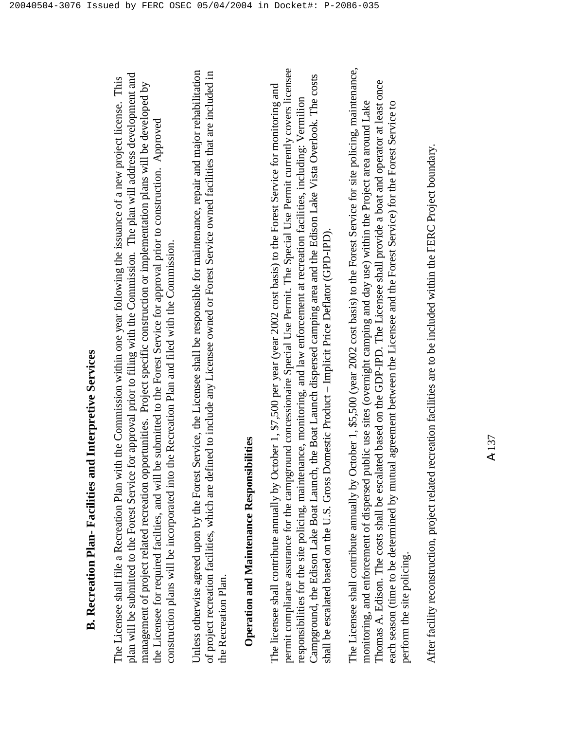## B. Recreation Plan- Facilities and Interpretive Services

The Licensee shall file a Recreation Plan with the Commission within one year following the issuance of a new project license. This plan will be submitted to the Forest Service for approval prior to filing with the Commission. The plan will address development and management of project related recreation opportunities. Project specific construction or implementation plans will be developed by the Licensee for required facilities, and will be submitted to the Forest Service for approval prior to construction. Approved construction plans will be incorporated into the Recreation Plan and filed with the Commission.

Unless otherwise agreed upon by the Forest Service, the Licensee shall be responsible for maintenance, repair and major rehabilitation of project recreation facilities, which are defined to include any Licensee owned or Forest Service owned facilities that are included in the Recreation Plan.

### Operation and Maintenance Responsibilities

The licensee shall contribute annually by October 1, $7,500 per year (year 2002 cost basis) to the Forest Service for monitoring and permit compliance assurance for the campground concessionaire Special Use Permit. The Special Use Permit currently covers licensee responsibilities for the site policing, maintenance, monitoring, and law enforcement at recreation facilities, including: Vermilion Campground, the Edison Lake Boat Launch, the Boat Launch dispersed camping area and the Edison Lake Vista Overlook. The costs shall be escalated based on the U.S. Gross Domestic Product – Implicit Price Deflator (GPD-IPD).

The Licensee shall contribute annually by October 1, $5,500 (year 2002 cost basis) to the Forest Service for site policing, maintenance, monitoring, and enforcement of dispersed public use sites (overnight camping and day use) within the Project area around Lake Thomas A. Edison. The costs shall be escalated based on the GDP-IPD. The Licensee shall provide a boat and operator at least once each season (time to be determined by mutual agreement between the Licensee and the Forest Service) for the Forest Service to perform the site policing.

After facility reconstruction, project related recreation facilities are to be included within the FERC Project boundary.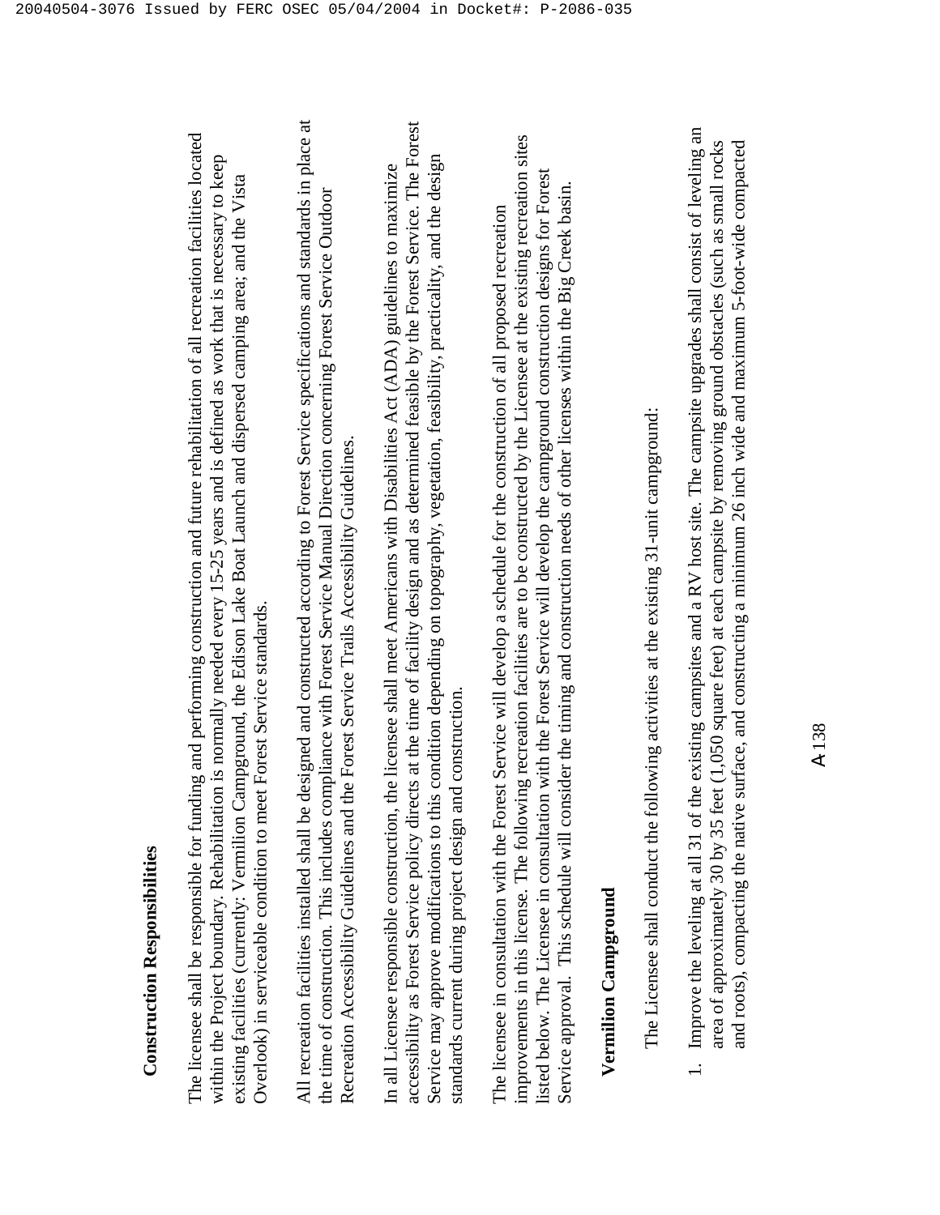**Construction Responsibilities**

The licensee shall be responsible for funding and performing construction and future rehabilitation of all recreation facilities located within the Project boundary. Rehabilitation is normally needed every 15-25 years and is defined as work that is necessary to keep existing facilities (currently: Vermilion Campground, the Edison Lake Boat Launch and dispersed camping area; and the Vista Overlook) in serviceable condition to meet Forest Service standards.

All recreation facilities installed shall be designed and constructed according to Forest Service specifications and standards in place at the time of construction. This includes compliance with Forest Service Manual Direction concerning Forest Service Outdoor Recreation Accessibility Guidelines and the Forest Service Trails Accessibility Guidelines.

In all Licensee responsible construction, the licensee shall meet Americans with Disabilities Act (ADA) guidelines to maximize accessibility as Forest Service policy directs at the time of facility design and as determined feasible by the Forest Service. The Forest Service may approve modifications to this condition depending on topography, vegetation, feasibility, practicality, and the design standards current during project design and construction.

The licensee in consultation with the Forest Service will develop a schedule for the construction of all proposed recreation improvements in this license. The following recreation facilities are to be constructed by the Licensee at the existing recreation sites listed below. The Licensee in consultation with the Forest Service will develop the campground construction designs for Forest Service approval. This schedule will consider the timing and construction needs of other licenses within the Big Creek basin.

**Vermilion Campground**

The Licensee shall conduct the following activities at the existing 31-unit campground:

1. Improve the leveling at all 31 of the existing campsites and a RV host site. The campsite upgrades shall consist of leveling an area of approximately 30 by 35 feet (1,050 square feet) at each campsite by removing ground obstacles (such as small rocks and roots), compacting the native surface, and constructing a minimum 26 inch wide and maximum 5-foot-wide compacted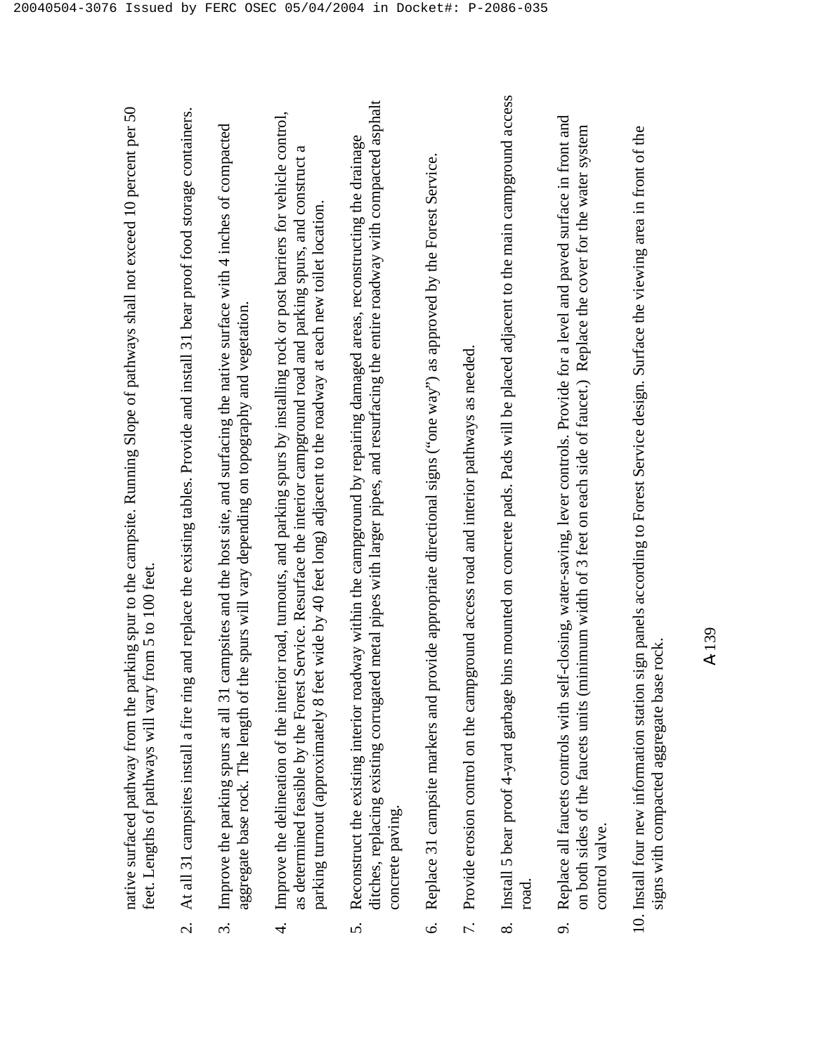native surfaced pathway from the parking spur to the campsite. Running Slope of pathways shall not exceed 10 percent per 50 feet. Lengths of pathways will vary from 5 to 100 feet.

2. At all 31 campsites install a fire ring and replace the existing tables. Provide and install 31 bear proof food storage containers.

3. Improve the parking spurs at all 31 campsites and the host site, and surfacing the native surface with 4 inches of compacted aggregate base rock. The length of the spurs will vary depending on topography and vegetation.

4. Improve the delineation of the interior road, turnouts, and parking spurs by installing rock or post barriers for vehicle control, as determined feasible by the Forest Service. Resurface the interior campground road and parking spurs, and construct a parking turnout (approximately 8 feet wide by 40 feet long) adjacent to the roadway at each new toilet location.

5. Reconstruct the existing interior roadway within the campground by repairing damaged areas, reconstructing the drainage ditches, replacing existing corrugated metal pipes with larger pipes, and resurfacing the entire roadway with compacted asphalt concrete paving.

6. Replace 31 campsite markers and provide appropriate directional signs ("one way") as approved by the Forest Service.

7. Provide erosion control on the campground access road and interior pathways as needed.

8. Install 5 bear proof 4-yard garbage bins mounted on concrete pads. Pads will be placed adjacent to the main campground access road.

9. Replace all faucets controls with self-closing, water-saving, lever controls. Provide for a level and paved surface in front and on both sides of the faucets units (minimum width of 3 feet on each side of faucet.) Replace the cover for the water system control valve.

10. Install four new information station sign panels according to Forest Service design. Surface the viewing area in front of the signs with compacted aggregate base rock.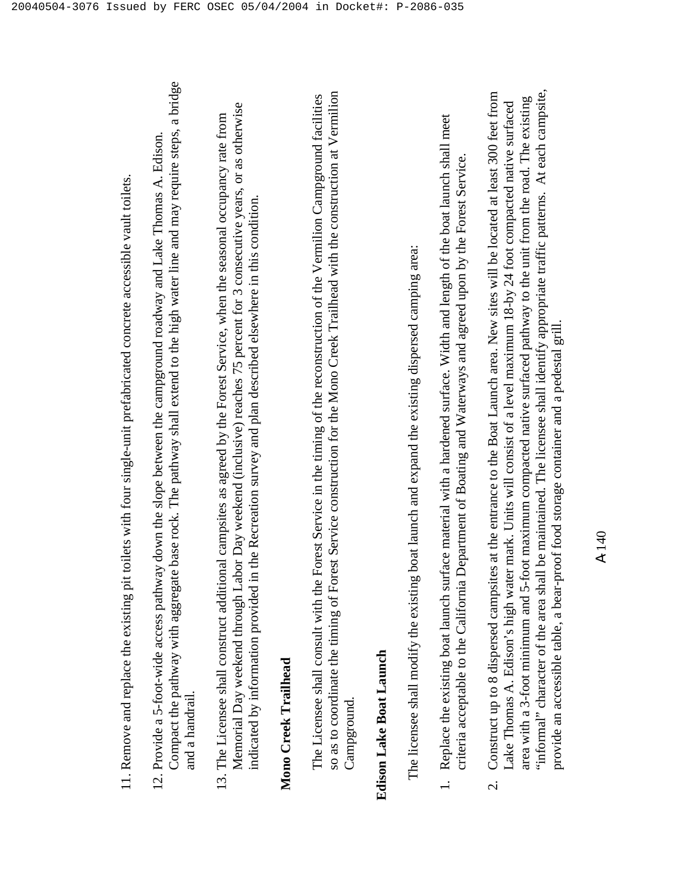11. Remove and replace the existing pit toilets with four single-unit prefabricated concrete accessible vault toilets.

12. Provide a 5-foot-wide access pathway down the slope between the campground roadway and Lake Thomas A. Edison. Compact the pathway with aggregate base rock. The pathway shall extend to the high water line and may require steps, a bridge and a handrail.

13. The Licensee shall construct additional campsites as agreed by the Forest Service, when the seasonal occupancy rate from Memorial Day weekend through Labor Day weekend (inclusive) reaches 75 percent for 3 consecutive years, or as otherwise indicated by information provided in the Recreation survey and plan described elsewhere in this condition.

**Mono Creek Trailhead**

The Licensee shall consult with the Forest Service in the timing of the reconstruction of the Vermilion Campground facilities so as to coordinate the timing of Forest Service construction for the Mono Creek Trailhead with the construction at Vermilion Campground.

**Edison Lake Boat Launch**

The licensee shall modify the existing boat launch and expand the existing dispersed camping area:

1. Replace the existing boat launch surface material with a hardened surface. Width and length of the boat launch shall meet criteria acceptable to the California Department of Boating and Waterways and agreed upon by the Forest Service.

2. Construct up to 8 dispersed campsites at the entrance to the Boat Launch area. New sites will be located at least 300 feet from Lake Thomas A. Edison's high water mark. Units will consist of a level maximum 18-by 24 foot compacted native surfaced area with a 3-foot minimum and 5-foot maximum compacted native surfaced pathway to the unit from the road. The existing "informal" character of the area shall be maintained. The licensee shall identify appropriate traffic patterns. At each campsite, provide an accessible table, a bear-proof food storage container and a pedestal grill.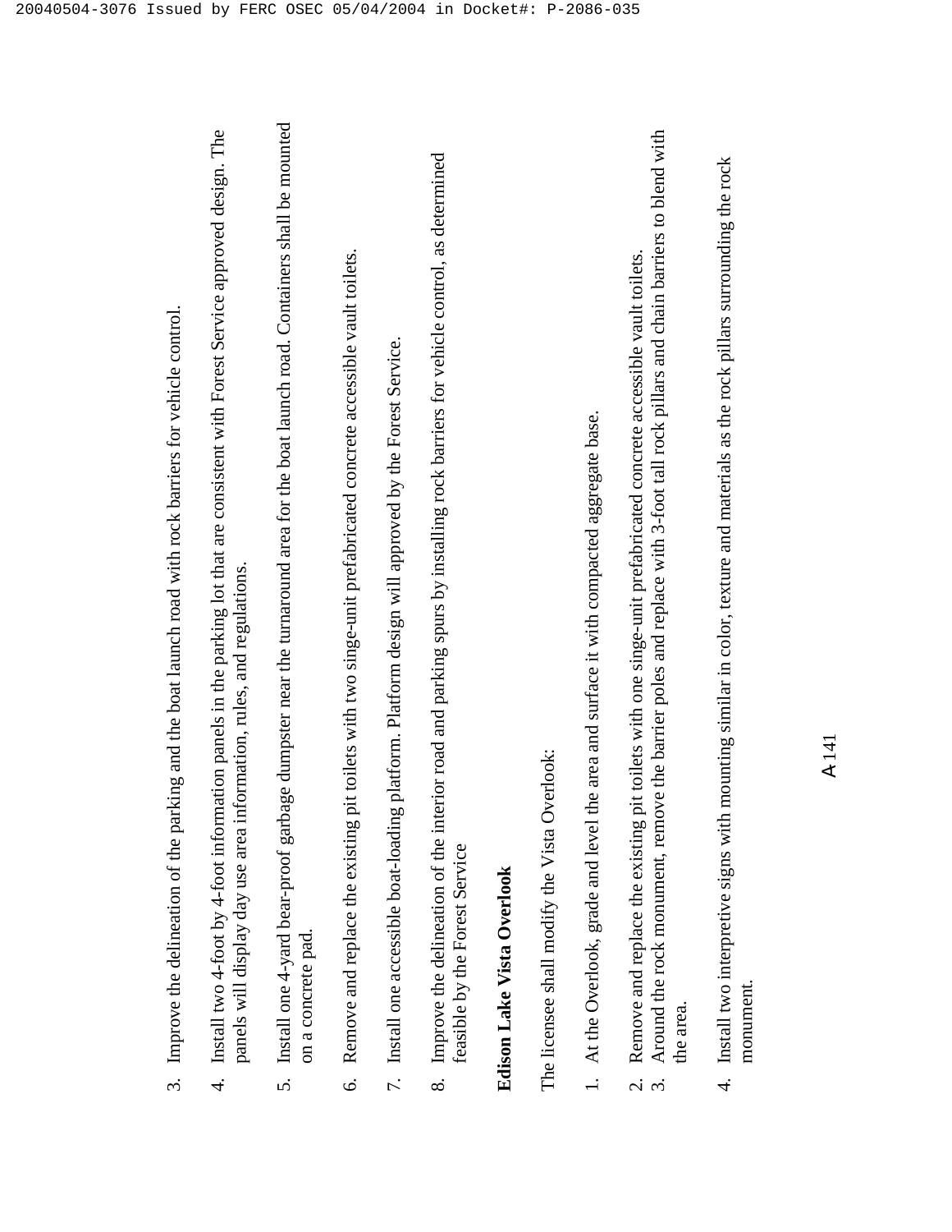3. Improve the delineation of the parking and the boat launch road with rock barriers for vehicle control.

4. Install two 4-foot by 4-foot information panels in the parking lot that are consistent with Forest Service approved design. The panels will display day use area information, rules, and regulations.

5. Install one 4-yard bear-proof garbage dumpster near the turnaround area for the boat launch road. Containers shall be mounted on a concrete pad.

6. Remove and replace the existing pit toilets with two singe-unit prefabricated concrete accessible vault toilets.

7. Install one accessible boat-loading platform. Platform design will approved by the Forest Service.

8. Improve the delineation of the interior road and parking spurs by installing rock barriers for vehicle control, as determined feasible by the Forest Service

**Edison Lake Vista Overlook**

The licensee shall modify the Vista Overlook:

1. At the Overlook, grade and level the area and surface it with compacted aggregate base.

2. Remove and replace the existing pit toilets with one singe-unit prefabricated concrete accessible vault toilets.
3. Around the rock monument, remove the barrier poles and replace with 3-foot tall rock pillars and chain barriers to blend with the area.

4. Install two interpretive signs with mounting similar in color, texture and materials as the rock pillars surrounding the rock monument.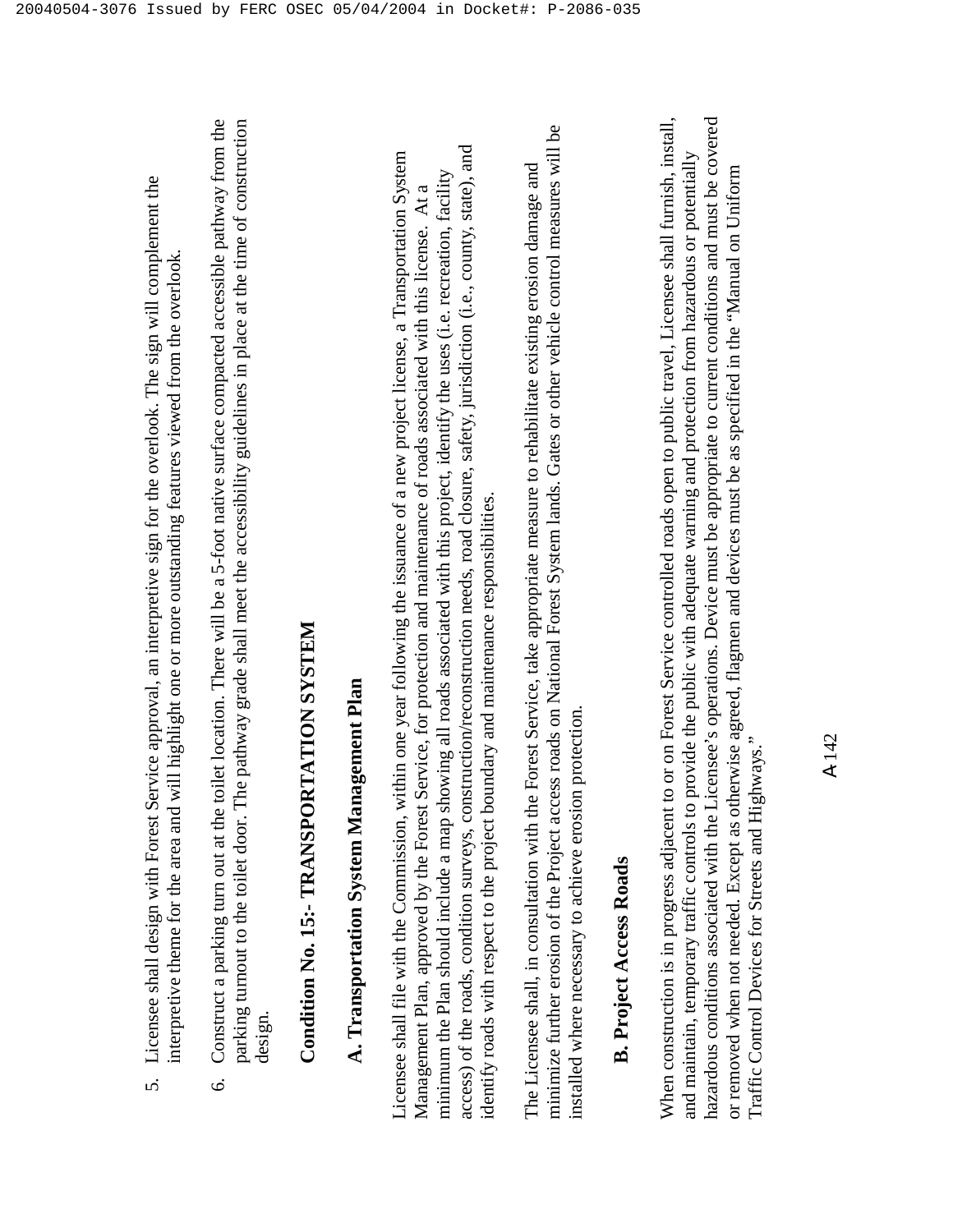5. Licensee shall design with Forest Service approval, an interpretive sign for the overlook. The sign will complement the interpretive theme for the area and will highlight one or more outstanding features viewed from the overlook.

6. Construct a parking turn out at the toilet location. There will be a 5-foot native surface compacted accessible pathway from the parking turnout to the toilet door. The pathway grade shall meet the accessibility guidelines in place at the time of construction design.

## Condition No. 15:- TRANSPORTATION SYSTEM

### A. Transportation System Management Plan

Licensee shall file with the Commission, within one year following the issuance of a new project license, a Transportation System Management Plan, approved by the Forest Service, for protection and maintenance of roads associated with this license. At a minimum the Plan should include a map showing all roads associated with this project, identify the uses (i.e. recreation, facility access) of the roads, condition surveys, construction/reconstruction needs, road closure, safety, jurisdiction (i.e., county, state), and identify roads with respect to the project boundary and maintenance responsibilities.

The Licensee shall, in consultation with the Forest Service, take appropriate measure to rehabilitate existing erosion damage and minimize further erosion of the Project access roads on National Forest System lands. Gates or other vehicle control measures will be installed where necessary to achieve erosion protection.

### B. Project Access Roads

When construction is in progress adjacent to or on Forest Service controlled roads open to public travel, Licensee shall furnish, install, and maintain, temporary traffic controls to provide the public with adequate warning and protection from hazardous or potentially hazardous conditions associated with the Licensee's operations. Device must be appropriate to current conditions and must be covered or removed when not needed. Except as otherwise agreed, flagmen and devices must be as specified in the "Manual on Uniform Traffic Control Devices for Streets and Highways."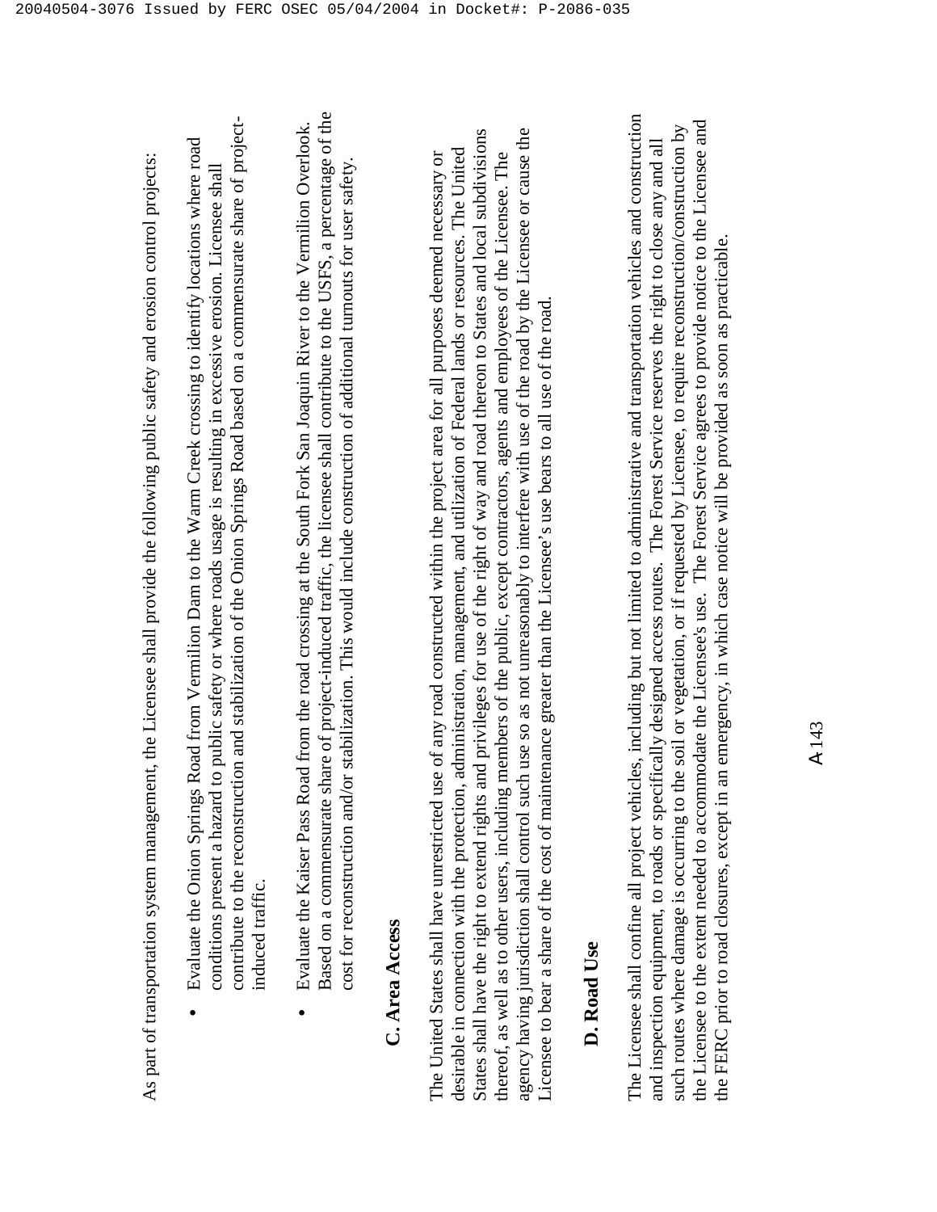As part of transportation system management, the Licensee shall provide the following public safety and erosion control projects:

- Evaluate the Onion Springs Road from Vermilion Dam to the Warm Creek crossing to identify locations where road conditions present a hazard to public safety or where roads usage is resulting in excessive erosion. Licensee shall contribute to the reconstruction and stabilization of the Onion Springs Road based on a commensurate share of project-induced traffic.

- Evaluate the Kaiser Pass Road from the road crossing at the South Fork San Joaquin River to the Vermilion Overlook. Based on a commensurate share of project-induced traffic, the licensee shall contribute to the USFS, a percentage of the cost for reconstruction and/or stabilization. This would include construction of additional turnouts for user safety.

## C. Area Access

The United States shall have unrestricted use of any road constructed within the project area for all purposes deemed necessary or desirable in connection with the protection, administration, management, and utilization of Federal lands or resources. The United States shall have the right to extend rights and privileges for use of the right of way and road thereon to States and local subdivisions thereof, as well as to other users, including members of the public, except contractors, agents and employees of the Licensee. The agency having jurisdiction shall control such use so as not unreasonably to interfere with use of the road by the Licensee or cause the Licensee to bear a share of the cost of maintenance greater than the Licensee's use bears to all use of the road.

## D. Road Use

The Licensee shall confine all project vehicles, including but not limited to administrative and transportation vehicles and construction and inspection equipment, to roads or specifically designed access routes. The Forest Service reserves the right to close any and all such routes where damage is occurring to the soil or vegetation, or if requested by Licensee, to require reconstruction/construction by the Licensee to the extent needed to accommodate the Licensee's use. The Forest Service agrees to provide notice to the Licensee and the FERC prior to road closures, except in an emergency, in which case notice will be provided as soon as practicable.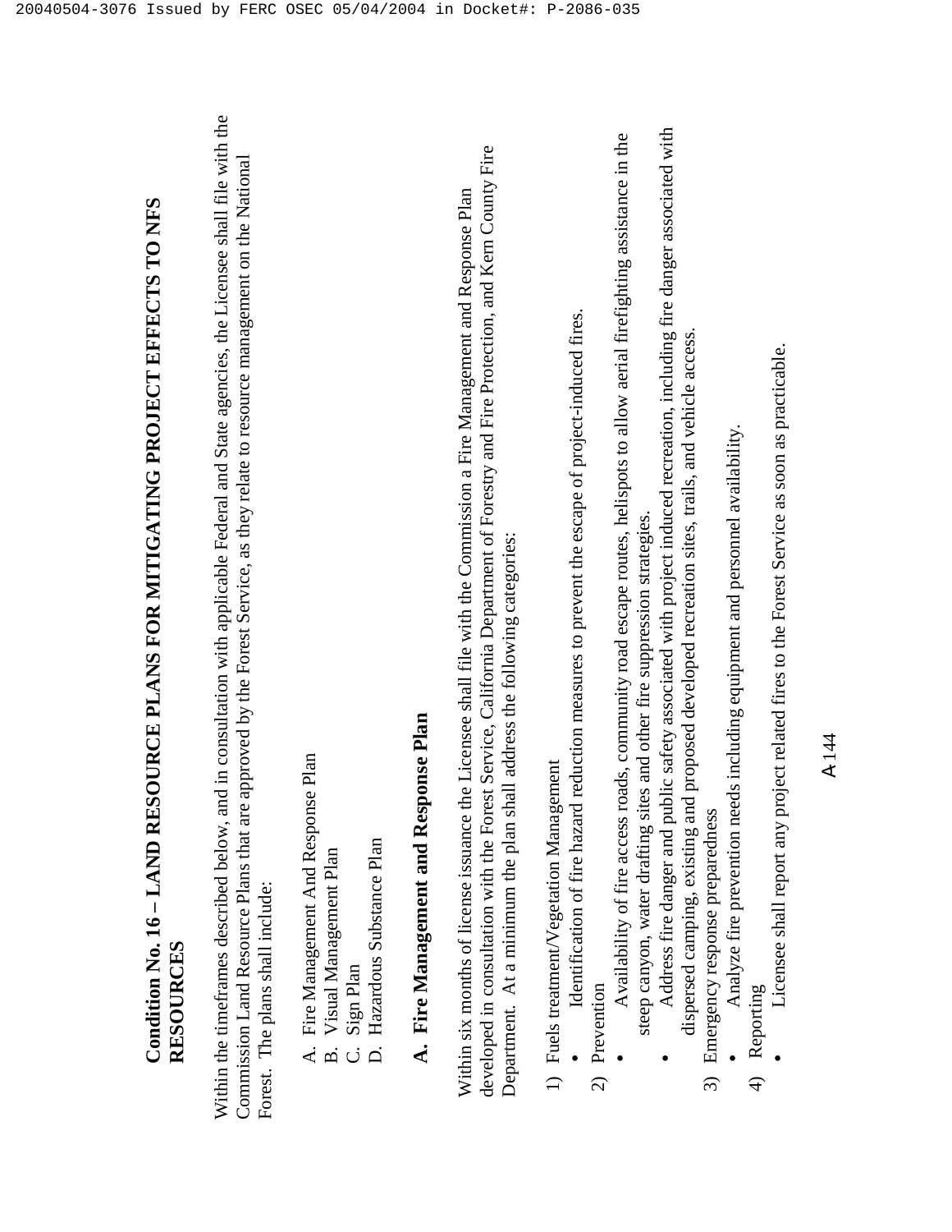# Condition No. 16 – LAND RESOURCE PLANS FOR MITIGATING PROJECT EFFECTS TO NFS RESOURCES

Within the timeframes described below, and in consultation with applicable Federal and State agencies, the Licensee shall file with the Commission Land Resource Plans that are approved by the Forest Service, as they relate to resource management on the National Forest. The plans shall include:

A. Fire Management And Response Plan
B. Visual Management Plan
C. Sign Plan
D. Hazardous Substance Plan

## A. Fire Management and Response Plan

Within six months of license issuance the Licensee shall file with the Commission a Fire Management and Response Plan developed in consultation with the Forest Service, California Department of Forestry and Fire Protection, and Kern County Fire Department. At a minimum the plan shall address the following categories:

1) Fuels treatment/Vegetation Management
   - Identification of fire hazard reduction measures to prevent the escape of project-induced fires.
2) Prevention
   - Availability of fire access roads, community road escape routes, helispots to allow aerial firefighting assistance in the steep canyon, water drafting sites and other fire suppression strategies.
   - Address fire danger and public safety associated with project induced recreation, including fire danger associated with dispersed camping, existing and proposed developed recreation sites, trails, and vehicle access.
3) Emergency response preparedness
   - Analyze fire prevention needs including equipment and personnel availability.
4) Reporting
   - Licensee shall report any project related fires to the Forest Service as soon as practicable.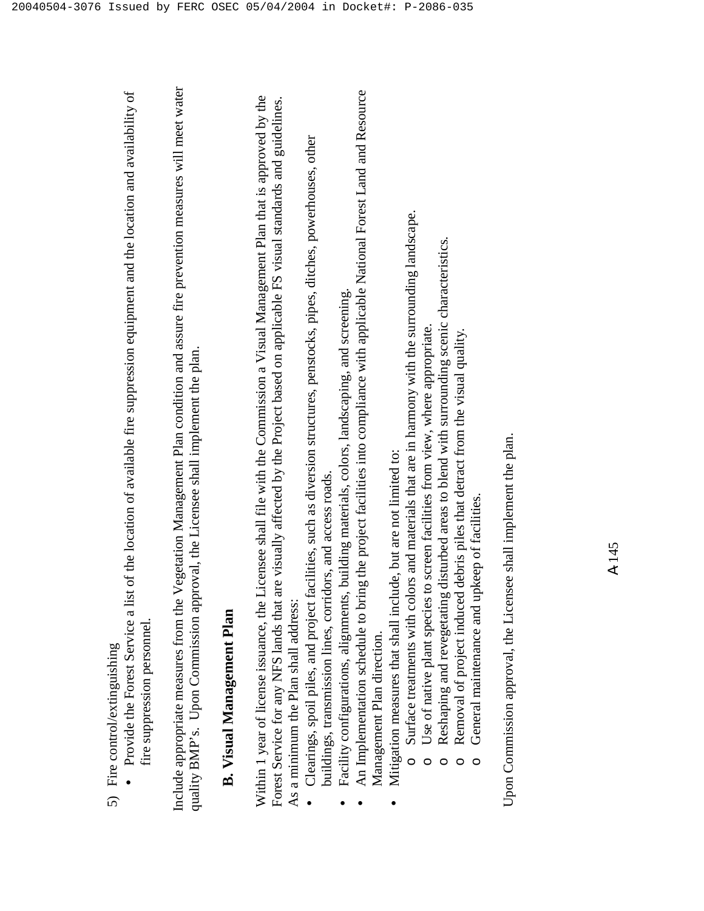5) Fire control/extinguishing
   - Provide the Forest Service a list of the location of available fire suppression equipment and the location and availability of fire suppression personnel.

Include appropriate measures from the Vegetation Management Plan condition and assure fire prevention measures will meet water quality BMP's. Upon Commission approval, the Licensee shall implement the plan.

### B. Visual Management Plan

Within 1 year of license issuance, the Licensee shall file with the Commission a Visual Management Plan that is approved by the Forest Service for any NFS lands that are visually affected by the Project based on applicable FS visual standards and guidelines. As a minimum the Plan shall address:

- Clearings, spoil piles, and project facilities, such as diversion structures, penstocks, pipes, ditches, powerhouses, other buildings, transmission lines, corridors, and access roads.
- Facility configurations, alignments, building materials, colors, landscaping, and screening.
- An Implementation schedule to bring the project facilities into compliance with applicable National Forest Land and Resource Management Plan direction.
- Mitigation measures that shall include, but are not limited to:
  - Surface treatments with colors and materials that are in harmony with the surrounding landscape.
  - Use of native plant species to screen facilities from view, where appropriate.
  - Reshaping and revegetating disturbed areas to blend with surrounding scenic characteristics.
  - Removal of project induced debris piles that detract from the visual quality.
  - General maintenance and upkeep of facilities.

Upon Commission approval, the Licensee shall implement the plan.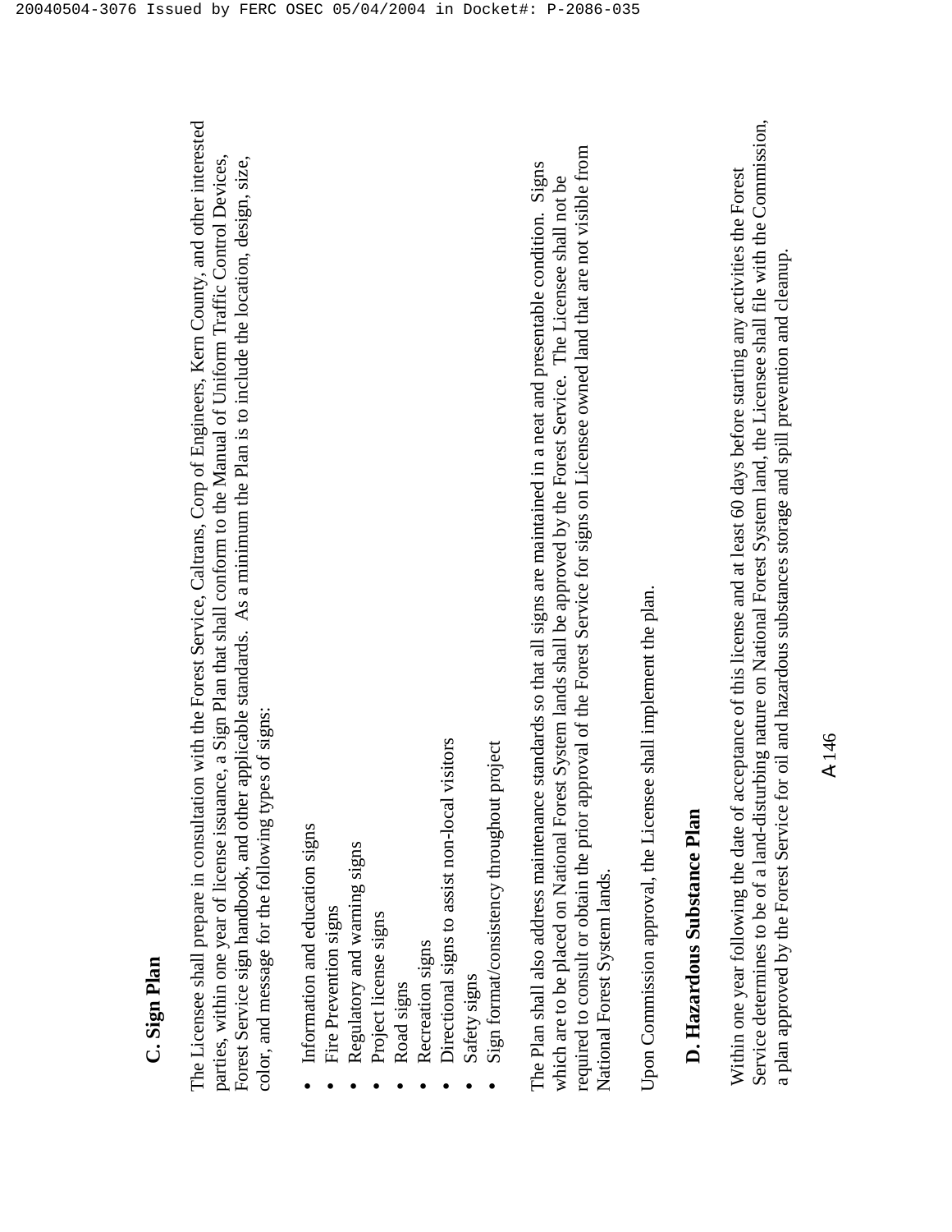### C. Sign Plan

The Licensee shall prepare in consultation with the Forest Service, Caltrans, Corp of Engineers, Kern County, and other interested parties, within one year of license issuance, a Sign Plan that shall conform to the Manual of Uniform Traffic Control Devices, Forest Service sign handbook, and other applicable standards. As a minimum the Plan is to include the location, design, size, color, and message for the following types of signs:

- Information and education signs
- Fire Prevention signs
- Regulatory and warning signs
- Project license signs
- Road signs
- Recreation signs
- Directional signs to assist non-local visitors
- Safety signs
- Sign format/consistency throughout project

The Plan shall also address maintenance standards so that all signs are maintained in a neat and presentable condition. Signs which are to be placed on National Forest System lands shall be approved by the Forest Service. The Licensee shall not be required to consult or obtain the prior approval of the Forest Service for signs on Licensee owned land that are not visible from National Forest System lands.

Upon Commission approval, the Licensee shall implement the plan.

### D. Hazardous Substance Plan

Within one year following the date of acceptance of this license and at least 60 days before starting any activities the Forest Service determines to be of a land-disturbing nature on National Forest System land, the Licensee shall file with the Commission, a plan approved by the Forest Service for oil and hazardous substances storage and spill prevention and cleanup.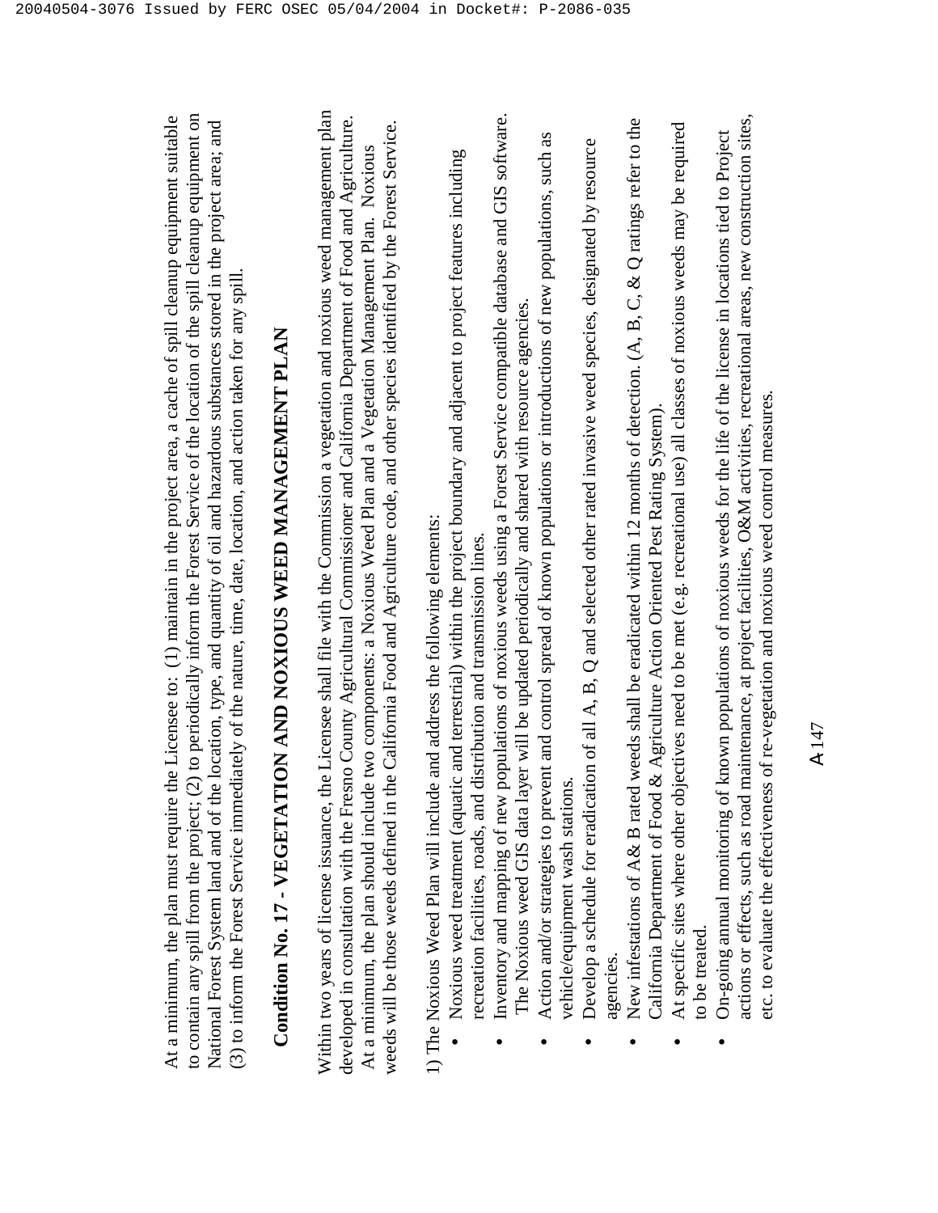At a minimum, the plan must require the Licensee to: (1) maintain in the project area, a cache of spill cleanup equipment suitable to contain any spill from the project; (2) to periodically inform the Forest Service of the location of the spill cleanup equipment on National Forest System land and of the location, type, and quantity of oil and hazardous substances stored in the project area; and (3) to inform the Forest Service immediately of the nature, time, date, location, and action taken for any spill.

## Condition No. 17 - VEGETATION AND NOXIOUS WEED MANAGEMENT PLAN

Within two years of license issuance, the Licensee shall file with the Commission a vegetation and noxious weed management plan developed in consultation with the Fresno County Agricultural Commissioner and California Department of Food and Agriculture. At a minimum, the plan should include two components: a Noxious Weed Plan and a Vegetation Management Plan. Noxious weeds will be those weeds defined in the California Food and Agriculture code, and other species identified by the Forest Service.

1) The Noxious Weed Plan will include and address the following elements:

- Noxious weed treatment (aquatic and terrestrial) within the project boundary and adjacent to project features including recreation facilities, roads, and distribution and transmission lines.
- Inventory and mapping of new populations of noxious weeds using a Forest Service compatible database and GIS software. The Noxious weed GIS data layer will be updated periodically and shared with resource agencies.
- Action and/or strategies to prevent and control spread of known populations or introductions of new populations, such as vehicle/equipment wash stations.
- Develop a schedule for eradication of all A, B, Q and selected other rated invasive weed species, designated by resource agencies.
- New infestations of A& B rated weeds shall be eradicated within 12 months of detection. (A, B, C, & Q ratings refer to the California Department of Food & Agriculture Action Oriented Pest Rating System).
- At specific sites where other objectives need to be met (e.g. recreational use) all classes of noxious weeds may be required to be treated.
- On-going annual monitoring of known populations of noxious weeds for the life of the license in locations tied to Project actions or effects, such as road maintenance, at project facilities, O&M activities, recreational areas, new construction sites, etc. to evaluate the effectiveness of re-vegetation and noxious weed control measures.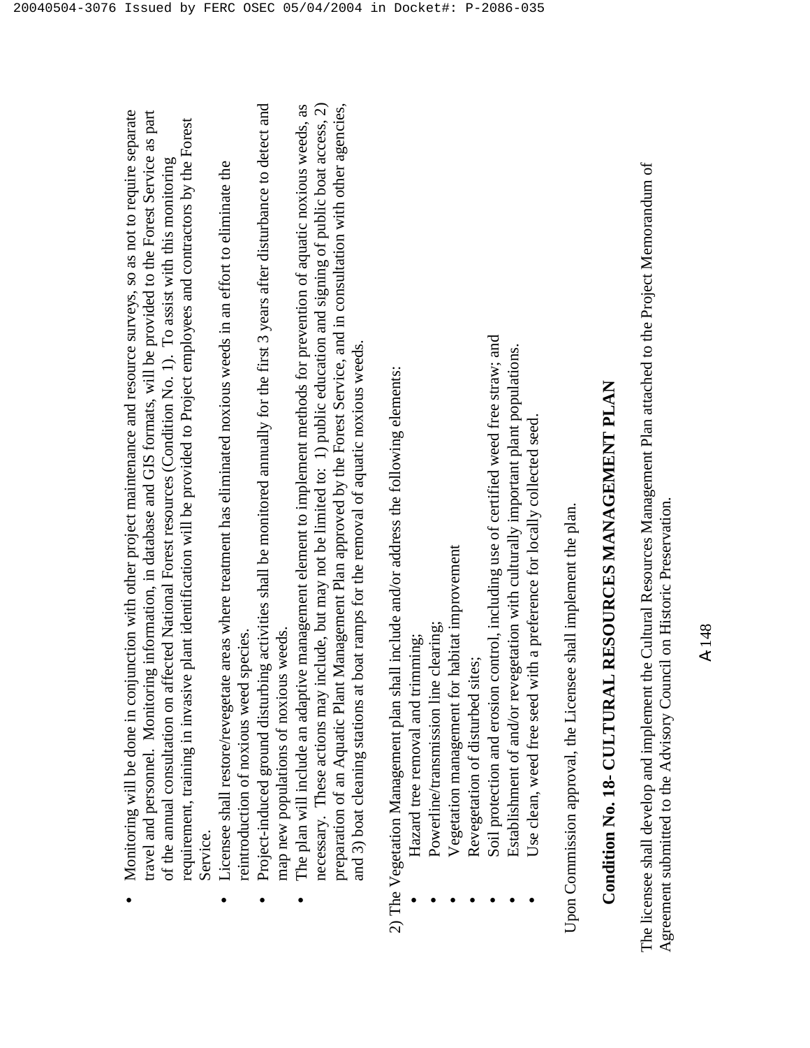- Monitoring will be done in conjunction with other project maintenance and resource surveys, so as not to require separate travel and personnel. Monitoring information, in database and GIS formats, will be provided to the Forest Service as part of the annual consultation on affected National Forest resources (Condition No. 1). To assist with this monitoring requirement, training in invasive plant identification will be provided to Project employees and contractors by the Forest Service.
- Licensee shall restore/revegetate areas where treatment has eliminated noxious weeds in an effort to eliminate the reintroduction of noxious weed species.
- Project-induced ground disturbing activities shall be monitored annually for the first 3 years after disturbance to detect and map new populations of noxious weeds.
- The plan will include an adaptive management element to implement methods for prevention of aquatic noxious weeds, as necessary. These actions may include, but may not be limited to: 1) public education and signing of public boat access, 2) preparation of an Aquatic Plant Management Plan approved by the Forest Service, and in consultation with other agencies, and 3) boat cleaning stations at boat ramps for the removal of aquatic noxious weeds.

2) The Vegetation Management plan shall include and/or address the following elements:

- Hazard tree removal and trimming;
- Powerline/transmission line clearing;
- Vegetation management for habitat improvement
- Revegetation of disturbed sites;
- Soil protection and erosion control, including use of certified weed free straw; and
- Establishment of and/or revegetation with culturally important plant populations.
- Use clean, weed free seed with a preference for locally collected seed.

Upon Commission approval, the Licensee shall implement the plan.

## Condition No. 18- CULTURAL RESOURCES MANAGEMENT PLAN

The licensee shall develop and implement the Cultural Resources Management Plan attached to the Project Memorandum of Agreement submitted to the Advisory Council on Historic Preservation.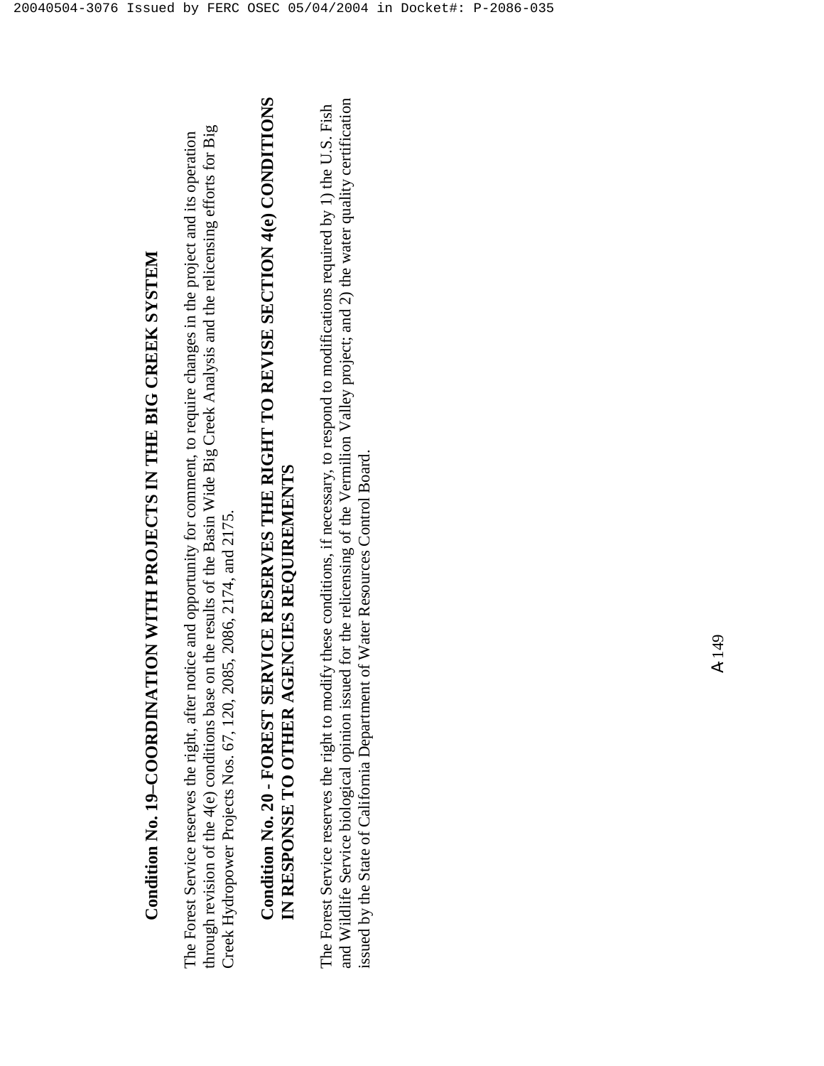**Condition No. 19–COORDINATION WITH PROJECTS IN THE BIG CREEK SYSTEM**

The Forest Service reserves the right, after notice and opportunity for comment, to require changes in the project and its operation through revision of the 4(e) conditions base on the results of the Basin Wide Big Creek Analysis and the relicensing efforts for Big Creek Hydropower Projects Nos. 67, 120, 2085, 2086, 2174, and 2175.

**Condition No. 20 - FOREST SERVICE RESERVES THE RIGHT TO REVISE SECTION 4(e) CONDITIONS IN RESPONSE TO OTHER AGENCIES REQUIREMENTS**

The Forest Service reserves the right to modify these conditions, if necessary, to respond to modifications required by 1) the U.S. Fish and Wildlife Service biological opinion issued for the relicensing of the Vermilion Valley project; and 2) the water quality certification issued by the State of California Department of Water Resources Control Board.